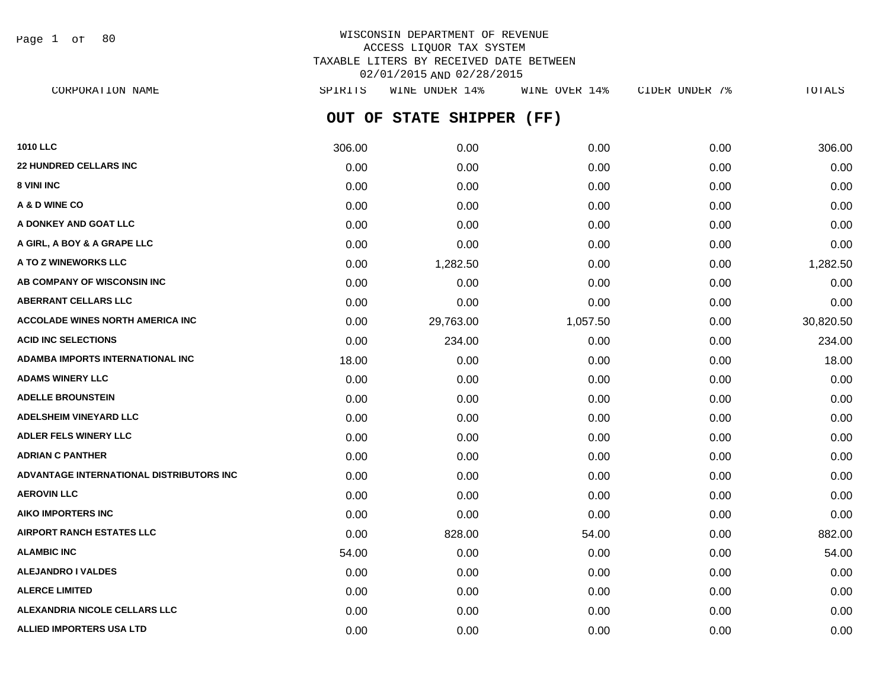WISCONSIN DEPARTMENT OF REVENUE
ACCESS LIQUOR TAX SYSTEM
TAXABLE LITERS BY RECEIVED DATE BETWEEN
02/01/2015 AND 02/28/2015

## OUT OF STATE SHIPPER (FF)

| CORPORATION NAME | SPIRITS | WINE UNDER 14% | WINE OVER 14% | CIDER UNDER 7% | TOTALS |
|---|---|---|---|---|---|
| 1010 LLC | 306.00 | 0.00 | 0.00 | 0.00 | 306.00 |
| 22 HUNDRED CELLARS INC | 0.00 | 0.00 | 0.00 | 0.00 | 0.00 |
| 8 VINI INC | 0.00 | 0.00 | 0.00 | 0.00 | 0.00 |
| A & D WINE CO | 0.00 | 0.00 | 0.00 | 0.00 | 0.00 |
| A DONKEY AND GOAT LLC | 0.00 | 0.00 | 0.00 | 0.00 | 0.00 |
| A GIRL, A BOY & A GRAPE LLC | 0.00 | 0.00 | 0.00 | 0.00 | 0.00 |
| A TO Z WINEWORKS LLC | 0.00 | 1,282.50 | 0.00 | 0.00 | 1,282.50 |
| AB COMPANY OF WISCONSIN INC | 0.00 | 0.00 | 0.00 | 0.00 | 0.00 |
| ABERRANT CELLARS LLC | 0.00 | 0.00 | 0.00 | 0.00 | 0.00 |
| ACCOLADE WINES NORTH AMERICA INC | 0.00 | 29,763.00 | 1,057.50 | 0.00 | 30,820.50 |
| ACID INC SELECTIONS | 0.00 | 234.00 | 0.00 | 0.00 | 234.00 |
| ADAMBA IMPORTS INTERNATIONAL INC | 18.00 | 0.00 | 0.00 | 0.00 | 18.00 |
| ADAMS WINERY LLC | 0.00 | 0.00 | 0.00 | 0.00 | 0.00 |
| ADELLE BROUNSTEIN | 0.00 | 0.00 | 0.00 | 0.00 | 0.00 |
| ADELSHEIM VINEYARD LLC | 0.00 | 0.00 | 0.00 | 0.00 | 0.00 |
| ADLER FELS WINERY LLC | 0.00 | 0.00 | 0.00 | 0.00 | 0.00 |
| ADRIAN C PANTHER | 0.00 | 0.00 | 0.00 | 0.00 | 0.00 |
| ADVANTAGE INTERNATIONAL DISTRIBUTORS INC | 0.00 | 0.00 | 0.00 | 0.00 | 0.00 |
| AEROVIN LLC | 0.00 | 0.00 | 0.00 | 0.00 | 0.00 |
| AIKO IMPORTERS INC | 0.00 | 0.00 | 0.00 | 0.00 | 0.00 |
| AIRPORT RANCH ESTATES LLC | 0.00 | 828.00 | 54.00 | 0.00 | 882.00 |
| ALAMBIC INC | 54.00 | 0.00 | 0.00 | 0.00 | 54.00 |
| ALEJANDRO I VALDES | 0.00 | 0.00 | 0.00 | 0.00 | 0.00 |
| ALERCE LIMITED | 0.00 | 0.00 | 0.00 | 0.00 | 0.00 |
| ALEXANDRIA NICOLE CELLARS LLC | 0.00 | 0.00 | 0.00 | 0.00 | 0.00 |
| ALLIED IMPORTERS USA LTD | 0.00 | 0.00 | 0.00 | 0.00 | 0.00 |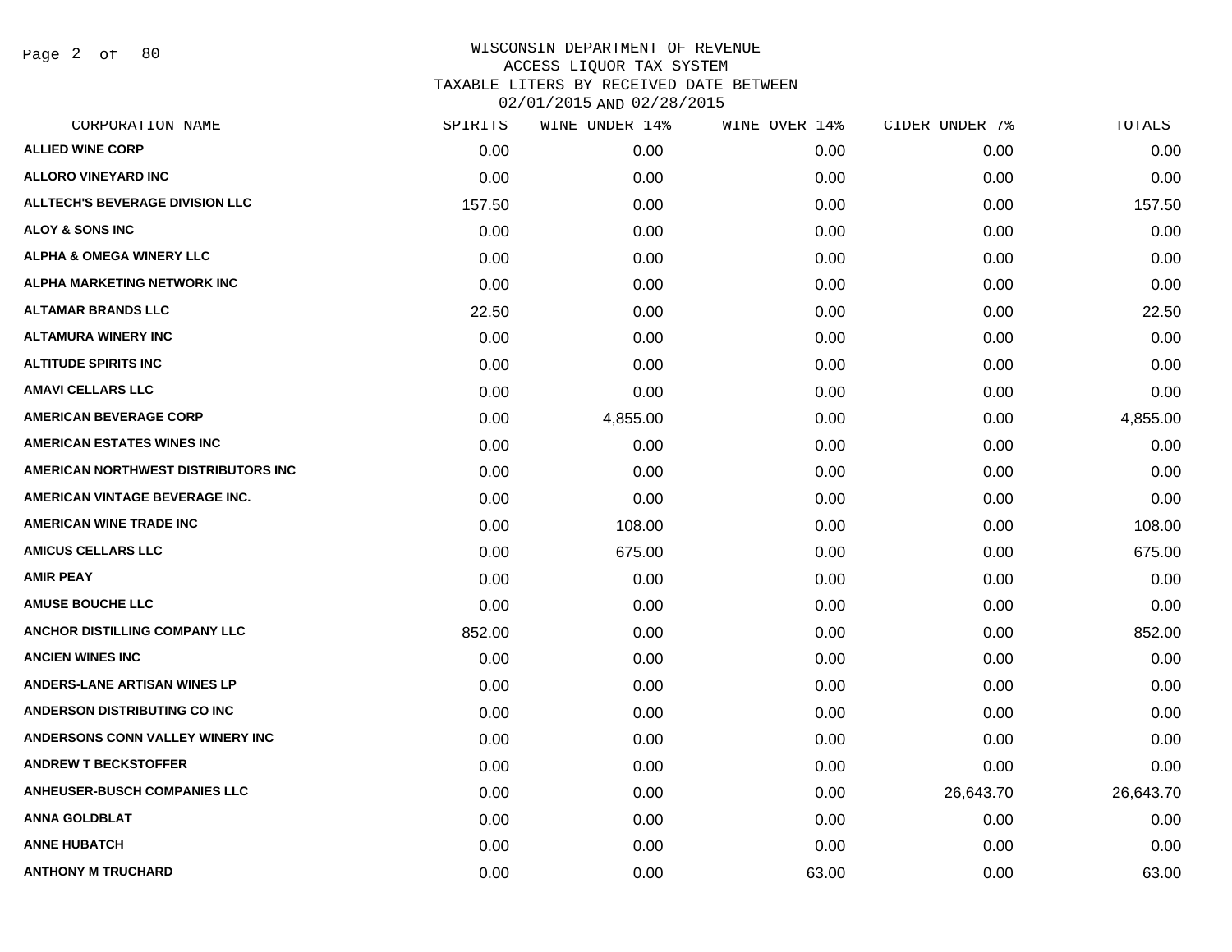WISCONSIN DEPARTMENT OF REVENUE
ACCESS LIQUOR TAX SYSTEM
TAXABLE LITERS BY RECEIVED DATE BETWEEN
02/01/2015 AND 02/28/2015

| CORPORATION NAME | SPIRITS | WINE UNDER 14% | WINE OVER 14% | CIDER UNDER 7% | TOTALS |
|---|---|---|---|---|---|
| ALLIED WINE CORP | 0.00 | 0.00 | 0.00 | 0.00 | 0.00 |
| ALLORO VINEYARD INC | 0.00 | 0.00 | 0.00 | 0.00 | 0.00 |
| ALLTECH'S BEVERAGE DIVISION LLC | 157.50 | 0.00 | 0.00 | 0.00 | 157.50 |
| ALOY & SONS INC | 0.00 | 0.00 | 0.00 | 0.00 | 0.00 |
| ALPHA & OMEGA WINERY LLC | 0.00 | 0.00 | 0.00 | 0.00 | 0.00 |
| ALPHA MARKETING NETWORK INC | 0.00 | 0.00 | 0.00 | 0.00 | 0.00 |
| ALTAMAR BRANDS LLC | 22.50 | 0.00 | 0.00 | 0.00 | 22.50 |
| ALTAMURA WINERY INC | 0.00 | 0.00 | 0.00 | 0.00 | 0.00 |
| ALTITUDE SPIRITS INC | 0.00 | 0.00 | 0.00 | 0.00 | 0.00 |
| AMAVI CELLARS LLC | 0.00 | 0.00 | 0.00 | 0.00 | 0.00 |
| AMERICAN BEVERAGE CORP | 0.00 | 4,855.00 | 0.00 | 0.00 | 4,855.00 |
| AMERICAN ESTATES WINES INC | 0.00 | 0.00 | 0.00 | 0.00 | 0.00 |
| AMERICAN NORTHWEST DISTRIBUTORS INC | 0.00 | 0.00 | 0.00 | 0.00 | 0.00 |
| AMERICAN VINTAGE BEVERAGE INC. | 0.00 | 0.00 | 0.00 | 0.00 | 0.00 |
| AMERICAN WINE TRADE INC | 0.00 | 108.00 | 0.00 | 0.00 | 108.00 |
| AMICUS CELLARS LLC | 0.00 | 675.00 | 0.00 | 0.00 | 675.00 |
| AMIR PEAY | 0.00 | 0.00 | 0.00 | 0.00 | 0.00 |
| AMUSE BOUCHE LLC | 0.00 | 0.00 | 0.00 | 0.00 | 0.00 |
| ANCHOR DISTILLING COMPANY LLC | 852.00 | 0.00 | 0.00 | 0.00 | 852.00 |
| ANCIEN WINES INC | 0.00 | 0.00 | 0.00 | 0.00 | 0.00 |
| ANDERS-LANE ARTISAN WINES LP | 0.00 | 0.00 | 0.00 | 0.00 | 0.00 |
| ANDERSON DISTRIBUTING CO INC | 0.00 | 0.00 | 0.00 | 0.00 | 0.00 |
| ANDERSONS CONN VALLEY WINERY INC | 0.00 | 0.00 | 0.00 | 0.00 | 0.00 |
| ANDREW T BECKSTOFFER | 0.00 | 0.00 | 0.00 | 0.00 | 0.00 |
| ANHEUSER-BUSCH COMPANIES LLC | 0.00 | 0.00 | 0.00 | 26,643.70 | 26,643.70 |
| ANNA GOLDBLAT | 0.00 | 0.00 | 0.00 | 0.00 | 0.00 |
| ANNE HUBATCH | 0.00 | 0.00 | 0.00 | 0.00 | 0.00 |
| ANTHONY M TRUCHARD | 0.00 | 0.00 | 63.00 | 0.00 | 63.00 |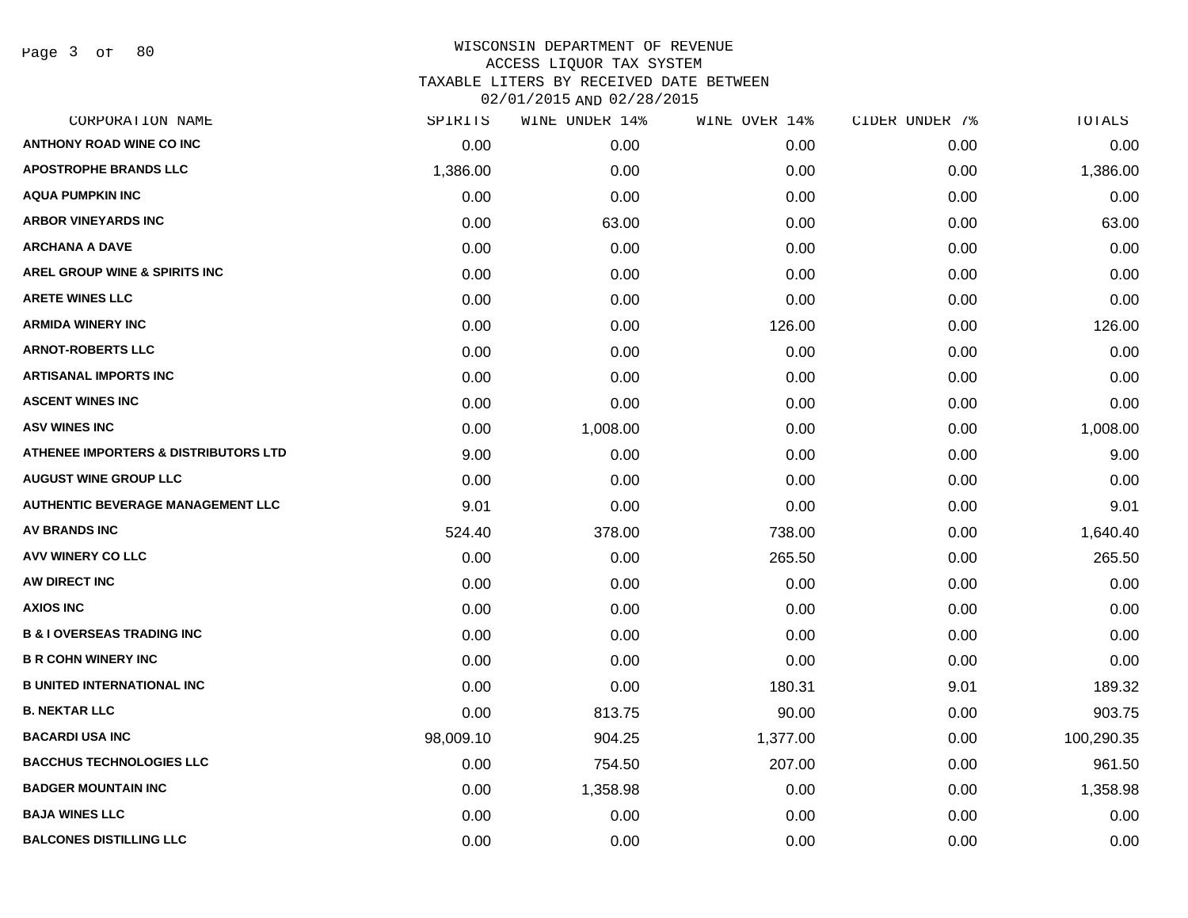# WISCONSIN DEPARTMENT OF REVENUE
## ACCESS LIQUOR TAX SYSTEM
### TAXABLE LITERS BY RECEIVED DATE BETWEEN 02/01/2015 AND 02/28/2015

| CORPORATION NAME | SPIRITS | WINE UNDER 14% | WINE OVER 14% | CIDER UNDER 7% | TOTALS |
|---|---|---|---|---|---|
| ANTHONY ROAD WINE CO INC | 0.00 | 0.00 | 0.00 | 0.00 | 0.00 |
| APOSTROPHE BRANDS LLC | 1,386.00 | 0.00 | 0.00 | 0.00 | 1,386.00 |
| AQUA PUMPKIN INC | 0.00 | 0.00 | 0.00 | 0.00 | 0.00 |
| ARBOR VINEYARDS INC | 0.00 | 63.00 | 0.00 | 0.00 | 63.00 |
| ARCHANA A DAVE | 0.00 | 0.00 | 0.00 | 0.00 | 0.00 |
| AREL GROUP WINE & SPIRITS INC | 0.00 | 0.00 | 0.00 | 0.00 | 0.00 |
| ARETE WINES LLC | 0.00 | 0.00 | 0.00 | 0.00 | 0.00 |
| ARMIDA WINERY INC | 0.00 | 0.00 | 126.00 | 0.00 | 126.00 |
| ARNOT-ROBERTS LLC | 0.00 | 0.00 | 0.00 | 0.00 | 0.00 |
| ARTISANAL IMPORTS INC | 0.00 | 0.00 | 0.00 | 0.00 | 0.00 |
| ASCENT WINES INC | 0.00 | 0.00 | 0.00 | 0.00 | 0.00 |
| ASV WINES INC | 0.00 | 1,008.00 | 0.00 | 0.00 | 1,008.00 |
| ATHENEE IMPORTERS & DISTRIBUTORS LTD | 9.00 | 0.00 | 0.00 | 0.00 | 9.00 |
| AUGUST WINE GROUP LLC | 0.00 | 0.00 | 0.00 | 0.00 | 0.00 |
| AUTHENTIC BEVERAGE MANAGEMENT LLC | 9.01 | 0.00 | 0.00 | 0.00 | 9.01 |
| AV BRANDS INC | 524.40 | 378.00 | 738.00 | 0.00 | 1,640.40 |
| AVV WINERY CO LLC | 0.00 | 0.00 | 265.50 | 0.00 | 265.50 |
| AW DIRECT INC | 0.00 | 0.00 | 0.00 | 0.00 | 0.00 |
| AXIOS INC | 0.00 | 0.00 | 0.00 | 0.00 | 0.00 |
| B & I OVERSEAS TRADING INC | 0.00 | 0.00 | 0.00 | 0.00 | 0.00 |
| B R COHN WINERY INC | 0.00 | 0.00 | 0.00 | 0.00 | 0.00 |
| B UNITED INTERNATIONAL INC | 0.00 | 0.00 | 180.31 | 9.01 | 189.32 |
| B. NEKTAR LLC | 0.00 | 813.75 | 90.00 | 0.00 | 903.75 |
| BACARDI USA INC | 98,009.10 | 904.25 | 1,377.00 | 0.00 | 100,290.35 |
| BACCHUS TECHNOLOGIES LLC | 0.00 | 754.50 | 207.00 | 0.00 | 961.50 |
| BADGER MOUNTAIN INC | 0.00 | 1,358.98 | 0.00 | 0.00 | 1,358.98 |
| BAJA WINES LLC | 0.00 | 0.00 | 0.00 | 0.00 | 0.00 |
| BALCONES DISTILLING LLC | 0.00 | 0.00 | 0.00 | 0.00 | 0.00 |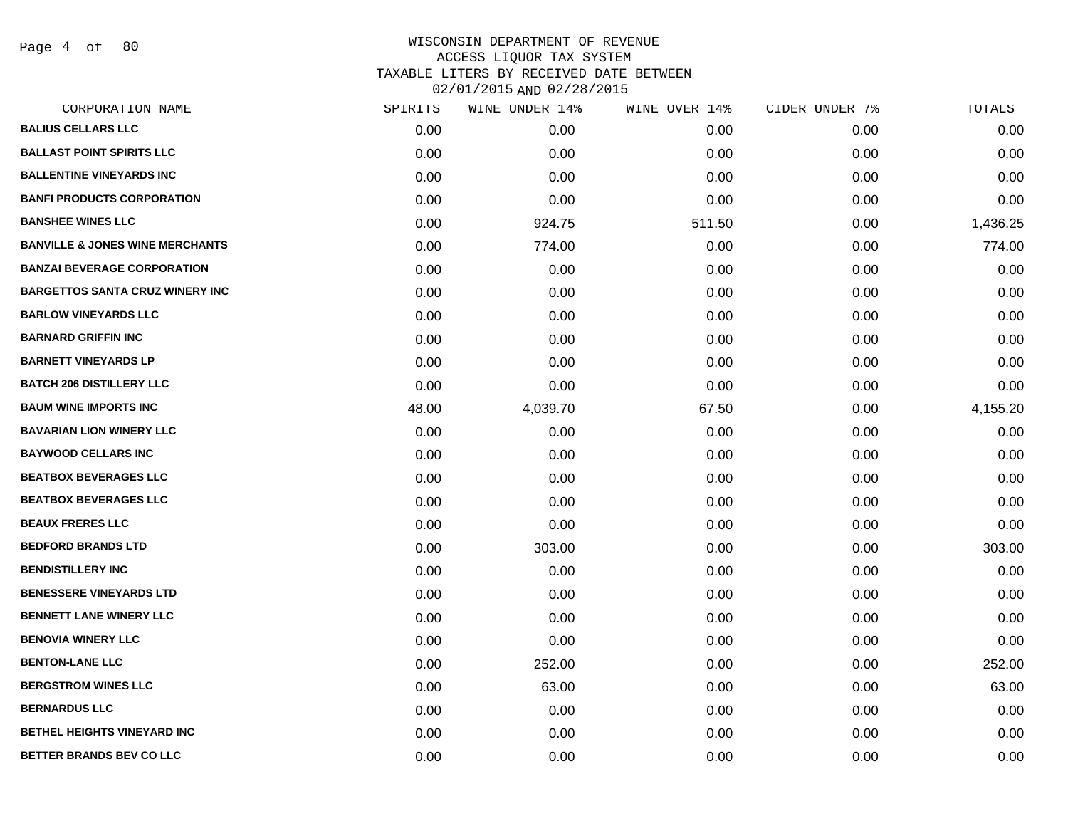WISCONSIN DEPARTMENT OF REVENUE
ACCESS LIQUOR TAX SYSTEM
TAXABLE LITERS BY RECEIVED DATE BETWEEN
02/01/2015 AND 02/28/2015

| CORPORATION NAME | SPIRITS | WINE UNDER 14% | WINE OVER 14% | CIDER UNDER 7% | TOTALS |
|---|---|---|---|---|---|
| BALIUS CELLARS LLC | 0.00 | 0.00 | 0.00 | 0.00 | 0.00 |
| BALLAST POINT SPIRITS LLC | 0.00 | 0.00 | 0.00 | 0.00 | 0.00 |
| BALLENTINE VINEYARDS INC | 0.00 | 0.00 | 0.00 | 0.00 | 0.00 |
| BANFI PRODUCTS CORPORATION | 0.00 | 0.00 | 0.00 | 0.00 | 0.00 |
| BANSHEE WINES LLC | 0.00 | 924.75 | 511.50 | 0.00 | 1,436.25 |
| BANVILLE & JONES WINE MERCHANTS | 0.00 | 774.00 | 0.00 | 0.00 | 774.00 |
| BANZAI BEVERAGE CORPORATION | 0.00 | 0.00 | 0.00 | 0.00 | 0.00 |
| BARGETTOS SANTA CRUZ WINERY INC | 0.00 | 0.00 | 0.00 | 0.00 | 0.00 |
| BARLOW VINEYARDS LLC | 0.00 | 0.00 | 0.00 | 0.00 | 0.00 |
| BARNARD GRIFFIN INC | 0.00 | 0.00 | 0.00 | 0.00 | 0.00 |
| BARNETT VINEYARDS LP | 0.00 | 0.00 | 0.00 | 0.00 | 0.00 |
| BATCH 206 DISTILLERY LLC | 0.00 | 0.00 | 0.00 | 0.00 | 0.00 |
| BAUM WINE IMPORTS INC | 48.00 | 4,039.70 | 67.50 | 0.00 | 4,155.20 |
| BAVARIAN LION WINERY LLC | 0.00 | 0.00 | 0.00 | 0.00 | 0.00 |
| BAYWOOD CELLARS INC | 0.00 | 0.00 | 0.00 | 0.00 | 0.00 |
| BEATBOX BEVERAGES LLC | 0.00 | 0.00 | 0.00 | 0.00 | 0.00 |
| BEATBOX BEVERAGES LLC | 0.00 | 0.00 | 0.00 | 0.00 | 0.00 |
| BEAUX FRERES LLC | 0.00 | 0.00 | 0.00 | 0.00 | 0.00 |
| BEDFORD BRANDS LTD | 0.00 | 303.00 | 0.00 | 0.00 | 303.00 |
| BENDISTILLERY INC | 0.00 | 0.00 | 0.00 | 0.00 | 0.00 |
| BENESSERE VINEYARDS LTD | 0.00 | 0.00 | 0.00 | 0.00 | 0.00 |
| BENNETT LANE WINERY LLC | 0.00 | 0.00 | 0.00 | 0.00 | 0.00 |
| BENOVIA WINERY LLC | 0.00 | 0.00 | 0.00 | 0.00 | 0.00 |
| BENTON-LANE LLC | 0.00 | 252.00 | 0.00 | 0.00 | 252.00 |
| BERGSTROM WINES LLC | 0.00 | 63.00 | 0.00 | 0.00 | 63.00 |
| BERNARDUS LLC | 0.00 | 0.00 | 0.00 | 0.00 | 0.00 |
| BETHEL HEIGHTS VINEYARD INC | 0.00 | 0.00 | 0.00 | 0.00 | 0.00 |
| BETTER BRANDS BEV CO LLC | 0.00 | 0.00 | 0.00 | 0.00 | 0.00 |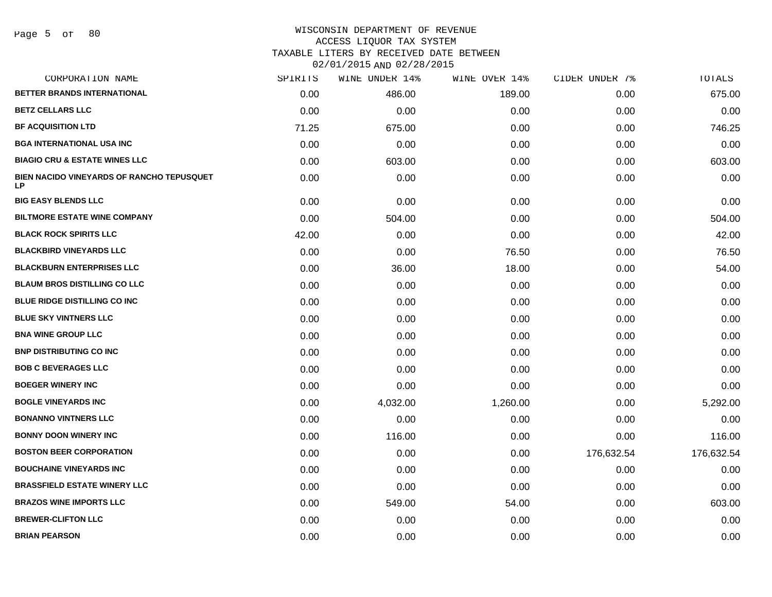# WISCONSIN DEPARTMENT OF REVENUE
## ACCESS LIQUOR TAX SYSTEM
### TAXABLE LITERS BY RECEIVED DATE BETWEEN 02/01/2015 AND 02/28/2015

| CORPORATION NAME | SPIRITS | WINE UNDER 14% | WINE OVER 14% | CIDER UNDER 7% | TOTALS |
|---|---|---|---|---|---|
| BETTER BRANDS INTERNATIONAL | 0.00 | 486.00 | 189.00 | 0.00 | 675.00 |
| BETZ CELLARS LLC | 0.00 | 0.00 | 0.00 | 0.00 | 0.00 |
| BF ACQUISITION LTD | 71.25 | 675.00 | 0.00 | 0.00 | 746.25 |
| BGA INTERNATIONAL USA INC | 0.00 | 0.00 | 0.00 | 0.00 | 0.00 |
| BIAGIO CRU & ESTATE WINES LLC | 0.00 | 603.00 | 0.00 | 0.00 | 603.00 |
| BIEN NACIDO VINEYARDS OF RANCHO TEPUSQUET LP | 0.00 | 0.00 | 0.00 | 0.00 | 0.00 |
| BIG EASY BLENDS LLC | 0.00 | 0.00 | 0.00 | 0.00 | 0.00 |
| BILTMORE ESTATE WINE COMPANY | 0.00 | 504.00 | 0.00 | 0.00 | 504.00 |
| BLACK ROCK SPIRITS LLC | 42.00 | 0.00 | 0.00 | 0.00 | 42.00 |
| BLACKBIRD VINEYARDS LLC | 0.00 | 0.00 | 76.50 | 0.00 | 76.50 |
| BLACKBURN ENTERPRISES LLC | 0.00 | 36.00 | 18.00 | 0.00 | 54.00 |
| BLAUM BROS DISTILLING CO LLC | 0.00 | 0.00 | 0.00 | 0.00 | 0.00 |
| BLUE RIDGE DISTILLING CO INC | 0.00 | 0.00 | 0.00 | 0.00 | 0.00 |
| BLUE SKY VINTNERS LLC | 0.00 | 0.00 | 0.00 | 0.00 | 0.00 |
| BNA WINE GROUP LLC | 0.00 | 0.00 | 0.00 | 0.00 | 0.00 |
| BNP DISTRIBUTING CO INC | 0.00 | 0.00 | 0.00 | 0.00 | 0.00 |
| BOB C BEVERAGES LLC | 0.00 | 0.00 | 0.00 | 0.00 | 0.00 |
| BOEGER WINERY INC | 0.00 | 0.00 | 0.00 | 0.00 | 0.00 |
| BOGLE VINEYARDS INC | 0.00 | 4,032.00 | 1,260.00 | 0.00 | 5,292.00 |
| BONANNO VINTNERS LLC | 0.00 | 0.00 | 0.00 | 0.00 | 0.00 |
| BONNY DOON WINERY INC | 0.00 | 116.00 | 0.00 | 0.00 | 116.00 |
| BOSTON BEER CORPORATION | 0.00 | 0.00 | 0.00 | 176,632.54 | 176,632.54 |
| BOUCHAINE VINEYARDS INC | 0.00 | 0.00 | 0.00 | 0.00 | 0.00 |
| BRASSFIELD ESTATE WINERY LLC | 0.00 | 0.00 | 0.00 | 0.00 | 0.00 |
| BRAZOS WINE IMPORTS LLC | 0.00 | 549.00 | 54.00 | 0.00 | 603.00 |
| BREWER-CLIFTON LLC | 0.00 | 0.00 | 0.00 | 0.00 | 0.00 |
| BRIAN PEARSON | 0.00 | 0.00 | 0.00 | 0.00 | 0.00 |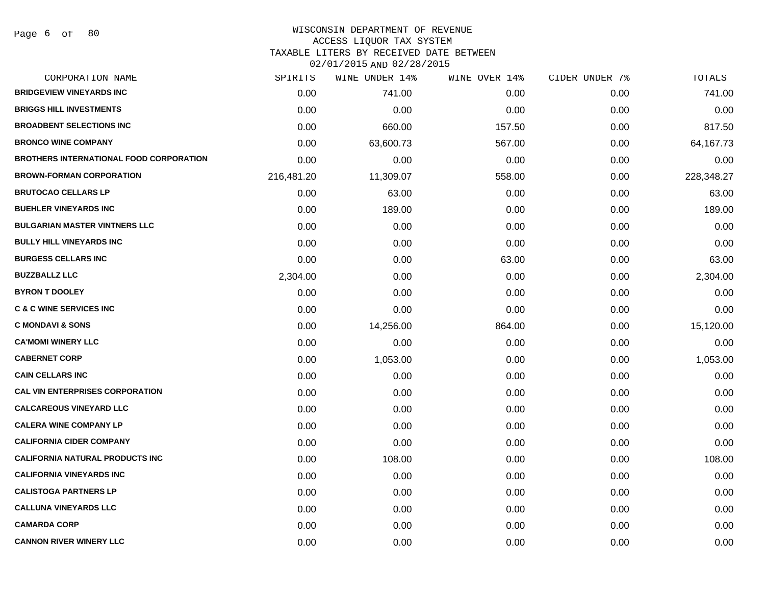# WISCONSIN DEPARTMENT OF REVENUE
## ACCESS LIQUOR TAX SYSTEM
### TAXABLE LITERS BY RECEIVED DATE BETWEEN 02/01/2015 AND 02/28/2015

| CORPORATION NAME | SPIRITS | WINE UNDER 14% | WINE OVER 14% | CIDER UNDER 7% | TOTALS |
|---|---|---|---|---|---|
| BRIDGEVIEW VINEYARDS INC | 0.00 | 741.00 | 0.00 | 0.00 | 741.00 |
| BRIGGS HILL INVESTMENTS | 0.00 | 0.00 | 0.00 | 0.00 | 0.00 |
| BROADBENT SELECTIONS INC | 0.00 | 660.00 | 157.50 | 0.00 | 817.50 |
| BRONCO WINE COMPANY | 0.00 | 63,600.73 | 567.00 | 0.00 | 64,167.73 |
| BROTHERS INTERNATIONAL FOOD CORPORATION | 0.00 | 0.00 | 0.00 | 0.00 | 0.00 |
| BROWN-FORMAN CORPORATION | 216,481.20 | 11,309.07 | 558.00 | 0.00 | 228,348.27 |
| BRUTOCAO CELLARS LP | 0.00 | 63.00 | 0.00 | 0.00 | 63.00 |
| BUEHLER VINEYARDS INC | 0.00 | 189.00 | 0.00 | 0.00 | 189.00 |
| BULGARIAN MASTER VINTNERS LLC | 0.00 | 0.00 | 0.00 | 0.00 | 0.00 |
| BULLY HILL VINEYARDS INC | 0.00 | 0.00 | 0.00 | 0.00 | 0.00 |
| BURGESS CELLARS INC | 0.00 | 0.00 | 63.00 | 0.00 | 63.00 |
| BUZZBALLZ LLC | 2,304.00 | 0.00 | 0.00 | 0.00 | 2,304.00 |
| BYRON T DOOLEY | 0.00 | 0.00 | 0.00 | 0.00 | 0.00 |
| C & C WINE SERVICES INC | 0.00 | 0.00 | 0.00 | 0.00 | 0.00 |
| C MONDAVI & SONS | 0.00 | 14,256.00 | 864.00 | 0.00 | 15,120.00 |
| CA'MOMI WINERY LLC | 0.00 | 0.00 | 0.00 | 0.00 | 0.00 |
| CABERNET CORP | 0.00 | 1,053.00 | 0.00 | 0.00 | 1,053.00 |
| CAIN CELLARS INC | 0.00 | 0.00 | 0.00 | 0.00 | 0.00 |
| CAL VIN ENTERPRISES CORPORATION | 0.00 | 0.00 | 0.00 | 0.00 | 0.00 |
| CALCAREOUS VINEYARD LLC | 0.00 | 0.00 | 0.00 | 0.00 | 0.00 |
| CALERA WINE COMPANY LP | 0.00 | 0.00 | 0.00 | 0.00 | 0.00 |
| CALIFORNIA CIDER COMPANY | 0.00 | 0.00 | 0.00 | 0.00 | 0.00 |
| CALIFORNIA NATURAL PRODUCTS INC | 0.00 | 108.00 | 0.00 | 0.00 | 108.00 |
| CALIFORNIA VINEYARDS INC | 0.00 | 0.00 | 0.00 | 0.00 | 0.00 |
| CALISTOGA PARTNERS LP | 0.00 | 0.00 | 0.00 | 0.00 | 0.00 |
| CALLUNA VINEYARDS LLC | 0.00 | 0.00 | 0.00 | 0.00 | 0.00 |
| CAMARDA CORP | 0.00 | 0.00 | 0.00 | 0.00 | 0.00 |
| CANNON RIVER WINERY LLC | 0.00 | 0.00 | 0.00 | 0.00 | 0.00 |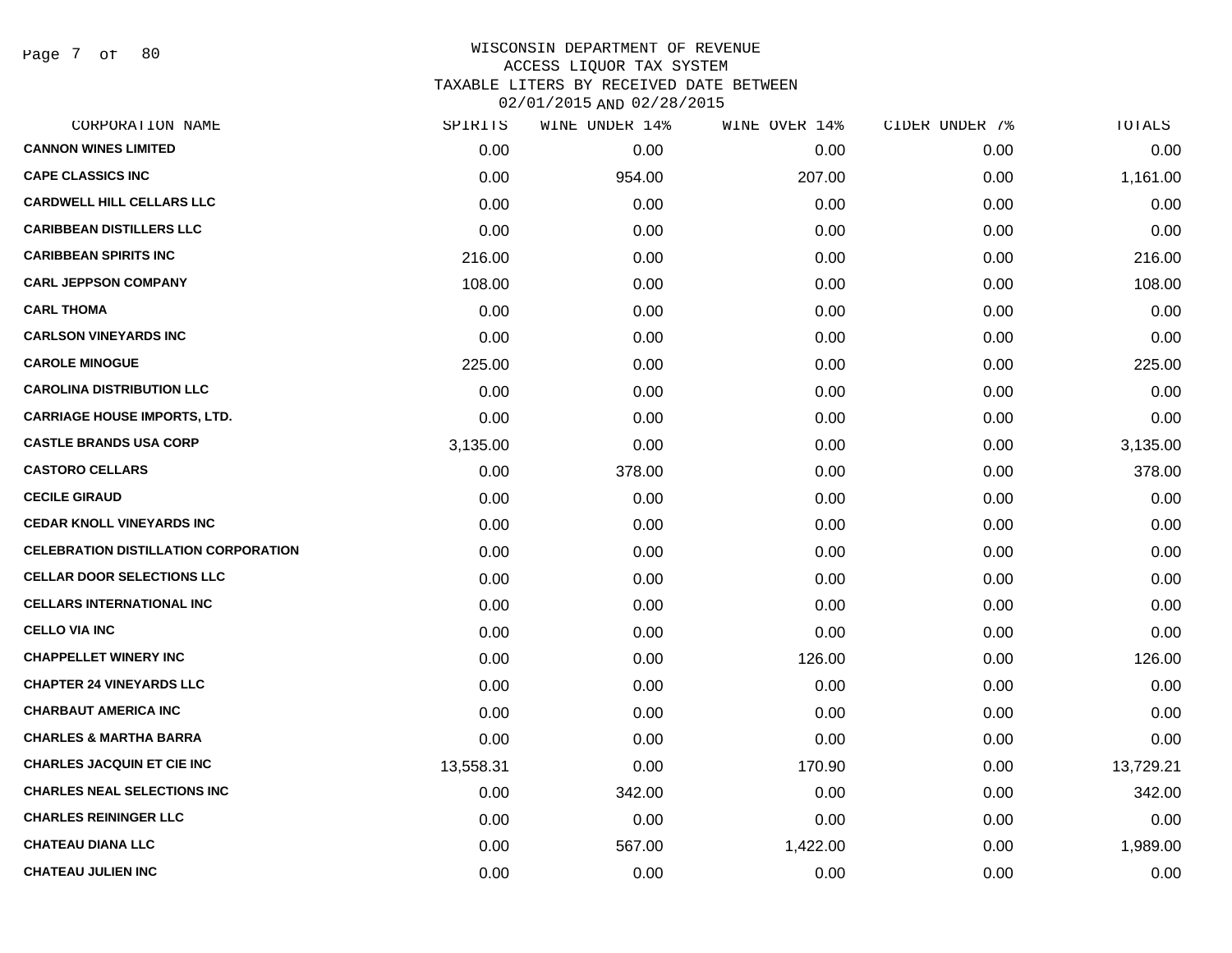# WISCONSIN DEPARTMENT OF REVENUE
## ACCESS LIQUOR TAX SYSTEM
## TAXABLE LITERS BY RECEIVED DATE BETWEEN 02/01/2015 AND 02/28/2015

| CORPORATION NAME | SPIRITS | WINE UNDER 14% | WINE OVER 14% | CIDER UNDER 7% | TOTALS |
|---|---|---|---|---|---|
| CANNON WINES LIMITED | 0.00 | 0.00 | 0.00 | 0.00 | 0.00 |
| CAPE CLASSICS INC | 0.00 | 954.00 | 207.00 | 0.00 | 1,161.00 |
| CARDWELL HILL CELLARS LLC | 0.00 | 0.00 | 0.00 | 0.00 | 0.00 |
| CARIBBEAN DISTILLERS LLC | 0.00 | 0.00 | 0.00 | 0.00 | 0.00 |
| CARIBBEAN SPIRITS INC | 216.00 | 0.00 | 0.00 | 0.00 | 216.00 |
| CARL JEPPSON COMPANY | 108.00 | 0.00 | 0.00 | 0.00 | 108.00 |
| CARL THOMA | 0.00 | 0.00 | 0.00 | 0.00 | 0.00 |
| CARLSON VINEYARDS INC | 0.00 | 0.00 | 0.00 | 0.00 | 0.00 |
| CAROLE MINOGUE | 225.00 | 0.00 | 0.00 | 0.00 | 225.00 |
| CAROLINA DISTRIBUTION LLC | 0.00 | 0.00 | 0.00 | 0.00 | 0.00 |
| CARRIAGE HOUSE IMPORTS, LTD. | 0.00 | 0.00 | 0.00 | 0.00 | 0.00 |
| CASTLE BRANDS USA CORP | 3,135.00 | 0.00 | 0.00 | 0.00 | 3,135.00 |
| CASTORO CELLARS | 0.00 | 378.00 | 0.00 | 0.00 | 378.00 |
| CECILE GIRAUD | 0.00 | 0.00 | 0.00 | 0.00 | 0.00 |
| CEDAR KNOLL VINEYARDS INC | 0.00 | 0.00 | 0.00 | 0.00 | 0.00 |
| CELEBRATION DISTILLATION CORPORATION | 0.00 | 0.00 | 0.00 | 0.00 | 0.00 |
| CELLAR DOOR SELECTIONS LLC | 0.00 | 0.00 | 0.00 | 0.00 | 0.00 |
| CELLARS INTERNATIONAL INC | 0.00 | 0.00 | 0.00 | 0.00 | 0.00 |
| CELLO VIA INC | 0.00 | 0.00 | 0.00 | 0.00 | 0.00 |
| CHAPPELLET WINERY INC | 0.00 | 0.00 | 126.00 | 0.00 | 126.00 |
| CHAPTER 24 VINEYARDS LLC | 0.00 | 0.00 | 0.00 | 0.00 | 0.00 |
| CHARBAUT AMERICA INC | 0.00 | 0.00 | 0.00 | 0.00 | 0.00 |
| CHARLES & MARTHA BARRA | 0.00 | 0.00 | 0.00 | 0.00 | 0.00 |
| CHARLES JACQUIN ET CIE INC | 13,558.31 | 0.00 | 170.90 | 0.00 | 13,729.21 |
| CHARLES NEAL SELECTIONS INC | 0.00 | 342.00 | 0.00 | 0.00 | 342.00 |
| CHARLES REININGER LLC | 0.00 | 0.00 | 0.00 | 0.00 | 0.00 |
| CHATEAU DIANA LLC | 0.00 | 567.00 | 1,422.00 | 0.00 | 1,989.00 |
| CHATEAU JULIEN INC | 0.00 | 0.00 | 0.00 | 0.00 | 0.00 |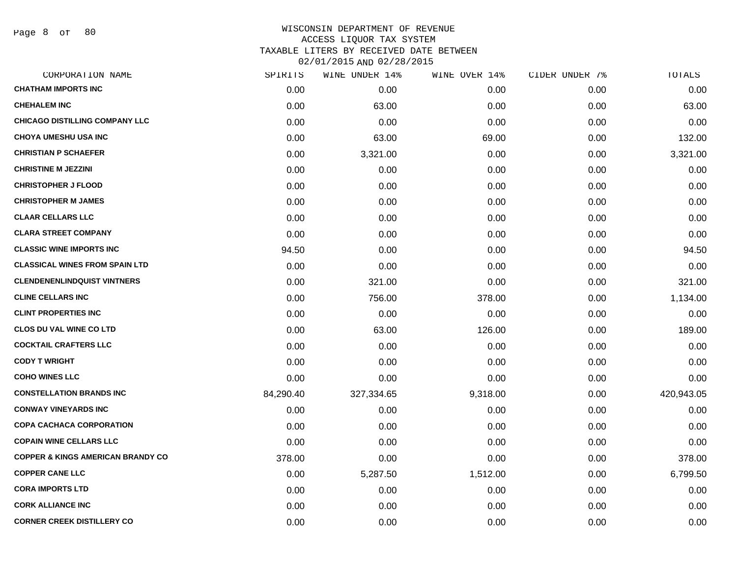# WISCONSIN DEPARTMENT OF REVENUE
## ACCESS LIQUOR TAX SYSTEM
### TAXABLE LITERS BY RECEIVED DATE BETWEEN 02/01/2015 AND 02/28/2015

| CORPORATION NAME | SPIRITS | WINE UNDER 14% | WINE OVER 14% | CIDER UNDER 7% | TOTALS |
|---|---|---|---|---|---|
| CHATHAM IMPORTS INC | 0.00 | 0.00 | 0.00 | 0.00 | 0.00 |
| CHEHALEM INC | 0.00 | 63.00 | 0.00 | 0.00 | 63.00 |
| CHICAGO DISTILLING COMPANY LLC | 0.00 | 0.00 | 0.00 | 0.00 | 0.00 |
| CHOYA UMESHU USA INC | 0.00 | 63.00 | 69.00 | 0.00 | 132.00 |
| CHRISTIAN P SCHAEFER | 0.00 | 3,321.00 | 0.00 | 0.00 | 3,321.00 |
| CHRISTINE M JEZZINI | 0.00 | 0.00 | 0.00 | 0.00 | 0.00 |
| CHRISTOPHER J FLOOD | 0.00 | 0.00 | 0.00 | 0.00 | 0.00 |
| CHRISTOPHER M JAMES | 0.00 | 0.00 | 0.00 | 0.00 | 0.00 |
| CLAAR CELLARS LLC | 0.00 | 0.00 | 0.00 | 0.00 | 0.00 |
| CLARA STREET COMPANY | 0.00 | 0.00 | 0.00 | 0.00 | 0.00 |
| CLASSIC WINE IMPORTS INC | 94.50 | 0.00 | 0.00 | 0.00 | 94.50 |
| CLASSICAL WINES FROM SPAIN LTD | 0.00 | 0.00 | 0.00 | 0.00 | 0.00 |
| CLENDENENLINDQUIST VINTNERS | 0.00 | 321.00 | 0.00 | 0.00 | 321.00 |
| CLINE CELLARS INC | 0.00 | 756.00 | 378.00 | 0.00 | 1,134.00 |
| CLINT PROPERTIES INC | 0.00 | 0.00 | 0.00 | 0.00 | 0.00 |
| CLOS DU VAL WINE CO LTD | 0.00 | 63.00 | 126.00 | 0.00 | 189.00 |
| COCKTAIL CRAFTERS LLC | 0.00 | 0.00 | 0.00 | 0.00 | 0.00 |
| CODY T WRIGHT | 0.00 | 0.00 | 0.00 | 0.00 | 0.00 |
| COHO WINES LLC | 0.00 | 0.00 | 0.00 | 0.00 | 0.00 |
| CONSTELLATION BRANDS INC | 84,290.40 | 327,334.65 | 9,318.00 | 0.00 | 420,943.05 |
| CONWAY VINEYARDS INC | 0.00 | 0.00 | 0.00 | 0.00 | 0.00 |
| COPA CACHACA CORPORATION | 0.00 | 0.00 | 0.00 | 0.00 | 0.00 |
| COPAIN WINE CELLARS LLC | 0.00 | 0.00 | 0.00 | 0.00 | 0.00 |
| COPPER & KINGS AMERICAN BRANDY CO | 378.00 | 0.00 | 0.00 | 0.00 | 378.00 |
| COPPER CANE LLC | 0.00 | 5,287.50 | 1,512.00 | 0.00 | 6,799.50 |
| CORA IMPORTS LTD | 0.00 | 0.00 | 0.00 | 0.00 | 0.00 |
| CORK ALLIANCE INC | 0.00 | 0.00 | 0.00 | 0.00 | 0.00 |
| CORNER CREEK DISTILLERY CO | 0.00 | 0.00 | 0.00 | 0.00 | 0.00 |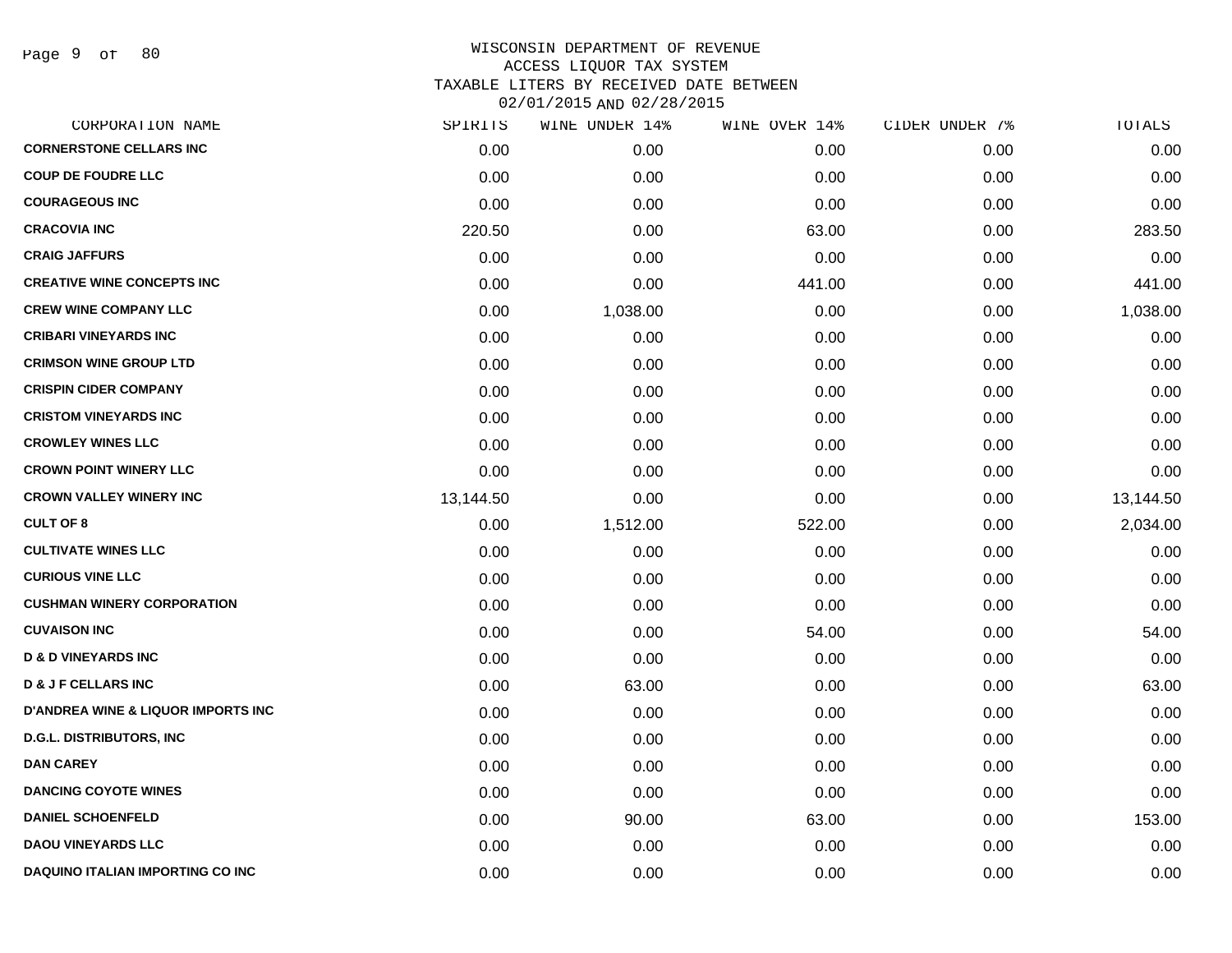# WISCONSIN DEPARTMENT OF REVENUE
## ACCESS LIQUOR TAX SYSTEM
## TAXABLE LITERS BY RECEIVED DATE BETWEEN 02/01/2015 AND 02/28/2015

| CORPORATION NAME | SPIRITS | WINE UNDER 14% | WINE OVER 14% | CIDER UNDER 7% | TOTALS |
|---|---|---|---|---|---|
| CORNERSTONE CELLARS INC | 0.00 | 0.00 | 0.00 | 0.00 | 0.00 |
| COUP DE FOUDRE LLC | 0.00 | 0.00 | 0.00 | 0.00 | 0.00 |
| COURAGEOUS INC | 0.00 | 0.00 | 0.00 | 0.00 | 0.00 |
| CRACOVIA INC | 220.50 | 0.00 | 63.00 | 0.00 | 283.50 |
| CRAIG JAFFURS | 0.00 | 0.00 | 0.00 | 0.00 | 0.00 |
| CREATIVE WINE CONCEPTS INC | 0.00 | 0.00 | 441.00 | 0.00 | 441.00 |
| CREW WINE COMPANY LLC | 0.00 | 1,038.00 | 0.00 | 0.00 | 1,038.00 |
| CRIBARI VINEYARDS INC | 0.00 | 0.00 | 0.00 | 0.00 | 0.00 |
| CRIMSON WINE GROUP LTD | 0.00 | 0.00 | 0.00 | 0.00 | 0.00 |
| CRISPIN CIDER COMPANY | 0.00 | 0.00 | 0.00 | 0.00 | 0.00 |
| CRISTOM VINEYARDS INC | 0.00 | 0.00 | 0.00 | 0.00 | 0.00 |
| CROWLEY WINES LLC | 0.00 | 0.00 | 0.00 | 0.00 | 0.00 |
| CROWN POINT WINERY LLC | 0.00 | 0.00 | 0.00 | 0.00 | 0.00 |
| CROWN VALLEY WINERY INC | 13,144.50 | 0.00 | 0.00 | 0.00 | 13,144.50 |
| CULT OF 8 | 0.00 | 1,512.00 | 522.00 | 0.00 | 2,034.00 |
| CULTIVATE WINES LLC | 0.00 | 0.00 | 0.00 | 0.00 | 0.00 |
| CURIOUS VINE LLC | 0.00 | 0.00 | 0.00 | 0.00 | 0.00 |
| CUSHMAN WINERY CORPORATION | 0.00 | 0.00 | 0.00 | 0.00 | 0.00 |
| CUVAISON INC | 0.00 | 0.00 | 54.00 | 0.00 | 54.00 |
| D & D VINEYARDS INC | 0.00 | 0.00 | 0.00 | 0.00 | 0.00 |
| D & J F CELLARS INC | 0.00 | 63.00 | 0.00 | 0.00 | 63.00 |
| D'ANDREA WINE & LIQUOR IMPORTS INC | 0.00 | 0.00 | 0.00 | 0.00 | 0.00 |
| D.G.L. DISTRIBUTORS, INC | 0.00 | 0.00 | 0.00 | 0.00 | 0.00 |
| DAN CAREY | 0.00 | 0.00 | 0.00 | 0.00 | 0.00 |
| DANCING COYOTE WINES | 0.00 | 0.00 | 0.00 | 0.00 | 0.00 |
| DANIEL SCHOENFELD | 0.00 | 90.00 | 63.00 | 0.00 | 153.00 |
| DAOU VINEYARDS LLC | 0.00 | 0.00 | 0.00 | 0.00 | 0.00 |
| DAQUINO ITALIAN IMPORTING CO INC | 0.00 | 0.00 | 0.00 | 0.00 | 0.00 |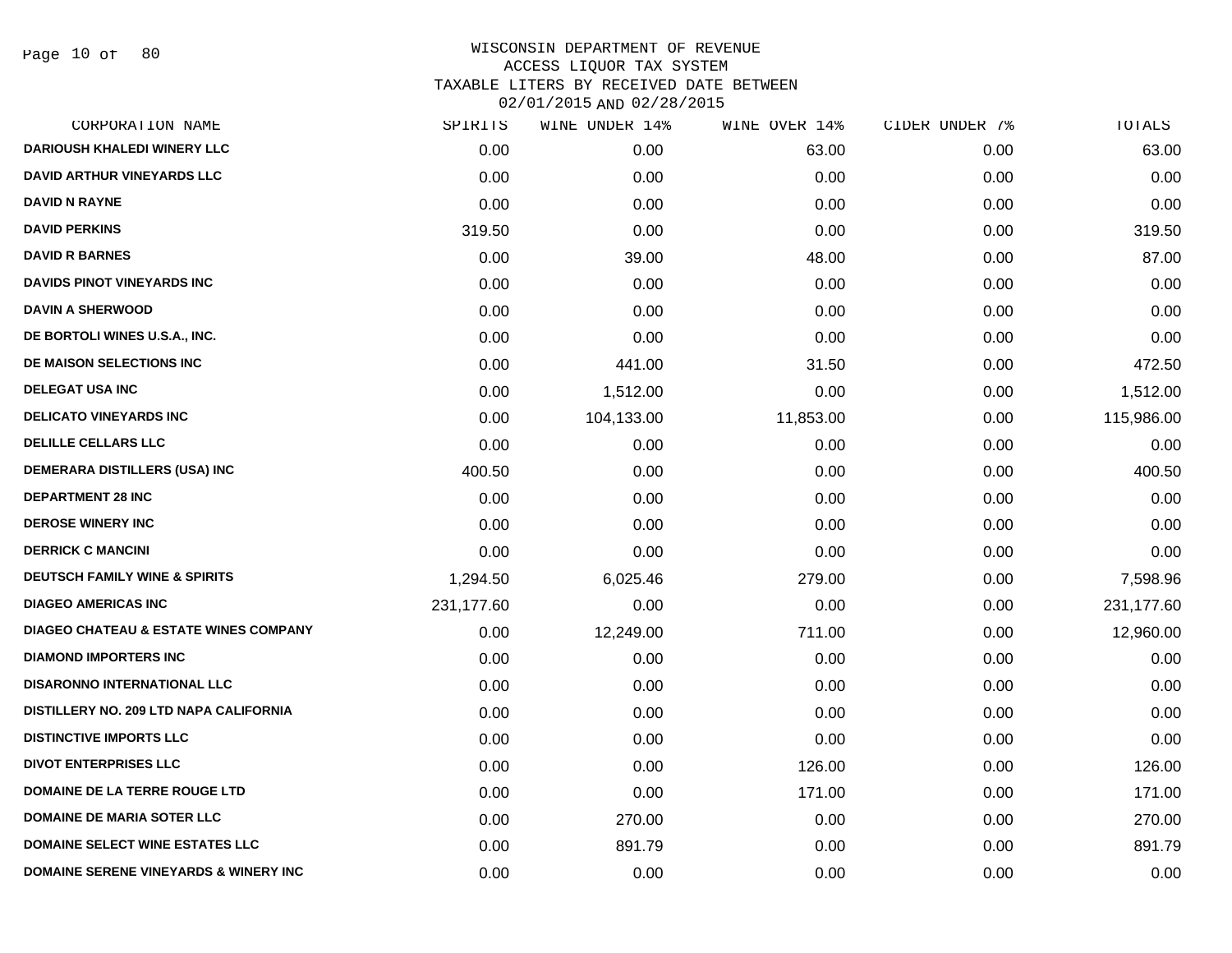# WISCONSIN DEPARTMENT OF REVENUE
## ACCESS LIQUOR TAX SYSTEM
## TAXABLE LITERS BY RECEIVED DATE BETWEEN 02/01/2015 AND 02/28/2015

| CORPORATION NAME | SPIRITS | WINE UNDER 14% | WINE OVER 14% | CIDER UNDER 7% | TOTALS |
|---|---|---|---|---|---|
| DARIOUSH KHALEDI WINERY LLC | 0.00 | 0.00 | 63.00 | 0.00 | 63.00 |
| DAVID ARTHUR VINEYARDS LLC | 0.00 | 0.00 | 0.00 | 0.00 | 0.00 |
| DAVID N RAYNE | 0.00 | 0.00 | 0.00 | 0.00 | 0.00 |
| DAVID PERKINS | 319.50 | 0.00 | 0.00 | 0.00 | 319.50 |
| DAVID R BARNES | 0.00 | 39.00 | 48.00 | 0.00 | 87.00 |
| DAVIDS PINOT VINEYARDS INC | 0.00 | 0.00 | 0.00 | 0.00 | 0.00 |
| DAVIN A SHERWOOD | 0.00 | 0.00 | 0.00 | 0.00 | 0.00 |
| DE BORTOLI WINES U.S.A., INC. | 0.00 | 0.00 | 0.00 | 0.00 | 0.00 |
| DE MAISON SELECTIONS INC | 0.00 | 441.00 | 31.50 | 0.00 | 472.50 |
| DELEGAT USA INC | 0.00 | 1,512.00 | 0.00 | 0.00 | 1,512.00 |
| DELICATO VINEYARDS INC | 0.00 | 104,133.00 | 11,853.00 | 0.00 | 115,986.00 |
| DELILLE CELLARS LLC | 0.00 | 0.00 | 0.00 | 0.00 | 0.00 |
| DEMERARA DISTILLERS (USA) INC | 400.50 | 0.00 | 0.00 | 0.00 | 400.50 |
| DEPARTMENT 28 INC | 0.00 | 0.00 | 0.00 | 0.00 | 0.00 |
| DEROSE WINERY INC | 0.00 | 0.00 | 0.00 | 0.00 | 0.00 |
| DERRICK C MANCINI | 0.00 | 0.00 | 0.00 | 0.00 | 0.00 |
| DEUTSCH FAMILY WINE & SPIRITS | 1,294.50 | 6,025.46 | 279.00 | 0.00 | 7,598.96 |
| DIAGEO AMERICAS INC | 231,177.60 | 0.00 | 0.00 | 0.00 | 231,177.60 |
| DIAGEO CHATEAU & ESTATE WINES COMPANY | 0.00 | 12,249.00 | 711.00 | 0.00 | 12,960.00 |
| DIAMOND IMPORTERS INC | 0.00 | 0.00 | 0.00 | 0.00 | 0.00 |
| DISARONNO INTERNATIONAL LLC | 0.00 | 0.00 | 0.00 | 0.00 | 0.00 |
| DISTILLERY NO. 209 LTD NAPA CALIFORNIA | 0.00 | 0.00 | 0.00 | 0.00 | 0.00 |
| DISTINCTIVE IMPORTS LLC | 0.00 | 0.00 | 0.00 | 0.00 | 0.00 |
| DIVOT ENTERPRISES LLC | 0.00 | 0.00 | 126.00 | 0.00 | 126.00 |
| DOMAINE DE LA TERRE ROUGE LTD | 0.00 | 0.00 | 171.00 | 0.00 | 171.00 |
| DOMAINE DE MARIA SOTER LLC | 0.00 | 270.00 | 0.00 | 0.00 | 270.00 |
| DOMAINE SELECT WINE ESTATES LLC | 0.00 | 891.79 | 0.00 | 0.00 | 891.79 |
| DOMAINE SERENE VINEYARDS & WINERY INC | 0.00 | 0.00 | 0.00 | 0.00 | 0.00 |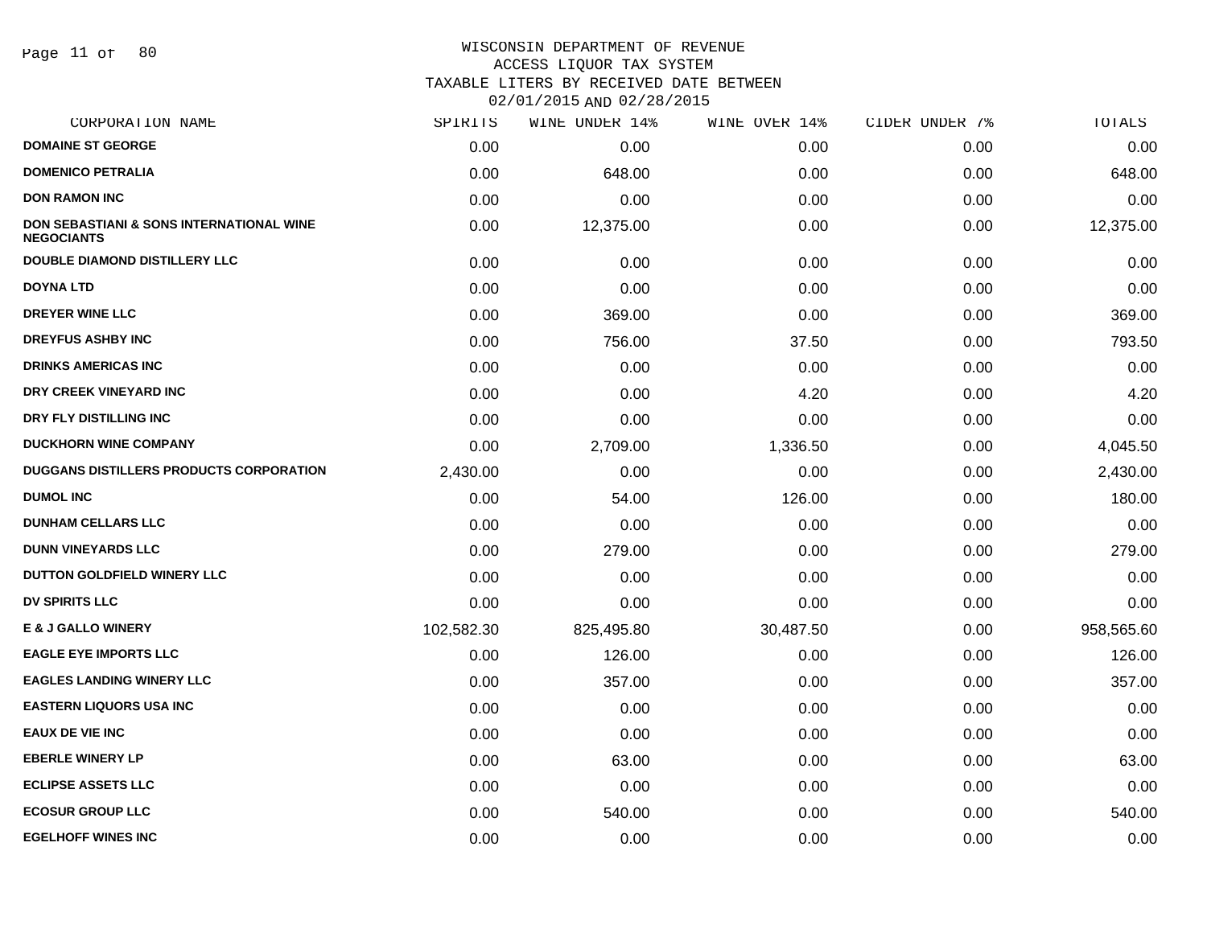# WISCONSIN DEPARTMENT OF REVENUE
## ACCESS LIQUOR TAX SYSTEM
### TAXABLE LITERS BY RECEIVED DATE BETWEEN 02/01/2015 AND 02/28/2015

| CORPORATION NAME | SPIRITS | WINE UNDER 14% | WINE OVER 14% | CIDER UNDER 7% | TOTALS |
|---|---|---|---|---|---|
| DOMAINE ST GEORGE | 0.00 | 0.00 | 0.00 | 0.00 | 0.00 |
| DOMENICO PETRALIA | 0.00 | 648.00 | 0.00 | 0.00 | 648.00 |
| DON RAMON INC | 0.00 | 0.00 | 0.00 | 0.00 | 0.00 |
| DON SEBASTIANI & SONS INTERNATIONAL WINE NEGOCIANTS | 0.00 | 12,375.00 | 0.00 | 0.00 | 12,375.00 |
| DOUBLE DIAMOND DISTILLERY LLC | 0.00 | 0.00 | 0.00 | 0.00 | 0.00 |
| DOYNA LTD | 0.00 | 0.00 | 0.00 | 0.00 | 0.00 |
| DREYER WINE LLC | 0.00 | 369.00 | 0.00 | 0.00 | 369.00 |
| DREYFUS ASHBY INC | 0.00 | 756.00 | 37.50 | 0.00 | 793.50 |
| DRINKS AMERICAS INC | 0.00 | 0.00 | 0.00 | 0.00 | 0.00 |
| DRY CREEK VINEYARD INC | 0.00 | 0.00 | 4.20 | 0.00 | 4.20 |
| DRY FLY DISTILLING INC | 0.00 | 0.00 | 0.00 | 0.00 | 0.00 |
| DUCKHORN WINE COMPANY | 0.00 | 2,709.00 | 1,336.50 | 0.00 | 4,045.50 |
| DUGGANS DISTILLERS PRODUCTS CORPORATION | 2,430.00 | 0.00 | 0.00 | 0.00 | 2,430.00 |
| DUMOL INC | 0.00 | 54.00 | 126.00 | 0.00 | 180.00 |
| DUNHAM CELLARS LLC | 0.00 | 0.00 | 0.00 | 0.00 | 0.00 |
| DUNN VINEYARDS LLC | 0.00 | 279.00 | 0.00 | 0.00 | 279.00 |
| DUTTON GOLDFIELD WINERY LLC | 0.00 | 0.00 | 0.00 | 0.00 | 0.00 |
| DV SPIRITS LLC | 0.00 | 0.00 | 0.00 | 0.00 | 0.00 |
| E & J GALLO WINERY | 102,582.30 | 825,495.80 | 30,487.50 | 0.00 | 958,565.60 |
| EAGLE EYE IMPORTS LLC | 0.00 | 126.00 | 0.00 | 0.00 | 126.00 |
| EAGLES LANDING WINERY LLC | 0.00 | 357.00 | 0.00 | 0.00 | 357.00 |
| EASTERN LIQUORS USA INC | 0.00 | 0.00 | 0.00 | 0.00 | 0.00 |
| EAUX DE VIE INC | 0.00 | 0.00 | 0.00 | 0.00 | 0.00 |
| EBERLE WINERY LP | 0.00 | 63.00 | 0.00 | 0.00 | 63.00 |
| ECLIPSE ASSETS LLC | 0.00 | 0.00 | 0.00 | 0.00 | 0.00 |
| ECOSUR GROUP LLC | 0.00 | 540.00 | 0.00 | 0.00 | 540.00 |
| EGELHOFF WINES INC | 0.00 | 0.00 | 0.00 | 0.00 | 0.00 |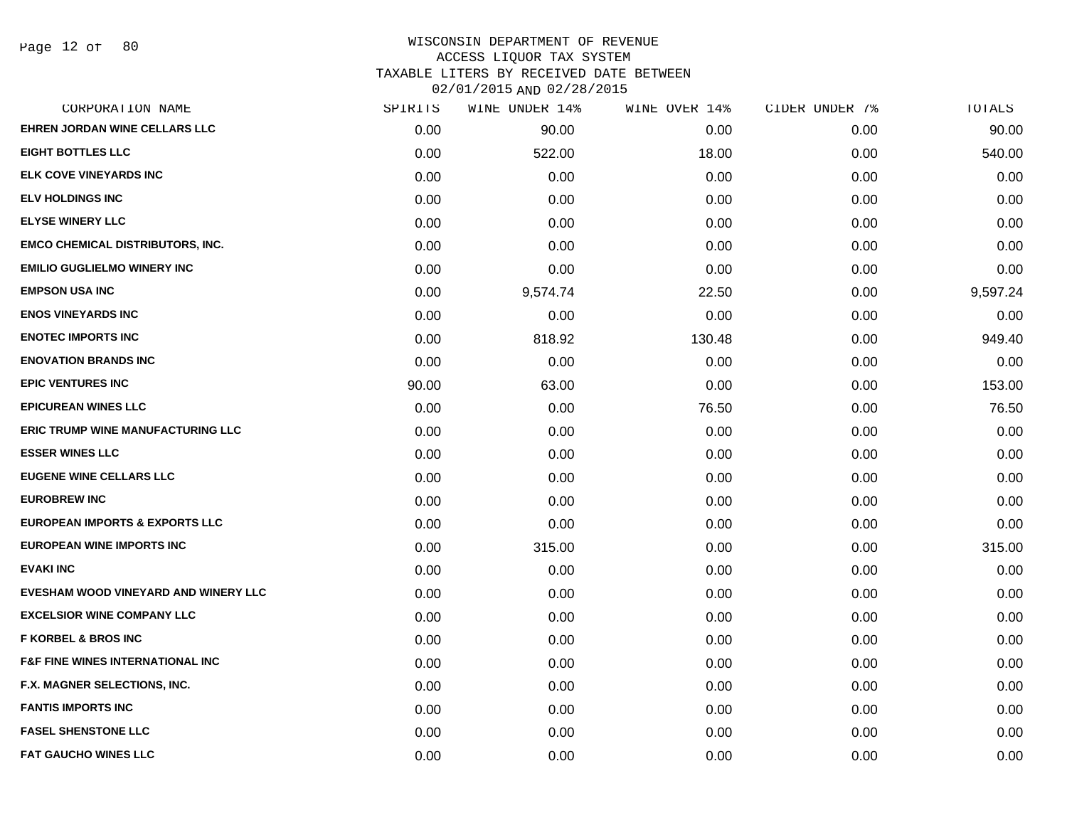# WISCONSIN DEPARTMENT OF REVENUE
## ACCESS LIQUOR TAX SYSTEM
## TAXABLE LITERS BY RECEIVED DATE BETWEEN 02/01/2015 AND 02/28/2015

| CORPORATION NAME | SPIRITS | WINE UNDER 14% | WINE OVER 14% | CIDER UNDER 7% | TOTALS |
|---|---|---|---|---|---|
| EHREN JORDAN WINE CELLARS LLC | 0.00 | 90.00 | 0.00 | 0.00 | 90.00 |
| EIGHT BOTTLES LLC | 0.00 | 522.00 | 18.00 | 0.00 | 540.00 |
| ELK COVE VINEYARDS INC | 0.00 | 0.00 | 0.00 | 0.00 | 0.00 |
| ELV HOLDINGS INC | 0.00 | 0.00 | 0.00 | 0.00 | 0.00 |
| ELYSE WINERY LLC | 0.00 | 0.00 | 0.00 | 0.00 | 0.00 |
| EMCO CHEMICAL DISTRIBUTORS, INC. | 0.00 | 0.00 | 0.00 | 0.00 | 0.00 |
| EMILIO GUGLIELMO WINERY INC | 0.00 | 0.00 | 0.00 | 0.00 | 0.00 |
| EMPSON USA INC | 0.00 | 9,574.74 | 22.50 | 0.00 | 9,597.24 |
| ENOS VINEYARDS INC | 0.00 | 0.00 | 0.00 | 0.00 | 0.00 |
| ENOTEC IMPORTS INC | 0.00 | 818.92 | 130.48 | 0.00 | 949.40 |
| ENOVATION BRANDS INC | 0.00 | 0.00 | 0.00 | 0.00 | 0.00 |
| EPIC VENTURES INC | 90.00 | 63.00 | 0.00 | 0.00 | 153.00 |
| EPICUREAN WINES LLC | 0.00 | 0.00 | 76.50 | 0.00 | 76.50 |
| ERIC TRUMP WINE MANUFACTURING LLC | 0.00 | 0.00 | 0.00 | 0.00 | 0.00 |
| ESSER WINES LLC | 0.00 | 0.00 | 0.00 | 0.00 | 0.00 |
| EUGENE WINE CELLARS LLC | 0.00 | 0.00 | 0.00 | 0.00 | 0.00 |
| EUROBREW INC | 0.00 | 0.00 | 0.00 | 0.00 | 0.00 |
| EUROPEAN IMPORTS & EXPORTS LLC | 0.00 | 0.00 | 0.00 | 0.00 | 0.00 |
| EUROPEAN WINE IMPORTS INC | 0.00 | 315.00 | 0.00 | 0.00 | 315.00 |
| EVAKI INC | 0.00 | 0.00 | 0.00 | 0.00 | 0.00 |
| EVESHAM WOOD VINEYARD AND WINERY LLC | 0.00 | 0.00 | 0.00 | 0.00 | 0.00 |
| EXCELSIOR WINE COMPANY LLC | 0.00 | 0.00 | 0.00 | 0.00 | 0.00 |
| F KORBEL & BROS INC | 0.00 | 0.00 | 0.00 | 0.00 | 0.00 |
| F&F FINE WINES INTERNATIONAL INC | 0.00 | 0.00 | 0.00 | 0.00 | 0.00 |
| F.X. MAGNER SELECTIONS, INC. | 0.00 | 0.00 | 0.00 | 0.00 | 0.00 |
| FANTIS IMPORTS INC | 0.00 | 0.00 | 0.00 | 0.00 | 0.00 |
| FASEL SHENSTONE LLC | 0.00 | 0.00 | 0.00 | 0.00 | 0.00 |
| FAT GAUCHO WINES LLC | 0.00 | 0.00 | 0.00 | 0.00 | 0.00 |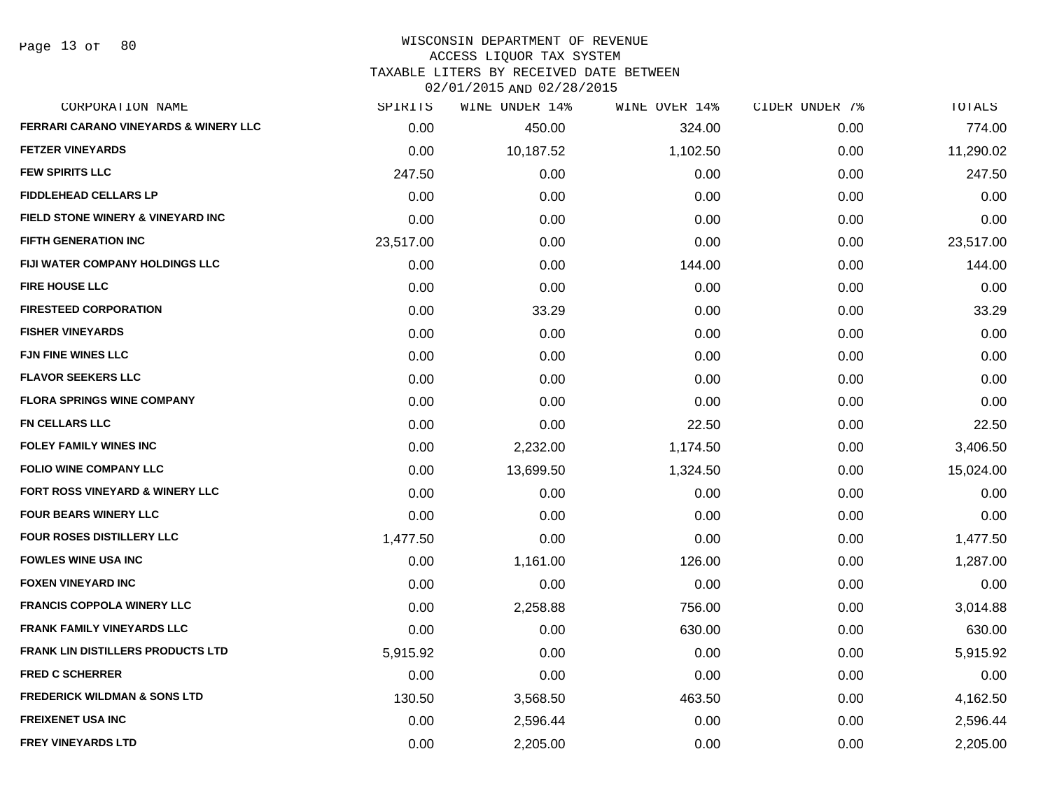WISCONSIN DEPARTMENT OF REVENUE
ACCESS LIQUOR TAX SYSTEM
TAXABLE LITERS BY RECEIVED DATE BETWEEN
02/01/2015 AND 02/28/2015

| CORPORATION NAME | SPIRITS | WINE UNDER 14% | WINE OVER 14% | CIDER UNDER 7% | TOTALS |
|---|---|---|---|---|---|
| FERRARI CARANO VINEYARDS & WINERY LLC | 0.00 | 450.00 | 324.00 | 0.00 | 774.00 |
| FETZER VINEYARDS | 0.00 | 10,187.52 | 1,102.50 | 0.00 | 11,290.02 |
| FEW SPIRITS LLC | 247.50 | 0.00 | 0.00 | 0.00 | 247.50 |
| FIDDLEHEAD CELLARS LP | 0.00 | 0.00 | 0.00 | 0.00 | 0.00 |
| FIELD STONE WINERY & VINEYARD INC | 0.00 | 0.00 | 0.00 | 0.00 | 0.00 |
| FIFTH GENERATION INC | 23,517.00 | 0.00 | 0.00 | 0.00 | 23,517.00 |
| FIJI WATER COMPANY HOLDINGS LLC | 0.00 | 0.00 | 144.00 | 0.00 | 144.00 |
| FIRE HOUSE LLC | 0.00 | 0.00 | 0.00 | 0.00 | 0.00 |
| FIRESTEED CORPORATION | 0.00 | 33.29 | 0.00 | 0.00 | 33.29 |
| FISHER VINEYARDS | 0.00 | 0.00 | 0.00 | 0.00 | 0.00 |
| FJN FINE WINES LLC | 0.00 | 0.00 | 0.00 | 0.00 | 0.00 |
| FLAVOR SEEKERS LLC | 0.00 | 0.00 | 0.00 | 0.00 | 0.00 |
| FLORA SPRINGS WINE COMPANY | 0.00 | 0.00 | 0.00 | 0.00 | 0.00 |
| FN CELLARS LLC | 0.00 | 0.00 | 22.50 | 0.00 | 22.50 |
| FOLEY FAMILY WINES INC | 0.00 | 2,232.00 | 1,174.50 | 0.00 | 3,406.50 |
| FOLIO WINE COMPANY LLC | 0.00 | 13,699.50 | 1,324.50 | 0.00 | 15,024.00 |
| FORT ROSS VINEYARD & WINERY LLC | 0.00 | 0.00 | 0.00 | 0.00 | 0.00 |
| FOUR BEARS WINERY LLC | 0.00 | 0.00 | 0.00 | 0.00 | 0.00 |
| FOUR ROSES DISTILLERY LLC | 1,477.50 | 0.00 | 0.00 | 0.00 | 1,477.50 |
| FOWLES WINE USA INC | 0.00 | 1,161.00 | 126.00 | 0.00 | 1,287.00 |
| FOXEN VINEYARD INC | 0.00 | 0.00 | 0.00 | 0.00 | 0.00 |
| FRANCIS COPPOLA WINERY LLC | 0.00 | 2,258.88 | 756.00 | 0.00 | 3,014.88 |
| FRANK FAMILY VINEYARDS LLC | 0.00 | 0.00 | 630.00 | 0.00 | 630.00 |
| FRANK LIN DISTILLERS PRODUCTS LTD | 5,915.92 | 0.00 | 0.00 | 0.00 | 5,915.92 |
| FRED C SCHERRER | 0.00 | 0.00 | 0.00 | 0.00 | 0.00 |
| FREDERICK WILDMAN & SONS LTD | 130.50 | 3,568.50 | 463.50 | 0.00 | 4,162.50 |
| FREIXENET USA INC | 0.00 | 2,596.44 | 0.00 | 0.00 | 2,596.44 |
| FREY VINEYARDS LTD | 0.00 | 2,205.00 | 0.00 | 0.00 | 2,205.00 |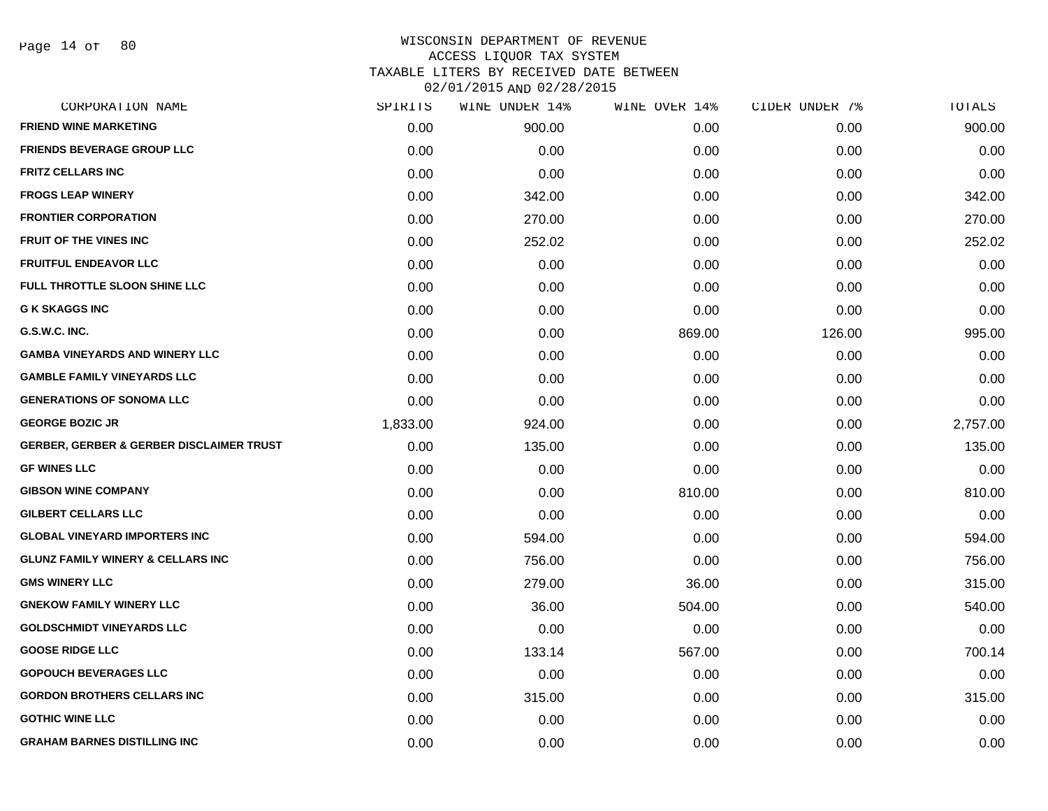# WISCONSIN DEPARTMENT OF REVENUE
## ACCESS LIQUOR TAX SYSTEM
### TAXABLE LITERS BY RECEIVED DATE BETWEEN 02/01/2015 AND 02/28/2015

| CORPORATION NAME | SPIRITS | WINE UNDER 14% | WINE OVER 14% | CIDER UNDER 7% | TOTALS |
|---|---|---|---|---|---|
| FRIEND WINE MARKETING | 0.00 | 900.00 | 0.00 | 0.00 | 900.00 |
| FRIENDS BEVERAGE GROUP LLC | 0.00 | 0.00 | 0.00 | 0.00 | 0.00 |
| FRITZ CELLARS INC | 0.00 | 0.00 | 0.00 | 0.00 | 0.00 |
| FROGS LEAP WINERY | 0.00 | 342.00 | 0.00 | 0.00 | 342.00 |
| FRONTIER CORPORATION | 0.00 | 270.00 | 0.00 | 0.00 | 270.00 |
| FRUIT OF THE VINES INC | 0.00 | 252.02 | 0.00 | 0.00 | 252.02 |
| FRUITFUL ENDEAVOR LLC | 0.00 | 0.00 | 0.00 | 0.00 | 0.00 |
| FULL THROTTLE SLOON SHINE LLC | 0.00 | 0.00 | 0.00 | 0.00 | 0.00 |
| G K SKAGGS INC | 0.00 | 0.00 | 0.00 | 0.00 | 0.00 |
| G.S.W.C. INC. | 0.00 | 0.00 | 869.00 | 126.00 | 995.00 |
| GAMBA VINEYARDS AND WINERY LLC | 0.00 | 0.00 | 0.00 | 0.00 | 0.00 |
| GAMBLE FAMILY VINEYARDS LLC | 0.00 | 0.00 | 0.00 | 0.00 | 0.00 |
| GENERATIONS OF SONOMA LLC | 0.00 | 0.00 | 0.00 | 0.00 | 0.00 |
| GEORGE BOZIC JR | 1,833.00 | 924.00 | 0.00 | 0.00 | 2,757.00 |
| GERBER, GERBER & GERBER DISCLAIMER TRUST | 0.00 | 135.00 | 0.00 | 0.00 | 135.00 |
| GF WINES LLC | 0.00 | 0.00 | 0.00 | 0.00 | 0.00 |
| GIBSON WINE COMPANY | 0.00 | 0.00 | 810.00 | 0.00 | 810.00 |
| GILBERT CELLARS LLC | 0.00 | 0.00 | 0.00 | 0.00 | 0.00 |
| GLOBAL VINEYARD IMPORTERS INC | 0.00 | 594.00 | 0.00 | 0.00 | 594.00 |
| GLUNZ FAMILY WINERY & CELLARS INC | 0.00 | 756.00 | 0.00 | 0.00 | 756.00 |
| GMS WINERY LLC | 0.00 | 279.00 | 36.00 | 0.00 | 315.00 |
| GNEKOW FAMILY WINERY LLC | 0.00 | 36.00 | 504.00 | 0.00 | 540.00 |
| GOLDSCHMIDT VINEYARDS LLC | 0.00 | 0.00 | 0.00 | 0.00 | 0.00 |
| GOOSE RIDGE LLC | 0.00 | 133.14 | 567.00 | 0.00 | 700.14 |
| GOPOUCH BEVERAGES LLC | 0.00 | 0.00 | 0.00 | 0.00 | 0.00 |
| GORDON BROTHERS CELLARS INC | 0.00 | 315.00 | 0.00 | 0.00 | 315.00 |
| GOTHIC WINE LLC | 0.00 | 0.00 | 0.00 | 0.00 | 0.00 |
| GRAHAM BARNES DISTILLING INC | 0.00 | 0.00 | 0.00 | 0.00 | 0.00 |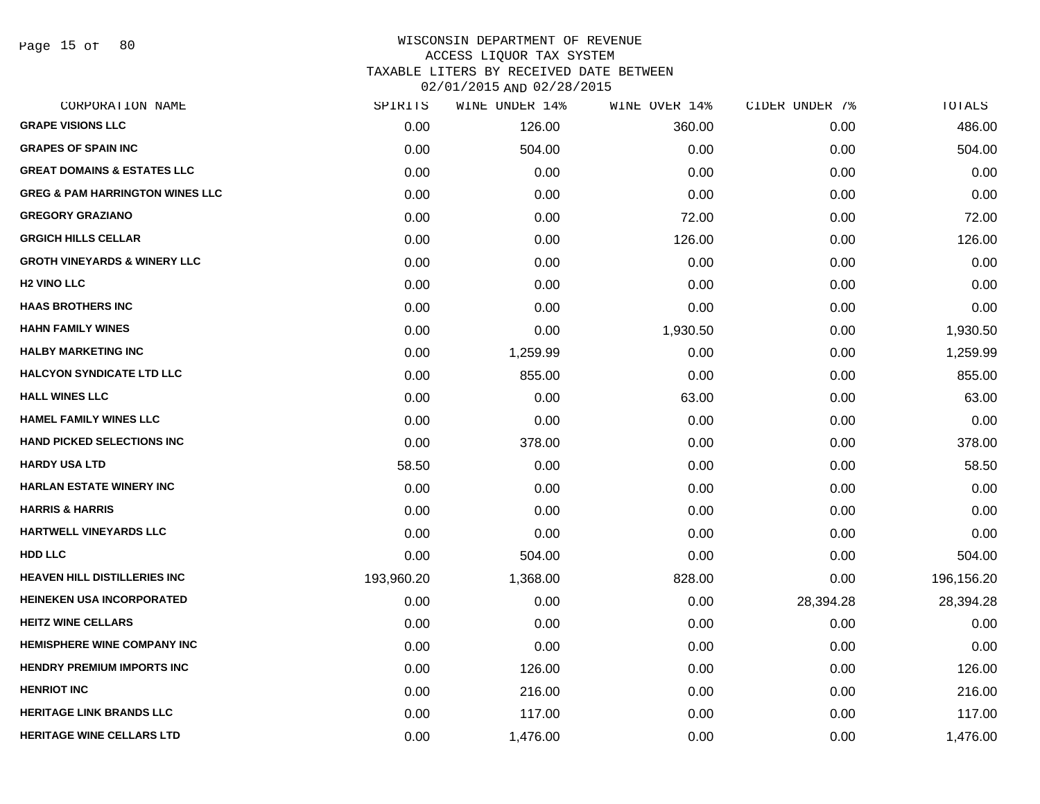WISCONSIN DEPARTMENT OF REVENUE
ACCESS LIQUOR TAX SYSTEM
TAXABLE LITERS BY RECEIVED DATE BETWEEN
02/01/2015 AND 02/28/2015

| CORPORATION NAME | SPIRITS | WINE UNDER 14% | WINE OVER 14% | CIDER UNDER 7% | TOTALS |
|---|---|---|---|---|---|
| GRAPE VISIONS LLC | 0.00 | 126.00 | 360.00 | 0.00 | 486.00 |
| GRAPES OF SPAIN INC | 0.00 | 504.00 | 0.00 | 0.00 | 504.00 |
| GREAT DOMAINS & ESTATES LLC | 0.00 | 0.00 | 0.00 | 0.00 | 0.00 |
| GREG & PAM HARRINGTON WINES LLC | 0.00 | 0.00 | 0.00 | 0.00 | 0.00 |
| GREGORY GRAZIANO | 0.00 | 0.00 | 72.00 | 0.00 | 72.00 |
| GRGICH HILLS CELLAR | 0.00 | 0.00 | 126.00 | 0.00 | 126.00 |
| GROTH VINEYARDS & WINERY LLC | 0.00 | 0.00 | 0.00 | 0.00 | 0.00 |
| H2 VINO LLC | 0.00 | 0.00 | 0.00 | 0.00 | 0.00 |
| HAAS BROTHERS INC | 0.00 | 0.00 | 0.00 | 0.00 | 0.00 |
| HAHN FAMILY WINES | 0.00 | 0.00 | 1,930.50 | 0.00 | 1,930.50 |
| HALBY MARKETING INC | 0.00 | 1,259.99 | 0.00 | 0.00 | 1,259.99 |
| HALCYON SYNDICATE LTD LLC | 0.00 | 855.00 | 0.00 | 0.00 | 855.00 |
| HALL WINES LLC | 0.00 | 0.00 | 63.00 | 0.00 | 63.00 |
| HAMEL FAMILY WINES LLC | 0.00 | 0.00 | 0.00 | 0.00 | 0.00 |
| HAND PICKED SELECTIONS INC | 0.00 | 378.00 | 0.00 | 0.00 | 378.00 |
| HARDY USA LTD | 58.50 | 0.00 | 0.00 | 0.00 | 58.50 |
| HARLAN ESTATE WINERY INC | 0.00 | 0.00 | 0.00 | 0.00 | 0.00 |
| HARRIS & HARRIS | 0.00 | 0.00 | 0.00 | 0.00 | 0.00 |
| HARTWELL VINEYARDS LLC | 0.00 | 0.00 | 0.00 | 0.00 | 0.00 |
| HDD LLC | 0.00 | 504.00 | 0.00 | 0.00 | 504.00 |
| HEAVEN HILL DISTILLERIES INC | 193,960.20 | 1,368.00 | 828.00 | 0.00 | 196,156.20 |
| HEINEKEN USA INCORPORATED | 0.00 | 0.00 | 0.00 | 28,394.28 | 28,394.28 |
| HEITZ WINE CELLARS | 0.00 | 0.00 | 0.00 | 0.00 | 0.00 |
| HEMISPHERE WINE COMPANY INC | 0.00 | 0.00 | 0.00 | 0.00 | 0.00 |
| HENDRY PREMIUM IMPORTS INC | 0.00 | 126.00 | 0.00 | 0.00 | 126.00 |
| HENRIOT INC | 0.00 | 216.00 | 0.00 | 0.00 | 216.00 |
| HERITAGE LINK BRANDS LLC | 0.00 | 117.00 | 0.00 | 0.00 | 117.00 |
| HERITAGE WINE CELLARS LTD | 0.00 | 1,476.00 | 0.00 | 0.00 | 1,476.00 |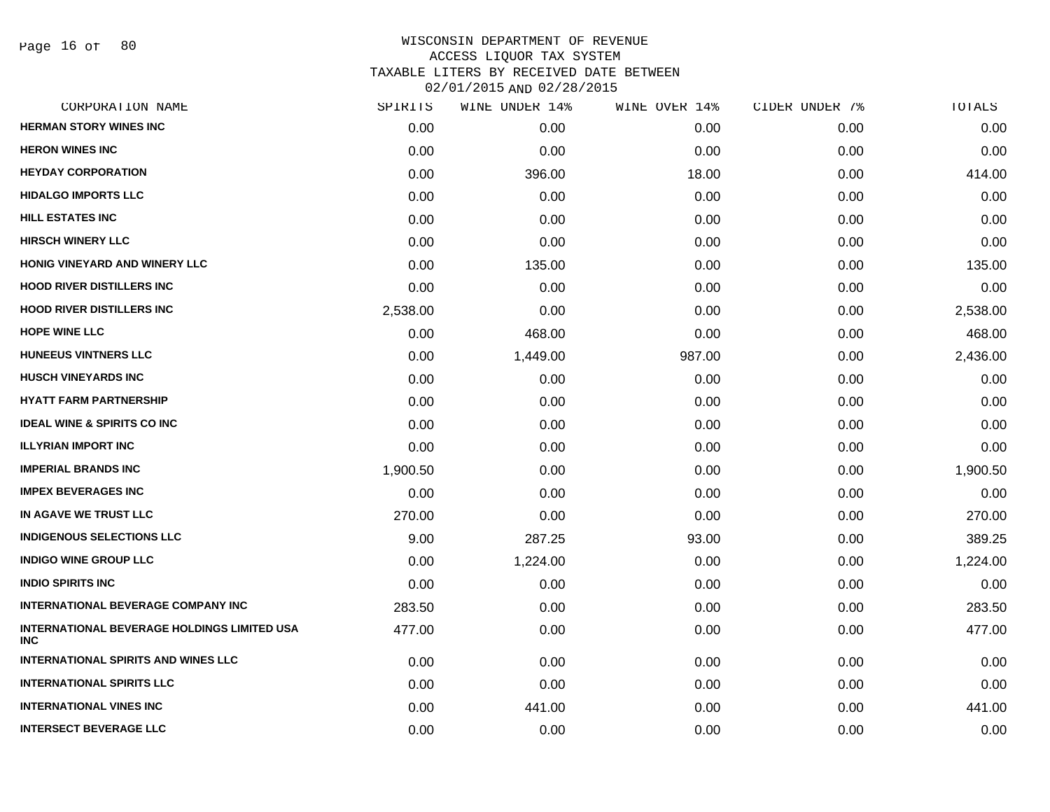# WISCONSIN DEPARTMENT OF REVENUE
## ACCESS LIQUOR TAX SYSTEM
### TAXABLE LITERS BY RECEIVED DATE BETWEEN 02/01/2015 AND 02/28/2015

| CORPORATION NAME | SPIRITS | WINE UNDER 14% | WINE OVER 14% | CIDER UNDER 7% | TOTALS |
|---|---|---|---|---|---|
| HERMAN STORY WINES INC | 0.00 | 0.00 | 0.00 | 0.00 | 0.00 |
| HERON WINES INC | 0.00 | 0.00 | 0.00 | 0.00 | 0.00 |
| HEYDAY CORPORATION | 0.00 | 396.00 | 18.00 | 0.00 | 414.00 |
| HIDALGO IMPORTS LLC | 0.00 | 0.00 | 0.00 | 0.00 | 0.00 |
| HILL ESTATES INC | 0.00 | 0.00 | 0.00 | 0.00 | 0.00 |
| HIRSCH WINERY LLC | 0.00 | 0.00 | 0.00 | 0.00 | 0.00 |
| HONIG VINEYARD AND WINERY LLC | 0.00 | 135.00 | 0.00 | 0.00 | 135.00 |
| HOOD RIVER DISTILLERS INC | 0.00 | 0.00 | 0.00 | 0.00 | 0.00 |
| HOOD RIVER DISTILLERS INC | 2,538.00 | 0.00 | 0.00 | 0.00 | 2,538.00 |
| HOPE WINE LLC | 0.00 | 468.00 | 0.00 | 0.00 | 468.00 |
| HUNEEUS VINTNERS LLC | 0.00 | 1,449.00 | 987.00 | 0.00 | 2,436.00 |
| HUSCH VINEYARDS INC | 0.00 | 0.00 | 0.00 | 0.00 | 0.00 |
| HYATT FARM PARTNERSHIP | 0.00 | 0.00 | 0.00 | 0.00 | 0.00 |
| IDEAL WINE & SPIRITS CO INC | 0.00 | 0.00 | 0.00 | 0.00 | 0.00 |
| ILLYRIAN IMPORT INC | 0.00 | 0.00 | 0.00 | 0.00 | 0.00 |
| IMPERIAL BRANDS INC | 1,900.50 | 0.00 | 0.00 | 0.00 | 1,900.50 |
| IMPEX BEVERAGES INC | 0.00 | 0.00 | 0.00 | 0.00 | 0.00 |
| IN AGAVE WE TRUST LLC | 270.00 | 0.00 | 0.00 | 0.00 | 270.00 |
| INDIGENOUS SELECTIONS LLC | 9.00 | 287.25 | 93.00 | 0.00 | 389.25 |
| INDIGO WINE GROUP LLC | 0.00 | 1,224.00 | 0.00 | 0.00 | 1,224.00 |
| INDIO SPIRITS INC | 0.00 | 0.00 | 0.00 | 0.00 | 0.00 |
| INTERNATIONAL BEVERAGE COMPANY INC | 283.50 | 0.00 | 0.00 | 0.00 | 283.50 |
| INTERNATIONAL BEVERAGE HOLDINGS LIMITED USA INC | 477.00 | 0.00 | 0.00 | 0.00 | 477.00 |
| INTERNATIONAL SPIRITS AND WINES LLC | 0.00 | 0.00 | 0.00 | 0.00 | 0.00 |
| INTERNATIONAL SPIRITS LLC | 0.00 | 0.00 | 0.00 | 0.00 | 0.00 |
| INTERNATIONAL VINES INC | 0.00 | 441.00 | 0.00 | 0.00 | 441.00 |
| INTERSECT BEVERAGE LLC | 0.00 | 0.00 | 0.00 | 0.00 | 0.00 |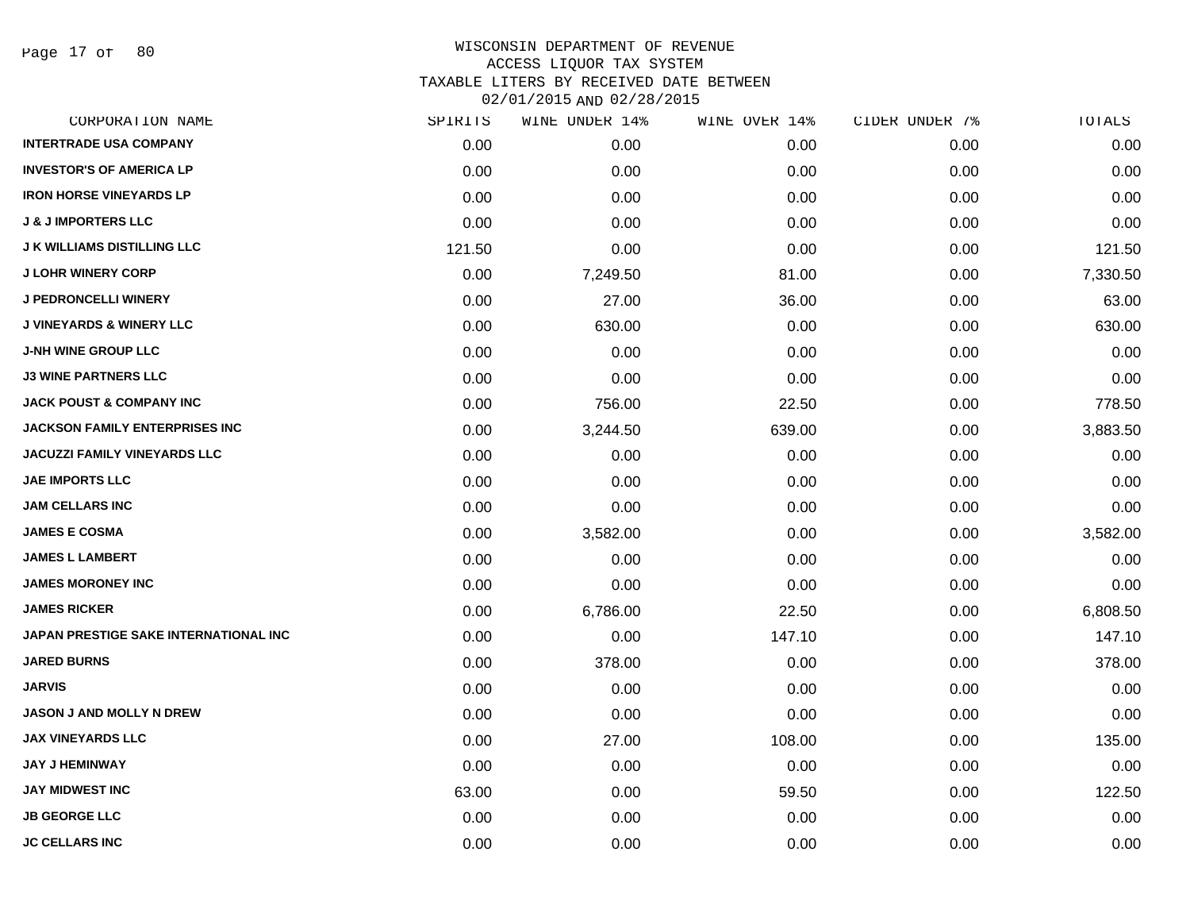WISCONSIN DEPARTMENT OF REVENUE
ACCESS LIQUOR TAX SYSTEM
TAXABLE LITERS BY RECEIVED DATE BETWEEN
02/01/2015 AND 02/28/2015

| CORPORATION NAME | SPIRITS | WINE UNDER 14% | WINE OVER 14% | CIDER UNDER 7% | TOTALS |
|---|---|---|---|---|---|
| INTERTRADE USA COMPANY | 0.00 | 0.00 | 0.00 | 0.00 | 0.00 |
| INVESTOR'S OF AMERICA LP | 0.00 | 0.00 | 0.00 | 0.00 | 0.00 |
| IRON HORSE VINEYARDS LP | 0.00 | 0.00 | 0.00 | 0.00 | 0.00 |
| J & J IMPORTERS LLC | 0.00 | 0.00 | 0.00 | 0.00 | 0.00 |
| J K WILLIAMS DISTILLING LLC | 121.50 | 0.00 | 0.00 | 0.00 | 121.50 |
| J LOHR WINERY CORP | 0.00 | 7,249.50 | 81.00 | 0.00 | 7,330.50 |
| J PEDRONCELLI WINERY | 0.00 | 27.00 | 36.00 | 0.00 | 63.00 |
| J VINEYARDS & WINERY LLC | 0.00 | 630.00 | 0.00 | 0.00 | 630.00 |
| J-NH WINE GROUP LLC | 0.00 | 0.00 | 0.00 | 0.00 | 0.00 |
| J3 WINE PARTNERS LLC | 0.00 | 0.00 | 0.00 | 0.00 | 0.00 |
| JACK POUST & COMPANY INC | 0.00 | 756.00 | 22.50 | 0.00 | 778.50 |
| JACKSON FAMILY ENTERPRISES INC | 0.00 | 3,244.50 | 639.00 | 0.00 | 3,883.50 |
| JACUZZI FAMILY VINEYARDS LLC | 0.00 | 0.00 | 0.00 | 0.00 | 0.00 |
| JAE IMPORTS LLC | 0.00 | 0.00 | 0.00 | 0.00 | 0.00 |
| JAM CELLARS INC | 0.00 | 0.00 | 0.00 | 0.00 | 0.00 |
| JAMES E COSMA | 0.00 | 3,582.00 | 0.00 | 0.00 | 3,582.00 |
| JAMES L LAMBERT | 0.00 | 0.00 | 0.00 | 0.00 | 0.00 |
| JAMES MORONEY INC | 0.00 | 0.00 | 0.00 | 0.00 | 0.00 |
| JAMES RICKER | 0.00 | 6,786.00 | 22.50 | 0.00 | 6,808.50 |
| JAPAN PRESTIGE SAKE INTERNATIONAL INC | 0.00 | 0.00 | 147.10 | 0.00 | 147.10 |
| JARED BURNS | 0.00 | 378.00 | 0.00 | 0.00 | 378.00 |
| JARVIS | 0.00 | 0.00 | 0.00 | 0.00 | 0.00 |
| JASON J AND MOLLY N DREW | 0.00 | 0.00 | 0.00 | 0.00 | 0.00 |
| JAX VINEYARDS LLC | 0.00 | 27.00 | 108.00 | 0.00 | 135.00 |
| JAY J HEMINWAY | 0.00 | 0.00 | 0.00 | 0.00 | 0.00 |
| JAY MIDWEST INC | 63.00 | 0.00 | 59.50 | 0.00 | 122.50 |
| JB GEORGE LLC | 0.00 | 0.00 | 0.00 | 0.00 | 0.00 |
| JC CELLARS INC | 0.00 | 0.00 | 0.00 | 0.00 | 0.00 |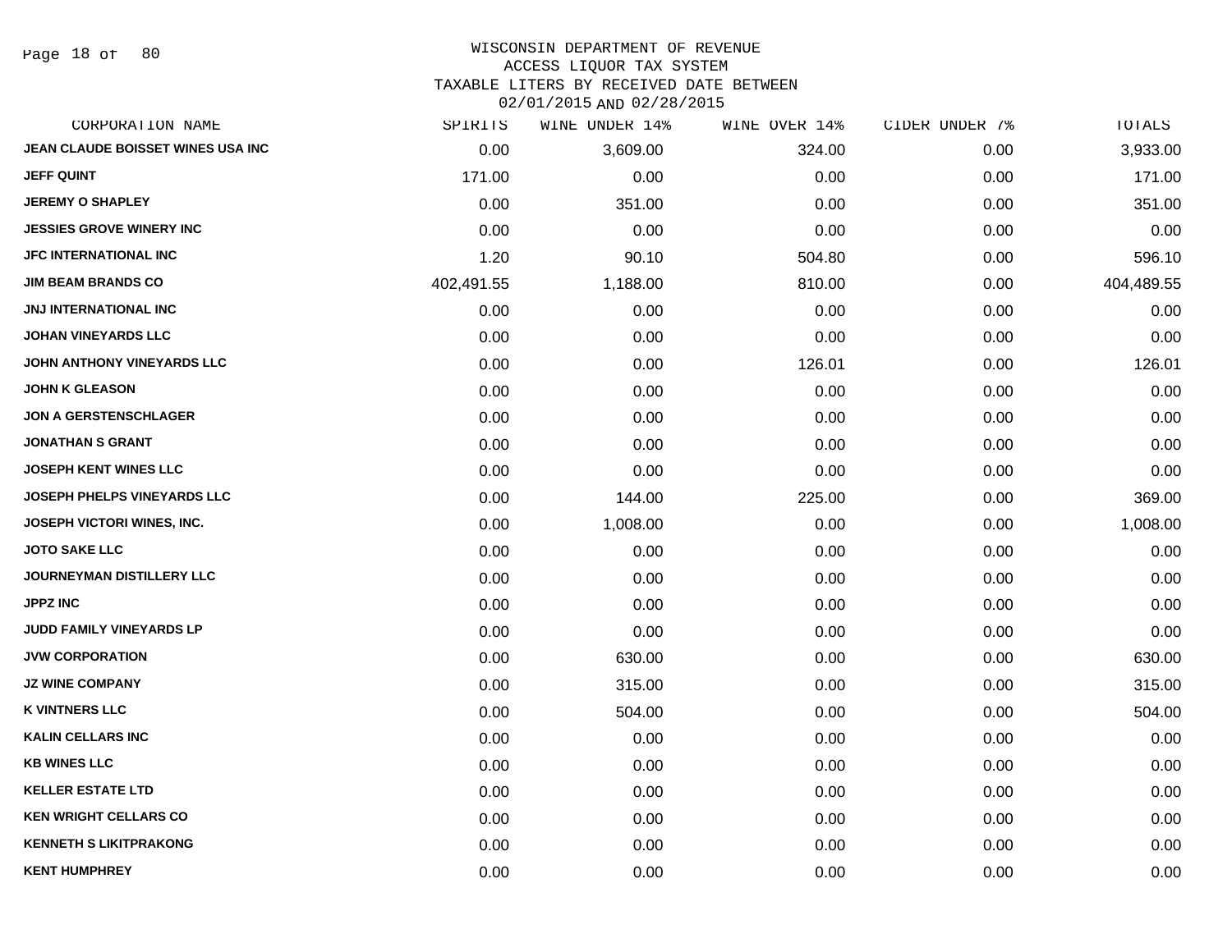WISCONSIN DEPARTMENT OF REVENUE
ACCESS LIQUOR TAX SYSTEM
TAXABLE LITERS BY RECEIVED DATE BETWEEN
02/01/2015 AND 02/28/2015

| CORPORATION NAME | SPIRITS | WINE UNDER 14% | WINE OVER 14% | CIDER UNDER 7% | TOTALS |
|---|---|---|---|---|---|
| JEAN CLAUDE BOISSET WINES USA INC | 0.00 | 3,609.00 | 324.00 | 0.00 | 3,933.00 |
| JEFF QUINT | 171.00 | 0.00 | 0.00 | 0.00 | 171.00 |
| JEREMY O SHAPLEY | 0.00 | 351.00 | 0.00 | 0.00 | 351.00 |
| JESSIES GROVE WINERY INC | 0.00 | 0.00 | 0.00 | 0.00 | 0.00 |
| JFC INTERNATIONAL INC | 1.20 | 90.10 | 504.80 | 0.00 | 596.10 |
| JIM BEAM BRANDS CO | 402,491.55 | 1,188.00 | 810.00 | 0.00 | 404,489.55 |
| JNJ INTERNATIONAL INC | 0.00 | 0.00 | 0.00 | 0.00 | 0.00 |
| JOHAN VINEYARDS LLC | 0.00 | 0.00 | 0.00 | 0.00 | 0.00 |
| JOHN ANTHONY VINEYARDS LLC | 0.00 | 0.00 | 126.01 | 0.00 | 126.01 |
| JOHN K GLEASON | 0.00 | 0.00 | 0.00 | 0.00 | 0.00 |
| JON A GERSTENSCHLAGER | 0.00 | 0.00 | 0.00 | 0.00 | 0.00 |
| JONATHAN S GRANT | 0.00 | 0.00 | 0.00 | 0.00 | 0.00 |
| JOSEPH KENT WINES LLC | 0.00 | 0.00 | 0.00 | 0.00 | 0.00 |
| JOSEPH PHELPS VINEYARDS LLC | 0.00 | 144.00 | 225.00 | 0.00 | 369.00 |
| JOSEPH VICTORI WINES, INC. | 0.00 | 1,008.00 | 0.00 | 0.00 | 1,008.00 |
| JOTO SAKE LLC | 0.00 | 0.00 | 0.00 | 0.00 | 0.00 |
| JOURNEYMAN DISTILLERY LLC | 0.00 | 0.00 | 0.00 | 0.00 | 0.00 |
| JPPZ INC | 0.00 | 0.00 | 0.00 | 0.00 | 0.00 |
| JUDD FAMILY VINEYARDS LP | 0.00 | 0.00 | 0.00 | 0.00 | 0.00 |
| JVW CORPORATION | 0.00 | 630.00 | 0.00 | 0.00 | 630.00 |
| JZ WINE COMPANY | 0.00 | 315.00 | 0.00 | 0.00 | 315.00 |
| K VINTNERS LLC | 0.00 | 504.00 | 0.00 | 0.00 | 504.00 |
| KALIN CELLARS INC | 0.00 | 0.00 | 0.00 | 0.00 | 0.00 |
| KB WINES LLC | 0.00 | 0.00 | 0.00 | 0.00 | 0.00 |
| KELLER ESTATE LTD | 0.00 | 0.00 | 0.00 | 0.00 | 0.00 |
| KEN WRIGHT CELLARS CO | 0.00 | 0.00 | 0.00 | 0.00 | 0.00 |
| KENNETH S LIKITPRAKONG | 0.00 | 0.00 | 0.00 | 0.00 | 0.00 |
| KENT HUMPHREY | 0.00 | 0.00 | 0.00 | 0.00 | 0.00 |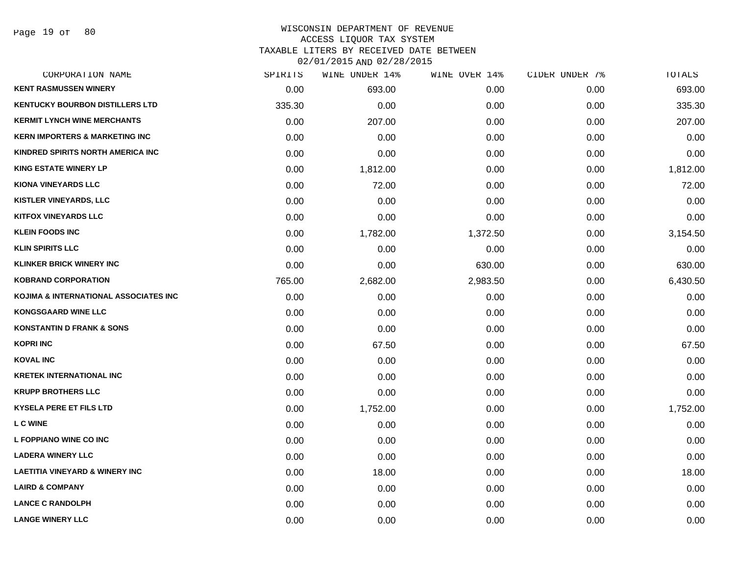WISCONSIN DEPARTMENT OF REVENUE
ACCESS LIQUOR TAX SYSTEM
TAXABLE LITERS BY RECEIVED DATE BETWEEN
02/01/2015 AND 02/28/2015

| CORPORATION NAME | SPIRITS | WINE UNDER 14% | WINE OVER 14% | CIDER UNDER 7% | TOTALS |
|---|---|---|---|---|---|
| KENT RASMUSSEN WINERY | 0.00 | 693.00 | 0.00 | 0.00 | 693.00 |
| KENTUCKY BOURBON DISTILLERS LTD | 335.30 | 0.00 | 0.00 | 0.00 | 335.30 |
| KERMIT LYNCH WINE MERCHANTS | 0.00 | 207.00 | 0.00 | 0.00 | 207.00 |
| KERN IMPORTERS & MARKETING INC | 0.00 | 0.00 | 0.00 | 0.00 | 0.00 |
| KINDRED SPIRITS NORTH AMERICA INC | 0.00 | 0.00 | 0.00 | 0.00 | 0.00 |
| KING ESTATE WINERY LP | 0.00 | 1,812.00 | 0.00 | 0.00 | 1,812.00 |
| KIONA VINEYARDS LLC | 0.00 | 72.00 | 0.00 | 0.00 | 72.00 |
| KISTLER VINEYARDS, LLC | 0.00 | 0.00 | 0.00 | 0.00 | 0.00 |
| KITFOX VINEYARDS LLC | 0.00 | 0.00 | 0.00 | 0.00 | 0.00 |
| KLEIN FOODS INC | 0.00 | 1,782.00 | 1,372.50 | 0.00 | 3,154.50 |
| KLIN SPIRITS LLC | 0.00 | 0.00 | 0.00 | 0.00 | 0.00 |
| KLINKER BRICK WINERY INC | 0.00 | 0.00 | 630.00 | 0.00 | 630.00 |
| KOBRAND CORPORATION | 765.00 | 2,682.00 | 2,983.50 | 0.00 | 6,430.50 |
| KOJIMA & INTERNATIONAL ASSOCIATES INC | 0.00 | 0.00 | 0.00 | 0.00 | 0.00 |
| KONGSGAARD WINE LLC | 0.00 | 0.00 | 0.00 | 0.00 | 0.00 |
| KONSTANTIN D FRANK & SONS | 0.00 | 0.00 | 0.00 | 0.00 | 0.00 |
| KOPRI INC | 0.00 | 67.50 | 0.00 | 0.00 | 67.50 |
| KOVAL INC | 0.00 | 0.00 | 0.00 | 0.00 | 0.00 |
| KRETEK INTERNATIONAL INC | 0.00 | 0.00 | 0.00 | 0.00 | 0.00 |
| KRUPP BROTHERS LLC | 0.00 | 0.00 | 0.00 | 0.00 | 0.00 |
| KYSELA PERE ET FILS LTD | 0.00 | 1,752.00 | 0.00 | 0.00 | 1,752.00 |
| L C WINE | 0.00 | 0.00 | 0.00 | 0.00 | 0.00 |
| L FOPPIANO WINE CO INC | 0.00 | 0.00 | 0.00 | 0.00 | 0.00 |
| LADERA WINERY LLC | 0.00 | 0.00 | 0.00 | 0.00 | 0.00 |
| LAETITIA VINEYARD & WINERY INC | 0.00 | 18.00 | 0.00 | 0.00 | 18.00 |
| LAIRD & COMPANY | 0.00 | 0.00 | 0.00 | 0.00 | 0.00 |
| LANCE C RANDOLPH | 0.00 | 0.00 | 0.00 | 0.00 | 0.00 |
| LANGE WINERY LLC | 0.00 | 0.00 | 0.00 | 0.00 | 0.00 |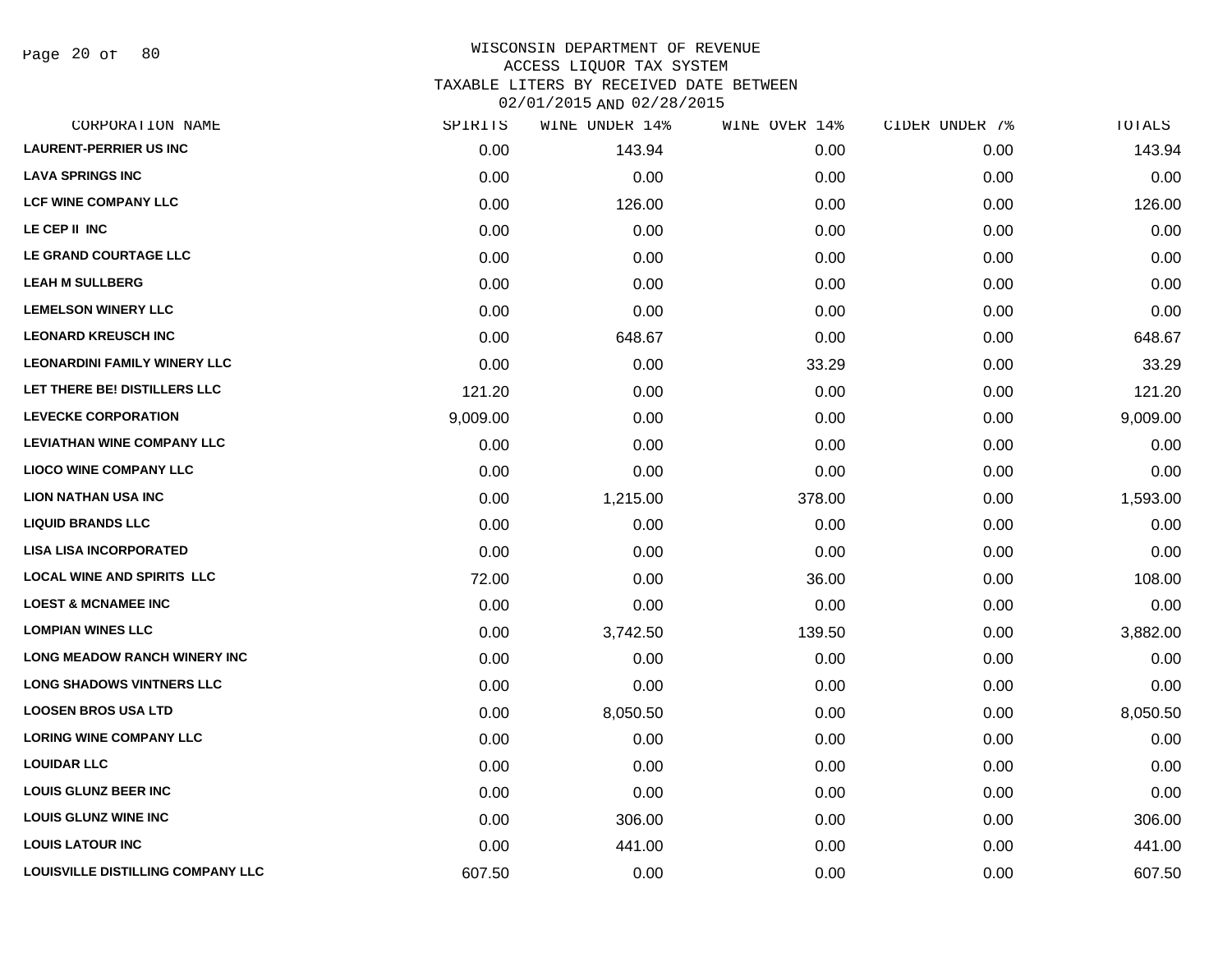# WISCONSIN DEPARTMENT OF REVENUE
## ACCESS LIQUOR TAX SYSTEM
## TAXABLE LITERS BY RECEIVED DATE BETWEEN 02/01/2015 AND 02/28/2015

| CORPORATION NAME | SPIRITS | WINE UNDER 14% | WINE OVER 14% | CIDER UNDER 7% | TOTALS |
|---|---|---|---|---|---|
| LAURENT-PERRIER US INC | 0.00 | 143.94 | 0.00 | 0.00 | 143.94 |
| LAVA SPRINGS INC | 0.00 | 0.00 | 0.00 | 0.00 | 0.00 |
| LCF WINE COMPANY LLC | 0.00 | 126.00 | 0.00 | 0.00 | 126.00 |
| LE CEP II INC | 0.00 | 0.00 | 0.00 | 0.00 | 0.00 |
| LE GRAND COURTAGE LLC | 0.00 | 0.00 | 0.00 | 0.00 | 0.00 |
| LEAH M SULLBERG | 0.00 | 0.00 | 0.00 | 0.00 | 0.00 |
| LEMELSON WINERY LLC | 0.00 | 0.00 | 0.00 | 0.00 | 0.00 |
| LEONARD KREUSCH INC | 0.00 | 648.67 | 0.00 | 0.00 | 648.67 |
| LEONARDINI FAMILY WINERY LLC | 0.00 | 0.00 | 33.29 | 0.00 | 33.29 |
| LET THERE BE! DISTILLERS LLC | 121.20 | 0.00 | 0.00 | 0.00 | 121.20 |
| LEVECKE CORPORATION | 9,009.00 | 0.00 | 0.00 | 0.00 | 9,009.00 |
| LEVIATHAN WINE COMPANY LLC | 0.00 | 0.00 | 0.00 | 0.00 | 0.00 |
| LIOCO WINE COMPANY LLC | 0.00 | 0.00 | 0.00 | 0.00 | 0.00 |
| LION NATHAN USA INC | 0.00 | 1,215.00 | 378.00 | 0.00 | 1,593.00 |
| LIQUID BRANDS LLC | 0.00 | 0.00 | 0.00 | 0.00 | 0.00 |
| LISA LISA INCORPORATED | 0.00 | 0.00 | 0.00 | 0.00 | 0.00 |
| LOCAL WINE AND SPIRITS LLC | 72.00 | 0.00 | 36.00 | 0.00 | 108.00 |
| LOEST & MCNAMEE INC | 0.00 | 0.00 | 0.00 | 0.00 | 0.00 |
| LOMPIAN WINES LLC | 0.00 | 3,742.50 | 139.50 | 0.00 | 3,882.00 |
| LONG MEADOW RANCH WINERY INC | 0.00 | 0.00 | 0.00 | 0.00 | 0.00 |
| LONG SHADOWS VINTNERS LLC | 0.00 | 0.00 | 0.00 | 0.00 | 0.00 |
| LOOSEN BROS USA LTD | 0.00 | 8,050.50 | 0.00 | 0.00 | 8,050.50 |
| LORING WINE COMPANY LLC | 0.00 | 0.00 | 0.00 | 0.00 | 0.00 |
| LOUIDAR LLC | 0.00 | 0.00 | 0.00 | 0.00 | 0.00 |
| LOUIS GLUNZ BEER INC | 0.00 | 0.00 | 0.00 | 0.00 | 0.00 |
| LOUIS GLUNZ WINE INC | 0.00 | 306.00 | 0.00 | 0.00 | 306.00 |
| LOUIS LATOUR INC | 0.00 | 441.00 | 0.00 | 0.00 | 441.00 |
| LOUISVILLE DISTILLING COMPANY LLC | 607.50 | 0.00 | 0.00 | 0.00 | 607.50 |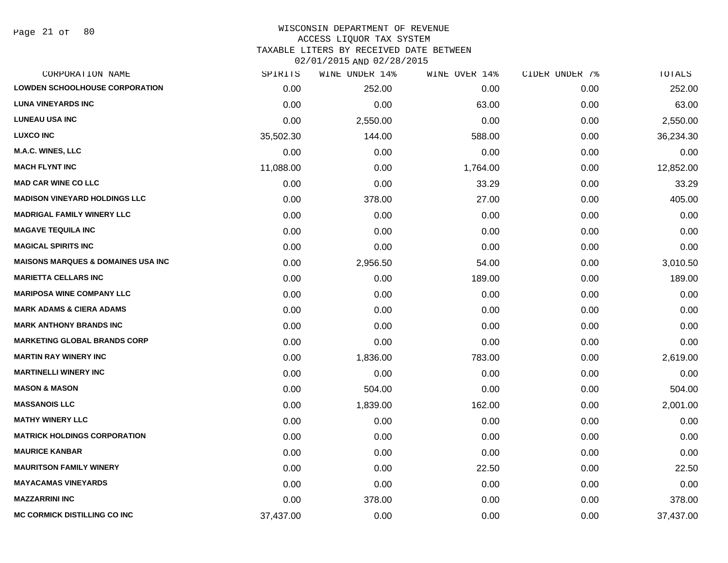# WISCONSIN DEPARTMENT OF REVENUE
## ACCESS LIQUOR TAX SYSTEM
## TAXABLE LITERS BY RECEIVED DATE BETWEEN 02/01/2015 AND 02/28/2015

| CORPORATION NAME | SPIRITS | WINE UNDER 14% | WINE OVER 14% | CIDER UNDER 7% | TOTALS |
|---|---|---|---|---|---|
| LOWDEN SCHOOLHOUSE CORPORATION | 0.00 | 252.00 | 0.00 | 0.00 | 252.00 |
| LUNA VINEYARDS INC | 0.00 | 0.00 | 63.00 | 0.00 | 63.00 |
| LUNEAU USA INC | 0.00 | 2,550.00 | 0.00 | 0.00 | 2,550.00 |
| LUXCO INC | 35,502.30 | 144.00 | 588.00 | 0.00 | 36,234.30 |
| M.A.C. WINES, LLC | 0.00 | 0.00 | 0.00 | 0.00 | 0.00 |
| MACH FLYNT INC | 11,088.00 | 0.00 | 1,764.00 | 0.00 | 12,852.00 |
| MAD CAR WINE CO LLC | 0.00 | 0.00 | 33.29 | 0.00 | 33.29 |
| MADISON VINEYARD HOLDINGS LLC | 0.00 | 378.00 | 27.00 | 0.00 | 405.00 |
| MADRIGAL FAMILY WINERY LLC | 0.00 | 0.00 | 0.00 | 0.00 | 0.00 |
| MAGAVE TEQUILA INC | 0.00 | 0.00 | 0.00 | 0.00 | 0.00 |
| MAGICAL SPIRITS INC | 0.00 | 0.00 | 0.00 | 0.00 | 0.00 |
| MAISONS MARQUES & DOMAINES USA INC | 0.00 | 2,956.50 | 54.00 | 0.00 | 3,010.50 |
| MARIETTA CELLARS INC | 0.00 | 0.00 | 189.00 | 0.00 | 189.00 |
| MARIPOSA WINE COMPANY LLC | 0.00 | 0.00 | 0.00 | 0.00 | 0.00 |
| MARK ADAMS & CIERA ADAMS | 0.00 | 0.00 | 0.00 | 0.00 | 0.00 |
| MARK ANTHONY BRANDS INC | 0.00 | 0.00 | 0.00 | 0.00 | 0.00 |
| MARKETING GLOBAL BRANDS CORP | 0.00 | 0.00 | 0.00 | 0.00 | 0.00 |
| MARTIN RAY WINERY INC | 0.00 | 1,836.00 | 783.00 | 0.00 | 2,619.00 |
| MARTINELLI WINERY INC | 0.00 | 0.00 | 0.00 | 0.00 | 0.00 |
| MASON & MASON | 0.00 | 504.00 | 0.00 | 0.00 | 504.00 |
| MASSANOIS LLC | 0.00 | 1,839.00 | 162.00 | 0.00 | 2,001.00 |
| MATHY WINERY LLC | 0.00 | 0.00 | 0.00 | 0.00 | 0.00 |
| MATRICK HOLDINGS CORPORATION | 0.00 | 0.00 | 0.00 | 0.00 | 0.00 |
| MAURICE KANBAR | 0.00 | 0.00 | 0.00 | 0.00 | 0.00 |
| MAURITSON FAMILY WINERY | 0.00 | 0.00 | 22.50 | 0.00 | 22.50 |
| MAYACAMAS VINEYARDS | 0.00 | 0.00 | 0.00 | 0.00 | 0.00 |
| MAZZARRINI INC | 0.00 | 378.00 | 0.00 | 0.00 | 378.00 |
| MC CORMICK DISTILLING CO INC | 37,437.00 | 0.00 | 0.00 | 0.00 | 37,437.00 |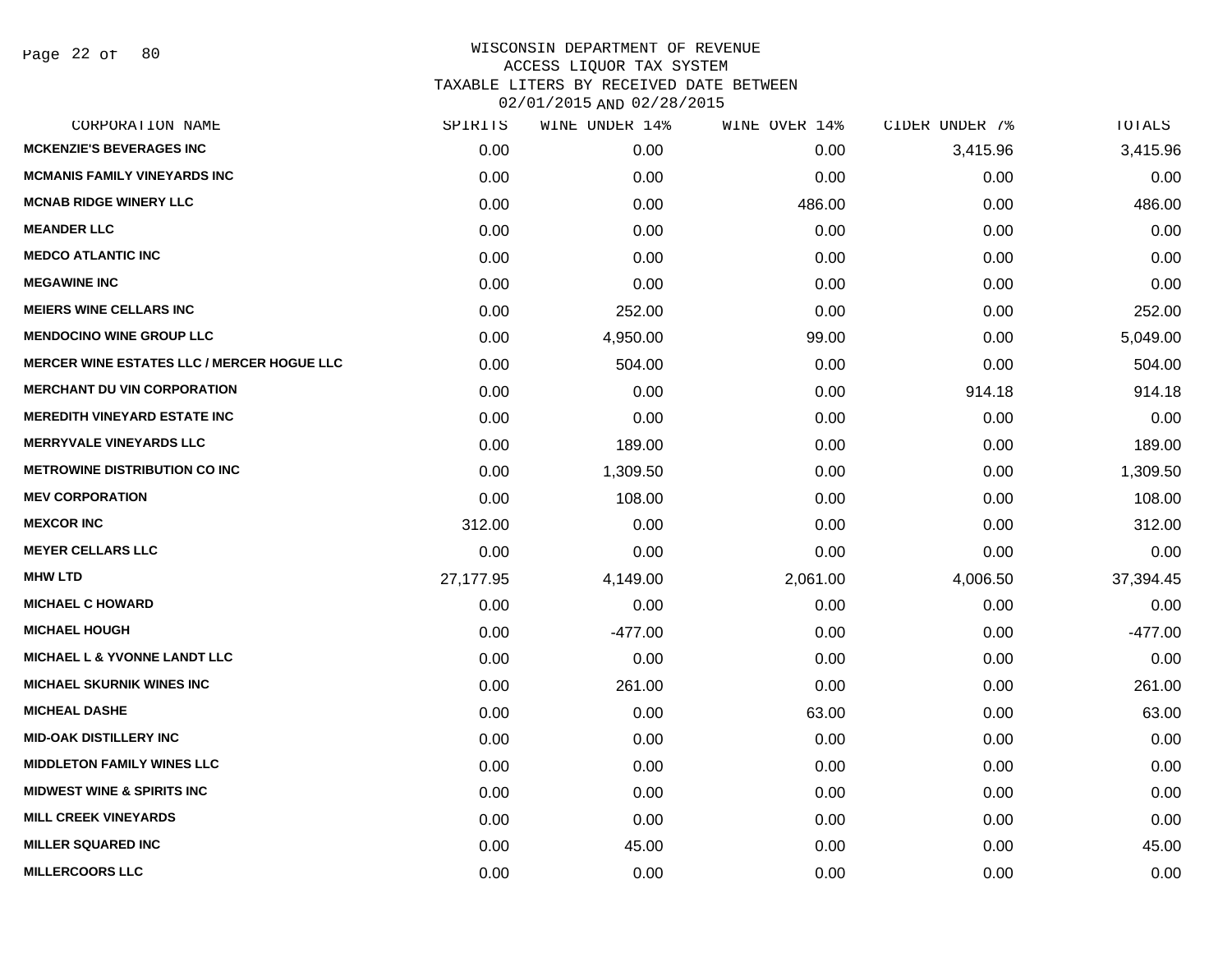# WISCONSIN DEPARTMENT OF REVENUE
## ACCESS LIQUOR TAX SYSTEM
### TAXABLE LITERS BY RECEIVED DATE BETWEEN 02/01/2015 AND 02/28/2015

| CORPORATION NAME | SPIRITS | WINE UNDER 14% | WINE OVER 14% | CIDER UNDER 7% | TOTALS |
|---|---|---|---|---|---|
| MCKENZIE'S BEVERAGES INC | 0.00 | 0.00 | 0.00 | 3,415.96 | 3,415.96 |
| MCMANIS FAMILY VINEYARDS INC | 0.00 | 0.00 | 0.00 | 0.00 | 0.00 |
| MCNAB RIDGE WINERY LLC | 0.00 | 0.00 | 486.00 | 0.00 | 486.00 |
| MEANDER LLC | 0.00 | 0.00 | 0.00 | 0.00 | 0.00 |
| MEDCO ATLANTIC INC | 0.00 | 0.00 | 0.00 | 0.00 | 0.00 |
| MEGAWINE INC | 0.00 | 0.00 | 0.00 | 0.00 | 0.00 |
| MEIERS WINE CELLARS INC | 0.00 | 252.00 | 0.00 | 0.00 | 252.00 |
| MENDOCINO WINE GROUP LLC | 0.00 | 4,950.00 | 99.00 | 0.00 | 5,049.00 |
| MERCER WINE ESTATES LLC / MERCER HOGUE LLC | 0.00 | 504.00 | 0.00 | 0.00 | 504.00 |
| MERCHANT DU VIN CORPORATION | 0.00 | 0.00 | 0.00 | 914.18 | 914.18 |
| MEREDITH VINEYARD ESTATE INC | 0.00 | 0.00 | 0.00 | 0.00 | 0.00 |
| MERRYVALE VINEYARDS LLC | 0.00 | 189.00 | 0.00 | 0.00 | 189.00 |
| METROWINE DISTRIBUTION CO INC | 0.00 | 1,309.50 | 0.00 | 0.00 | 1,309.50 |
| MEV CORPORATION | 0.00 | 108.00 | 0.00 | 0.00 | 108.00 |
| MEXCOR INC | 312.00 | 0.00 | 0.00 | 0.00 | 312.00 |
| MEYER CELLARS LLC | 0.00 | 0.00 | 0.00 | 0.00 | 0.00 |
| MHW LTD | 27,177.95 | 4,149.00 | 2,061.00 | 4,006.50 | 37,394.45 |
| MICHAEL C HOWARD | 0.00 | 0.00 | 0.00 | 0.00 | 0.00 |
| MICHAEL HOUGH | 0.00 | -477.00 | 0.00 | 0.00 | -477.00 |
| MICHAEL L & YVONNE LANDT LLC | 0.00 | 0.00 | 0.00 | 0.00 | 0.00 |
| MICHAEL SKURNIK WINES INC | 0.00 | 261.00 | 0.00 | 0.00 | 261.00 |
| MICHEAL DASHE | 0.00 | 0.00 | 63.00 | 0.00 | 63.00 |
| MID-OAK DISTILLERY INC | 0.00 | 0.00 | 0.00 | 0.00 | 0.00 |
| MIDDLETON FAMILY WINES LLC | 0.00 | 0.00 | 0.00 | 0.00 | 0.00 |
| MIDWEST WINE & SPIRITS INC | 0.00 | 0.00 | 0.00 | 0.00 | 0.00 |
| MILL CREEK VINEYARDS | 0.00 | 0.00 | 0.00 | 0.00 | 0.00 |
| MILLER SQUARED INC | 0.00 | 45.00 | 0.00 | 0.00 | 45.00 |
| MILLERCOORS LLC | 0.00 | 0.00 | 0.00 | 0.00 | 0.00 |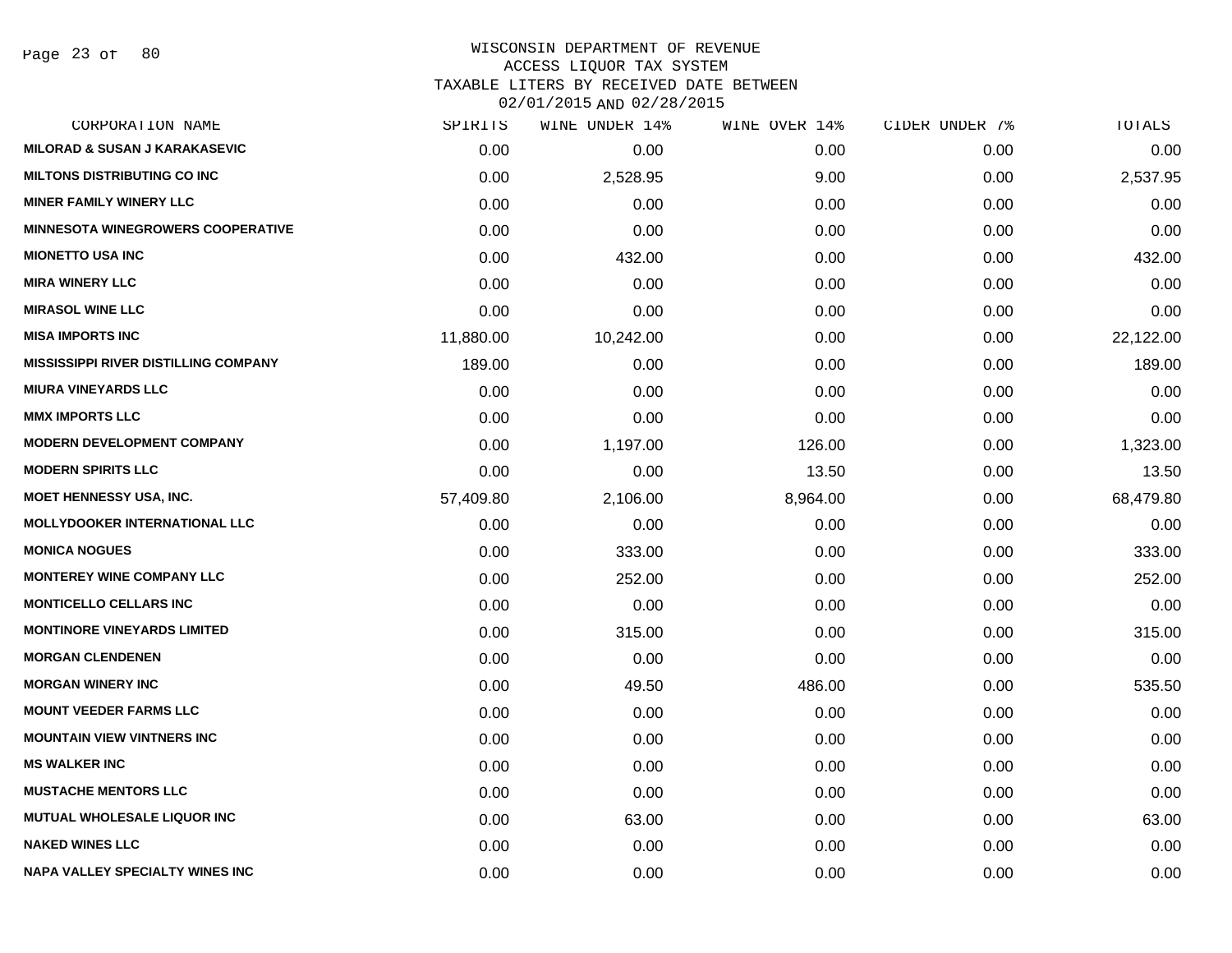WISCONSIN DEPARTMENT OF REVENUE
ACCESS LIQUOR TAX SYSTEM
TAXABLE LITERS BY RECEIVED DATE BETWEEN
02/01/2015 AND 02/28/2015

| CORPORATION NAME | SPIRITS | WINE UNDER 14% | WINE OVER 14% | CIDER UNDER 7% | TOTALS |
|---|---|---|---|---|---|
| MILORAD & SUSAN J KARAKASEVIC | 0.00 | 0.00 | 0.00 | 0.00 | 0.00 |
| MILTONS DISTRIBUTING CO INC | 0.00 | 2,528.95 | 9.00 | 0.00 | 2,537.95 |
| MINER FAMILY WINERY LLC | 0.00 | 0.00 | 0.00 | 0.00 | 0.00 |
| MINNESOTA WINEGROWERS COOPERATIVE | 0.00 | 0.00 | 0.00 | 0.00 | 0.00 |
| MIONETTO USA INC | 0.00 | 432.00 | 0.00 | 0.00 | 432.00 |
| MIRA WINERY LLC | 0.00 | 0.00 | 0.00 | 0.00 | 0.00 |
| MIRASOL WINE LLC | 0.00 | 0.00 | 0.00 | 0.00 | 0.00 |
| MISA IMPORTS INC | 11,880.00 | 10,242.00 | 0.00 | 0.00 | 22,122.00 |
| MISSISSIPPI RIVER DISTILLING COMPANY | 189.00 | 0.00 | 0.00 | 0.00 | 189.00 |
| MIURA VINEYARDS LLC | 0.00 | 0.00 | 0.00 | 0.00 | 0.00 |
| MMX IMPORTS LLC | 0.00 | 0.00 | 0.00 | 0.00 | 0.00 |
| MODERN DEVELOPMENT COMPANY | 0.00 | 1,197.00 | 126.00 | 0.00 | 1,323.00 |
| MODERN SPIRITS LLC | 0.00 | 0.00 | 13.50 | 0.00 | 13.50 |
| MOET HENNESSY USA, INC. | 57,409.80 | 2,106.00 | 8,964.00 | 0.00 | 68,479.80 |
| MOLLYDOOKER INTERNATIONAL LLC | 0.00 | 0.00 | 0.00 | 0.00 | 0.00 |
| MONICA NOGUES | 0.00 | 333.00 | 0.00 | 0.00 | 333.00 |
| MONTEREY WINE COMPANY LLC | 0.00 | 252.00 | 0.00 | 0.00 | 252.00 |
| MONTICELLO CELLARS INC | 0.00 | 0.00 | 0.00 | 0.00 | 0.00 |
| MONTINORE VINEYARDS LIMITED | 0.00 | 315.00 | 0.00 | 0.00 | 315.00 |
| MORGAN CLENDENEN | 0.00 | 0.00 | 0.00 | 0.00 | 0.00 |
| MORGAN WINERY INC | 0.00 | 49.50 | 486.00 | 0.00 | 535.50 |
| MOUNT VEEDER FARMS LLC | 0.00 | 0.00 | 0.00 | 0.00 | 0.00 |
| MOUNTAIN VIEW VINTNERS INC | 0.00 | 0.00 | 0.00 | 0.00 | 0.00 |
| MS WALKER INC | 0.00 | 0.00 | 0.00 | 0.00 | 0.00 |
| MUSTACHE MENTORS LLC | 0.00 | 0.00 | 0.00 | 0.00 | 0.00 |
| MUTUAL WHOLESALE LIQUOR INC | 0.00 | 63.00 | 0.00 | 0.00 | 63.00 |
| NAKED WINES LLC | 0.00 | 0.00 | 0.00 | 0.00 | 0.00 |
| NAPA VALLEY SPECIALTY WINES INC | 0.00 | 0.00 | 0.00 | 0.00 | 0.00 |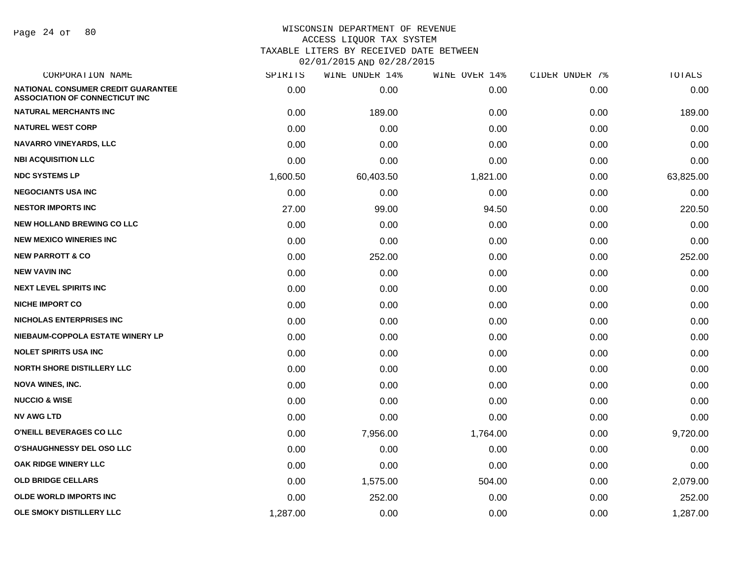# WISCONSIN DEPARTMENT OF REVENUE
## ACCESS LIQUOR TAX SYSTEM
## TAXABLE LITERS BY RECEIVED DATE BETWEEN 02/01/2015 AND 02/28/2015

| CORPORATION NAME | SPIRITS | WINE UNDER 14% | WINE OVER 14% | CIDER UNDER 7% | TOTALS |
|---|---|---|---|---|---|
| NATIONAL CONSUMER CREDIT GUARANTEE ASSOCIATION OF CONNECTICUT INC | 0.00 | 0.00 | 0.00 | 0.00 | 0.00 |
| NATURAL MERCHANTS INC | 0.00 | 189.00 | 0.00 | 0.00 | 189.00 |
| NATUREL WEST CORP | 0.00 | 0.00 | 0.00 | 0.00 | 0.00 |
| NAVARRO VINEYARDS, LLC | 0.00 | 0.00 | 0.00 | 0.00 | 0.00 |
| NBI ACQUISITION LLC | 0.00 | 0.00 | 0.00 | 0.00 | 0.00 |
| NDC SYSTEMS LP | 1,600.50 | 60,403.50 | 1,821.00 | 0.00 | 63,825.00 |
| NEGOCIANTS USA INC | 0.00 | 0.00 | 0.00 | 0.00 | 0.00 |
| NESTOR IMPORTS INC | 27.00 | 99.00 | 94.50 | 0.00 | 220.50 |
| NEW HOLLAND BREWING CO LLC | 0.00 | 0.00 | 0.00 | 0.00 | 0.00 |
| NEW MEXICO WINERIES INC | 0.00 | 0.00 | 0.00 | 0.00 | 0.00 |
| NEW PARROTT & CO | 0.00 | 252.00 | 0.00 | 0.00 | 252.00 |
| NEW VAVIN INC | 0.00 | 0.00 | 0.00 | 0.00 | 0.00 |
| NEXT LEVEL SPIRITS INC | 0.00 | 0.00 | 0.00 | 0.00 | 0.00 |
| NICHE IMPORT CO | 0.00 | 0.00 | 0.00 | 0.00 | 0.00 |
| NICHOLAS ENTERPRISES INC | 0.00 | 0.00 | 0.00 | 0.00 | 0.00 |
| NIEBAUM-COPPOLA ESTATE WINERY LP | 0.00 | 0.00 | 0.00 | 0.00 | 0.00 |
| NOLET SPIRITS USA INC | 0.00 | 0.00 | 0.00 | 0.00 | 0.00 |
| NORTH SHORE DISTILLERY LLC | 0.00 | 0.00 | 0.00 | 0.00 | 0.00 |
| NOVA WINES, INC. | 0.00 | 0.00 | 0.00 | 0.00 | 0.00 |
| NUCCIO & WISE | 0.00 | 0.00 | 0.00 | 0.00 | 0.00 |
| NV AWG LTD | 0.00 | 0.00 | 0.00 | 0.00 | 0.00 |
| O'NEILL BEVERAGES CO LLC | 0.00 | 7,956.00 | 1,764.00 | 0.00 | 9,720.00 |
| O'SHAUGHNESSY DEL OSO LLC | 0.00 | 0.00 | 0.00 | 0.00 | 0.00 |
| OAK RIDGE WINERY LLC | 0.00 | 0.00 | 0.00 | 0.00 | 0.00 |
| OLD BRIDGE CELLARS | 0.00 | 1,575.00 | 504.00 | 0.00 | 2,079.00 |
| OLDE WORLD IMPORTS INC | 0.00 | 252.00 | 0.00 | 0.00 | 252.00 |
| OLE SMOKY DISTILLERY LLC | 1,287.00 | 0.00 | 0.00 | 0.00 | 1,287.00 |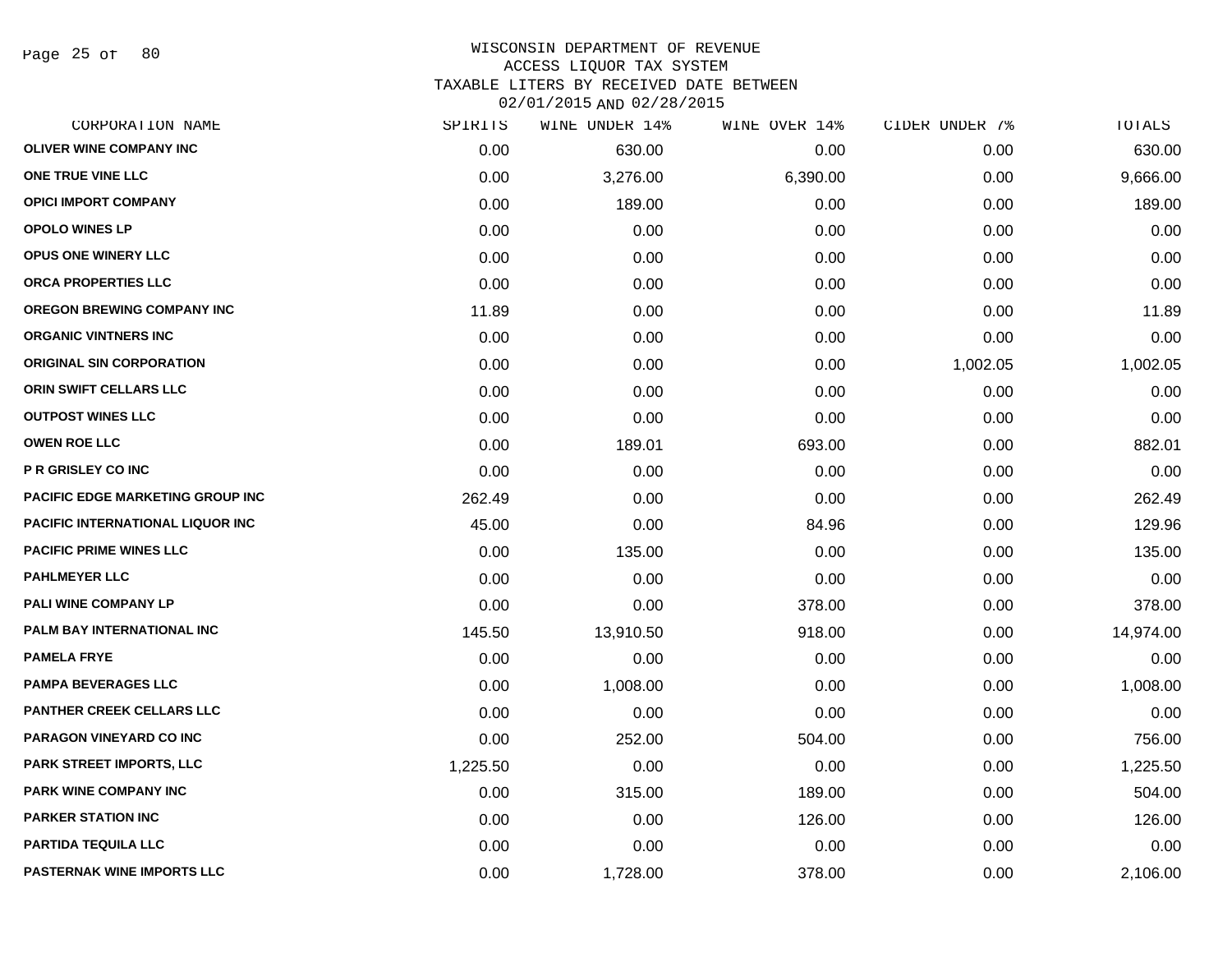WISCONSIN DEPARTMENT OF REVENUE
ACCESS LIQUOR TAX SYSTEM
TAXABLE LITERS BY RECEIVED DATE BETWEEN
02/01/2015 AND 02/28/2015

| CORPORATION NAME | SPIRITS | WINE UNDER 14% | WINE OVER 14% | CIDER UNDER 7% | TOTALS |
|---|---|---|---|---|---|
| OLIVER WINE COMPANY INC | 0.00 | 630.00 | 0.00 | 0.00 | 630.00 |
| ONE TRUE VINE LLC | 0.00 | 3,276.00 | 6,390.00 | 0.00 | 9,666.00 |
| OPICI IMPORT COMPANY | 0.00 | 189.00 | 0.00 | 0.00 | 189.00 |
| OPOLO WINES LP | 0.00 | 0.00 | 0.00 | 0.00 | 0.00 |
| OPUS ONE WINERY LLC | 0.00 | 0.00 | 0.00 | 0.00 | 0.00 |
| ORCA PROPERTIES LLC | 0.00 | 0.00 | 0.00 | 0.00 | 0.00 |
| OREGON BREWING COMPANY INC | 11.89 | 0.00 | 0.00 | 0.00 | 11.89 |
| ORGANIC VINTNERS INC | 0.00 | 0.00 | 0.00 | 0.00 | 0.00 |
| ORIGINAL SIN CORPORATION | 0.00 | 0.00 | 0.00 | 1,002.05 | 1,002.05 |
| ORIN SWIFT CELLARS LLC | 0.00 | 0.00 | 0.00 | 0.00 | 0.00 |
| OUTPOST WINES LLC | 0.00 | 0.00 | 0.00 | 0.00 | 0.00 |
| OWEN ROE LLC | 0.00 | 189.01 | 693.00 | 0.00 | 882.01 |
| P R GRISLEY CO INC | 0.00 | 0.00 | 0.00 | 0.00 | 0.00 |
| PACIFIC EDGE MARKETING GROUP INC | 262.49 | 0.00 | 0.00 | 0.00 | 262.49 |
| PACIFIC INTERNATIONAL LIQUOR INC | 45.00 | 0.00 | 84.96 | 0.00 | 129.96 |
| PACIFIC PRIME WINES LLC | 0.00 | 135.00 | 0.00 | 0.00 | 135.00 |
| PAHLMEYER LLC | 0.00 | 0.00 | 0.00 | 0.00 | 0.00 |
| PALI WINE COMPANY LP | 0.00 | 0.00 | 378.00 | 0.00 | 378.00 |
| PALM BAY INTERNATIONAL INC | 145.50 | 13,910.50 | 918.00 | 0.00 | 14,974.00 |
| PAMELA FRYE | 0.00 | 0.00 | 0.00 | 0.00 | 0.00 |
| PAMPA BEVERAGES LLC | 0.00 | 1,008.00 | 0.00 | 0.00 | 1,008.00 |
| PANTHER CREEK CELLARS LLC | 0.00 | 0.00 | 0.00 | 0.00 | 0.00 |
| PARAGON VINEYARD CO INC | 0.00 | 252.00 | 504.00 | 0.00 | 756.00 |
| PARK STREET IMPORTS, LLC | 1,225.50 | 0.00 | 0.00 | 0.00 | 1,225.50 |
| PARK WINE COMPANY INC | 0.00 | 315.00 | 189.00 | 0.00 | 504.00 |
| PARKER STATION INC | 0.00 | 0.00 | 126.00 | 0.00 | 126.00 |
| PARTIDA TEQUILA LLC | 0.00 | 0.00 | 0.00 | 0.00 | 0.00 |
| PASTERNAK WINE IMPORTS LLC | 0.00 | 1,728.00 | 378.00 | 0.00 | 2,106.00 |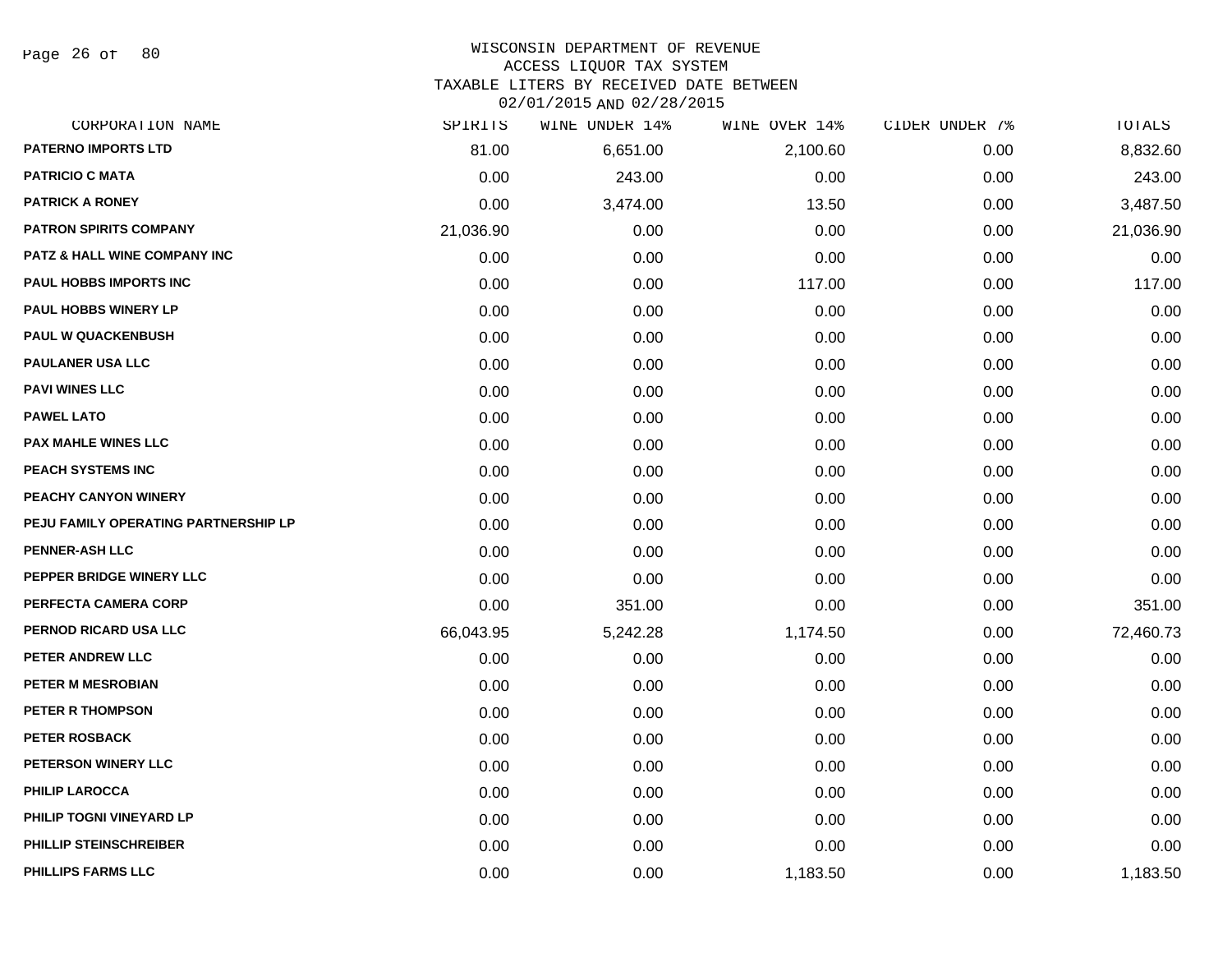# WISCONSIN DEPARTMENT OF REVENUE
## ACCESS LIQUOR TAX SYSTEM
## TAXABLE LITERS BY RECEIVED DATE BETWEEN 02/01/2015 AND 02/28/2015

| CORPORATION NAME | SPIRITS | WINE UNDER 14% | WINE OVER 14% | CIDER UNDER 7% | TOTALS |
|---|---|---|---|---|---|
| PATERNO IMPORTS LTD | 81.00 | 6,651.00 | 2,100.60 | 0.00 | 8,832.60 |
| PATRICIO C MATA | 0.00 | 243.00 | 0.00 | 0.00 | 243.00 |
| PATRICK A RONEY | 0.00 | 3,474.00 | 13.50 | 0.00 | 3,487.50 |
| PATRON SPIRITS COMPANY | 21,036.90 | 0.00 | 0.00 | 0.00 | 21,036.90 |
| PATZ & HALL WINE COMPANY INC | 0.00 | 0.00 | 0.00 | 0.00 | 0.00 |
| PAUL HOBBS IMPORTS INC | 0.00 | 0.00 | 117.00 | 0.00 | 117.00 |
| PAUL HOBBS WINERY LP | 0.00 | 0.00 | 0.00 | 0.00 | 0.00 |
| PAUL W QUACKENBUSH | 0.00 | 0.00 | 0.00 | 0.00 | 0.00 |
| PAULANER USA LLC | 0.00 | 0.00 | 0.00 | 0.00 | 0.00 |
| PAVI WINES LLC | 0.00 | 0.00 | 0.00 | 0.00 | 0.00 |
| PAWEL LATO | 0.00 | 0.00 | 0.00 | 0.00 | 0.00 |
| PAX MAHLE WINES LLC | 0.00 | 0.00 | 0.00 | 0.00 | 0.00 |
| PEACH SYSTEMS INC | 0.00 | 0.00 | 0.00 | 0.00 | 0.00 |
| PEACHY CANYON WINERY | 0.00 | 0.00 | 0.00 | 0.00 | 0.00 |
| PEJU FAMILY OPERATING PARTNERSHIP LP | 0.00 | 0.00 | 0.00 | 0.00 | 0.00 |
| PENNER-ASH LLC | 0.00 | 0.00 | 0.00 | 0.00 | 0.00 |
| PEPPER BRIDGE WINERY LLC | 0.00 | 0.00 | 0.00 | 0.00 | 0.00 |
| PERFECTA CAMERA CORP | 0.00 | 351.00 | 0.00 | 0.00 | 351.00 |
| PERNOD RICARD USA LLC | 66,043.95 | 5,242.28 | 1,174.50 | 0.00 | 72,460.73 |
| PETER ANDREW LLC | 0.00 | 0.00 | 0.00 | 0.00 | 0.00 |
| PETER M MESROBIAN | 0.00 | 0.00 | 0.00 | 0.00 | 0.00 |
| PETER R THOMPSON | 0.00 | 0.00 | 0.00 | 0.00 | 0.00 |
| PETER ROSBACK | 0.00 | 0.00 | 0.00 | 0.00 | 0.00 |
| PETERSON WINERY LLC | 0.00 | 0.00 | 0.00 | 0.00 | 0.00 |
| PHILIP LAROCCA | 0.00 | 0.00 | 0.00 | 0.00 | 0.00 |
| PHILIP TOGNI VINEYARD LP | 0.00 | 0.00 | 0.00 | 0.00 | 0.00 |
| PHILLIP STEINSCHREIBER | 0.00 | 0.00 | 0.00 | 0.00 | 0.00 |
| PHILLIPS FARMS LLC | 0.00 | 0.00 | 1,183.50 | 0.00 | 1,183.50 |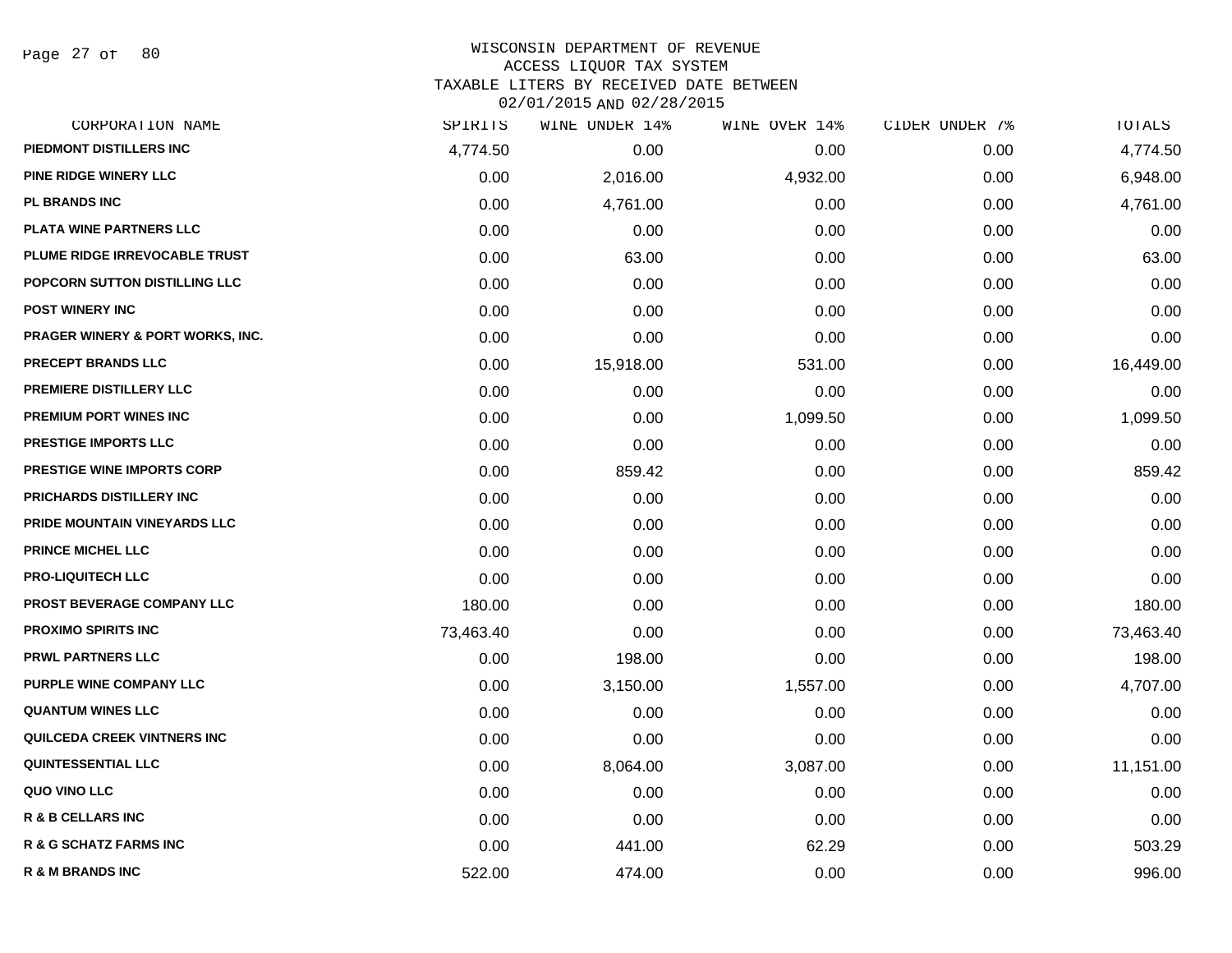# WISCONSIN DEPARTMENT OF REVENUE
## ACCESS LIQUOR TAX SYSTEM
## TAXABLE LITERS BY RECEIVED DATE BETWEEN 02/01/2015 AND 02/28/2015

| CORPORATION NAME | SPIRITS | WINE UNDER 14% | WINE OVER 14% | CIDER UNDER 7% | TOTALS |
|---|---|---|---|---|---|
| PIEDMONT DISTILLERS INC | 4,774.50 | 0.00 | 0.00 | 0.00 | 4,774.50 |
| PINE RIDGE WINERY LLC | 0.00 | 2,016.00 | 4,932.00 | 0.00 | 6,948.00 |
| PL BRANDS INC | 0.00 | 4,761.00 | 0.00 | 0.00 | 4,761.00 |
| PLATA WINE PARTNERS LLC | 0.00 | 0.00 | 0.00 | 0.00 | 0.00 |
| PLUME RIDGE IRREVOCABLE TRUST | 0.00 | 63.00 | 0.00 | 0.00 | 63.00 |
| POPCORN SUTTON DISTILLING LLC | 0.00 | 0.00 | 0.00 | 0.00 | 0.00 |
| POST WINERY INC | 0.00 | 0.00 | 0.00 | 0.00 | 0.00 |
| PRAGER WINERY & PORT WORKS, INC. | 0.00 | 0.00 | 0.00 | 0.00 | 0.00 |
| PRECEPT BRANDS LLC | 0.00 | 15,918.00 | 531.00 | 0.00 | 16,449.00 |
| PREMIERE DISTILLERY LLC | 0.00 | 0.00 | 0.00 | 0.00 | 0.00 |
| PREMIUM PORT WINES INC | 0.00 | 0.00 | 1,099.50 | 0.00 | 1,099.50 |
| PRESTIGE IMPORTS LLC | 0.00 | 0.00 | 0.00 | 0.00 | 0.00 |
| PRESTIGE WINE IMPORTS CORP | 0.00 | 859.42 | 0.00 | 0.00 | 859.42 |
| PRICHARDS DISTILLERY INC | 0.00 | 0.00 | 0.00 | 0.00 | 0.00 |
| PRIDE MOUNTAIN VINEYARDS LLC | 0.00 | 0.00 | 0.00 | 0.00 | 0.00 |
| PRINCE MICHEL LLC | 0.00 | 0.00 | 0.00 | 0.00 | 0.00 |
| PRO-LIQUITECH LLC | 0.00 | 0.00 | 0.00 | 0.00 | 0.00 |
| PROST BEVERAGE COMPANY LLC | 180.00 | 0.00 | 0.00 | 0.00 | 180.00 |
| PROXIMO SPIRITS INC | 73,463.40 | 0.00 | 0.00 | 0.00 | 73,463.40 |
| PRWL PARTNERS LLC | 0.00 | 198.00 | 0.00 | 0.00 | 198.00 |
| PURPLE WINE COMPANY LLC | 0.00 | 3,150.00 | 1,557.00 | 0.00 | 4,707.00 |
| QUANTUM WINES LLC | 0.00 | 0.00 | 0.00 | 0.00 | 0.00 |
| QUILCEDA CREEK VINTNERS INC | 0.00 | 0.00 | 0.00 | 0.00 | 0.00 |
| QUINTESSENTIAL LLC | 0.00 | 8,064.00 | 3,087.00 | 0.00 | 11,151.00 |
| QUO VINO LLC | 0.00 | 0.00 | 0.00 | 0.00 | 0.00 |
| R & B CELLARS INC | 0.00 | 0.00 | 0.00 | 0.00 | 0.00 |
| R & G SCHATZ FARMS INC | 0.00 | 441.00 | 62.29 | 0.00 | 503.29 |
| R & M BRANDS INC | 522.00 | 474.00 | 0.00 | 0.00 | 996.00 |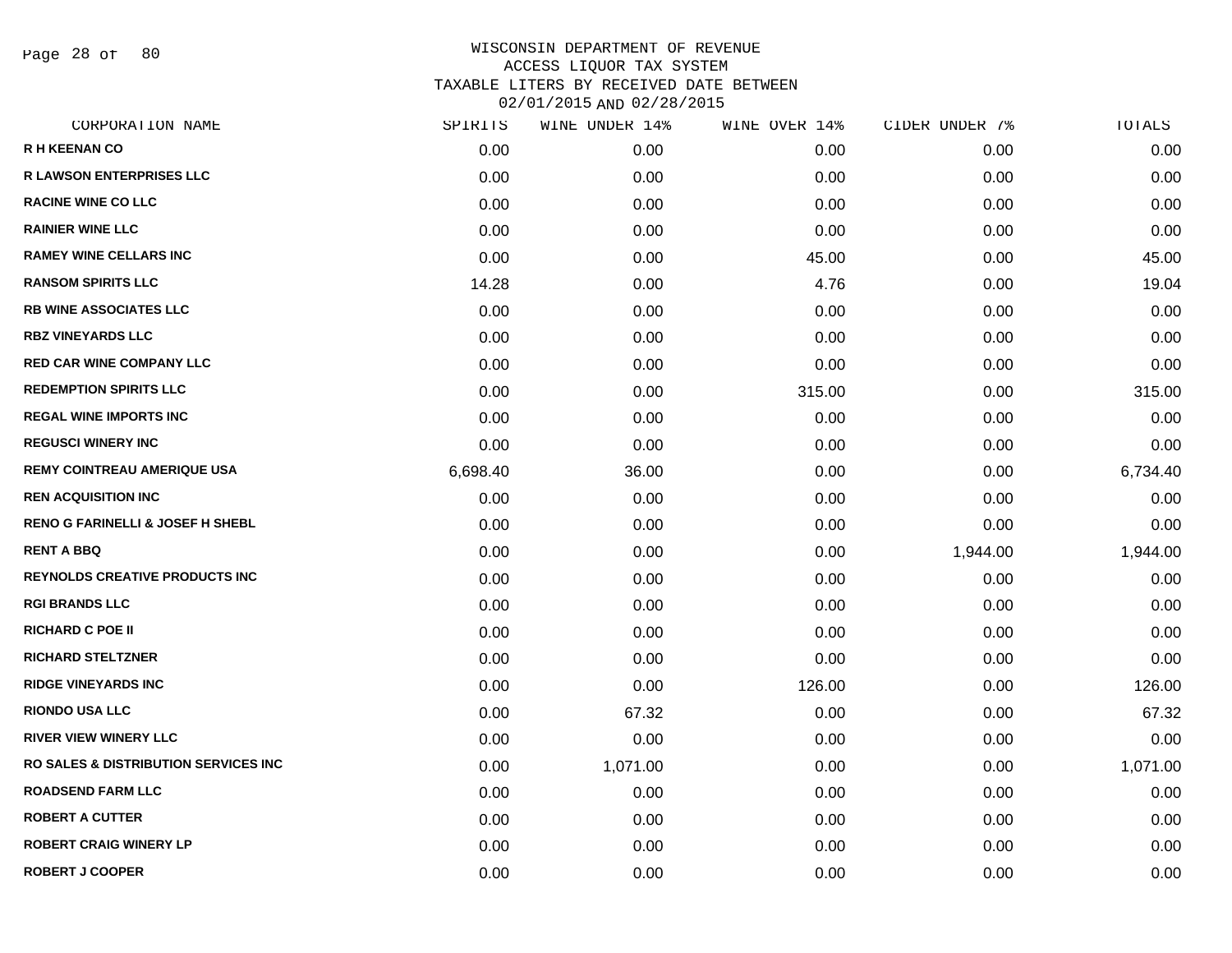# WISCONSIN DEPARTMENT OF REVENUE
## ACCESS LIQUOR TAX SYSTEM
### TAXABLE LITERS BY RECEIVED DATE BETWEEN 02/01/2015 AND 02/28/2015

| CORPORATION NAME | SPIRITS | WINE UNDER 14% | WINE OVER 14% | CIDER UNDER 7% | TOTALS |
|---|---|---|---|---|---|
| R H KEENAN CO | 0.00 | 0.00 | 0.00 | 0.00 | 0.00 |
| R LAWSON ENTERPRISES LLC | 0.00 | 0.00 | 0.00 | 0.00 | 0.00 |
| RACINE WINE CO LLC | 0.00 | 0.00 | 0.00 | 0.00 | 0.00 |
| RAINIER WINE LLC | 0.00 | 0.00 | 0.00 | 0.00 | 0.00 |
| RAMEY WINE CELLARS INC | 0.00 | 0.00 | 45.00 | 0.00 | 45.00 |
| RANSOM SPIRITS LLC | 14.28 | 0.00 | 4.76 | 0.00 | 19.04 |
| RB WINE ASSOCIATES LLC | 0.00 | 0.00 | 0.00 | 0.00 | 0.00 |
| RBZ VINEYARDS LLC | 0.00 | 0.00 | 0.00 | 0.00 | 0.00 |
| RED CAR WINE COMPANY LLC | 0.00 | 0.00 | 0.00 | 0.00 | 0.00 |
| REDEMPTION SPIRITS LLC | 0.00 | 0.00 | 315.00 | 0.00 | 315.00 |
| REGAL WINE IMPORTS INC | 0.00 | 0.00 | 0.00 | 0.00 | 0.00 |
| REGUSCI WINERY INC | 0.00 | 0.00 | 0.00 | 0.00 | 0.00 |
| REMY COINTREAU AMERIQUE USA | 6,698.40 | 36.00 | 0.00 | 0.00 | 6,734.40 |
| REN ACQUISITION INC | 0.00 | 0.00 | 0.00 | 0.00 | 0.00 |
| RENO G FARINELLI & JOSEF H SHEBL | 0.00 | 0.00 | 0.00 | 0.00 | 0.00 |
| RENT A BBQ | 0.00 | 0.00 | 0.00 | 1,944.00 | 1,944.00 |
| REYNOLDS CREATIVE PRODUCTS INC | 0.00 | 0.00 | 0.00 | 0.00 | 0.00 |
| RGI BRANDS LLC | 0.00 | 0.00 | 0.00 | 0.00 | 0.00 |
| RICHARD C POE II | 0.00 | 0.00 | 0.00 | 0.00 | 0.00 |
| RICHARD STELTZNER | 0.00 | 0.00 | 0.00 | 0.00 | 0.00 |
| RIDGE VINEYARDS INC | 0.00 | 0.00 | 126.00 | 0.00 | 126.00 |
| RIONDO USA LLC | 0.00 | 67.32 | 0.00 | 0.00 | 67.32 |
| RIVER VIEW WINERY LLC | 0.00 | 0.00 | 0.00 | 0.00 | 0.00 |
| RO SALES & DISTRIBUTION SERVICES INC | 0.00 | 1,071.00 | 0.00 | 0.00 | 1,071.00 |
| ROADSEND FARM LLC | 0.00 | 0.00 | 0.00 | 0.00 | 0.00 |
| ROBERT A CUTTER | 0.00 | 0.00 | 0.00 | 0.00 | 0.00 |
| ROBERT CRAIG WINERY LP | 0.00 | 0.00 | 0.00 | 0.00 | 0.00 |
| ROBERT J COOPER | 0.00 | 0.00 | 0.00 | 0.00 | 0.00 |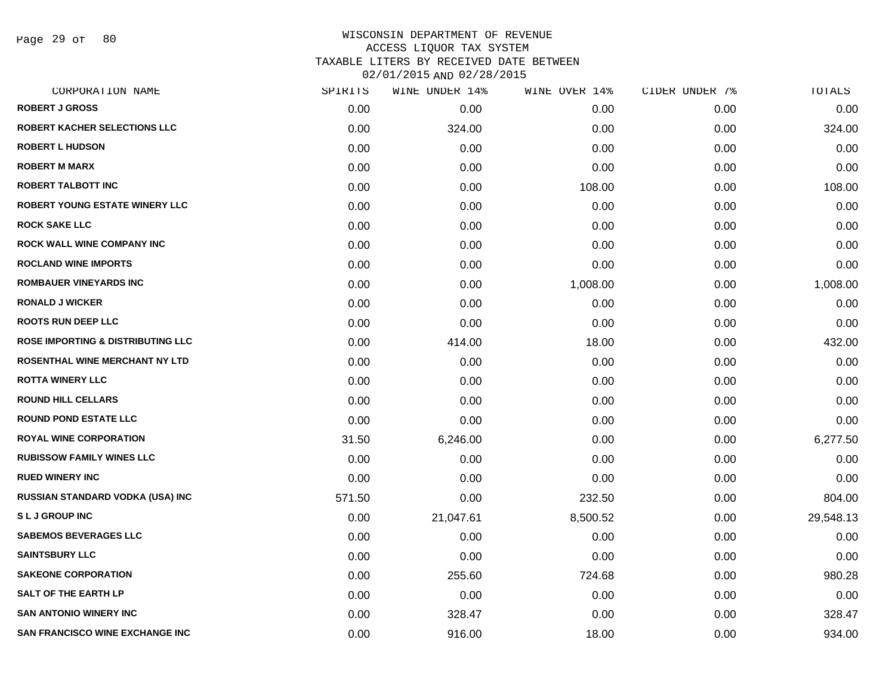WISCONSIN DEPARTMENT OF REVENUE
ACCESS LIQUOR TAX SYSTEM
TAXABLE LITERS BY RECEIVED DATE BETWEEN
02/01/2015 AND 02/28/2015

| CORPORATION NAME | SPIRITS | WINE UNDER 14% | WINE OVER 14% | CIDER UNDER 7% | TOTALS |
|---|---|---|---|---|---|
| ROBERT J GROSS | 0.00 | 0.00 | 0.00 | 0.00 | 0.00 |
| ROBERT KACHER SELECTIONS LLC | 0.00 | 324.00 | 0.00 | 0.00 | 324.00 |
| ROBERT L HUDSON | 0.00 | 0.00 | 0.00 | 0.00 | 0.00 |
| ROBERT M MARX | 0.00 | 0.00 | 0.00 | 0.00 | 0.00 |
| ROBERT TALBOTT INC | 0.00 | 0.00 | 108.00 | 0.00 | 108.00 |
| ROBERT YOUNG ESTATE WINERY LLC | 0.00 | 0.00 | 0.00 | 0.00 | 0.00 |
| ROCK SAKE LLC | 0.00 | 0.00 | 0.00 | 0.00 | 0.00 |
| ROCK WALL WINE COMPANY INC | 0.00 | 0.00 | 0.00 | 0.00 | 0.00 |
| ROCLAND WINE IMPORTS | 0.00 | 0.00 | 0.00 | 0.00 | 0.00 |
| ROMBAUER VINEYARDS INC | 0.00 | 0.00 | 1,008.00 | 0.00 | 1,008.00 |
| RONALD J WICKER | 0.00 | 0.00 | 0.00 | 0.00 | 0.00 |
| ROOTS RUN DEEP LLC | 0.00 | 0.00 | 0.00 | 0.00 | 0.00 |
| ROSE IMPORTING & DISTRIBUTING LLC | 0.00 | 414.00 | 18.00 | 0.00 | 432.00 |
| ROSENTHAL WINE MERCHANT NY LTD | 0.00 | 0.00 | 0.00 | 0.00 | 0.00 |
| ROTTA WINERY LLC | 0.00 | 0.00 | 0.00 | 0.00 | 0.00 |
| ROUND HILL CELLARS | 0.00 | 0.00 | 0.00 | 0.00 | 0.00 |
| ROUND POND ESTATE LLC | 0.00 | 0.00 | 0.00 | 0.00 | 0.00 |
| ROYAL WINE CORPORATION | 31.50 | 6,246.00 | 0.00 | 0.00 | 6,277.50 |
| RUBISSOW FAMILY WINES LLC | 0.00 | 0.00 | 0.00 | 0.00 | 0.00 |
| RUED WINERY INC | 0.00 | 0.00 | 0.00 | 0.00 | 0.00 |
| RUSSIAN STANDARD VODKA (USA) INC | 571.50 | 0.00 | 232.50 | 0.00 | 804.00 |
| S L J GROUP INC | 0.00 | 21,047.61 | 8,500.52 | 0.00 | 29,548.13 |
| SABEMOS BEVERAGES LLC | 0.00 | 0.00 | 0.00 | 0.00 | 0.00 |
| SAINTSBURY LLC | 0.00 | 0.00 | 0.00 | 0.00 | 0.00 |
| SAKEONE CORPORATION | 0.00 | 255.60 | 724.68 | 0.00 | 980.28 |
| SALT OF THE EARTH LP | 0.00 | 0.00 | 0.00 | 0.00 | 0.00 |
| SAN ANTONIO WINERY INC | 0.00 | 328.47 | 0.00 | 0.00 | 328.47 |
| SAN FRANCISCO WINE EXCHANGE INC | 0.00 | 916.00 | 18.00 | 0.00 | 934.00 |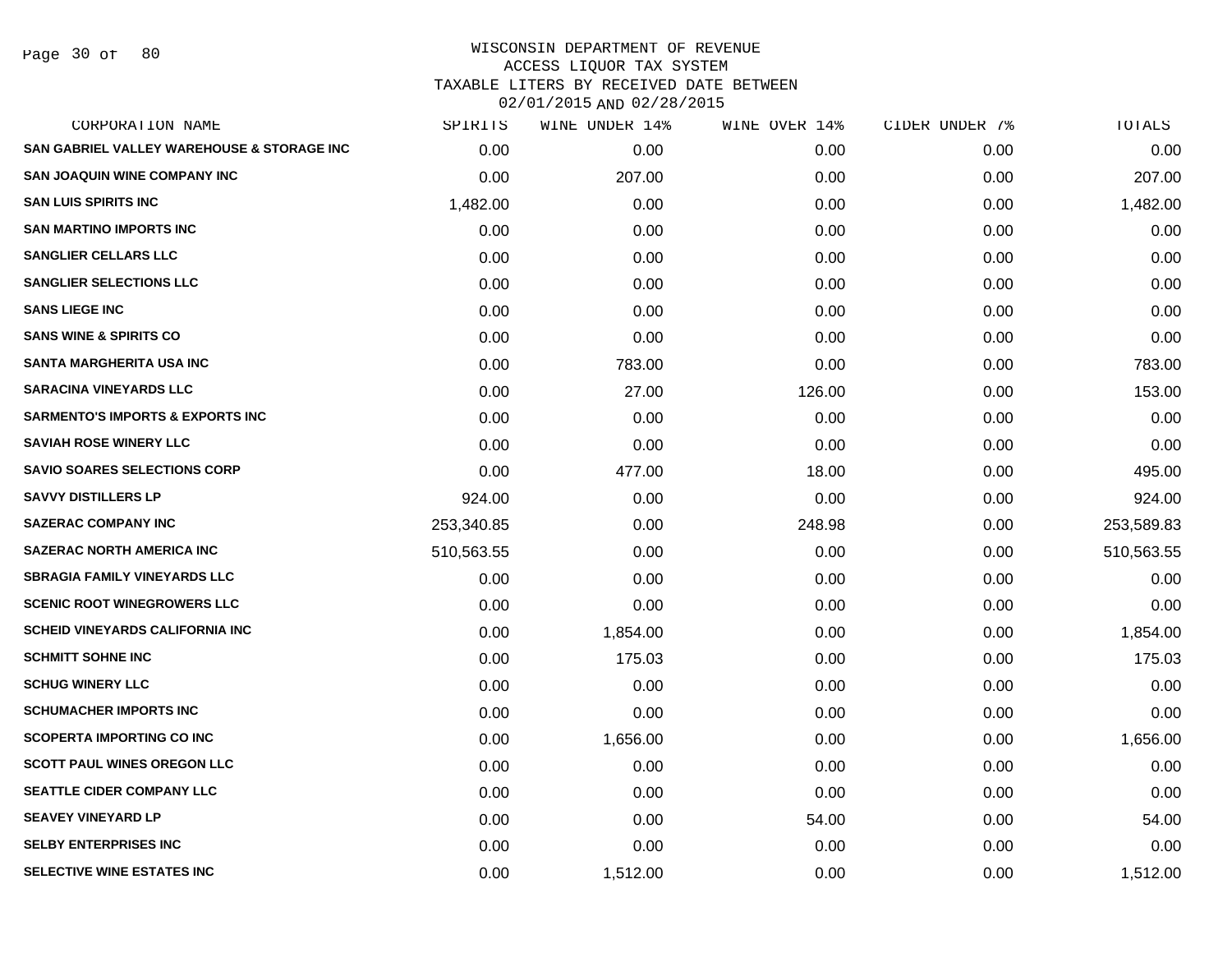# WISCONSIN DEPARTMENT OF REVENUE
## ACCESS LIQUOR TAX SYSTEM
## TAXABLE LITERS BY RECEIVED DATE BETWEEN 02/01/2015 AND 02/28/2015

| CORPORATION NAME | SPIRITS | WINE UNDER 14% | WINE OVER 14% | CIDER UNDER 7% | TOTALS |
|---|---|---|---|---|---|
| SAN GABRIEL VALLEY WAREHOUSE & STORAGE INC | 0.00 | 0.00 | 0.00 | 0.00 | 0.00 |
| SAN JOAQUIN WINE COMPANY INC | 0.00 | 207.00 | 0.00 | 0.00 | 207.00 |
| SAN LUIS SPIRITS INC | 1,482.00 | 0.00 | 0.00 | 0.00 | 1,482.00 |
| SAN MARTINO IMPORTS INC | 0.00 | 0.00 | 0.00 | 0.00 | 0.00 |
| SANGLIER CELLARS LLC | 0.00 | 0.00 | 0.00 | 0.00 | 0.00 |
| SANGLIER SELECTIONS LLC | 0.00 | 0.00 | 0.00 | 0.00 | 0.00 |
| SANS LIEGE INC | 0.00 | 0.00 | 0.00 | 0.00 | 0.00 |
| SANS WINE & SPIRITS CO | 0.00 | 0.00 | 0.00 | 0.00 | 0.00 |
| SANTA MARGHERITA USA INC | 0.00 | 783.00 | 0.00 | 0.00 | 783.00 |
| SARACINA VINEYARDS LLC | 0.00 | 27.00 | 126.00 | 0.00 | 153.00 |
| SARMENTO'S IMPORTS & EXPORTS INC | 0.00 | 0.00 | 0.00 | 0.00 | 0.00 |
| SAVIAH ROSE WINERY LLC | 0.00 | 0.00 | 0.00 | 0.00 | 0.00 |
| SAVIO SOARES SELECTIONS CORP | 0.00 | 477.00 | 18.00 | 0.00 | 495.00 |
| SAVVY DISTILLERS LP | 924.00 | 0.00 | 0.00 | 0.00 | 924.00 |
| SAZERAC COMPANY INC | 253,340.85 | 0.00 | 248.98 | 0.00 | 253,589.83 |
| SAZERAC NORTH AMERICA INC | 510,563.55 | 0.00 | 0.00 | 0.00 | 510,563.55 |
| SBRAGIA FAMILY VINEYARDS LLC | 0.00 | 0.00 | 0.00 | 0.00 | 0.00 |
| SCENIC ROOT WINEGROWERS LLC | 0.00 | 0.00 | 0.00 | 0.00 | 0.00 |
| SCHEID VINEYARDS CALIFORNIA INC | 0.00 | 1,854.00 | 0.00 | 0.00 | 1,854.00 |
| SCHMITT SOHNE INC | 0.00 | 175.03 | 0.00 | 0.00 | 175.03 |
| SCHUG WINERY LLC | 0.00 | 0.00 | 0.00 | 0.00 | 0.00 |
| SCHUMACHER IMPORTS INC | 0.00 | 0.00 | 0.00 | 0.00 | 0.00 |
| SCOPERTA IMPORTING CO INC | 0.00 | 1,656.00 | 0.00 | 0.00 | 1,656.00 |
| SCOTT PAUL WINES OREGON LLC | 0.00 | 0.00 | 0.00 | 0.00 | 0.00 |
| SEATTLE CIDER COMPANY LLC | 0.00 | 0.00 | 0.00 | 0.00 | 0.00 |
| SEAVEY VINEYARD LP | 0.00 | 0.00 | 54.00 | 0.00 | 54.00 |
| SELBY ENTERPRISES INC | 0.00 | 0.00 | 0.00 | 0.00 | 0.00 |
| SELECTIVE WINE ESTATES INC | 0.00 | 1,512.00 | 0.00 | 0.00 | 1,512.00 |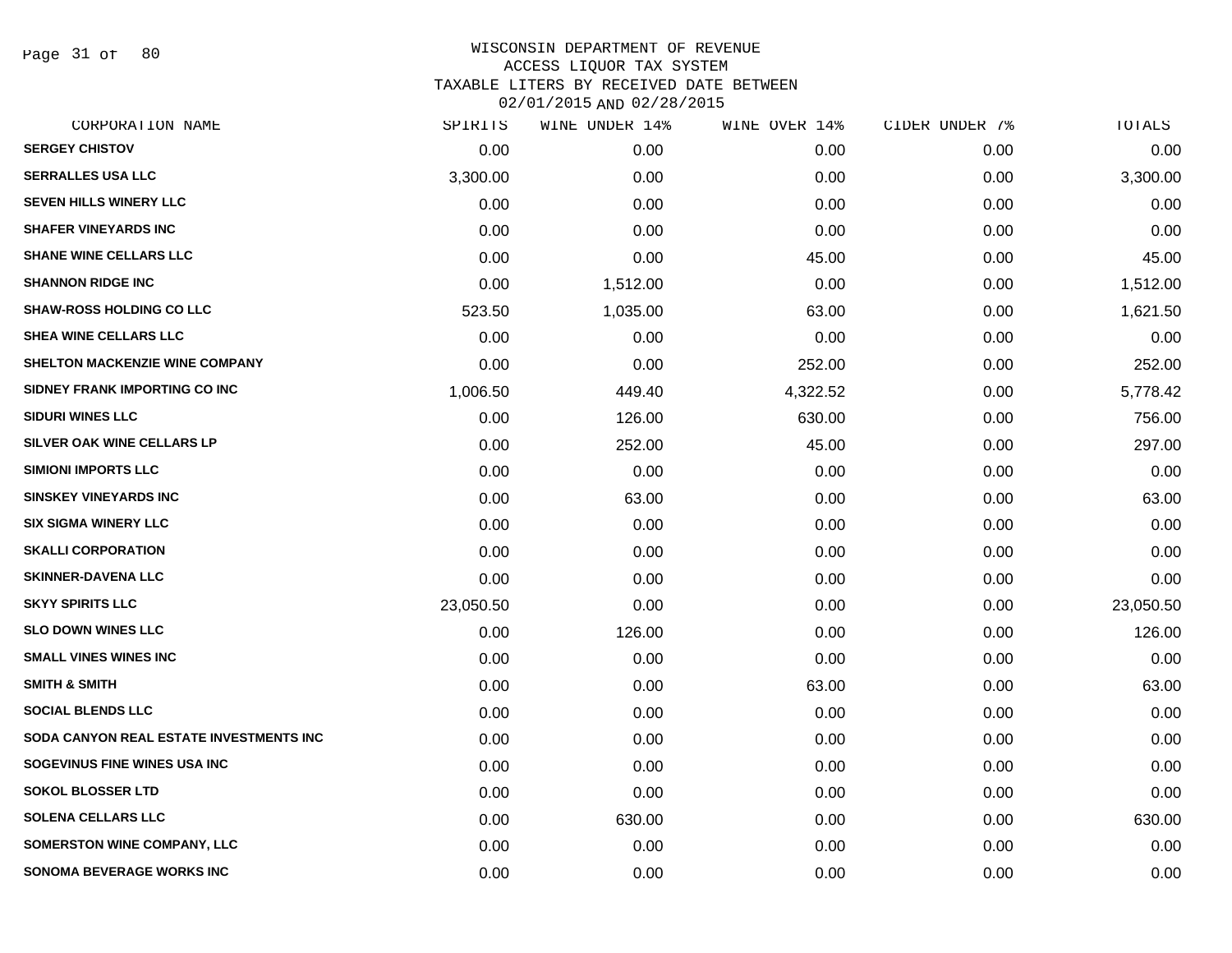# WISCONSIN DEPARTMENT OF REVENUE
## ACCESS LIQUOR TAX SYSTEM
## TAXABLE LITERS BY RECEIVED DATE BETWEEN 02/01/2015 AND 02/28/2015

| CORPORATION NAME | SPIRITS | WINE UNDER 14% | WINE OVER 14% | CIDER UNDER 7% | TOTALS |
|---|---|---|---|---|---|
| SERGEY CHISTOV | 0.00 | 0.00 | 0.00 | 0.00 | 0.00 |
| SERRALLES USA LLC | 3,300.00 | 0.00 | 0.00 | 0.00 | 3,300.00 |
| SEVEN HILLS WINERY LLC | 0.00 | 0.00 | 0.00 | 0.00 | 0.00 |
| SHAFER VINEYARDS INC | 0.00 | 0.00 | 0.00 | 0.00 | 0.00 |
| SHANE WINE CELLARS LLC | 0.00 | 0.00 | 45.00 | 0.00 | 45.00 |
| SHANNON RIDGE INC | 0.00 | 1,512.00 | 0.00 | 0.00 | 1,512.00 |
| SHAW-ROSS HOLDING CO LLC | 523.50 | 1,035.00 | 63.00 | 0.00 | 1,621.50 |
| SHEA WINE CELLARS LLC | 0.00 | 0.00 | 0.00 | 0.00 | 0.00 |
| SHELTON MACKENZIE WINE COMPANY | 0.00 | 0.00 | 252.00 | 0.00 | 252.00 |
| SIDNEY FRANK IMPORTING CO INC | 1,006.50 | 449.40 | 4,322.52 | 0.00 | 5,778.42 |
| SIDURI WINES LLC | 0.00 | 126.00 | 630.00 | 0.00 | 756.00 |
| SILVER OAK WINE CELLARS LP | 0.00 | 252.00 | 45.00 | 0.00 | 297.00 |
| SIMIONI IMPORTS LLC | 0.00 | 0.00 | 0.00 | 0.00 | 0.00 |
| SINSKEY VINEYARDS INC | 0.00 | 63.00 | 0.00 | 0.00 | 63.00 |
| SIX SIGMA WINERY LLC | 0.00 | 0.00 | 0.00 | 0.00 | 0.00 |
| SKALLI CORPORATION | 0.00 | 0.00 | 0.00 | 0.00 | 0.00 |
| SKINNER-DAVENA LLC | 0.00 | 0.00 | 0.00 | 0.00 | 0.00 |
| SKYY SPIRITS LLC | 23,050.50 | 0.00 | 0.00 | 0.00 | 23,050.50 |
| SLO DOWN WINES LLC | 0.00 | 126.00 | 0.00 | 0.00 | 126.00 |
| SMALL VINES WINES INC | 0.00 | 0.00 | 0.00 | 0.00 | 0.00 |
| SMITH & SMITH | 0.00 | 0.00 | 63.00 | 0.00 | 63.00 |
| SOCIAL BLENDS LLC | 0.00 | 0.00 | 0.00 | 0.00 | 0.00 |
| SODA CANYON REAL ESTATE INVESTMENTS INC | 0.00 | 0.00 | 0.00 | 0.00 | 0.00 |
| SOGEVINUS FINE WINES USA INC | 0.00 | 0.00 | 0.00 | 0.00 | 0.00 |
| SOKOL BLOSSER LTD | 0.00 | 0.00 | 0.00 | 0.00 | 0.00 |
| SOLENA CELLARS LLC | 0.00 | 630.00 | 0.00 | 0.00 | 630.00 |
| SOMERSTON WINE COMPANY, LLC | 0.00 | 0.00 | 0.00 | 0.00 | 0.00 |
| SONOMA BEVERAGE WORKS INC | 0.00 | 0.00 | 0.00 | 0.00 | 0.00 |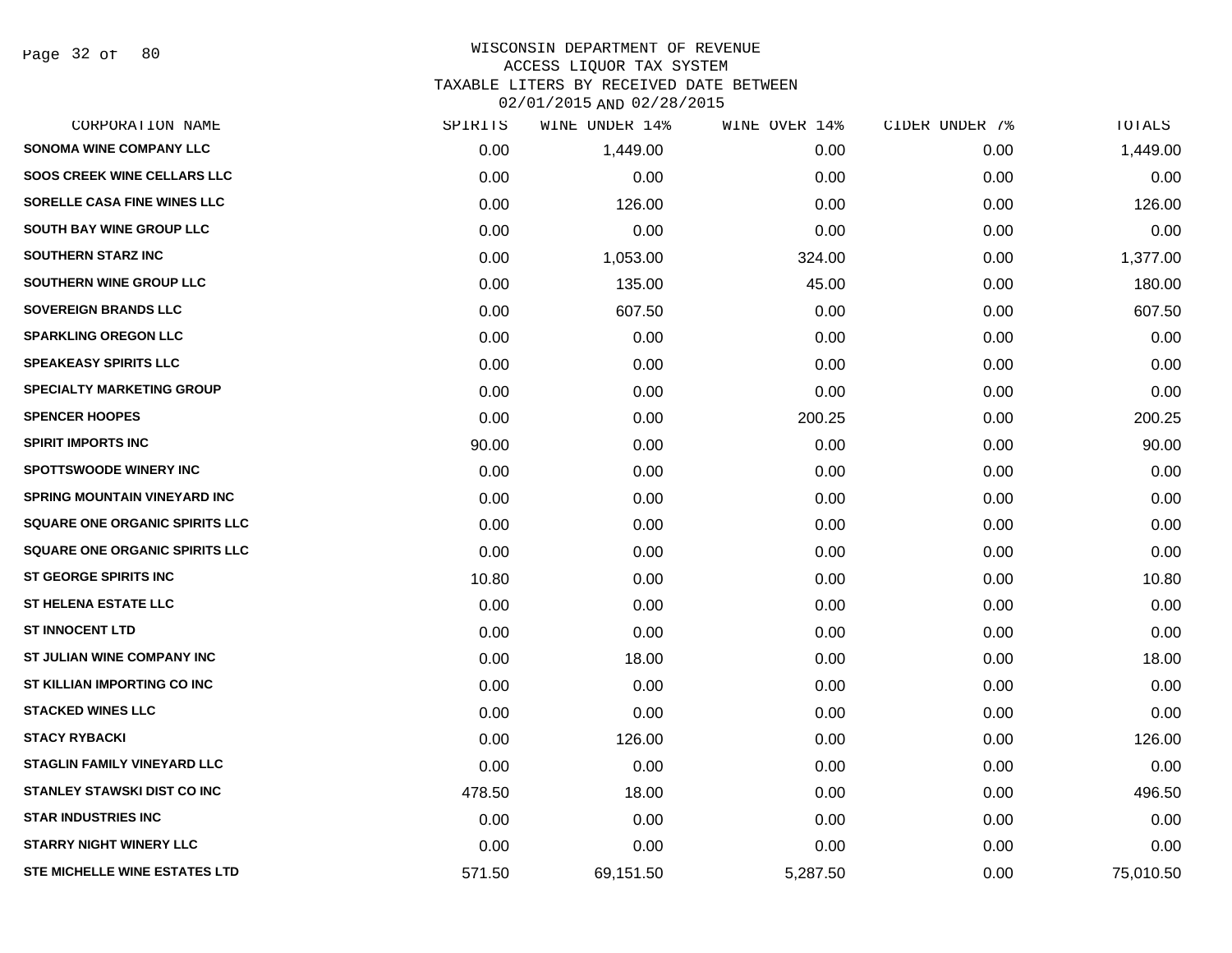WISCONSIN DEPARTMENT OF REVENUE
ACCESS LIQUOR TAX SYSTEM
TAXABLE LITERS BY RECEIVED DATE BETWEEN
02/01/2015 AND 02/28/2015

| CORPORATION NAME | SPIRITS | WINE UNDER 14% | WINE OVER 14% | CIDER UNDER 7% | TOTALS |
|---|---|---|---|---|---|
| SONOMA WINE COMPANY LLC | 0.00 | 1,449.00 | 0.00 | 0.00 | 1,449.00 |
| SOOS CREEK WINE CELLARS LLC | 0.00 | 0.00 | 0.00 | 0.00 | 0.00 |
| SORELLE CASA FINE WINES LLC | 0.00 | 126.00 | 0.00 | 0.00 | 126.00 |
| SOUTH BAY WINE GROUP LLC | 0.00 | 0.00 | 0.00 | 0.00 | 0.00 |
| SOUTHERN STARZ INC | 0.00 | 1,053.00 | 324.00 | 0.00 | 1,377.00 |
| SOUTHERN WINE GROUP LLC | 0.00 | 135.00 | 45.00 | 0.00 | 180.00 |
| SOVEREIGN BRANDS LLC | 0.00 | 607.50 | 0.00 | 0.00 | 607.50 |
| SPARKLING OREGON LLC | 0.00 | 0.00 | 0.00 | 0.00 | 0.00 |
| SPEAKEASY SPIRITS LLC | 0.00 | 0.00 | 0.00 | 0.00 | 0.00 |
| SPECIALTY MARKETING GROUP | 0.00 | 0.00 | 0.00 | 0.00 | 0.00 |
| SPENCER HOOPES | 0.00 | 0.00 | 200.25 | 0.00 | 200.25 |
| SPIRIT IMPORTS INC | 90.00 | 0.00 | 0.00 | 0.00 | 90.00 |
| SPOTTSWOODE WINERY INC | 0.00 | 0.00 | 0.00 | 0.00 | 0.00 |
| SPRING MOUNTAIN VINEYARD INC | 0.00 | 0.00 | 0.00 | 0.00 | 0.00 |
| SQUARE ONE ORGANIC SPIRITS LLC | 0.00 | 0.00 | 0.00 | 0.00 | 0.00 |
| SQUARE ONE ORGANIC SPIRITS LLC | 0.00 | 0.00 | 0.00 | 0.00 | 0.00 |
| ST GEORGE SPIRITS INC | 10.80 | 0.00 | 0.00 | 0.00 | 10.80 |
| ST HELENA ESTATE LLC | 0.00 | 0.00 | 0.00 | 0.00 | 0.00 |
| ST INNOCENT LTD | 0.00 | 0.00 | 0.00 | 0.00 | 0.00 |
| ST JULIAN WINE COMPANY INC | 0.00 | 18.00 | 0.00 | 0.00 | 18.00 |
| ST KILLIAN IMPORTING CO INC | 0.00 | 0.00 | 0.00 | 0.00 | 0.00 |
| STACKED WINES LLC | 0.00 | 0.00 | 0.00 | 0.00 | 0.00 |
| STACY RYBACKI | 0.00 | 126.00 | 0.00 | 0.00 | 126.00 |
| STAGLIN FAMILY VINEYARD LLC | 0.00 | 0.00 | 0.00 | 0.00 | 0.00 |
| STANLEY STAWSKI DIST CO INC | 478.50 | 18.00 | 0.00 | 0.00 | 496.50 |
| STAR INDUSTRIES INC | 0.00 | 0.00 | 0.00 | 0.00 | 0.00 |
| STARRY NIGHT WINERY LLC | 0.00 | 0.00 | 0.00 | 0.00 | 0.00 |
| STE MICHELLE WINE ESTATES LTD | 571.50 | 69,151.50 | 5,287.50 | 0.00 | 75,010.50 |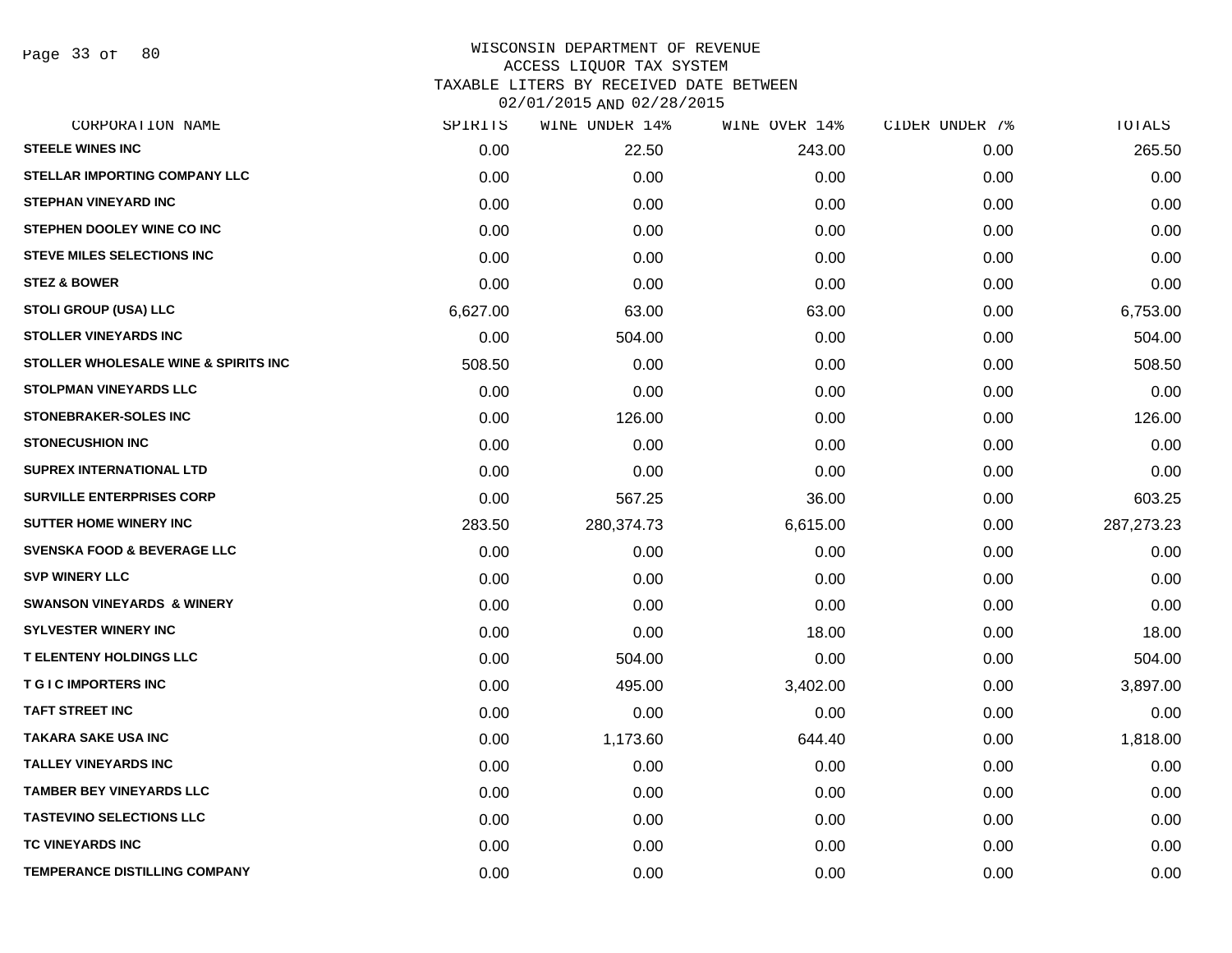WISCONSIN DEPARTMENT OF REVENUE
ACCESS LIQUOR TAX SYSTEM
TAXABLE LITERS BY RECEIVED DATE BETWEEN
02/01/2015 AND 02/28/2015

| CORPORATION NAME | SPIRITS | WINE UNDER 14% | WINE OVER 14% | CIDER UNDER 7% | TOTALS |
|---|---|---|---|---|---|
| STEELE WINES INC | 0.00 | 22.50 | 243.00 | 0.00 | 265.50 |
| STELLAR IMPORTING COMPANY LLC | 0.00 | 0.00 | 0.00 | 0.00 | 0.00 |
| STEPHAN VINEYARD INC | 0.00 | 0.00 | 0.00 | 0.00 | 0.00 |
| STEPHEN DOOLEY WINE CO INC | 0.00 | 0.00 | 0.00 | 0.00 | 0.00 |
| STEVE MILES SELECTIONS INC | 0.00 | 0.00 | 0.00 | 0.00 | 0.00 |
| STEZ & BOWER | 0.00 | 0.00 | 0.00 | 0.00 | 0.00 |
| STOLI GROUP (USA) LLC | 6,627.00 | 63.00 | 63.00 | 0.00 | 6,753.00 |
| STOLLER VINEYARDS INC | 0.00 | 504.00 | 0.00 | 0.00 | 504.00 |
| STOLLER WHOLESALE WINE & SPIRITS INC | 508.50 | 0.00 | 0.00 | 0.00 | 508.50 |
| STOLPMAN VINEYARDS LLC | 0.00 | 0.00 | 0.00 | 0.00 | 0.00 |
| STONEBRAKER-SOLES INC | 0.00 | 126.00 | 0.00 | 0.00 | 126.00 |
| STONECUSHION INC | 0.00 | 0.00 | 0.00 | 0.00 | 0.00 |
| SUPREX INTERNATIONAL LTD | 0.00 | 0.00 | 0.00 | 0.00 | 0.00 |
| SURVILLE ENTERPRISES CORP | 0.00 | 567.25 | 36.00 | 0.00 | 603.25 |
| SUTTER HOME WINERY INC | 283.50 | 280,374.73 | 6,615.00 | 0.00 | 287,273.23 |
| SVENSKA FOOD & BEVERAGE LLC | 0.00 | 0.00 | 0.00 | 0.00 | 0.00 |
| SVP WINERY LLC | 0.00 | 0.00 | 0.00 | 0.00 | 0.00 |
| SWANSON VINEYARDS & WINERY | 0.00 | 0.00 | 0.00 | 0.00 | 0.00 |
| SYLVESTER WINERY INC | 0.00 | 0.00 | 18.00 | 0.00 | 18.00 |
| T ELENTENY HOLDINGS LLC | 0.00 | 504.00 | 0.00 | 0.00 | 504.00 |
| T G I C IMPORTERS INC | 0.00 | 495.00 | 3,402.00 | 0.00 | 3,897.00 |
| TAFT STREET INC | 0.00 | 0.00 | 0.00 | 0.00 | 0.00 |
| TAKARA SAKE USA INC | 0.00 | 1,173.60 | 644.40 | 0.00 | 1,818.00 |
| TALLEY VINEYARDS INC | 0.00 | 0.00 | 0.00 | 0.00 | 0.00 |
| TAMBER BEY VINEYARDS LLC | 0.00 | 0.00 | 0.00 | 0.00 | 0.00 |
| TASTEVINO SELECTIONS LLC | 0.00 | 0.00 | 0.00 | 0.00 | 0.00 |
| TC VINEYARDS INC | 0.00 | 0.00 | 0.00 | 0.00 | 0.00 |
| TEMPERANCE DISTILLING COMPANY | 0.00 | 0.00 | 0.00 | 0.00 | 0.00 |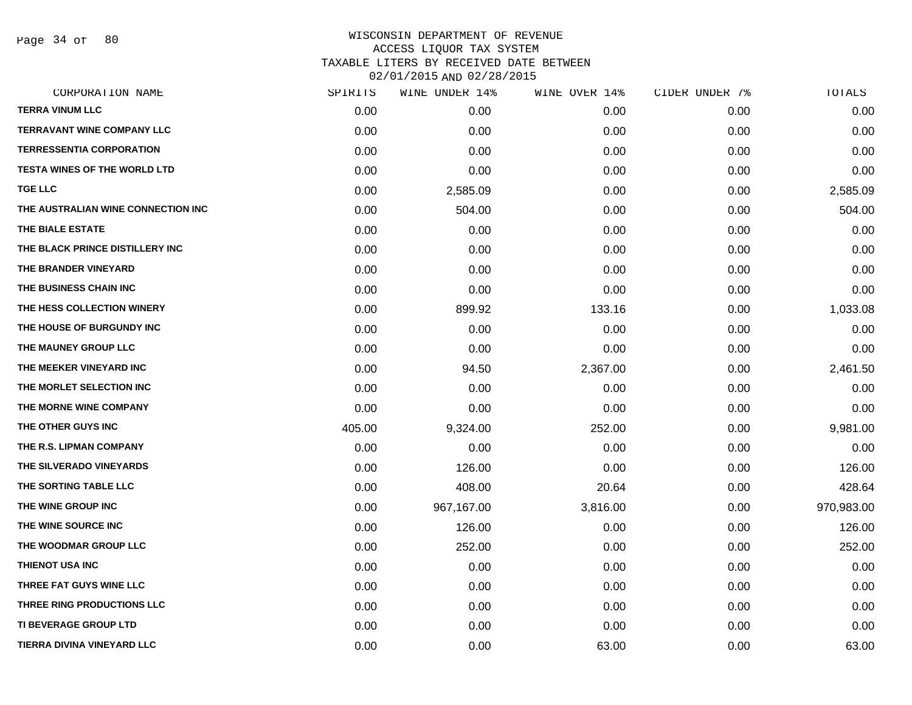WISCONSIN DEPARTMENT OF REVENUE
ACCESS LIQUOR TAX SYSTEM
TAXABLE LITERS BY RECEIVED DATE BETWEEN
02/01/2015 AND 02/28/2015

| CORPORATION NAME | SPIRITS | WINE UNDER 14% | WINE OVER 14% | CIDER UNDER 7% | TOTALS |
|---|---|---|---|---|---|
| TERRA VINUM LLC | 0.00 | 0.00 | 0.00 | 0.00 | 0.00 |
| TERRAVANT WINE COMPANY LLC | 0.00 | 0.00 | 0.00 | 0.00 | 0.00 |
| TERRESSENTIA CORPORATION | 0.00 | 0.00 | 0.00 | 0.00 | 0.00 |
| TESTA WINES OF THE WORLD LTD | 0.00 | 0.00 | 0.00 | 0.00 | 0.00 |
| TGE LLC | 0.00 | 2,585.09 | 0.00 | 0.00 | 2,585.09 |
| THE AUSTRALIAN WINE CONNECTION INC | 0.00 | 504.00 | 0.00 | 0.00 | 504.00 |
| THE BIALE ESTATE | 0.00 | 0.00 | 0.00 | 0.00 | 0.00 |
| THE BLACK PRINCE DISTILLERY INC | 0.00 | 0.00 | 0.00 | 0.00 | 0.00 |
| THE BRANDER VINEYARD | 0.00 | 0.00 | 0.00 | 0.00 | 0.00 |
| THE BUSINESS CHAIN INC | 0.00 | 0.00 | 0.00 | 0.00 | 0.00 |
| THE HESS COLLECTION WINERY | 0.00 | 899.92 | 133.16 | 0.00 | 1,033.08 |
| THE HOUSE OF BURGUNDY INC | 0.00 | 0.00 | 0.00 | 0.00 | 0.00 |
| THE MAUNEY GROUP LLC | 0.00 | 0.00 | 0.00 | 0.00 | 0.00 |
| THE MEEKER VINEYARD INC | 0.00 | 94.50 | 2,367.00 | 0.00 | 2,461.50 |
| THE MORLET SELECTION INC | 0.00 | 0.00 | 0.00 | 0.00 | 0.00 |
| THE MORNE WINE COMPANY | 0.00 | 0.00 | 0.00 | 0.00 | 0.00 |
| THE OTHER GUYS INC | 405.00 | 9,324.00 | 252.00 | 0.00 | 9,981.00 |
| THE R.S. LIPMAN COMPANY | 0.00 | 0.00 | 0.00 | 0.00 | 0.00 |
| THE SILVERADO VINEYARDS | 0.00 | 126.00 | 0.00 | 0.00 | 126.00 |
| THE SORTING TABLE LLC | 0.00 | 408.00 | 20.64 | 0.00 | 428.64 |
| THE WINE GROUP INC | 0.00 | 967,167.00 | 3,816.00 | 0.00 | 970,983.00 |
| THE WINE SOURCE INC | 0.00 | 126.00 | 0.00 | 0.00 | 126.00 |
| THE WOODMAR GROUP LLC | 0.00 | 252.00 | 0.00 | 0.00 | 252.00 |
| THIENOT USA INC | 0.00 | 0.00 | 0.00 | 0.00 | 0.00 |
| THREE FAT GUYS WINE LLC | 0.00 | 0.00 | 0.00 | 0.00 | 0.00 |
| THREE RING PRODUCTIONS LLC | 0.00 | 0.00 | 0.00 | 0.00 | 0.00 |
| TI BEVERAGE GROUP LTD | 0.00 | 0.00 | 0.00 | 0.00 | 0.00 |
| TIERRA DIVINA VINEYARD LLC | 0.00 | 0.00 | 63.00 | 0.00 | 63.00 |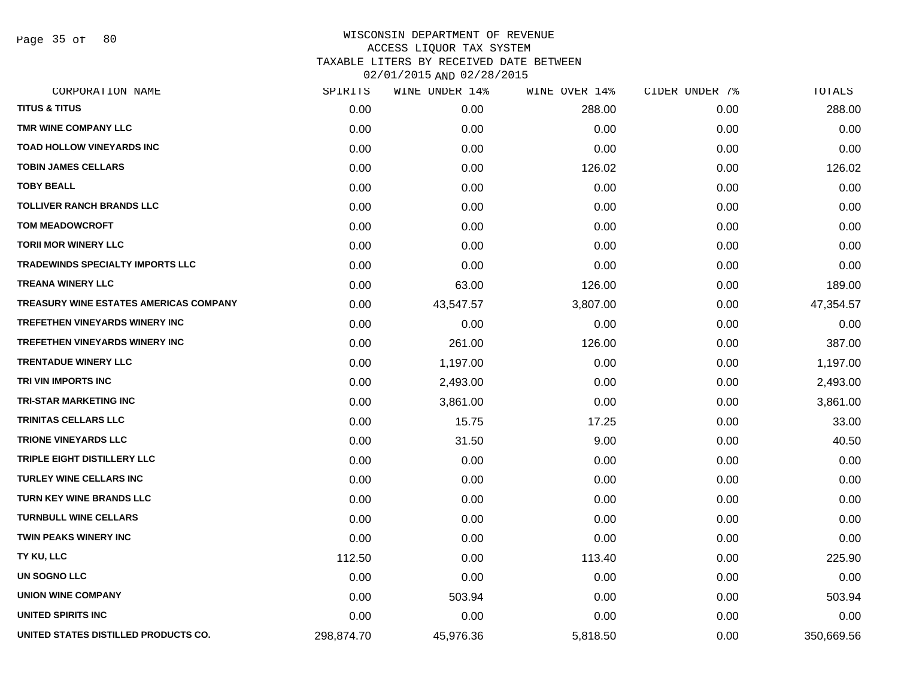WISCONSIN DEPARTMENT OF REVENUE
ACCESS LIQUOR TAX SYSTEM
TAXABLE LITERS BY RECEIVED DATE BETWEEN
02/01/2015 AND 02/28/2015

| CORPORATION NAME | SPIRITS | WINE UNDER 14% | WINE OVER 14% | CIDER UNDER 7% | TOTALS |
|---|---|---|---|---|---|
| TITUS & TITUS | 0.00 | 0.00 | 288.00 | 0.00 | 288.00 |
| TMR WINE COMPANY LLC | 0.00 | 0.00 | 0.00 | 0.00 | 0.00 |
| TOAD HOLLOW VINEYARDS INC | 0.00 | 0.00 | 0.00 | 0.00 | 0.00 |
| TOBIN JAMES CELLARS | 0.00 | 0.00 | 126.02 | 0.00 | 126.02 |
| TOBY BEALL | 0.00 | 0.00 | 0.00 | 0.00 | 0.00 |
| TOLLIVER RANCH BRANDS LLC | 0.00 | 0.00 | 0.00 | 0.00 | 0.00 |
| TOM MEADOWCROFT | 0.00 | 0.00 | 0.00 | 0.00 | 0.00 |
| TORII MOR WINERY LLC | 0.00 | 0.00 | 0.00 | 0.00 | 0.00 |
| TRADEWINDS SPECIALTY IMPORTS LLC | 0.00 | 0.00 | 0.00 | 0.00 | 0.00 |
| TREANA WINERY LLC | 0.00 | 63.00 | 126.00 | 0.00 | 189.00 |
| TREASURY WINE ESTATES AMERICAS COMPANY | 0.00 | 43,547.57 | 3,807.00 | 0.00 | 47,354.57 |
| TREFETHEN VINEYARDS WINERY INC | 0.00 | 0.00 | 0.00 | 0.00 | 0.00 |
| TREFETHEN VINEYARDS WINERY INC | 0.00 | 261.00 | 126.00 | 0.00 | 387.00 |
| TRENTADUE WINERY LLC | 0.00 | 1,197.00 | 0.00 | 0.00 | 1,197.00 |
| TRI VIN IMPORTS INC | 0.00 | 2,493.00 | 0.00 | 0.00 | 2,493.00 |
| TRI-STAR MARKETING INC | 0.00 | 3,861.00 | 0.00 | 0.00 | 3,861.00 |
| TRINITAS CELLARS LLC | 0.00 | 15.75 | 17.25 | 0.00 | 33.00 |
| TRIONE VINEYARDS LLC | 0.00 | 31.50 | 9.00 | 0.00 | 40.50 |
| TRIPLE EIGHT DISTILLERY LLC | 0.00 | 0.00 | 0.00 | 0.00 | 0.00 |
| TURLEY WINE CELLARS INC | 0.00 | 0.00 | 0.00 | 0.00 | 0.00 |
| TURN KEY WINE BRANDS LLC | 0.00 | 0.00 | 0.00 | 0.00 | 0.00 |
| TURNBULL WINE CELLARS | 0.00 | 0.00 | 0.00 | 0.00 | 0.00 |
| TWIN PEAKS WINERY INC | 0.00 | 0.00 | 0.00 | 0.00 | 0.00 |
| TY KU, LLC | 112.50 | 0.00 | 113.40 | 0.00 | 225.90 |
| UN SOGNO LLC | 0.00 | 0.00 | 0.00 | 0.00 | 0.00 |
| UNION WINE COMPANY | 0.00 | 503.94 | 0.00 | 0.00 | 503.94 |
| UNITED SPIRITS INC | 0.00 | 0.00 | 0.00 | 0.00 | 0.00 |
| UNITED STATES DISTILLED PRODUCTS CO. | 298,874.70 | 45,976.36 | 5,818.50 | 0.00 | 350,669.56 |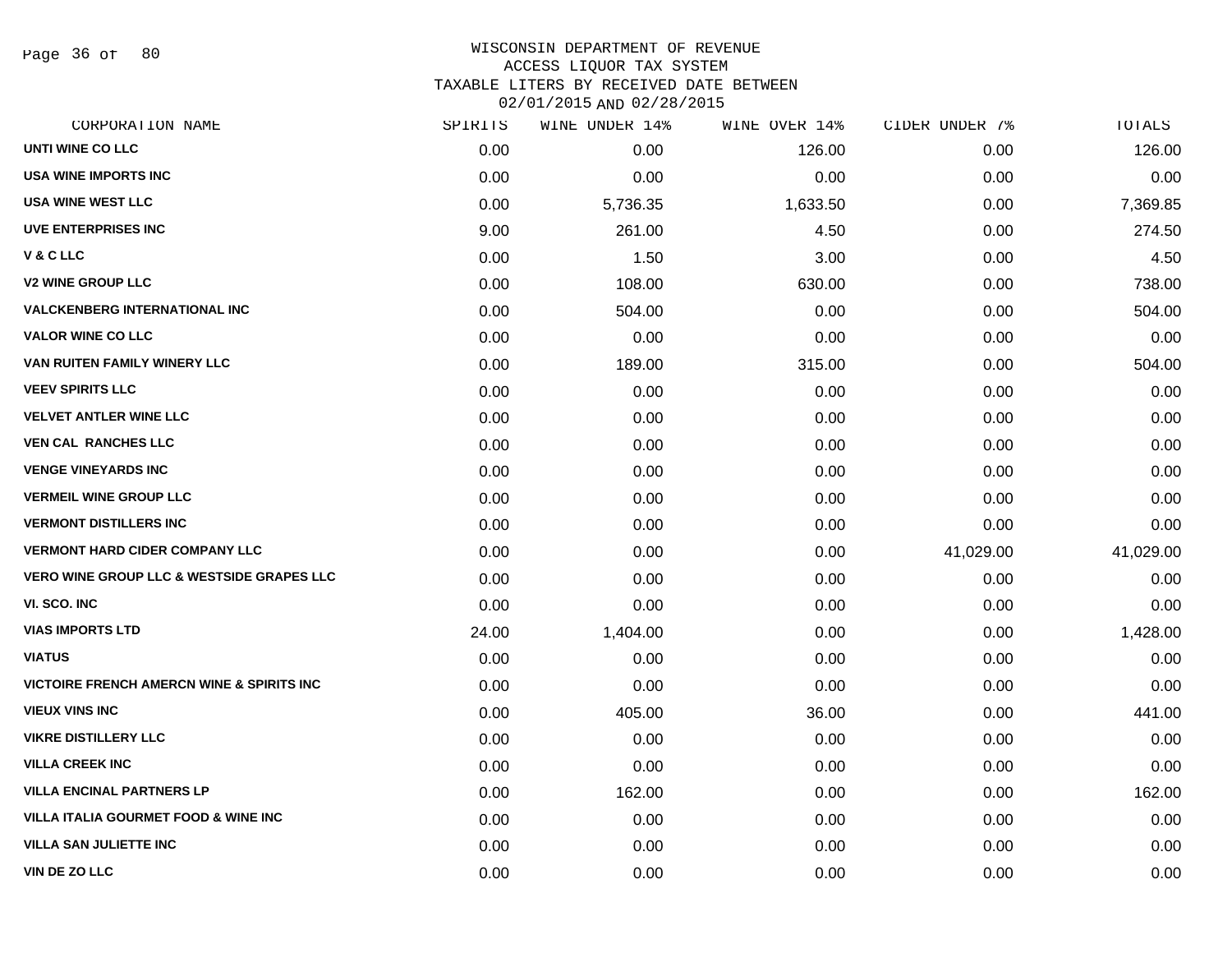# WISCONSIN DEPARTMENT OF REVENUE
## ACCESS LIQUOR TAX SYSTEM
### TAXABLE LITERS BY RECEIVED DATE BETWEEN 02/01/2015 AND 02/28/2015

| CORPORATION NAME | SPIRITS | WINE UNDER 14% | WINE OVER 14% | CIDER UNDER 7% | TOTALS |
|---|---|---|---|---|---|
| UNTI WINE CO LLC | 0.00 | 0.00 | 126.00 | 0.00 | 126.00 |
| USA WINE IMPORTS INC | 0.00 | 0.00 | 0.00 | 0.00 | 0.00 |
| USA WINE WEST LLC | 0.00 | 5,736.35 | 1,633.50 | 0.00 | 7,369.85 |
| UVE ENTERPRISES INC | 9.00 | 261.00 | 4.50 | 0.00 | 274.50 |
| V & C LLC | 0.00 | 1.50 | 3.00 | 0.00 | 4.50 |
| V2 WINE GROUP LLC | 0.00 | 108.00 | 630.00 | 0.00 | 738.00 |
| VALCKENBERG INTERNATIONAL INC | 0.00 | 504.00 | 0.00 | 0.00 | 504.00 |
| VALOR WINE CO LLC | 0.00 | 0.00 | 0.00 | 0.00 | 0.00 |
| VAN RUITEN FAMILY WINERY LLC | 0.00 | 189.00 | 315.00 | 0.00 | 504.00 |
| VEEV SPIRITS LLC | 0.00 | 0.00 | 0.00 | 0.00 | 0.00 |
| VELVET ANTLER WINE LLC | 0.00 | 0.00 | 0.00 | 0.00 | 0.00 |
| VEN CAL RANCHES LLC | 0.00 | 0.00 | 0.00 | 0.00 | 0.00 |
| VENGE VINEYARDS INC | 0.00 | 0.00 | 0.00 | 0.00 | 0.00 |
| VERMEIL WINE GROUP LLC | 0.00 | 0.00 | 0.00 | 0.00 | 0.00 |
| VERMONT DISTILLERS INC | 0.00 | 0.00 | 0.00 | 0.00 | 0.00 |
| VERMONT HARD CIDER COMPANY LLC | 0.00 | 0.00 | 0.00 | 41,029.00 | 41,029.00 |
| VERO WINE GROUP LLC & WESTSIDE GRAPES LLC | 0.00 | 0.00 | 0.00 | 0.00 | 0.00 |
| VI. SCO. INC | 0.00 | 0.00 | 0.00 | 0.00 | 0.00 |
| VIAS IMPORTS LTD | 24.00 | 1,404.00 | 0.00 | 0.00 | 1,428.00 |
| VIATUS | 0.00 | 0.00 | 0.00 | 0.00 | 0.00 |
| VICTOIRE FRENCH AMERCN WINE & SPIRITS INC | 0.00 | 0.00 | 0.00 | 0.00 | 0.00 |
| VIEUX VINS INC | 0.00 | 405.00 | 36.00 | 0.00 | 441.00 |
| VIKRE DISTILLERY LLC | 0.00 | 0.00 | 0.00 | 0.00 | 0.00 |
| VILLA CREEK INC | 0.00 | 0.00 | 0.00 | 0.00 | 0.00 |
| VILLA ENCINAL PARTNERS LP | 0.00 | 162.00 | 0.00 | 0.00 | 162.00 |
| VILLA ITALIA GOURMET FOOD & WINE INC | 0.00 | 0.00 | 0.00 | 0.00 | 0.00 |
| VILLA SAN JULIETTE INC | 0.00 | 0.00 | 0.00 | 0.00 | 0.00 |
| VIN DE ZO LLC | 0.00 | 0.00 | 0.00 | 0.00 | 0.00 |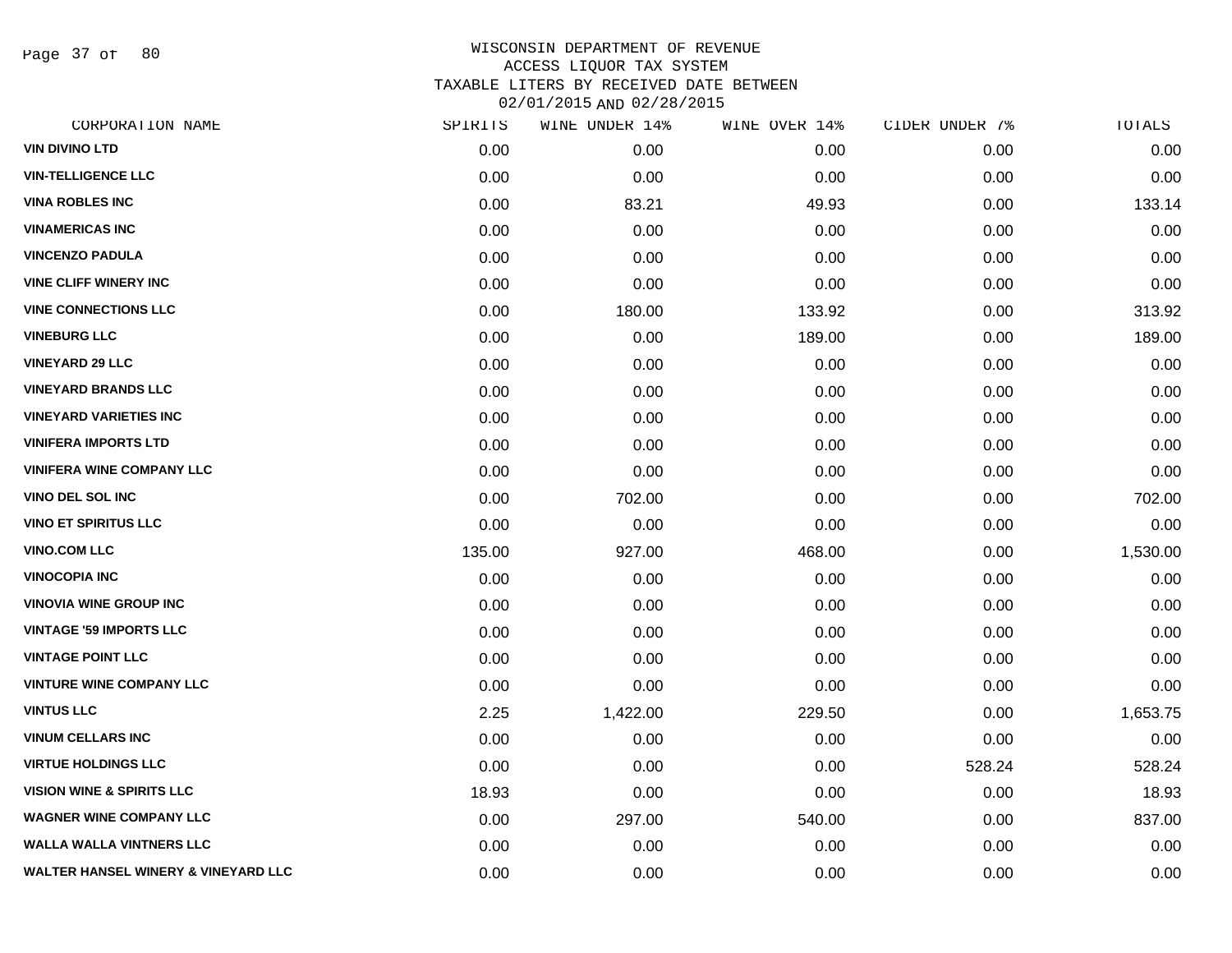# WISCONSIN DEPARTMENT OF REVENUE
## ACCESS LIQUOR TAX SYSTEM
## TAXABLE LITERS BY RECEIVED DATE BETWEEN 02/01/2015 AND 02/28/2015

| CORPORATION NAME | SPIRITS | WINE UNDER 14% | WINE OVER 14% | CIDER UNDER 7% | TOTALS |
|---|---|---|---|---|---|
| VIN DIVINO LTD | 0.00 | 0.00 | 0.00 | 0.00 | 0.00 |
| VIN-TELLIGENCE LLC | 0.00 | 0.00 | 0.00 | 0.00 | 0.00 |
| VINA ROBLES INC | 0.00 | 83.21 | 49.93 | 0.00 | 133.14 |
| VINAMERICAS INC | 0.00 | 0.00 | 0.00 | 0.00 | 0.00 |
| VINCENZO PADULA | 0.00 | 0.00 | 0.00 | 0.00 | 0.00 |
| VINE CLIFF WINERY INC | 0.00 | 0.00 | 0.00 | 0.00 | 0.00 |
| VINE CONNECTIONS LLC | 0.00 | 180.00 | 133.92 | 0.00 | 313.92 |
| VINEBURG LLC | 0.00 | 0.00 | 189.00 | 0.00 | 189.00 |
| VINEYARD 29 LLC | 0.00 | 0.00 | 0.00 | 0.00 | 0.00 |
| VINEYARD BRANDS LLC | 0.00 | 0.00 | 0.00 | 0.00 | 0.00 |
| VINEYARD VARIETIES INC | 0.00 | 0.00 | 0.00 | 0.00 | 0.00 |
| VINIFERA IMPORTS LTD | 0.00 | 0.00 | 0.00 | 0.00 | 0.00 |
| VINIFERA WINE COMPANY LLC | 0.00 | 0.00 | 0.00 | 0.00 | 0.00 |
| VINO DEL SOL INC | 0.00 | 702.00 | 0.00 | 0.00 | 702.00 |
| VINO ET SPIRITUS LLC | 0.00 | 0.00 | 0.00 | 0.00 | 0.00 |
| VINO.COM LLC | 135.00 | 927.00 | 468.00 | 0.00 | 1,530.00 |
| VINOCOPIA INC | 0.00 | 0.00 | 0.00 | 0.00 | 0.00 |
| VINOVIA WINE GROUP INC | 0.00 | 0.00 | 0.00 | 0.00 | 0.00 |
| VINTAGE '59 IMPORTS LLC | 0.00 | 0.00 | 0.00 | 0.00 | 0.00 |
| VINTAGE POINT LLC | 0.00 | 0.00 | 0.00 | 0.00 | 0.00 |
| VINTURE WINE COMPANY LLC | 0.00 | 0.00 | 0.00 | 0.00 | 0.00 |
| VINTUS LLC | 2.25 | 1,422.00 | 229.50 | 0.00 | 1,653.75 |
| VINUM CELLARS INC | 0.00 | 0.00 | 0.00 | 0.00 | 0.00 |
| VIRTUE HOLDINGS LLC | 0.00 | 0.00 | 0.00 | 528.24 | 528.24 |
| VISION WINE & SPIRITS LLC | 18.93 | 0.00 | 0.00 | 0.00 | 18.93 |
| WAGNER WINE COMPANY LLC | 0.00 | 297.00 | 540.00 | 0.00 | 837.00 |
| WALLA WALLA VINTNERS LLC | 0.00 | 0.00 | 0.00 | 0.00 | 0.00 |
| WALTER HANSEL WINERY & VINEYARD LLC | 0.00 | 0.00 | 0.00 | 0.00 | 0.00 |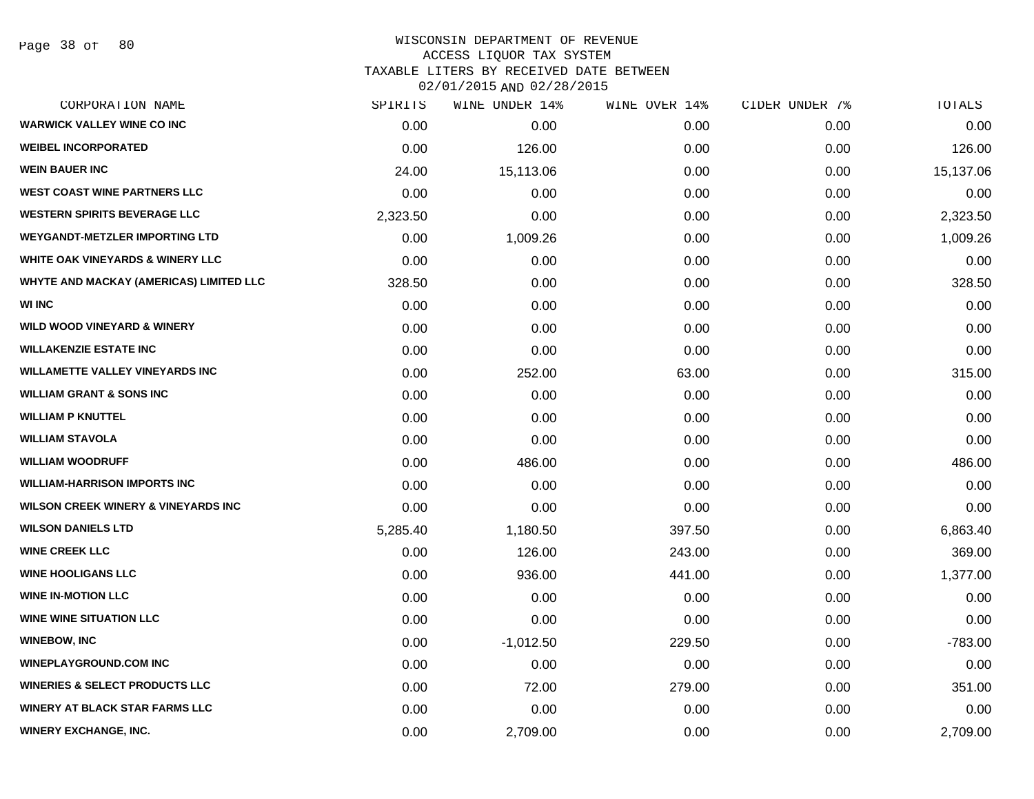# WISCONSIN DEPARTMENT OF REVENUE
## ACCESS LIQUOR TAX SYSTEM
## TAXABLE LITERS BY RECEIVED DATE BETWEEN 02/01/2015 AND 02/28/2015

| CORPORATION NAME | SPIRITS | WINE UNDER 14% | WINE OVER 14% | CIDER UNDER 7% | TOTALS |
|---|---|---|---|---|---|
| WARWICK VALLEY WINE CO INC | 0.00 | 0.00 | 0.00 | 0.00 | 0.00 |
| WEIBEL INCORPORATED | 0.00 | 126.00 | 0.00 | 0.00 | 126.00 |
| WEIN BAUER INC | 24.00 | 15,113.06 | 0.00 | 0.00 | 15,137.06 |
| WEST COAST WINE PARTNERS LLC | 0.00 | 0.00 | 0.00 | 0.00 | 0.00 |
| WESTERN SPIRITS BEVERAGE LLC | 2,323.50 | 0.00 | 0.00 | 0.00 | 2,323.50 |
| WEYGANDT-METZLER IMPORTING LTD | 0.00 | 1,009.26 | 0.00 | 0.00 | 1,009.26 |
| WHITE OAK VINEYARDS & WINERY LLC | 0.00 | 0.00 | 0.00 | 0.00 | 0.00 |
| WHYTE AND MACKAY (AMERICAS) LIMITED LLC | 328.50 | 0.00 | 0.00 | 0.00 | 328.50 |
| WI INC | 0.00 | 0.00 | 0.00 | 0.00 | 0.00 |
| WILD WOOD VINEYARD & WINERY | 0.00 | 0.00 | 0.00 | 0.00 | 0.00 |
| WILLAKENZIE ESTATE INC | 0.00 | 0.00 | 0.00 | 0.00 | 0.00 |
| WILLAMETTE VALLEY VINEYARDS INC | 0.00 | 252.00 | 63.00 | 0.00 | 315.00 |
| WILLIAM GRANT & SONS INC | 0.00 | 0.00 | 0.00 | 0.00 | 0.00 |
| WILLIAM P KNUTTEL | 0.00 | 0.00 | 0.00 | 0.00 | 0.00 |
| WILLIAM STAVOLA | 0.00 | 0.00 | 0.00 | 0.00 | 0.00 |
| WILLIAM WOODRUFF | 0.00 | 486.00 | 0.00 | 0.00 | 486.00 |
| WILLIAM-HARRISON IMPORTS INC | 0.00 | 0.00 | 0.00 | 0.00 | 0.00 |
| WILSON CREEK WINERY & VINEYARDS INC | 0.00 | 0.00 | 0.00 | 0.00 | 0.00 |
| WILSON DANIELS LTD | 5,285.40 | 1,180.50 | 397.50 | 0.00 | 6,863.40 |
| WINE CREEK LLC | 0.00 | 126.00 | 243.00 | 0.00 | 369.00 |
| WINE HOOLIGANS LLC | 0.00 | 936.00 | 441.00 | 0.00 | 1,377.00 |
| WINE IN-MOTION LLC | 0.00 | 0.00 | 0.00 | 0.00 | 0.00 |
| WINE WINE SITUATION LLC | 0.00 | 0.00 | 0.00 | 0.00 | 0.00 |
| WINEBOW, INC | 0.00 | -1,012.50 | 229.50 | 0.00 | -783.00 |
| WINEPLAYGROUND.COM INC | 0.00 | 0.00 | 0.00 | 0.00 | 0.00 |
| WINERIES & SELECT PRODUCTS LLC | 0.00 | 72.00 | 279.00 | 0.00 | 351.00 |
| WINERY AT BLACK STAR FARMS LLC | 0.00 | 0.00 | 0.00 | 0.00 | 0.00 |
| WINERY EXCHANGE, INC. | 0.00 | 2,709.00 | 0.00 | 0.00 | 2,709.00 |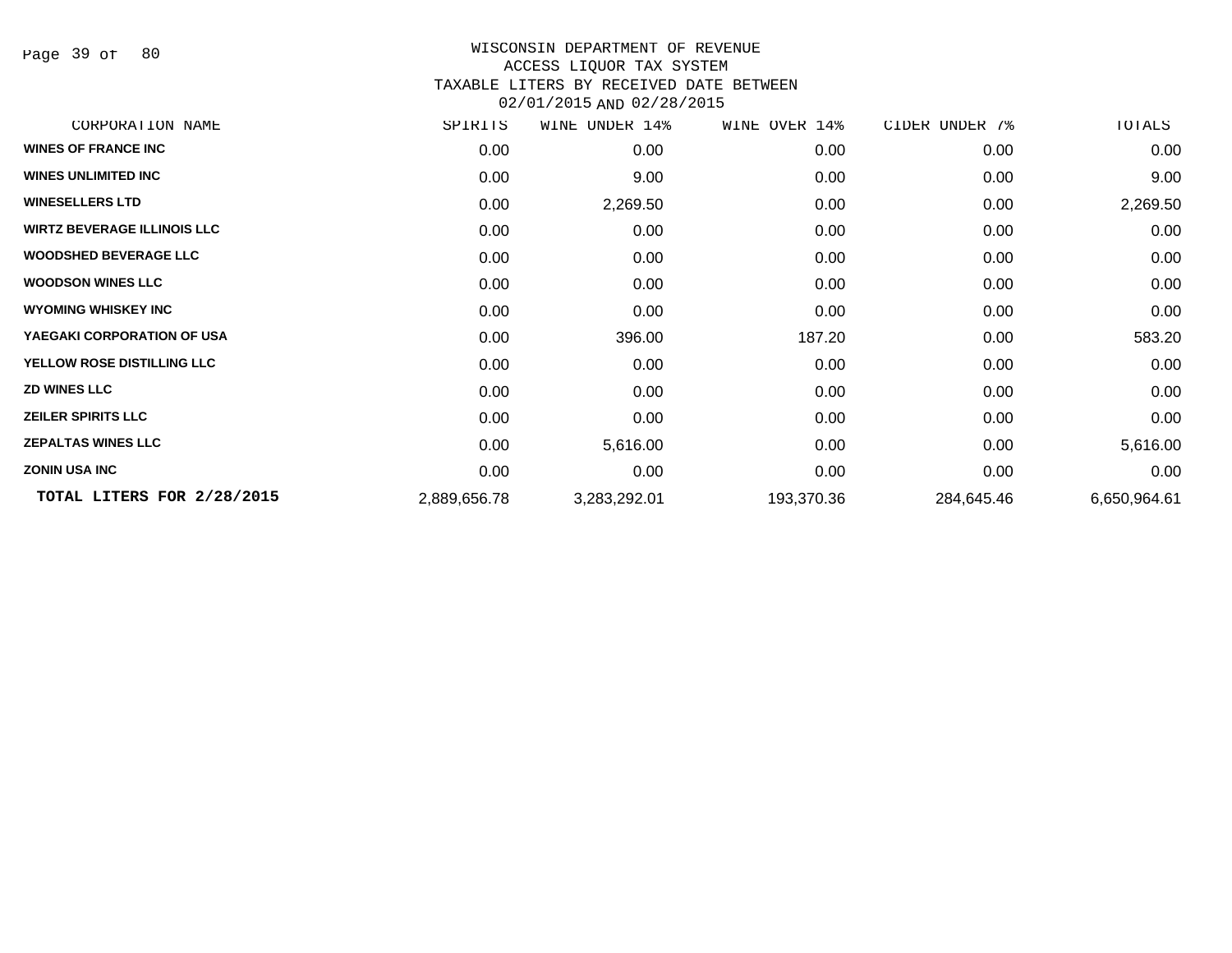WISCONSIN DEPARTMENT OF REVENUE
ACCESS LIQUOR TAX SYSTEM
TAXABLE LITERS BY RECEIVED DATE BETWEEN
02/01/2015 AND 02/28/2015

| CORPORATION NAME | SPIRITS | WINE UNDER 14% | WINE OVER 14% | CIDER UNDER 7% | TOTALS |
|---|---|---|---|---|---|
| WINES OF FRANCE INC | 0.00 | 0.00 | 0.00 | 0.00 | 0.00 |
| WINES UNLIMITED INC | 0.00 | 9.00 | 0.00 | 0.00 | 9.00 |
| WINESELLERS LTD | 0.00 | 2,269.50 | 0.00 | 0.00 | 2,269.50 |
| WIRTZ BEVERAGE ILLINOIS LLC | 0.00 | 0.00 | 0.00 | 0.00 | 0.00 |
| WOODSHED BEVERAGE LLC | 0.00 | 0.00 | 0.00 | 0.00 | 0.00 |
| WOODSON WINES LLC | 0.00 | 0.00 | 0.00 | 0.00 | 0.00 |
| WYOMING WHISKEY INC | 0.00 | 0.00 | 0.00 | 0.00 | 0.00 |
| YAEGAKI CORPORATION OF USA | 0.00 | 396.00 | 187.20 | 0.00 | 583.20 |
| YELLOW ROSE DISTILLING LLC | 0.00 | 0.00 | 0.00 | 0.00 | 0.00 |
| ZD WINES LLC | 0.00 | 0.00 | 0.00 | 0.00 | 0.00 |
| ZEILER SPIRITS LLC | 0.00 | 0.00 | 0.00 | 0.00 | 0.00 |
| ZEPALTAS WINES LLC | 0.00 | 5,616.00 | 0.00 | 0.00 | 5,616.00 |
| ZONIN USA INC | 0.00 | 0.00 | 0.00 | 0.00 | 0.00 |
| **TOTAL LITERS FOR 2/28/2015** | 2,889,656.78 | 3,283,292.01 | 193,370.36 | 284,645.46 | 6,650,964.61 |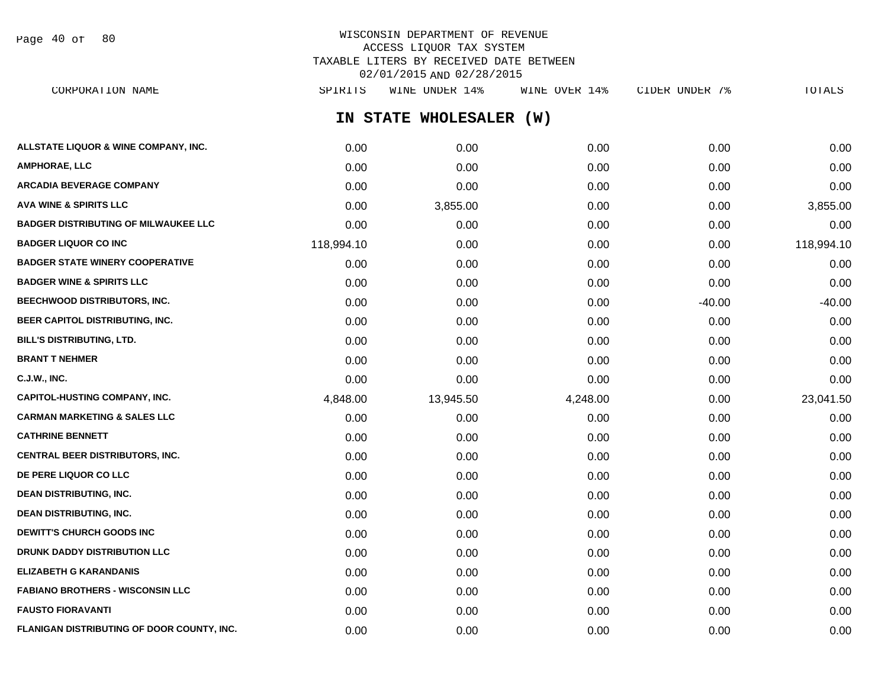WISCONSIN DEPARTMENT OF REVENUE
ACCESS LIQUOR TAX SYSTEM
TAXABLE LITERS BY RECEIVED DATE BETWEEN
02/01/2015 AND 02/28/2015

## IN STATE WHOLESALER (W)

| CORPORATION NAME | SPIRITS | WINE UNDER 14% | WINE OVER 14% | CIDER UNDER 7% | TOTALS |
|---|---|---|---|---|---|
| ALLSTATE LIQUOR & WINE COMPANY, INC. | 0.00 | 0.00 | 0.00 | 0.00 | 0.00 |
| AMPHORAE, LLC | 0.00 | 0.00 | 0.00 | 0.00 | 0.00 |
| ARCADIA BEVERAGE COMPANY | 0.00 | 0.00 | 0.00 | 0.00 | 0.00 |
| AVA WINE & SPIRITS LLC | 0.00 | 3,855.00 | 0.00 | 0.00 | 3,855.00 |
| BADGER DISTRIBUTING OF MILWAUKEE LLC | 0.00 | 0.00 | 0.00 | 0.00 | 0.00 |
| BADGER LIQUOR CO INC | 118,994.10 | 0.00 | 0.00 | 0.00 | 118,994.10 |
| BADGER STATE WINERY COOPERATIVE | 0.00 | 0.00 | 0.00 | 0.00 | 0.00 |
| BADGER WINE & SPIRITS LLC | 0.00 | 0.00 | 0.00 | 0.00 | 0.00 |
| BEECHWOOD DISTRIBUTORS, INC. | 0.00 | 0.00 | 0.00 | -40.00 | -40.00 |
| BEER CAPITOL DISTRIBUTING, INC. | 0.00 | 0.00 | 0.00 | 0.00 | 0.00 |
| BILL'S DISTRIBUTING, LTD. | 0.00 | 0.00 | 0.00 | 0.00 | 0.00 |
| BRANT T NEHMER | 0.00 | 0.00 | 0.00 | 0.00 | 0.00 |
| C.J.W., INC. | 0.00 | 0.00 | 0.00 | 0.00 | 0.00 |
| CAPITOL-HUSTING COMPANY, INC. | 4,848.00 | 13,945.50 | 4,248.00 | 0.00 | 23,041.50 |
| CARMAN MARKETING & SALES LLC | 0.00 | 0.00 | 0.00 | 0.00 | 0.00 |
| CATHRINE BENNETT | 0.00 | 0.00 | 0.00 | 0.00 | 0.00 |
| CENTRAL BEER DISTRIBUTORS, INC. | 0.00 | 0.00 | 0.00 | 0.00 | 0.00 |
| DE PERE LIQUOR CO LLC | 0.00 | 0.00 | 0.00 | 0.00 | 0.00 |
| DEAN DISTRIBUTING, INC. | 0.00 | 0.00 | 0.00 | 0.00 | 0.00 |
| DEAN DISTRIBUTING, INC. | 0.00 | 0.00 | 0.00 | 0.00 | 0.00 |
| DEWITT'S CHURCH GOODS INC | 0.00 | 0.00 | 0.00 | 0.00 | 0.00 |
| DRUNK DADDY DISTRIBUTION LLC | 0.00 | 0.00 | 0.00 | 0.00 | 0.00 |
| ELIZABETH G KARANDANIS | 0.00 | 0.00 | 0.00 | 0.00 | 0.00 |
| FABIANO BROTHERS - WISCONSIN LLC | 0.00 | 0.00 | 0.00 | 0.00 | 0.00 |
| FAUSTO FIORAVANTI | 0.00 | 0.00 | 0.00 | 0.00 | 0.00 |
| FLANIGAN DISTRIBUTING OF DOOR COUNTY, INC. | 0.00 | 0.00 | 0.00 | 0.00 | 0.00 |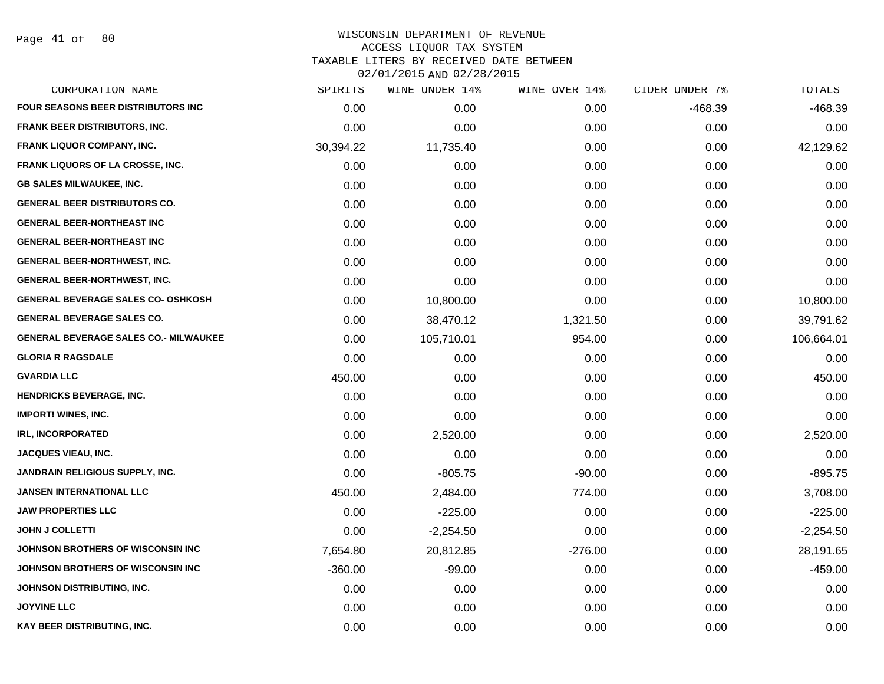WISCONSIN DEPARTMENT OF REVENUE
ACCESS LIQUOR TAX SYSTEM
TAXABLE LITERS BY RECEIVED DATE BETWEEN
02/01/2015 AND 02/28/2015

| CORPORATION NAME | SPIRITS | WINE UNDER 14% | WINE OVER 14% | CIDER UNDER 7% | TOTALS |
|---|---|---|---|---|---|
| FOUR SEASONS BEER DISTRIBUTORS INC | 0.00 | 0.00 | 0.00 | -468.39 | -468.39 |
| FRANK BEER DISTRIBUTORS, INC. | 0.00 | 0.00 | 0.00 | 0.00 | 0.00 |
| FRANK LIQUOR COMPANY, INC. | 30,394.22 | 11,735.40 | 0.00 | 0.00 | 42,129.62 |
| FRANK LIQUORS OF LA CROSSE, INC. | 0.00 | 0.00 | 0.00 | 0.00 | 0.00 |
| GB SALES MILWAUKEE, INC. | 0.00 | 0.00 | 0.00 | 0.00 | 0.00 |
| GENERAL BEER DISTRIBUTORS CO. | 0.00 | 0.00 | 0.00 | 0.00 | 0.00 |
| GENERAL BEER-NORTHEAST INC | 0.00 | 0.00 | 0.00 | 0.00 | 0.00 |
| GENERAL BEER-NORTHEAST INC | 0.00 | 0.00 | 0.00 | 0.00 | 0.00 |
| GENERAL BEER-NORTHWEST, INC. | 0.00 | 0.00 | 0.00 | 0.00 | 0.00 |
| GENERAL BEER-NORTHWEST, INC. | 0.00 | 0.00 | 0.00 | 0.00 | 0.00 |
| GENERAL BEVERAGE SALES CO- OSHKOSH | 0.00 | 10,800.00 | 0.00 | 0.00 | 10,800.00 |
| GENERAL BEVERAGE SALES CO. | 0.00 | 38,470.12 | 1,321.50 | 0.00 | 39,791.62 |
| GENERAL BEVERAGE SALES CO.- MILWAUKEE | 0.00 | 105,710.01 | 954.00 | 0.00 | 106,664.01 |
| GLORIA R RAGSDALE | 0.00 | 0.00 | 0.00 | 0.00 | 0.00 |
| GVARDIA LLC | 450.00 | 0.00 | 0.00 | 0.00 | 450.00 |
| HENDRICKS BEVERAGE, INC. | 0.00 | 0.00 | 0.00 | 0.00 | 0.00 |
| IMPORT! WINES, INC. | 0.00 | 0.00 | 0.00 | 0.00 | 0.00 |
| IRL, INCORPORATED | 0.00 | 2,520.00 | 0.00 | 0.00 | 2,520.00 |
| JACQUES VIEAU, INC. | 0.00 | 0.00 | 0.00 | 0.00 | 0.00 |
| JANDRAIN RELIGIOUS SUPPLY, INC. | 0.00 | -805.75 | -90.00 | 0.00 | -895.75 |
| JANSEN INTERNATIONAL LLC | 450.00 | 2,484.00 | 774.00 | 0.00 | 3,708.00 |
| JAW PROPERTIES LLC | 0.00 | -225.00 | 0.00 | 0.00 | -225.00 |
| JOHN J COLLETTI | 0.00 | -2,254.50 | 0.00 | 0.00 | -2,254.50 |
| JOHNSON BROTHERS OF WISCONSIN INC | 7,654.80 | 20,812.85 | -276.00 | 0.00 | 28,191.65 |
| JOHNSON BROTHERS OF WISCONSIN INC | -360.00 | -99.00 | 0.00 | 0.00 | -459.00 |
| JOHNSON DISTRIBUTING, INC. | 0.00 | 0.00 | 0.00 | 0.00 | 0.00 |
| JOYVINE LLC | 0.00 | 0.00 | 0.00 | 0.00 | 0.00 |
| KAY BEER DISTRIBUTING, INC. | 0.00 | 0.00 | 0.00 | 0.00 | 0.00 |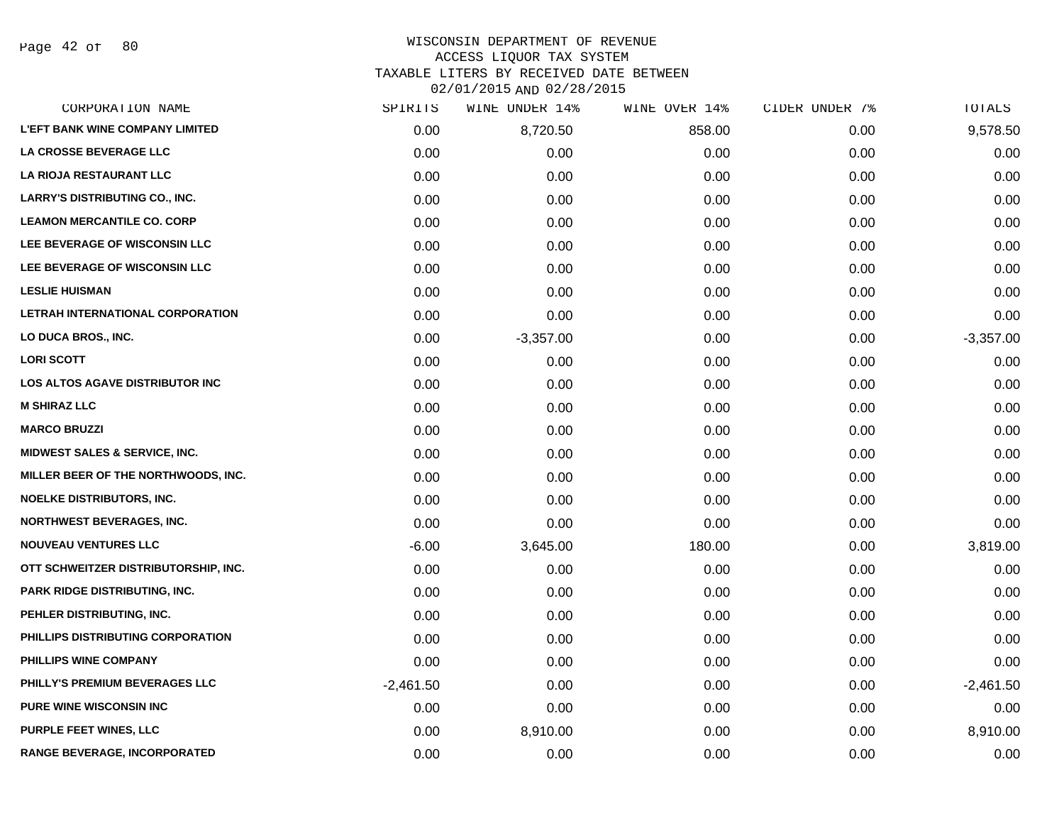WISCONSIN DEPARTMENT OF REVENUE
ACCESS LIQUOR TAX SYSTEM
TAXABLE LITERS BY RECEIVED DATE BETWEEN
02/01/2015 AND 02/28/2015

| CORPORATION NAME | SPIRITS | WINE UNDER 14% | WINE OVER 14% | CIDER UNDER 7% | TOTALS |
|---|---|---|---|---|---|
| L'EFT BANK WINE COMPANY LIMITED | 0.00 | 8,720.50 | 858.00 | 0.00 | 9,578.50 |
| LA CROSSE BEVERAGE LLC | 0.00 | 0.00 | 0.00 | 0.00 | 0.00 |
| LA RIOJA RESTAURANT LLC | 0.00 | 0.00 | 0.00 | 0.00 | 0.00 |
| LARRY'S DISTRIBUTING CO., INC. | 0.00 | 0.00 | 0.00 | 0.00 | 0.00 |
| LEAMON MERCANTILE CO. CORP | 0.00 | 0.00 | 0.00 | 0.00 | 0.00 |
| LEE BEVERAGE OF WISCONSIN LLC | 0.00 | 0.00 | 0.00 | 0.00 | 0.00 |
| LEE BEVERAGE OF WISCONSIN LLC | 0.00 | 0.00 | 0.00 | 0.00 | 0.00 |
| LESLIE HUISMAN | 0.00 | 0.00 | 0.00 | 0.00 | 0.00 |
| LETRAH INTERNATIONAL CORPORATION | 0.00 | 0.00 | 0.00 | 0.00 | 0.00 |
| LO DUCA BROS., INC. | 0.00 | -3,357.00 | 0.00 | 0.00 | -3,357.00 |
| LORI SCOTT | 0.00 | 0.00 | 0.00 | 0.00 | 0.00 |
| LOS ALTOS AGAVE DISTRIBUTOR INC | 0.00 | 0.00 | 0.00 | 0.00 | 0.00 |
| M SHIRAZ LLC | 0.00 | 0.00 | 0.00 | 0.00 | 0.00 |
| MARCO BRUZZI | 0.00 | 0.00 | 0.00 | 0.00 | 0.00 |
| MIDWEST SALES & SERVICE, INC. | 0.00 | 0.00 | 0.00 | 0.00 | 0.00 |
| MILLER BEER OF THE NORTHWOODS, INC. | 0.00 | 0.00 | 0.00 | 0.00 | 0.00 |
| NOELKE DISTRIBUTORS, INC. | 0.00 | 0.00 | 0.00 | 0.00 | 0.00 |
| NORTHWEST BEVERAGES, INC. | 0.00 | 0.00 | 0.00 | 0.00 | 0.00 |
| NOUVEAU VENTURES LLC | -6.00 | 3,645.00 | 180.00 | 0.00 | 3,819.00 |
| OTT SCHWEITZER DISTRIBUTORSHIP, INC. | 0.00 | 0.00 | 0.00 | 0.00 | 0.00 |
| PARK RIDGE DISTRIBUTING, INC. | 0.00 | 0.00 | 0.00 | 0.00 | 0.00 |
| PEHLER DISTRIBUTING, INC. | 0.00 | 0.00 | 0.00 | 0.00 | 0.00 |
| PHILLIPS DISTRIBUTING CORPORATION | 0.00 | 0.00 | 0.00 | 0.00 | 0.00 |
| PHILLIPS WINE COMPANY | 0.00 | 0.00 | 0.00 | 0.00 | 0.00 |
| PHILLY'S PREMIUM BEVERAGES LLC | -2,461.50 | 0.00 | 0.00 | 0.00 | -2,461.50 |
| PURE WINE WISCONSIN INC | 0.00 | 0.00 | 0.00 | 0.00 | 0.00 |
| PURPLE FEET WINES, LLC | 0.00 | 8,910.00 | 0.00 | 0.00 | 8,910.00 |
| RANGE BEVERAGE, INCORPORATED | 0.00 | 0.00 | 0.00 | 0.00 | 0.00 |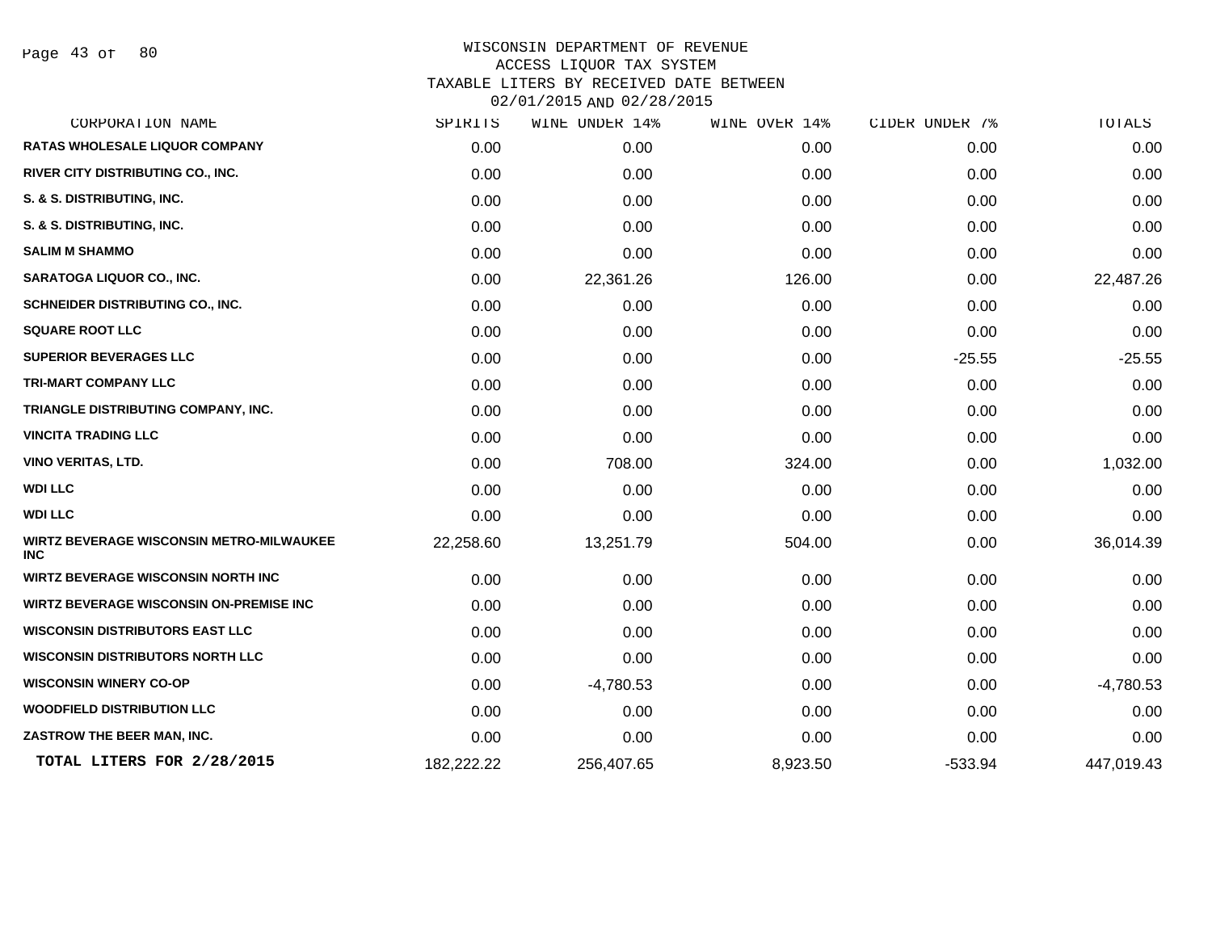WISCONSIN DEPARTMENT OF REVENUE
ACCESS LIQUOR TAX SYSTEM
TAXABLE LITERS BY RECEIVED DATE BETWEEN
02/01/2015 AND 02/28/2015

| CORPORATION NAME | SPIRITS | WINE UNDER 14% | WINE OVER 14% | CIDER UNDER 7% | TOTALS |
|---|---|---|---|---|---|
| RATAS WHOLESALE LIQUOR COMPANY | 0.00 | 0.00 | 0.00 | 0.00 | 0.00 |
| RIVER CITY DISTRIBUTING CO., INC. | 0.00 | 0.00 | 0.00 | 0.00 | 0.00 |
| S. & S. DISTRIBUTING, INC. | 0.00 | 0.00 | 0.00 | 0.00 | 0.00 |
| S. & S. DISTRIBUTING, INC. | 0.00 | 0.00 | 0.00 | 0.00 | 0.00 |
| SALIM M SHAMMO | 0.00 | 0.00 | 0.00 | 0.00 | 0.00 |
| SARATOGA LIQUOR CO., INC. | 0.00 | 22,361.26 | 126.00 | 0.00 | 22,487.26 |
| SCHNEIDER DISTRIBUTING CO., INC. | 0.00 | 0.00 | 0.00 | 0.00 | 0.00 |
| SQUARE ROOT LLC | 0.00 | 0.00 | 0.00 | 0.00 | 0.00 |
| SUPERIOR BEVERAGES LLC | 0.00 | 0.00 | 0.00 | -25.55 | -25.55 |
| TRI-MART COMPANY LLC | 0.00 | 0.00 | 0.00 | 0.00 | 0.00 |
| TRIANGLE DISTRIBUTING COMPANY, INC. | 0.00 | 0.00 | 0.00 | 0.00 | 0.00 |
| VINCITA TRADING LLC | 0.00 | 0.00 | 0.00 | 0.00 | 0.00 |
| VINO VERITAS, LTD. | 0.00 | 708.00 | 324.00 | 0.00 | 1,032.00 |
| WDI LLC | 0.00 | 0.00 | 0.00 | 0.00 | 0.00 |
| WDI LLC | 0.00 | 0.00 | 0.00 | 0.00 | 0.00 |
| WIRTZ BEVERAGE WISCONSIN METRO-MILWAUKEE INC | 22,258.60 | 13,251.79 | 504.00 | 0.00 | 36,014.39 |
| WIRTZ BEVERAGE WISCONSIN NORTH INC | 0.00 | 0.00 | 0.00 | 0.00 | 0.00 |
| WIRTZ BEVERAGE WISCONSIN ON-PREMISE INC | 0.00 | 0.00 | 0.00 | 0.00 | 0.00 |
| WISCONSIN DISTRIBUTORS EAST LLC | 0.00 | 0.00 | 0.00 | 0.00 | 0.00 |
| WISCONSIN DISTRIBUTORS NORTH LLC | 0.00 | 0.00 | 0.00 | 0.00 | 0.00 |
| WISCONSIN WINERY CO-OP | 0.00 | -4,780.53 | 0.00 | 0.00 | -4,780.53 |
| WOODFIELD DISTRIBUTION LLC | 0.00 | 0.00 | 0.00 | 0.00 | 0.00 |
| ZASTROW THE BEER MAN, INC. | 0.00 | 0.00 | 0.00 | 0.00 | 0.00 |
| **TOTAL LITERS FOR 2/28/2015** | 182,222.22 | 256,407.65 | 8,923.50 | -533.94 | 447,019.43 |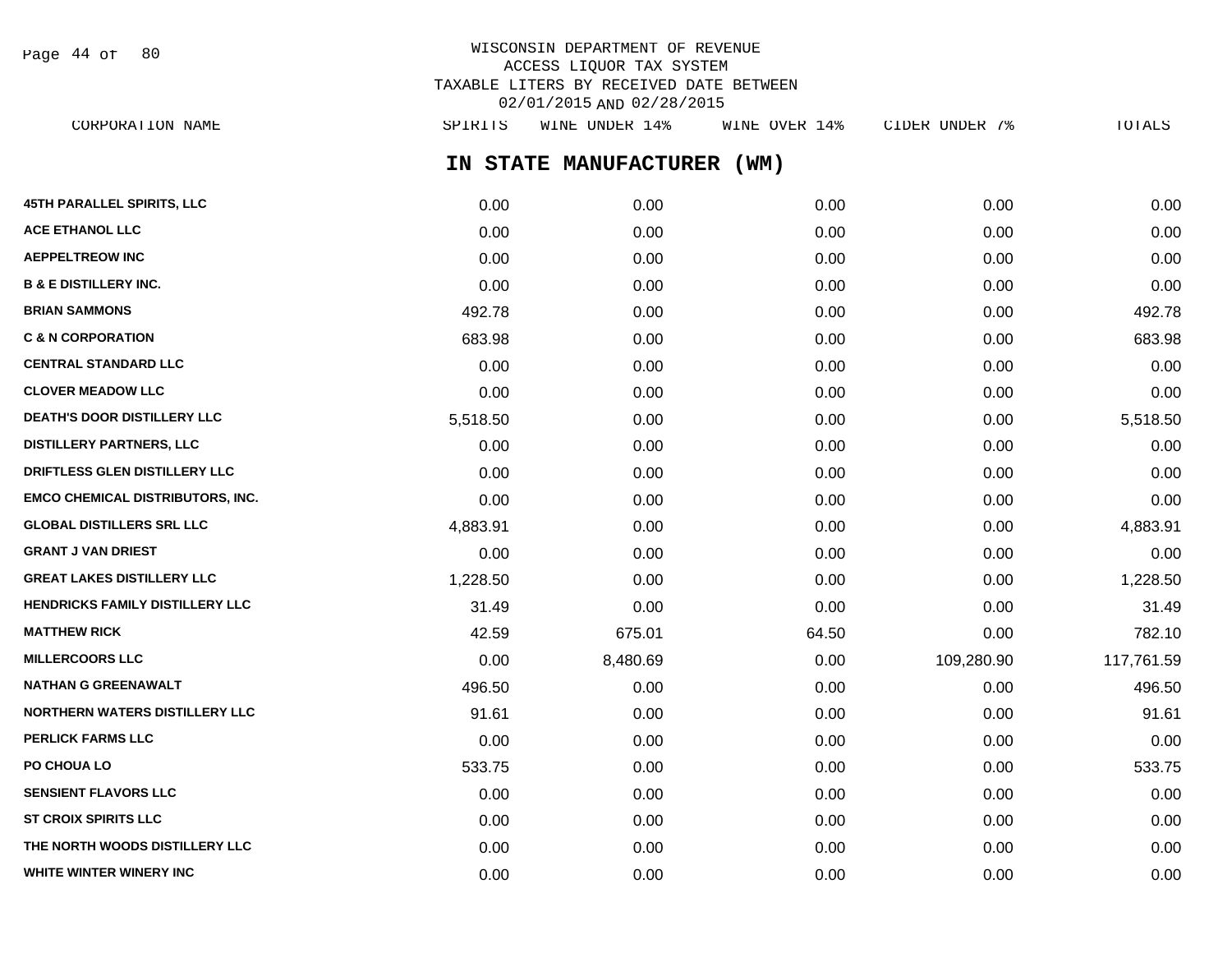WISCONSIN DEPARTMENT OF REVENUE
ACCESS LIQUOR TAX SYSTEM
TAXABLE LITERS BY RECEIVED DATE BETWEEN
02/01/2015 AND 02/28/2015

## IN STATE MANUFACTURER (WM)

| CORPORATION NAME | SPIRITS | WINE UNDER 14% | WINE OVER 14% | CIDER UNDER 7% | TOTALS |
|---|---|---|---|---|---|
| 45TH PARALLEL SPIRITS, LLC | 0.00 | 0.00 | 0.00 | 0.00 | 0.00 |
| ACE ETHANOL LLC | 0.00 | 0.00 | 0.00 | 0.00 | 0.00 |
| AEPPELTREOW INC | 0.00 | 0.00 | 0.00 | 0.00 | 0.00 |
| B & E DISTILLERY INC. | 0.00 | 0.00 | 0.00 | 0.00 | 0.00 |
| BRIAN SAMMONS | 492.78 | 0.00 | 0.00 | 0.00 | 492.78 |
| C & N CORPORATION | 683.98 | 0.00 | 0.00 | 0.00 | 683.98 |
| CENTRAL STANDARD LLC | 0.00 | 0.00 | 0.00 | 0.00 | 0.00 |
| CLOVER MEADOW LLC | 0.00 | 0.00 | 0.00 | 0.00 | 0.00 |
| DEATH'S DOOR DISTILLERY LLC | 5,518.50 | 0.00 | 0.00 | 0.00 | 5,518.50 |
| DISTILLERY PARTNERS, LLC | 0.00 | 0.00 | 0.00 | 0.00 | 0.00 |
| DRIFTLESS GLEN DISTILLERY LLC | 0.00 | 0.00 | 0.00 | 0.00 | 0.00 |
| EMCO CHEMICAL DISTRIBUTORS, INC. | 0.00 | 0.00 | 0.00 | 0.00 | 0.00 |
| GLOBAL DISTILLERS SRL LLC | 4,883.91 | 0.00 | 0.00 | 0.00 | 4,883.91 |
| GRANT J VAN DRIEST | 0.00 | 0.00 | 0.00 | 0.00 | 0.00 |
| GREAT LAKES DISTILLERY LLC | 1,228.50 | 0.00 | 0.00 | 0.00 | 1,228.50 |
| HENDRICKS FAMILY DISTILLERY LLC | 31.49 | 0.00 | 0.00 | 0.00 | 31.49 |
| MATTHEW RICK | 42.59 | 675.01 | 64.50 | 0.00 | 782.10 |
| MILLERCOORS LLC | 0.00 | 8,480.69 | 0.00 | 109,280.90 | 117,761.59 |
| NATHAN G GREENAWALT | 496.50 | 0.00 | 0.00 | 0.00 | 496.50 |
| NORTHERN WATERS DISTILLERY LLC | 91.61 | 0.00 | 0.00 | 0.00 | 91.61 |
| PERLICK FARMS LLC | 0.00 | 0.00 | 0.00 | 0.00 | 0.00 |
| PO CHOUA LO | 533.75 | 0.00 | 0.00 | 0.00 | 533.75 |
| SENSIENT FLAVORS LLC | 0.00 | 0.00 | 0.00 | 0.00 | 0.00 |
| ST CROIX SPIRITS LLC | 0.00 | 0.00 | 0.00 | 0.00 | 0.00 |
| THE NORTH WOODS DISTILLERY LLC | 0.00 | 0.00 | 0.00 | 0.00 | 0.00 |
| WHITE WINTER WINERY INC | 0.00 | 0.00 | 0.00 | 0.00 | 0.00 |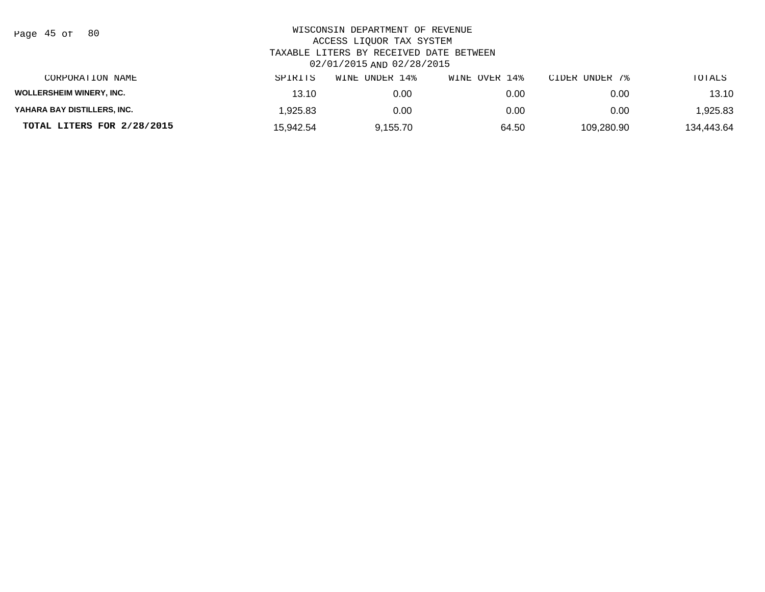WISCONSIN DEPARTMENT OF REVENUE
ACCESS LIQUOR TAX SYSTEM
TAXABLE LITERS BY RECEIVED DATE BETWEEN
02/01/2015 AND 02/28/2015

| CORPORATION NAME | SPIRITS | WINE UNDER 14% | WINE OVER 14% | CIDER UNDER 7% | TOTALS |
|---|---|---|---|---|---|
| **WOLLERSHEIM WINERY, INC.** | 13.10 | 0.00 | 0.00 | 0.00 | 13.10 |
| **YAHARA BAY DISTILLERS, INC.** | 1,925.83 | 0.00 | 0.00 | 0.00 | 1,925.83 |
| **TOTAL LITERS FOR 2/28/2015** | 15,942.54 | 9,155.70 | 64.50 | 109,280.90 | 134,443.64 |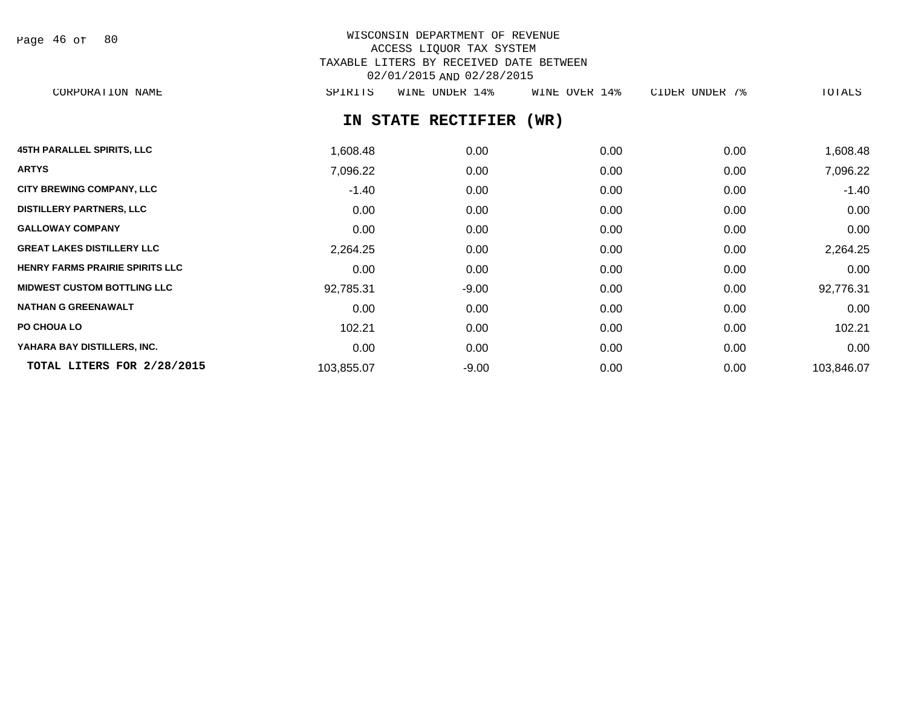WISCONSIN DEPARTMENT OF REVENUE
ACCESS LIQUOR TAX SYSTEM
TAXABLE LITERS BY RECEIVED DATE BETWEEN
02/01/2015 AND 02/28/2015

## IN STATE RECTIFIER (WR)

| CORPORATION NAME | SPIRITS | WINE UNDER 14% | WINE OVER 14% | CIDER UNDER 7% | TOTALS |
|---|---|---|---|---|---|
| 45TH PARALLEL SPIRITS, LLC | 1,608.48 | 0.00 | 0.00 | 0.00 | 1,608.48 |
| ARTYS | 7,096.22 | 0.00 | 0.00 | 0.00 | 7,096.22 |
| CITY BREWING COMPANY, LLC | -1.40 | 0.00 | 0.00 | 0.00 | -1.40 |
| DISTILLERY PARTNERS, LLC | 0.00 | 0.00 | 0.00 | 0.00 | 0.00 |
| GALLOWAY COMPANY | 0.00 | 0.00 | 0.00 | 0.00 | 0.00 |
| GREAT LAKES DISTILLERY LLC | 2,264.25 | 0.00 | 0.00 | 0.00 | 2,264.25 |
| HENRY FARMS PRAIRIE SPIRITS LLC | 0.00 | 0.00 | 0.00 | 0.00 | 0.00 |
| MIDWEST CUSTOM BOTTLING LLC | 92,785.31 | -9.00 | 0.00 | 0.00 | 92,776.31 |
| NATHAN G GREENAWALT | 0.00 | 0.00 | 0.00 | 0.00 | 0.00 |
| PO CHOUA LO | 102.21 | 0.00 | 0.00 | 0.00 | 102.21 |
| YAHARA BAY DISTILLERS, INC. | 0.00 | 0.00 | 0.00 | 0.00 | 0.00 |
| **TOTAL LITERS FOR 2/28/2015** | 103,855.07 | -9.00 | 0.00 | 0.00 | 103,846.07 |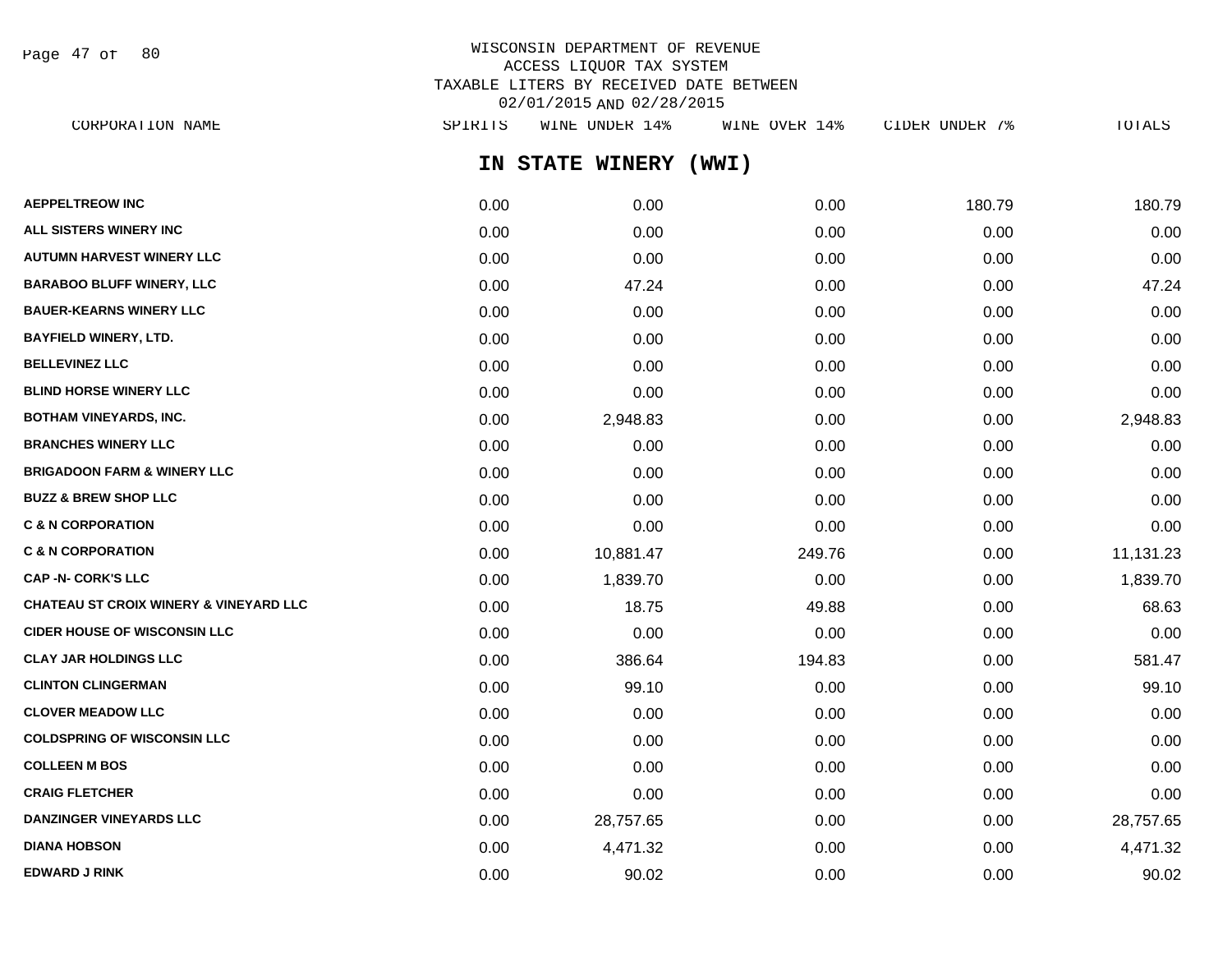WISCONSIN DEPARTMENT OF REVENUE
ACCESS LIQUOR TAX SYSTEM
TAXABLE LITERS BY RECEIVED DATE BETWEEN
02/01/2015 AND 02/28/2015

## IN STATE WINERY (WWI)

| CORPORATION NAME | SPIRITS | WINE UNDER 14% | WINE OVER 14% | CIDER UNDER 7% | TOTALS |
|---|---|---|---|---|---|
| AEPPELTREOW INC | 0.00 | 0.00 | 0.00 | 180.79 | 180.79 |
| ALL SISTERS WINERY INC | 0.00 | 0.00 | 0.00 | 0.00 | 0.00 |
| AUTUMN HARVEST WINERY LLC | 0.00 | 0.00 | 0.00 | 0.00 | 0.00 |
| BARABOO BLUFF WINERY, LLC | 0.00 | 47.24 | 0.00 | 0.00 | 47.24 |
| BAUER-KEARNS WINERY LLC | 0.00 | 0.00 | 0.00 | 0.00 | 0.00 |
| BAYFIELD WINERY, LTD. | 0.00 | 0.00 | 0.00 | 0.00 | 0.00 |
| BELLEVINEZ LLC | 0.00 | 0.00 | 0.00 | 0.00 | 0.00 |
| BLIND HORSE WINERY LLC | 0.00 | 0.00 | 0.00 | 0.00 | 0.00 |
| BOTHAM VINEYARDS, INC. | 0.00 | 2,948.83 | 0.00 | 0.00 | 2,948.83 |
| BRANCHES WINERY LLC | 0.00 | 0.00 | 0.00 | 0.00 | 0.00 |
| BRIGADOON FARM & WINERY LLC | 0.00 | 0.00 | 0.00 | 0.00 | 0.00 |
| BUZZ & BREW SHOP LLC | 0.00 | 0.00 | 0.00 | 0.00 | 0.00 |
| C & N CORPORATION | 0.00 | 0.00 | 0.00 | 0.00 | 0.00 |
| C & N CORPORATION | 0.00 | 10,881.47 | 249.76 | 0.00 | 11,131.23 |
| CAP -N- CORK'S LLC | 0.00 | 1,839.70 | 0.00 | 0.00 | 1,839.70 |
| CHATEAU ST CROIX WINERY & VINEYARD LLC | 0.00 | 18.75 | 49.88 | 0.00 | 68.63 |
| CIDER HOUSE OF WISCONSIN LLC | 0.00 | 0.00 | 0.00 | 0.00 | 0.00 |
| CLAY JAR HOLDINGS LLC | 0.00 | 386.64 | 194.83 | 0.00 | 581.47 |
| CLINTON CLINGERMAN | 0.00 | 99.10 | 0.00 | 0.00 | 99.10 |
| CLOVER MEADOW LLC | 0.00 | 0.00 | 0.00 | 0.00 | 0.00 |
| COLDSPRING OF WISCONSIN LLC | 0.00 | 0.00 | 0.00 | 0.00 | 0.00 |
| COLLEEN M BOS | 0.00 | 0.00 | 0.00 | 0.00 | 0.00 |
| CRAIG FLETCHER | 0.00 | 0.00 | 0.00 | 0.00 | 0.00 |
| DANZINGER VINEYARDS LLC | 0.00 | 28,757.65 | 0.00 | 0.00 | 28,757.65 |
| DIANA HOBSON | 0.00 | 4,471.32 | 0.00 | 0.00 | 4,471.32 |
| EDWARD J RINK | 0.00 | 90.02 | 0.00 | 0.00 | 90.02 |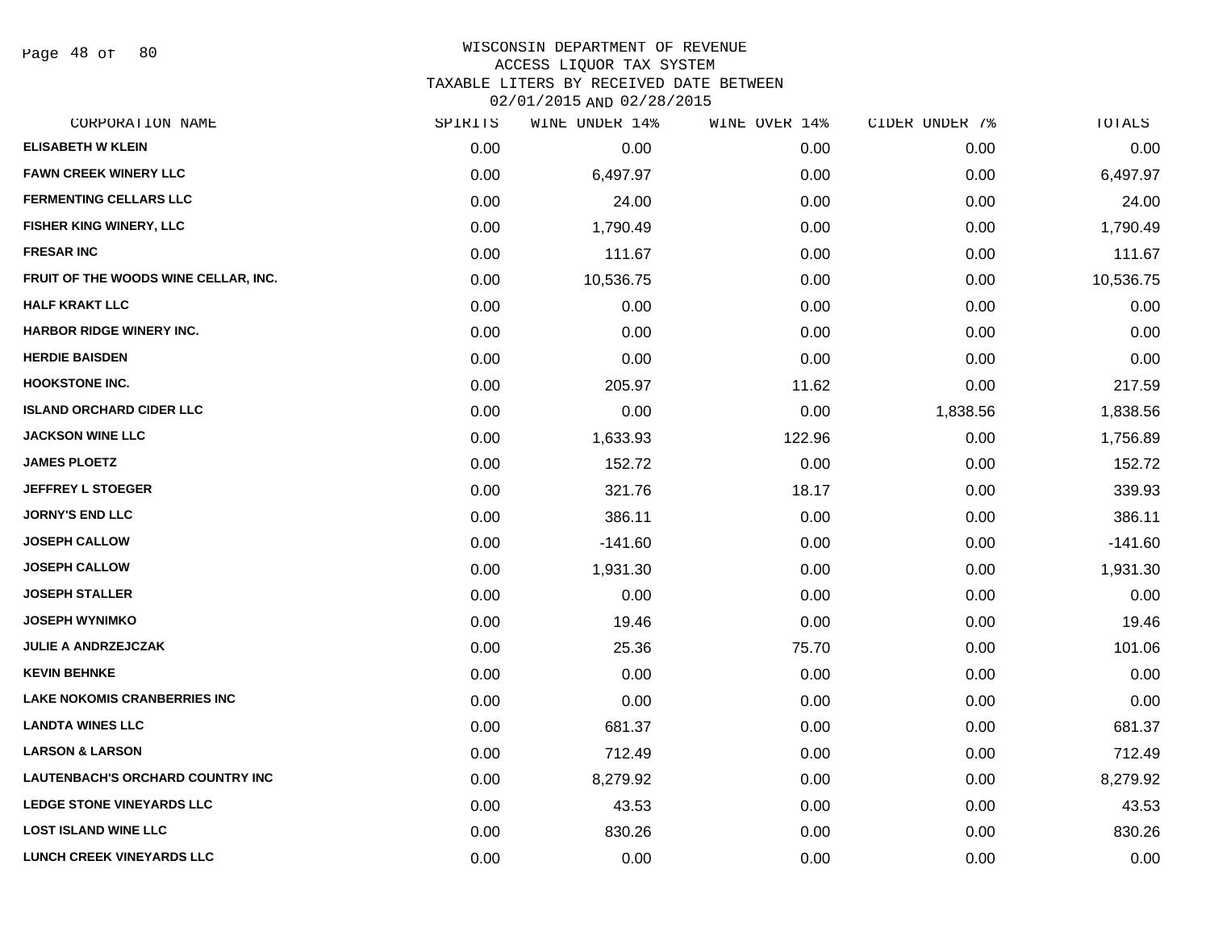# WISCONSIN DEPARTMENT OF REVENUE
## ACCESS LIQUOR TAX SYSTEM
## TAXABLE LITERS BY RECEIVED DATE BETWEEN 02/01/2015 AND 02/28/2015

| CORPORATION NAME | SPIRITS | WINE UNDER 14% | WINE OVER 14% | CIDER UNDER 7% | TOTALS |
|---|---|---|---|---|---|
| ELISABETH W KLEIN | 0.00 | 0.00 | 0.00 | 0.00 | 0.00 |
| FAWN CREEK WINERY LLC | 0.00 | 6,497.97 | 0.00 | 0.00 | 6,497.97 |
| FERMENTING CELLARS LLC | 0.00 | 24.00 | 0.00 | 0.00 | 24.00 |
| FISHER KING WINERY, LLC | 0.00 | 1,790.49 | 0.00 | 0.00 | 1,790.49 |
| FRESAR INC | 0.00 | 111.67 | 0.00 | 0.00 | 111.67 |
| FRUIT OF THE WOODS WINE CELLAR, INC. | 0.00 | 10,536.75 | 0.00 | 0.00 | 10,536.75 |
| HALF KRAKT LLC | 0.00 | 0.00 | 0.00 | 0.00 | 0.00 |
| HARBOR RIDGE WINERY INC. | 0.00 | 0.00 | 0.00 | 0.00 | 0.00 |
| HERDIE BAISDEN | 0.00 | 0.00 | 0.00 | 0.00 | 0.00 |
| HOOKSTONE INC. | 0.00 | 205.97 | 11.62 | 0.00 | 217.59 |
| ISLAND ORCHARD CIDER LLC | 0.00 | 0.00 | 0.00 | 1,838.56 | 1,838.56 |
| JACKSON WINE LLC | 0.00 | 1,633.93 | 122.96 | 0.00 | 1,756.89 |
| JAMES PLOETZ | 0.00 | 152.72 | 0.00 | 0.00 | 152.72 |
| JEFFREY L STOEGER | 0.00 | 321.76 | 18.17 | 0.00 | 339.93 |
| JORNY'S END LLC | 0.00 | 386.11 | 0.00 | 0.00 | 386.11 |
| JOSEPH CALLOW | 0.00 | -141.60 | 0.00 | 0.00 | -141.60 |
| JOSEPH CALLOW | 0.00 | 1,931.30 | 0.00 | 0.00 | 1,931.30 |
| JOSEPH STALLER | 0.00 | 0.00 | 0.00 | 0.00 | 0.00 |
| JOSEPH WYNIMKO | 0.00 | 19.46 | 0.00 | 0.00 | 19.46 |
| JULIE A ANDRZEJCZAK | 0.00 | 25.36 | 75.70 | 0.00 | 101.06 |
| KEVIN BEHNKE | 0.00 | 0.00 | 0.00 | 0.00 | 0.00 |
| LAKE NOKOMIS CRANBERRIES INC | 0.00 | 0.00 | 0.00 | 0.00 | 0.00 |
| LANDTA WINES LLC | 0.00 | 681.37 | 0.00 | 0.00 | 681.37 |
| LARSON & LARSON | 0.00 | 712.49 | 0.00 | 0.00 | 712.49 |
| LAUTENBACH'S ORCHARD COUNTRY INC | 0.00 | 8,279.92 | 0.00 | 0.00 | 8,279.92 |
| LEDGE STONE VINEYARDS LLC | 0.00 | 43.53 | 0.00 | 0.00 | 43.53 |
| LOST ISLAND WINE LLC | 0.00 | 830.26 | 0.00 | 0.00 | 830.26 |
| LUNCH CREEK VINEYARDS LLC | 0.00 | 0.00 | 0.00 | 0.00 | 0.00 |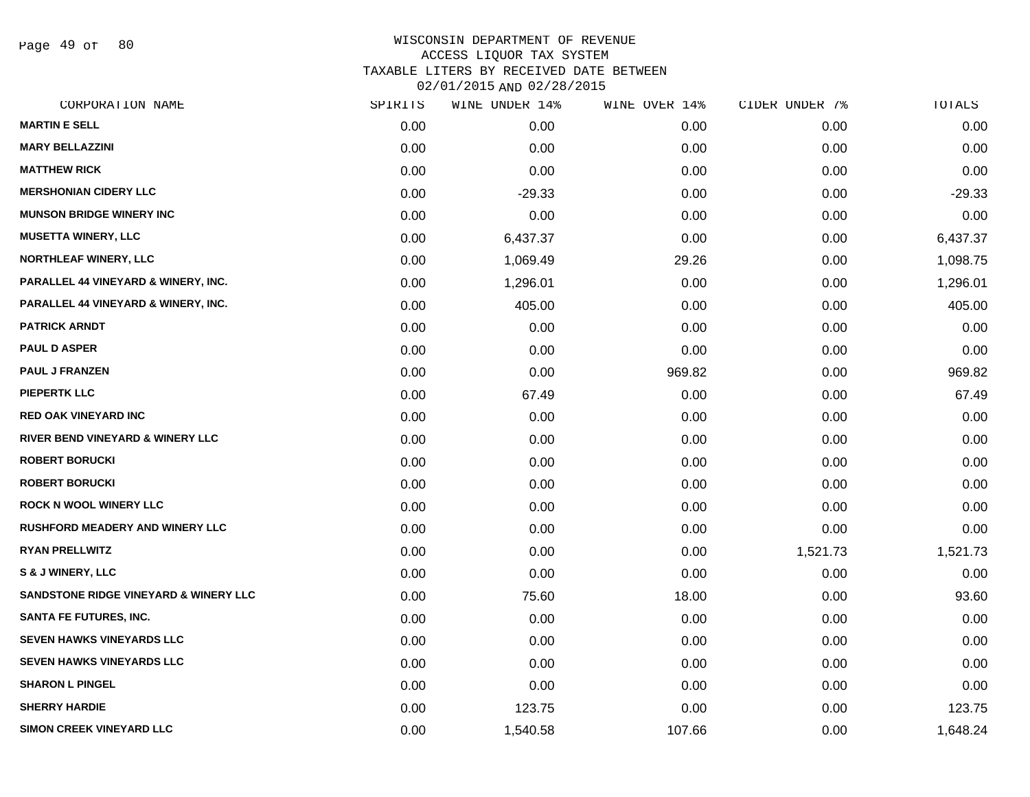# WISCONSIN DEPARTMENT OF REVENUE
## ACCESS LIQUOR TAX SYSTEM
## TAXABLE LITERS BY RECEIVED DATE BETWEEN 02/01/2015 AND 02/28/2015

| CORPORATION NAME | SPIRITS | WINE UNDER 14% | WINE OVER 14% | CIDER UNDER 7% | TOTALS |
|---|---|---|---|---|---|
| MARTIN E SELL | 0.00 | 0.00 | 0.00 | 0.00 | 0.00 |
| MARY BELLAZZINI | 0.00 | 0.00 | 0.00 | 0.00 | 0.00 |
| MATTHEW RICK | 0.00 | 0.00 | 0.00 | 0.00 | 0.00 |
| MERSHONIAN CIDERY LLC | 0.00 | -29.33 | 0.00 | 0.00 | -29.33 |
| MUNSON BRIDGE WINERY INC | 0.00 | 0.00 | 0.00 | 0.00 | 0.00 |
| MUSETTA WINERY, LLC | 0.00 | 6,437.37 | 0.00 | 0.00 | 6,437.37 |
| NORTHLEAF WINERY, LLC | 0.00 | 1,069.49 | 29.26 | 0.00 | 1,098.75 |
| PARALLEL 44 VINEYARD & WINERY, INC. | 0.00 | 1,296.01 | 0.00 | 0.00 | 1,296.01 |
| PARALLEL 44 VINEYARD & WINERY, INC. | 0.00 | 405.00 | 0.00 | 0.00 | 405.00 |
| PATRICK ARNDT | 0.00 | 0.00 | 0.00 | 0.00 | 0.00 |
| PAUL D ASPER | 0.00 | 0.00 | 0.00 | 0.00 | 0.00 |
| PAUL J FRANZEN | 0.00 | 0.00 | 969.82 | 0.00 | 969.82 |
| PIEPERTK LLC | 0.00 | 67.49 | 0.00 | 0.00 | 67.49 |
| RED OAK VINEYARD INC | 0.00 | 0.00 | 0.00 | 0.00 | 0.00 |
| RIVER BEND VINEYARD & WINERY LLC | 0.00 | 0.00 | 0.00 | 0.00 | 0.00 |
| ROBERT BORUCKI | 0.00 | 0.00 | 0.00 | 0.00 | 0.00 |
| ROBERT BORUCKI | 0.00 | 0.00 | 0.00 | 0.00 | 0.00 |
| ROCK N WOOL WINERY LLC | 0.00 | 0.00 | 0.00 | 0.00 | 0.00 |
| RUSHFORD MEADERY AND WINERY LLC | 0.00 | 0.00 | 0.00 | 0.00 | 0.00 |
| RYAN PRELLWITZ | 0.00 | 0.00 | 0.00 | 1,521.73 | 1,521.73 |
| S & J WINERY, LLC | 0.00 | 0.00 | 0.00 | 0.00 | 0.00 |
| SANDSTONE RIDGE VINEYARD & WINERY LLC | 0.00 | 75.60 | 18.00 | 0.00 | 93.60 |
| SANTA FE FUTURES, INC. | 0.00 | 0.00 | 0.00 | 0.00 | 0.00 |
| SEVEN HAWKS VINEYARDS LLC | 0.00 | 0.00 | 0.00 | 0.00 | 0.00 |
| SEVEN HAWKS VINEYARDS LLC | 0.00 | 0.00 | 0.00 | 0.00 | 0.00 |
| SHARON L PINGEL | 0.00 | 0.00 | 0.00 | 0.00 | 0.00 |
| SHERRY HARDIE | 0.00 | 123.75 | 0.00 | 0.00 | 123.75 |
| SIMON CREEK VINEYARD LLC | 0.00 | 1,540.58 | 107.66 | 0.00 | 1,648.24 |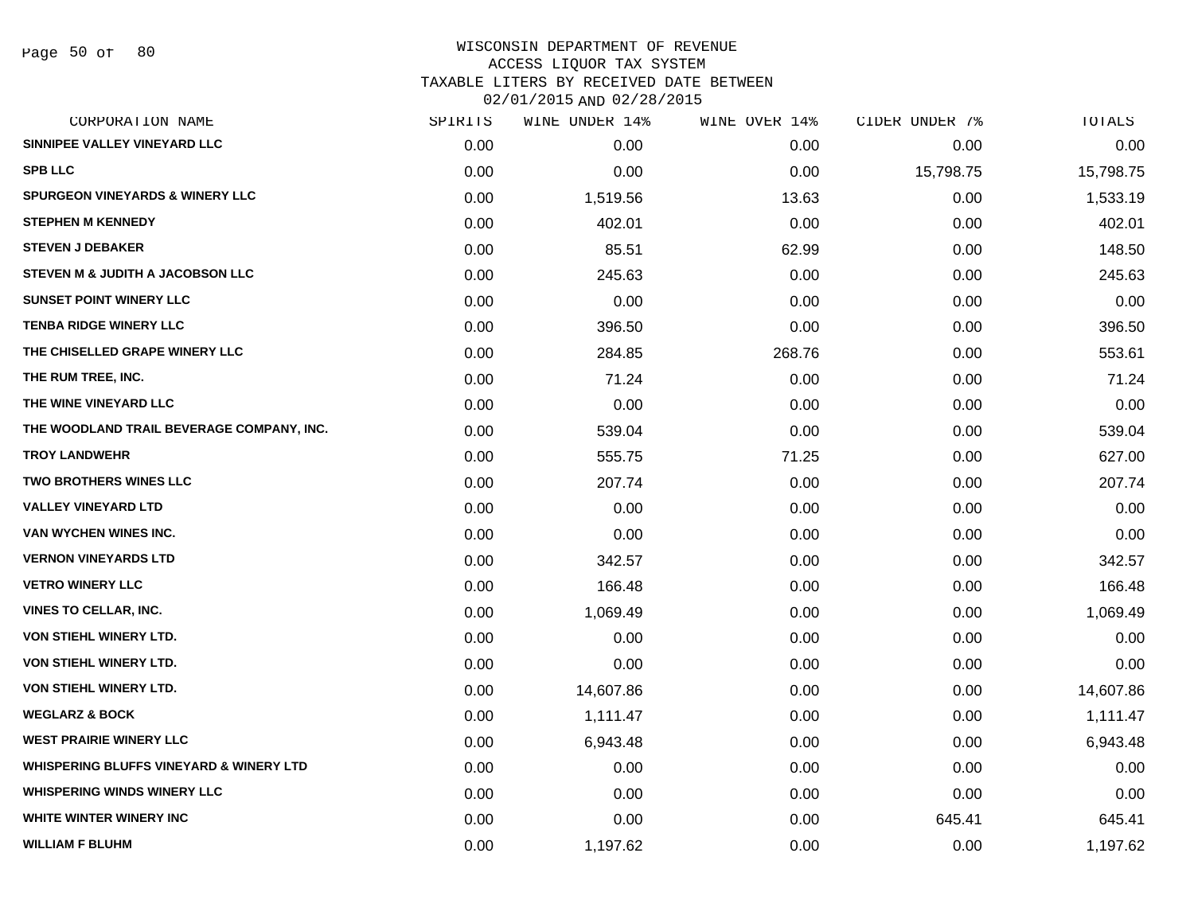# WISCONSIN DEPARTMENT OF REVENUE
## ACCESS LIQUOR TAX SYSTEM
## TAXABLE LITERS BY RECEIVED DATE BETWEEN 02/01/2015 AND 02/28/2015

| CORPORATION NAME | SPIRITS | WINE UNDER 14% | WINE OVER 14% | CIDER UNDER 7% | TOTALS |
|---|---|---|---|---|---|
| SINNIPEE VALLEY VINEYARD LLC | 0.00 | 0.00 | 0.00 | 0.00 | 0.00 |
| SPB LLC | 0.00 | 0.00 | 0.00 | 15,798.75 | 15,798.75 |
| SPURGEON VINEYARDS & WINERY LLC | 0.00 | 1,519.56 | 13.63 | 0.00 | 1,533.19 |
| STEPHEN M KENNEDY | 0.00 | 402.01 | 0.00 | 0.00 | 402.01 |
| STEVEN J DEBAKER | 0.00 | 85.51 | 62.99 | 0.00 | 148.50 |
| STEVEN M & JUDITH A JACOBSON LLC | 0.00 | 245.63 | 0.00 | 0.00 | 245.63 |
| SUNSET POINT WINERY LLC | 0.00 | 0.00 | 0.00 | 0.00 | 0.00 |
| TENBA RIDGE WINERY LLC | 0.00 | 396.50 | 0.00 | 0.00 | 396.50 |
| THE CHISELLED GRAPE WINERY LLC | 0.00 | 284.85 | 268.76 | 0.00 | 553.61 |
| THE RUM TREE, INC. | 0.00 | 71.24 | 0.00 | 0.00 | 71.24 |
| THE WINE VINEYARD LLC | 0.00 | 0.00 | 0.00 | 0.00 | 0.00 |
| THE WOODLAND TRAIL BEVERAGE COMPANY, INC. | 0.00 | 539.04 | 0.00 | 0.00 | 539.04 |
| TROY LANDWEHR | 0.00 | 555.75 | 71.25 | 0.00 | 627.00 |
| TWO BROTHERS WINES LLC | 0.00 | 207.74 | 0.00 | 0.00 | 207.74 |
| VALLEY VINEYARD LTD | 0.00 | 0.00 | 0.00 | 0.00 | 0.00 |
| VAN WYCHEN WINES INC. | 0.00 | 0.00 | 0.00 | 0.00 | 0.00 |
| VERNON VINEYARDS LTD | 0.00 | 342.57 | 0.00 | 0.00 | 342.57 |
| VETRO WINERY LLC | 0.00 | 166.48 | 0.00 | 0.00 | 166.48 |
| VINES TO CELLAR, INC. | 0.00 | 1,069.49 | 0.00 | 0.00 | 1,069.49 |
| VON STIEHL WINERY LTD. | 0.00 | 0.00 | 0.00 | 0.00 | 0.00 |
| VON STIEHL WINERY LTD. | 0.00 | 0.00 | 0.00 | 0.00 | 0.00 |
| VON STIEHL WINERY LTD. | 0.00 | 14,607.86 | 0.00 | 0.00 | 14,607.86 |
| WEGLARZ & BOCK | 0.00 | 1,111.47 | 0.00 | 0.00 | 1,111.47 |
| WEST PRAIRIE WINERY LLC | 0.00 | 6,943.48 | 0.00 | 0.00 | 6,943.48 |
| WHISPERING BLUFFS VINEYARD & WINERY LTD | 0.00 | 0.00 | 0.00 | 0.00 | 0.00 |
| WHISPERING WINDS WINERY LLC | 0.00 | 0.00 | 0.00 | 0.00 | 0.00 |
| WHITE WINTER WINERY INC | 0.00 | 0.00 | 0.00 | 645.41 | 645.41 |
| WILLIAM F BLUHM | 0.00 | 1,197.62 | 0.00 | 0.00 | 1,197.62 |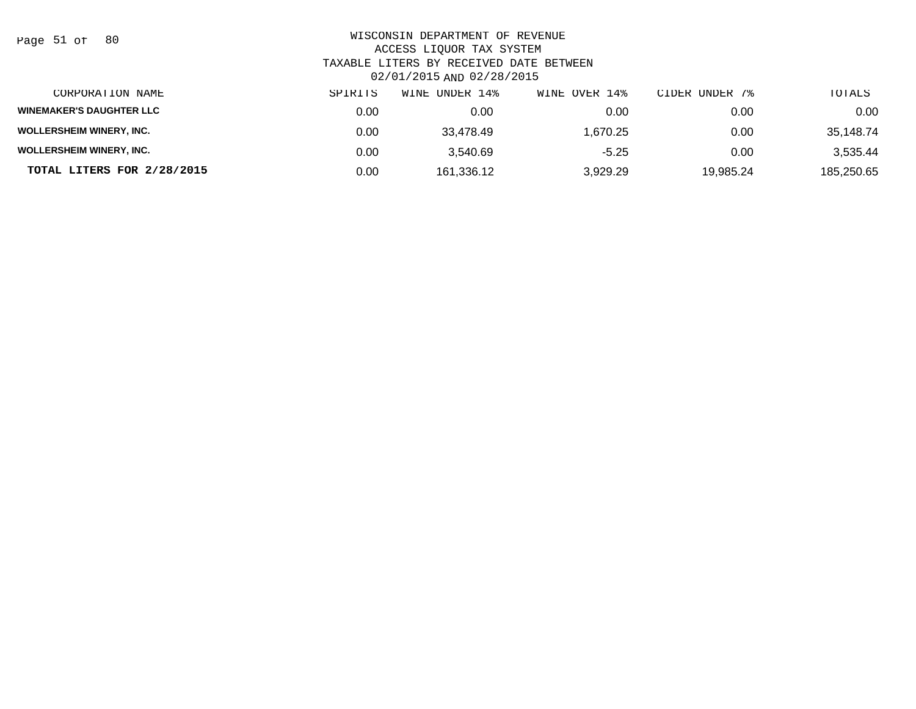WISCONSIN DEPARTMENT OF REVENUE
ACCESS LIQUOR TAX SYSTEM
TAXABLE LITERS BY RECEIVED DATE BETWEEN
02/01/2015 AND 02/28/2015

| CORPORATION NAME | SPIRITS | WINE UNDER 14% | WINE OVER 14% | CIDER UNDER 7% | TOTALS |
|---|---|---|---|---|---|
| **WINEMAKER'S DAUGHTER LLC** | 0.00 | 0.00 | 0.00 | 0.00 | 0.00 |
| **WOLLERSHEIM WINERY, INC.** | 0.00 | 33,478.49 | 1,670.25 | 0.00 | 35,148.74 |
| **WOLLERSHEIM WINERY, INC.** | 0.00 | 3,540.69 | -5.25 | 0.00 | 3,535.44 |
| **TOTAL LITERS FOR 2/28/2015** | 0.00 | 161,336.12 | 3,929.29 | 19,985.24 | 185,250.65 |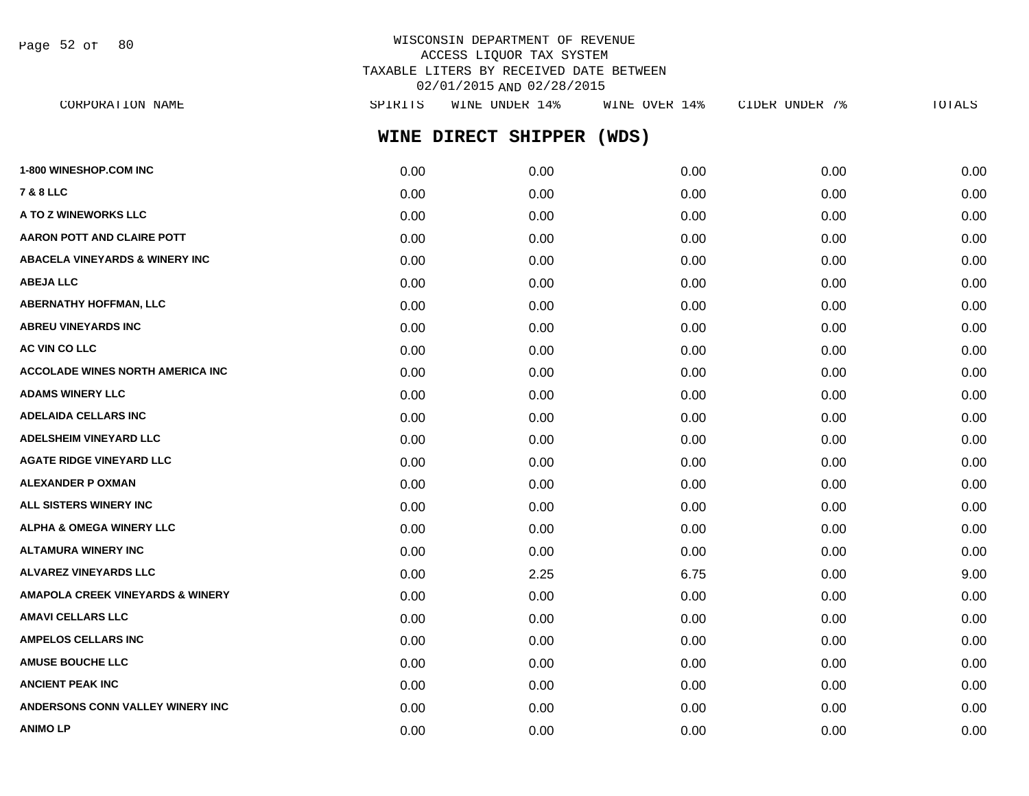WISCONSIN DEPARTMENT OF REVENUE
ACCESS LIQUOR TAX SYSTEM
TAXABLE LITERS BY RECEIVED DATE BETWEEN
02/01/2015 AND 02/28/2015

## WINE DIRECT SHIPPER (WDS)

| CORPORATION NAME | SPIRITS | WINE UNDER 14% | WINE OVER 14% | CIDER UNDER 7% | TOTALS |
|---|---|---|---|---|---|
| 1-800 WINESHOP.COM INC | 0.00 | 0.00 | 0.00 | 0.00 | 0.00 |
| 7 & 8 LLC | 0.00 | 0.00 | 0.00 | 0.00 | 0.00 |
| A TO Z WINEWORKS LLC | 0.00 | 0.00 | 0.00 | 0.00 | 0.00 |
| AARON POTT AND CLAIRE POTT | 0.00 | 0.00 | 0.00 | 0.00 | 0.00 |
| ABACELA VINEYARDS & WINERY INC | 0.00 | 0.00 | 0.00 | 0.00 | 0.00 |
| ABEJA LLC | 0.00 | 0.00 | 0.00 | 0.00 | 0.00 |
| ABERNATHY HOFFMAN, LLC | 0.00 | 0.00 | 0.00 | 0.00 | 0.00 |
| ABREU VINEYARDS INC | 0.00 | 0.00 | 0.00 | 0.00 | 0.00 |
| AC VIN CO LLC | 0.00 | 0.00 | 0.00 | 0.00 | 0.00 |
| ACCOLADE WINES NORTH AMERICA INC | 0.00 | 0.00 | 0.00 | 0.00 | 0.00 |
| ADAMS WINERY LLC | 0.00 | 0.00 | 0.00 | 0.00 | 0.00 |
| ADELAIDA CELLARS INC | 0.00 | 0.00 | 0.00 | 0.00 | 0.00 |
| ADELSHEIM VINEYARD LLC | 0.00 | 0.00 | 0.00 | 0.00 | 0.00 |
| AGATE RIDGE VINEYARD LLC | 0.00 | 0.00 | 0.00 | 0.00 | 0.00 |
| ALEXANDER P OXMAN | 0.00 | 0.00 | 0.00 | 0.00 | 0.00 |
| ALL SISTERS WINERY INC | 0.00 | 0.00 | 0.00 | 0.00 | 0.00 |
| ALPHA & OMEGA WINERY LLC | 0.00 | 0.00 | 0.00 | 0.00 | 0.00 |
| ALTAMURA WINERY INC | 0.00 | 0.00 | 0.00 | 0.00 | 0.00 |
| ALVAREZ VINEYARDS LLC | 0.00 | 2.25 | 6.75 | 0.00 | 9.00 |
| AMAPOLA CREEK VINEYARDS & WINERY | 0.00 | 0.00 | 0.00 | 0.00 | 0.00 |
| AMAVI CELLARS LLC | 0.00 | 0.00 | 0.00 | 0.00 | 0.00 |
| AMPELOS CELLARS INC | 0.00 | 0.00 | 0.00 | 0.00 | 0.00 |
| AMUSE BOUCHE LLC | 0.00 | 0.00 | 0.00 | 0.00 | 0.00 |
| ANCIENT PEAK INC | 0.00 | 0.00 | 0.00 | 0.00 | 0.00 |
| ANDERSONS CONN VALLEY WINERY INC | 0.00 | 0.00 | 0.00 | 0.00 | 0.00 |
| ANIMO LP | 0.00 | 0.00 | 0.00 | 0.00 | 0.00 |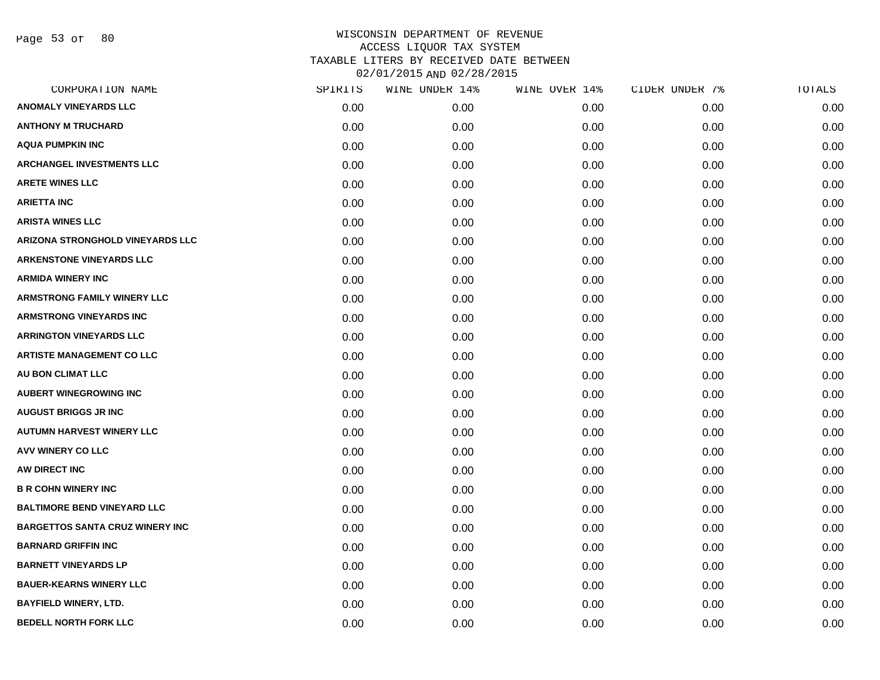# WISCONSIN DEPARTMENT OF REVENUE
## ACCESS LIQUOR TAX SYSTEM
## TAXABLE LITERS BY RECEIVED DATE BETWEEN 02/01/2015 AND 02/28/2015

| CORPORATION NAME | SPIRITS | WINE UNDER 14% | WINE OVER 14% | CIDER UNDER 7% | TOTALS |
|---|---|---|---|---|---|
| ANOMALY VINEYARDS LLC | 0.00 | 0.00 | 0.00 | 0.00 | 0.00 |
| ANTHONY M TRUCHARD | 0.00 | 0.00 | 0.00 | 0.00 | 0.00 |
| AQUA PUMPKIN INC | 0.00 | 0.00 | 0.00 | 0.00 | 0.00 |
| ARCHANGEL INVESTMENTS LLC | 0.00 | 0.00 | 0.00 | 0.00 | 0.00 |
| ARETE WINES LLC | 0.00 | 0.00 | 0.00 | 0.00 | 0.00 |
| ARIETTA INC | 0.00 | 0.00 | 0.00 | 0.00 | 0.00 |
| ARISTA WINES LLC | 0.00 | 0.00 | 0.00 | 0.00 | 0.00 |
| ARIZONA STRONGHOLD VINEYARDS LLC | 0.00 | 0.00 | 0.00 | 0.00 | 0.00 |
| ARKENSTONE VINEYARDS LLC | 0.00 | 0.00 | 0.00 | 0.00 | 0.00 |
| ARMIDA WINERY INC | 0.00 | 0.00 | 0.00 | 0.00 | 0.00 |
| ARMSTRONG FAMILY WINERY LLC | 0.00 | 0.00 | 0.00 | 0.00 | 0.00 |
| ARMSTRONG VINEYARDS INC | 0.00 | 0.00 | 0.00 | 0.00 | 0.00 |
| ARRINGTON VINEYARDS LLC | 0.00 | 0.00 | 0.00 | 0.00 | 0.00 |
| ARTISTE MANAGEMENT CO LLC | 0.00 | 0.00 | 0.00 | 0.00 | 0.00 |
| AU BON CLIMAT LLC | 0.00 | 0.00 | 0.00 | 0.00 | 0.00 |
| AUBERT WINEGROWING INC | 0.00 | 0.00 | 0.00 | 0.00 | 0.00 |
| AUGUST BRIGGS JR INC | 0.00 | 0.00 | 0.00 | 0.00 | 0.00 |
| AUTUMN HARVEST WINERY LLC | 0.00 | 0.00 | 0.00 | 0.00 | 0.00 |
| AVV WINERY CO LLC | 0.00 | 0.00 | 0.00 | 0.00 | 0.00 |
| AW DIRECT INC | 0.00 | 0.00 | 0.00 | 0.00 | 0.00 |
| B R COHN WINERY INC | 0.00 | 0.00 | 0.00 | 0.00 | 0.00 |
| BALTIMORE BEND VINEYARD LLC | 0.00 | 0.00 | 0.00 | 0.00 | 0.00 |
| BARGETTOS SANTA CRUZ WINERY INC | 0.00 | 0.00 | 0.00 | 0.00 | 0.00 |
| BARNARD GRIFFIN INC | 0.00 | 0.00 | 0.00 | 0.00 | 0.00 |
| BARNETT VINEYARDS LP | 0.00 | 0.00 | 0.00 | 0.00 | 0.00 |
| BAUER-KEARNS WINERY LLC | 0.00 | 0.00 | 0.00 | 0.00 | 0.00 |
| BAYFIELD WINERY, LTD. | 0.00 | 0.00 | 0.00 | 0.00 | 0.00 |
| BEDELL NORTH FORK LLC | 0.00 | 0.00 | 0.00 | 0.00 | 0.00 |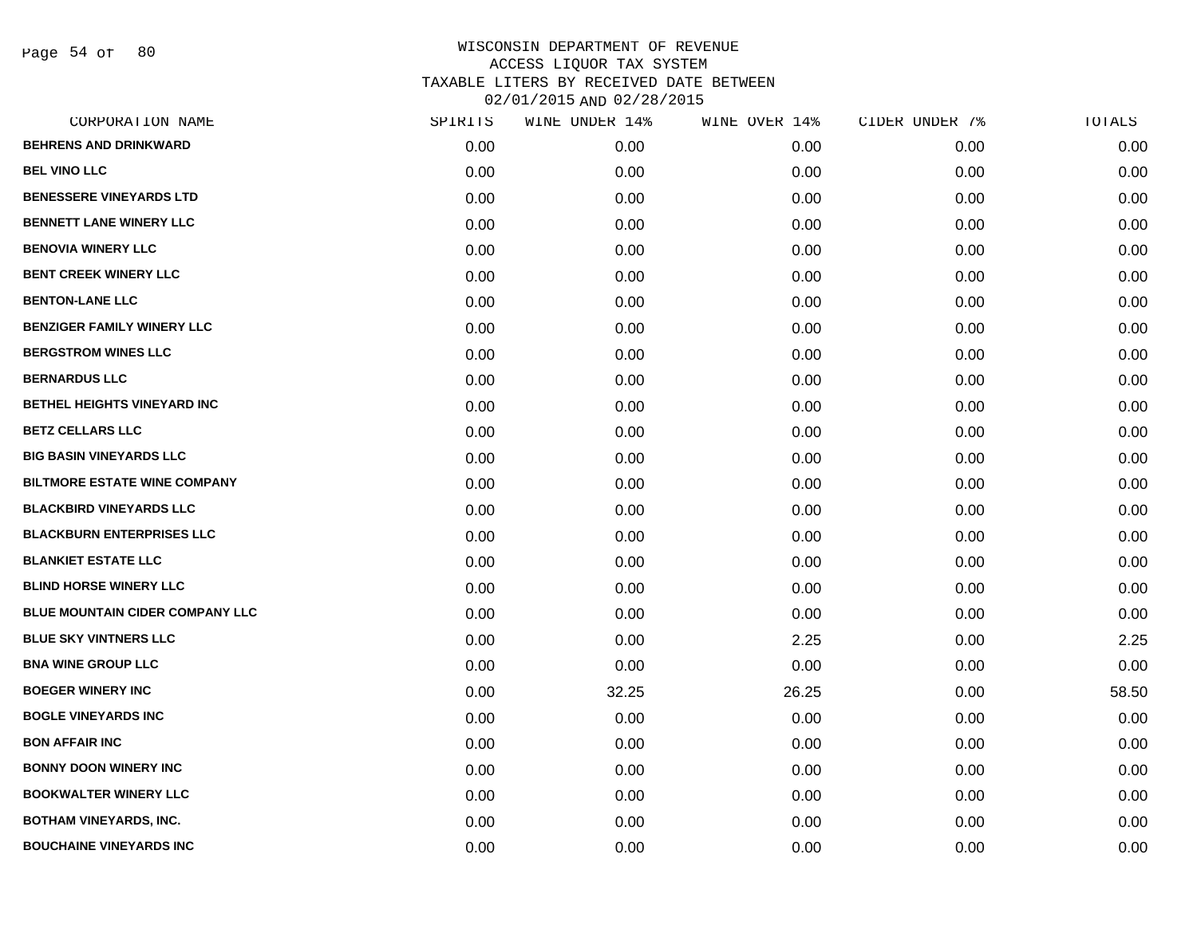WISCONSIN DEPARTMENT OF REVENUE
ACCESS LIQUOR TAX SYSTEM
TAXABLE LITERS BY RECEIVED DATE BETWEEN
02/01/2015 AND 02/28/2015

| CORPORATION NAME | SPIRITS | WINE UNDER 14% | WINE OVER 14% | CIDER UNDER 7% | TOTALS |
|---|---|---|---|---|---|
| BEHRENS AND DRINKWARD | 0.00 | 0.00 | 0.00 | 0.00 | 0.00 |
| BEL VINO LLC | 0.00 | 0.00 | 0.00 | 0.00 | 0.00 |
| BENESSERE VINEYARDS LTD | 0.00 | 0.00 | 0.00 | 0.00 | 0.00 |
| BENNETT LANE WINERY LLC | 0.00 | 0.00 | 0.00 | 0.00 | 0.00 |
| BENOVIA WINERY LLC | 0.00 | 0.00 | 0.00 | 0.00 | 0.00 |
| BENT CREEK WINERY LLC | 0.00 | 0.00 | 0.00 | 0.00 | 0.00 |
| BENTON-LANE LLC | 0.00 | 0.00 | 0.00 | 0.00 | 0.00 |
| BENZIGER FAMILY WINERY LLC | 0.00 | 0.00 | 0.00 | 0.00 | 0.00 |
| BERGSTROM WINES LLC | 0.00 | 0.00 | 0.00 | 0.00 | 0.00 |
| BERNARDUS LLC | 0.00 | 0.00 | 0.00 | 0.00 | 0.00 |
| BETHEL HEIGHTS VINEYARD INC | 0.00 | 0.00 | 0.00 | 0.00 | 0.00 |
| BETZ CELLARS LLC | 0.00 | 0.00 | 0.00 | 0.00 | 0.00 |
| BIG BASIN VINEYARDS LLC | 0.00 | 0.00 | 0.00 | 0.00 | 0.00 |
| BILTMORE ESTATE WINE COMPANY | 0.00 | 0.00 | 0.00 | 0.00 | 0.00 |
| BLACKBIRD VINEYARDS LLC | 0.00 | 0.00 | 0.00 | 0.00 | 0.00 |
| BLACKBURN ENTERPRISES LLC | 0.00 | 0.00 | 0.00 | 0.00 | 0.00 |
| BLANKIET ESTATE LLC | 0.00 | 0.00 | 0.00 | 0.00 | 0.00 |
| BLIND HORSE WINERY LLC | 0.00 | 0.00 | 0.00 | 0.00 | 0.00 |
| BLUE MOUNTAIN CIDER COMPANY LLC | 0.00 | 0.00 | 0.00 | 0.00 | 0.00 |
| BLUE SKY VINTNERS LLC | 0.00 | 0.00 | 2.25 | 0.00 | 2.25 |
| BNA WINE GROUP LLC | 0.00 | 0.00 | 0.00 | 0.00 | 0.00 |
| BOEGER WINERY INC | 0.00 | 32.25 | 26.25 | 0.00 | 58.50 |
| BOGLE VINEYARDS INC | 0.00 | 0.00 | 0.00 | 0.00 | 0.00 |
| BON AFFAIR INC | 0.00 | 0.00 | 0.00 | 0.00 | 0.00 |
| BONNY DOON WINERY INC | 0.00 | 0.00 | 0.00 | 0.00 | 0.00 |
| BOOKWALTER WINERY LLC | 0.00 | 0.00 | 0.00 | 0.00 | 0.00 |
| BOTHAM VINEYARDS, INC. | 0.00 | 0.00 | 0.00 | 0.00 | 0.00 |
| BOUCHAINE VINEYARDS INC | 0.00 | 0.00 | 0.00 | 0.00 | 0.00 |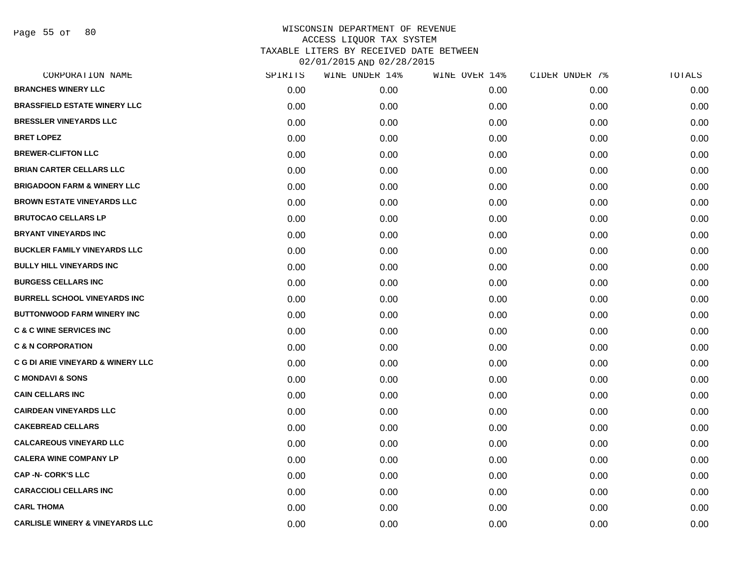# WISCONSIN DEPARTMENT OF REVENUE
## ACCESS LIQUOR TAX SYSTEM
## TAXABLE LITERS BY RECEIVED DATE BETWEEN 02/01/2015 AND 02/28/2015

| CORPORATION NAME | SPIRITS | WINE UNDER 14% | WINE OVER 14% | CIDER UNDER 7% | TOTALS |
|---|---|---|---|---|---|
| BRANCHES WINERY LLC | 0.00 | 0.00 | 0.00 | 0.00 | 0.00 |
| BRASSFIELD ESTATE WINERY LLC | 0.00 | 0.00 | 0.00 | 0.00 | 0.00 |
| BRESSLER VINEYARDS LLC | 0.00 | 0.00 | 0.00 | 0.00 | 0.00 |
| BRET LOPEZ | 0.00 | 0.00 | 0.00 | 0.00 | 0.00 |
| BREWER-CLIFTON LLC | 0.00 | 0.00 | 0.00 | 0.00 | 0.00 |
| BRIAN CARTER CELLARS LLC | 0.00 | 0.00 | 0.00 | 0.00 | 0.00 |
| BRIGADOON FARM & WINERY LLC | 0.00 | 0.00 | 0.00 | 0.00 | 0.00 |
| BROWN ESTATE VINEYARDS LLC | 0.00 | 0.00 | 0.00 | 0.00 | 0.00 |
| BRUTOCAO CELLARS LP | 0.00 | 0.00 | 0.00 | 0.00 | 0.00 |
| BRYANT VINEYARDS INC | 0.00 | 0.00 | 0.00 | 0.00 | 0.00 |
| BUCKLER FAMILY VINEYARDS LLC | 0.00 | 0.00 | 0.00 | 0.00 | 0.00 |
| BULLY HILL VINEYARDS INC | 0.00 | 0.00 | 0.00 | 0.00 | 0.00 |
| BURGESS CELLARS INC | 0.00 | 0.00 | 0.00 | 0.00 | 0.00 |
| BURRELL SCHOOL VINEYARDS INC | 0.00 | 0.00 | 0.00 | 0.00 | 0.00 |
| BUTTONWOOD FARM WINERY INC | 0.00 | 0.00 | 0.00 | 0.00 | 0.00 |
| C & C WINE SERVICES INC | 0.00 | 0.00 | 0.00 | 0.00 | 0.00 |
| C & N CORPORATION | 0.00 | 0.00 | 0.00 | 0.00 | 0.00 |
| C G DI ARIE VINEYARD & WINERY LLC | 0.00 | 0.00 | 0.00 | 0.00 | 0.00 |
| C MONDAVI & SONS | 0.00 | 0.00 | 0.00 | 0.00 | 0.00 |
| CAIN CELLARS INC | 0.00 | 0.00 | 0.00 | 0.00 | 0.00 |
| CAIRDEAN VINEYARDS LLC | 0.00 | 0.00 | 0.00 | 0.00 | 0.00 |
| CAKEBREAD CELLARS | 0.00 | 0.00 | 0.00 | 0.00 | 0.00 |
| CALCAREOUS VINEYARD LLC | 0.00 | 0.00 | 0.00 | 0.00 | 0.00 |
| CALERA WINE COMPANY LP | 0.00 | 0.00 | 0.00 | 0.00 | 0.00 |
| CAP -N- CORK'S LLC | 0.00 | 0.00 | 0.00 | 0.00 | 0.00 |
| CARACCIOLI CELLARS INC | 0.00 | 0.00 | 0.00 | 0.00 | 0.00 |
| CARL THOMA | 0.00 | 0.00 | 0.00 | 0.00 | 0.00 |
| CARLISLE WINERY & VINEYARDS LLC | 0.00 | 0.00 | 0.00 | 0.00 | 0.00 |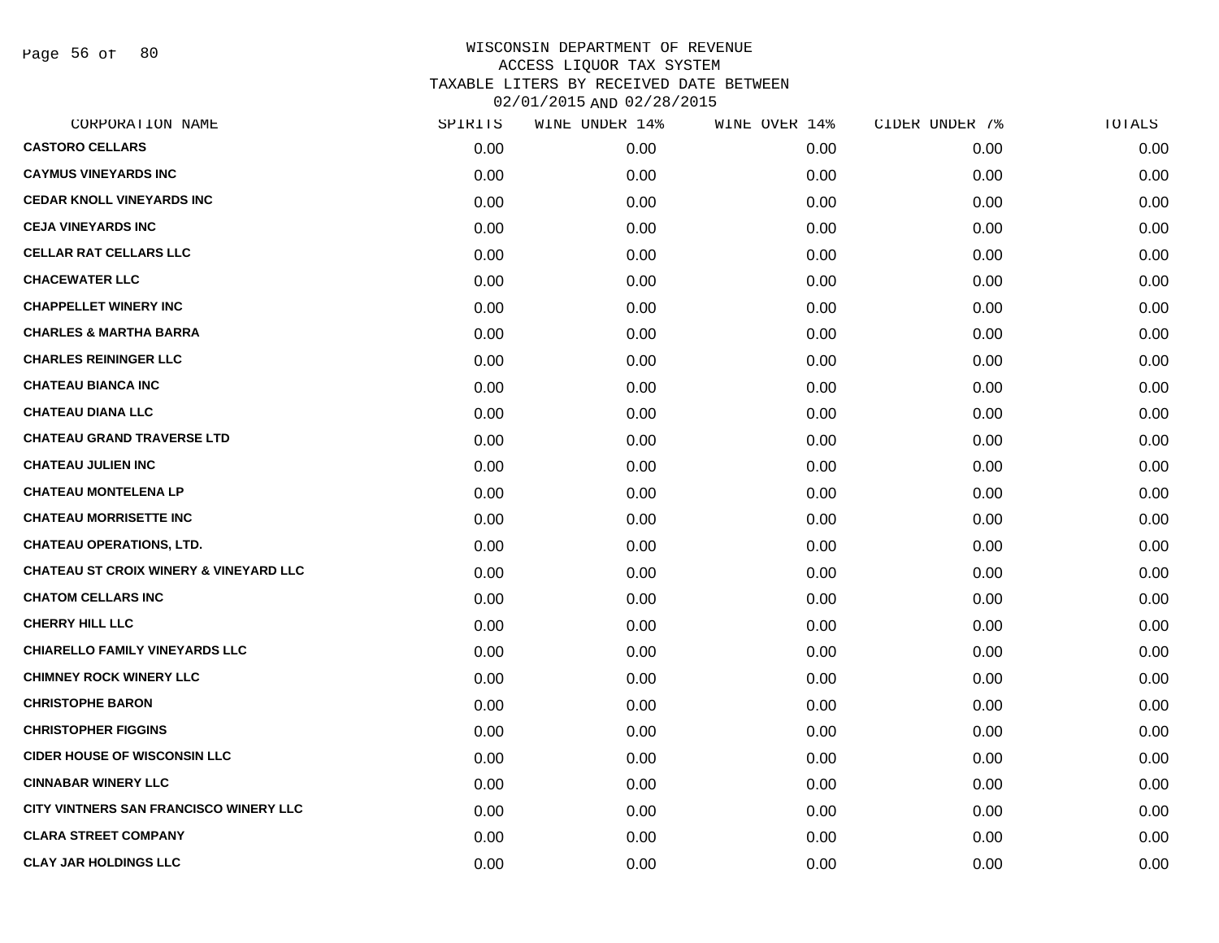WISCONSIN DEPARTMENT OF REVENUE
ACCESS LIQUOR TAX SYSTEM
TAXABLE LITERS BY RECEIVED DATE BETWEEN
02/01/2015 AND 02/28/2015

| CORPORATION NAME | SPIRITS | WINE UNDER 14% | WINE OVER 14% | CIDER UNDER 7% | TOTALS |
|---|---|---|---|---|---|
| CASTORO CELLARS | 0.00 | 0.00 | 0.00 | 0.00 | 0.00 |
| CAYMUS VINEYARDS INC | 0.00 | 0.00 | 0.00 | 0.00 | 0.00 |
| CEDAR KNOLL VINEYARDS INC | 0.00 | 0.00 | 0.00 | 0.00 | 0.00 |
| CEJA VINEYARDS INC | 0.00 | 0.00 | 0.00 | 0.00 | 0.00 |
| CELLAR RAT CELLARS LLC | 0.00 | 0.00 | 0.00 | 0.00 | 0.00 |
| CHACEWATER LLC | 0.00 | 0.00 | 0.00 | 0.00 | 0.00 |
| CHAPPELLET WINERY INC | 0.00 | 0.00 | 0.00 | 0.00 | 0.00 |
| CHARLES & MARTHA BARRA | 0.00 | 0.00 | 0.00 | 0.00 | 0.00 |
| CHARLES REININGER LLC | 0.00 | 0.00 | 0.00 | 0.00 | 0.00 |
| CHATEAU BIANCA INC | 0.00 | 0.00 | 0.00 | 0.00 | 0.00 |
| CHATEAU DIANA LLC | 0.00 | 0.00 | 0.00 | 0.00 | 0.00 |
| CHATEAU GRAND TRAVERSE LTD | 0.00 | 0.00 | 0.00 | 0.00 | 0.00 |
| CHATEAU JULIEN INC | 0.00 | 0.00 | 0.00 | 0.00 | 0.00 |
| CHATEAU MONTELENA LP | 0.00 | 0.00 | 0.00 | 0.00 | 0.00 |
| CHATEAU MORRISETTE INC | 0.00 | 0.00 | 0.00 | 0.00 | 0.00 |
| CHATEAU OPERATIONS, LTD. | 0.00 | 0.00 | 0.00 | 0.00 | 0.00 |
| CHATEAU ST CROIX WINERY & VINEYARD LLC | 0.00 | 0.00 | 0.00 | 0.00 | 0.00 |
| CHATOM CELLARS INC | 0.00 | 0.00 | 0.00 | 0.00 | 0.00 |
| CHERRY HILL LLC | 0.00 | 0.00 | 0.00 | 0.00 | 0.00 |
| CHIARELLO FAMILY VINEYARDS LLC | 0.00 | 0.00 | 0.00 | 0.00 | 0.00 |
| CHIMNEY ROCK WINERY LLC | 0.00 | 0.00 | 0.00 | 0.00 | 0.00 |
| CHRISTOPHE BARON | 0.00 | 0.00 | 0.00 | 0.00 | 0.00 |
| CHRISTOPHER FIGGINS | 0.00 | 0.00 | 0.00 | 0.00 | 0.00 |
| CIDER HOUSE OF WISCONSIN LLC | 0.00 | 0.00 | 0.00 | 0.00 | 0.00 |
| CINNABAR WINERY LLC | 0.00 | 0.00 | 0.00 | 0.00 | 0.00 |
| CITY VINTNERS SAN FRANCISCO WINERY LLC | 0.00 | 0.00 | 0.00 | 0.00 | 0.00 |
| CLARA STREET COMPANY | 0.00 | 0.00 | 0.00 | 0.00 | 0.00 |
| CLAY JAR HOLDINGS LLC | 0.00 | 0.00 | 0.00 | 0.00 | 0.00 |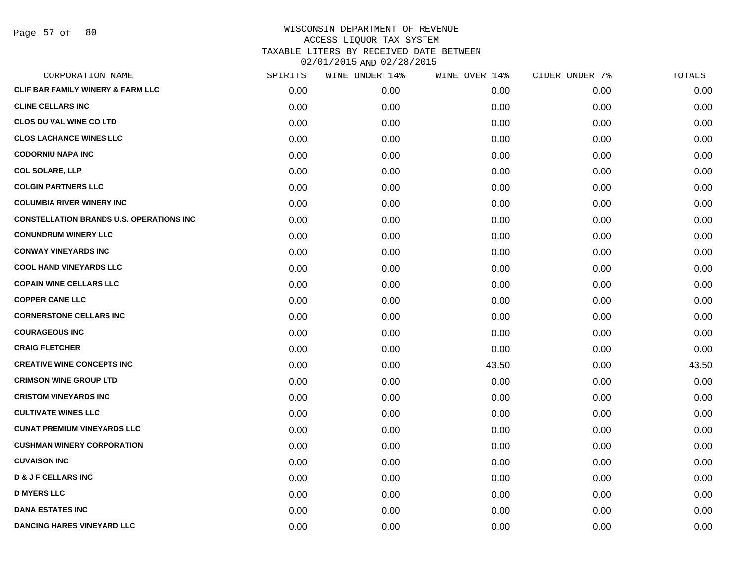# WISCONSIN DEPARTMENT OF REVENUE
## ACCESS LIQUOR TAX SYSTEM
## TAXABLE LITERS BY RECEIVED DATE BETWEEN 02/01/2015 AND 02/28/2015

| CORPORATION NAME | SPIRITS | WINE UNDER 14% | WINE OVER 14% | CIDER UNDER 7% | TOTALS |
|---|---|---|---|---|---|
| CLIF BAR FAMILY WINERY & FARM LLC | 0.00 | 0.00 | 0.00 | 0.00 | 0.00 |
| CLINE CELLARS INC | 0.00 | 0.00 | 0.00 | 0.00 | 0.00 |
| CLOS DU VAL WINE CO LTD | 0.00 | 0.00 | 0.00 | 0.00 | 0.00 |
| CLOS LACHANCE WINES LLC | 0.00 | 0.00 | 0.00 | 0.00 | 0.00 |
| CODORNIU NAPA INC | 0.00 | 0.00 | 0.00 | 0.00 | 0.00 |
| COL SOLARE, LLP | 0.00 | 0.00 | 0.00 | 0.00 | 0.00 |
| COLGIN PARTNERS LLC | 0.00 | 0.00 | 0.00 | 0.00 | 0.00 |
| COLUMBIA RIVER WINERY INC | 0.00 | 0.00 | 0.00 | 0.00 | 0.00 |
| CONSTELLATION BRANDS U.S. OPERATIONS INC | 0.00 | 0.00 | 0.00 | 0.00 | 0.00 |
| CONUNDRUM WINERY LLC | 0.00 | 0.00 | 0.00 | 0.00 | 0.00 |
| CONWAY VINEYARDS INC | 0.00 | 0.00 | 0.00 | 0.00 | 0.00 |
| COOL HAND VINEYARDS LLC | 0.00 | 0.00 | 0.00 | 0.00 | 0.00 |
| COPAIN WINE CELLARS LLC | 0.00 | 0.00 | 0.00 | 0.00 | 0.00 |
| COPPER CANE LLC | 0.00 | 0.00 | 0.00 | 0.00 | 0.00 |
| CORNERSTONE CELLARS INC | 0.00 | 0.00 | 0.00 | 0.00 | 0.00 |
| COURAGEOUS INC | 0.00 | 0.00 | 0.00 | 0.00 | 0.00 |
| CRAIG FLETCHER | 0.00 | 0.00 | 0.00 | 0.00 | 0.00 |
| CREATIVE WINE CONCEPTS INC | 0.00 | 0.00 | 43.50 | 0.00 | 43.50 |
| CRIMSON WINE GROUP LTD | 0.00 | 0.00 | 0.00 | 0.00 | 0.00 |
| CRISTOM VINEYARDS INC | 0.00 | 0.00 | 0.00 | 0.00 | 0.00 |
| CULTIVATE WINES LLC | 0.00 | 0.00 | 0.00 | 0.00 | 0.00 |
| CUNAT PREMIUM VINEYARDS LLC | 0.00 | 0.00 | 0.00 | 0.00 | 0.00 |
| CUSHMAN WINERY CORPORATION | 0.00 | 0.00 | 0.00 | 0.00 | 0.00 |
| CUVAISON INC | 0.00 | 0.00 | 0.00 | 0.00 | 0.00 |
| D & J F CELLARS INC | 0.00 | 0.00 | 0.00 | 0.00 | 0.00 |
| D MYERS LLC | 0.00 | 0.00 | 0.00 | 0.00 | 0.00 |
| DANA ESTATES INC | 0.00 | 0.00 | 0.00 | 0.00 | 0.00 |
| DANCING HARES VINEYARD LLC | 0.00 | 0.00 | 0.00 | 0.00 | 0.00 |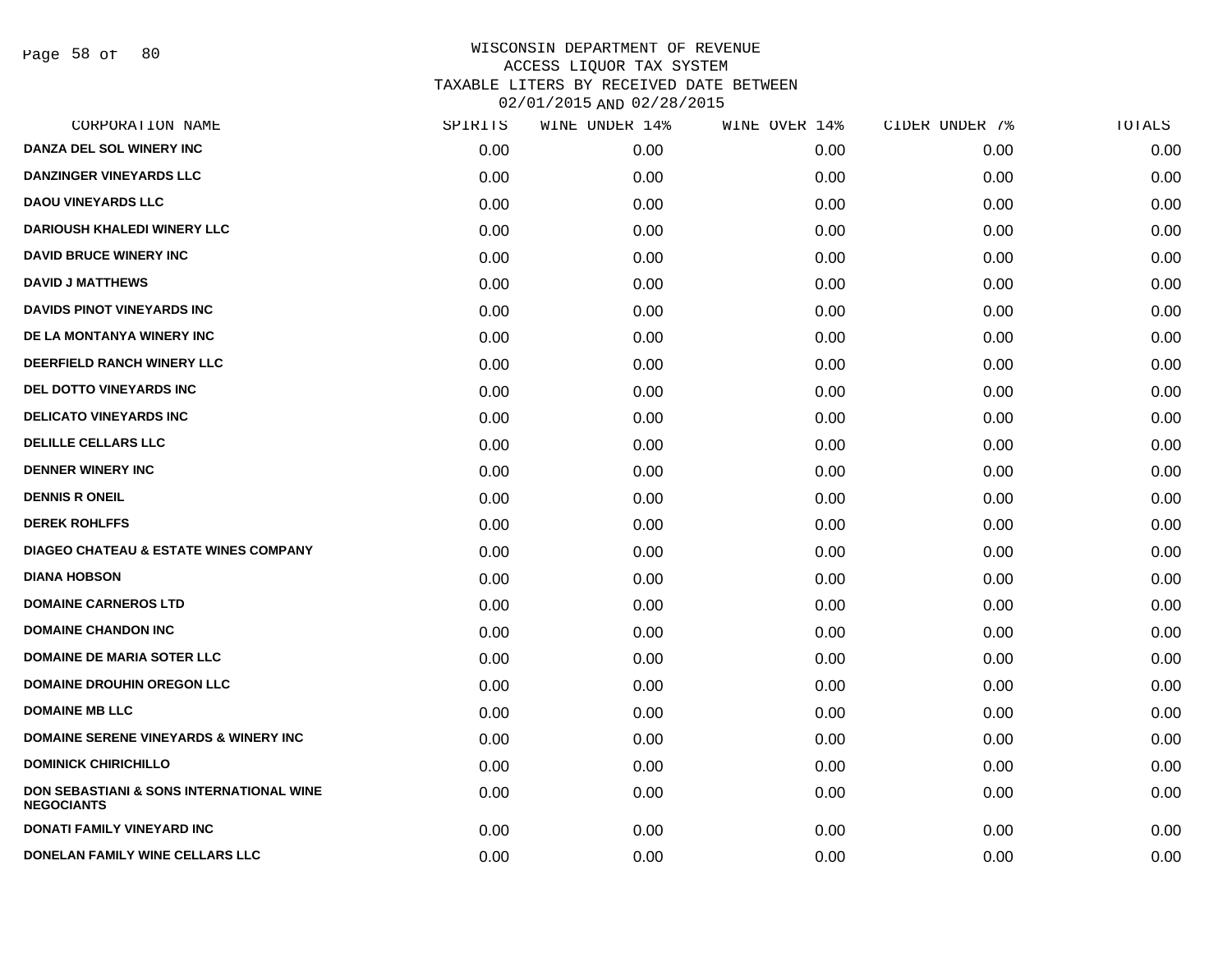# WISCONSIN DEPARTMENT OF REVENUE
## ACCESS LIQUOR TAX SYSTEM
## TAXABLE LITERS BY RECEIVED DATE BETWEEN 02/01/2015 AND 02/28/2015

| CORPORATION NAME | SPIRITS | WINE UNDER 14% | WINE OVER 14% | CIDER UNDER 7% | TOTALS |
|---|---|---|---|---|---|
| DANZA DEL SOL WINERY INC | 0.00 | 0.00 | 0.00 | 0.00 | 0.00 |
| DANZINGER VINEYARDS LLC | 0.00 | 0.00 | 0.00 | 0.00 | 0.00 |
| DAOU VINEYARDS LLC | 0.00 | 0.00 | 0.00 | 0.00 | 0.00 |
| DARIOUSH KHALEDI WINERY LLC | 0.00 | 0.00 | 0.00 | 0.00 | 0.00 |
| DAVID BRUCE WINERY INC | 0.00 | 0.00 | 0.00 | 0.00 | 0.00 |
| DAVID J MATTHEWS | 0.00 | 0.00 | 0.00 | 0.00 | 0.00 |
| DAVIDS PINOT VINEYARDS INC | 0.00 | 0.00 | 0.00 | 0.00 | 0.00 |
| DE LA MONTANYA WINERY INC | 0.00 | 0.00 | 0.00 | 0.00 | 0.00 |
| DEERFIELD RANCH WINERY LLC | 0.00 | 0.00 | 0.00 | 0.00 | 0.00 |
| DEL DOTTO VINEYARDS INC | 0.00 | 0.00 | 0.00 | 0.00 | 0.00 |
| DELICATO VINEYARDS INC | 0.00 | 0.00 | 0.00 | 0.00 | 0.00 |
| DELILLE CELLARS LLC | 0.00 | 0.00 | 0.00 | 0.00 | 0.00 |
| DENNER WINERY INC | 0.00 | 0.00 | 0.00 | 0.00 | 0.00 |
| DENNIS R ONEIL | 0.00 | 0.00 | 0.00 | 0.00 | 0.00 |
| DEREK ROHLFFS | 0.00 | 0.00 | 0.00 | 0.00 | 0.00 |
| DIAGEO CHATEAU & ESTATE WINES COMPANY | 0.00 | 0.00 | 0.00 | 0.00 | 0.00 |
| DIANA HOBSON | 0.00 | 0.00 | 0.00 | 0.00 | 0.00 |
| DOMAINE CARNEROS LTD | 0.00 | 0.00 | 0.00 | 0.00 | 0.00 |
| DOMAINE CHANDON INC | 0.00 | 0.00 | 0.00 | 0.00 | 0.00 |
| DOMAINE DE MARIA SOTER LLC | 0.00 | 0.00 | 0.00 | 0.00 | 0.00 |
| DOMAINE DROUHIN OREGON LLC | 0.00 | 0.00 | 0.00 | 0.00 | 0.00 |
| DOMAINE MB LLC | 0.00 | 0.00 | 0.00 | 0.00 | 0.00 |
| DOMAINE SERENE VINEYARDS & WINERY INC | 0.00 | 0.00 | 0.00 | 0.00 | 0.00 |
| DOMINICK CHIRICHILLO | 0.00 | 0.00 | 0.00 | 0.00 | 0.00 |
| DON SEBASTIANI & SONS INTERNATIONAL WINE NEGOCIANTS | 0.00 | 0.00 | 0.00 | 0.00 | 0.00 |
| DONATI FAMILY VINEYARD INC | 0.00 | 0.00 | 0.00 | 0.00 | 0.00 |
| DONELAN FAMILY WINE CELLARS LLC | 0.00 | 0.00 | 0.00 | 0.00 | 0.00 |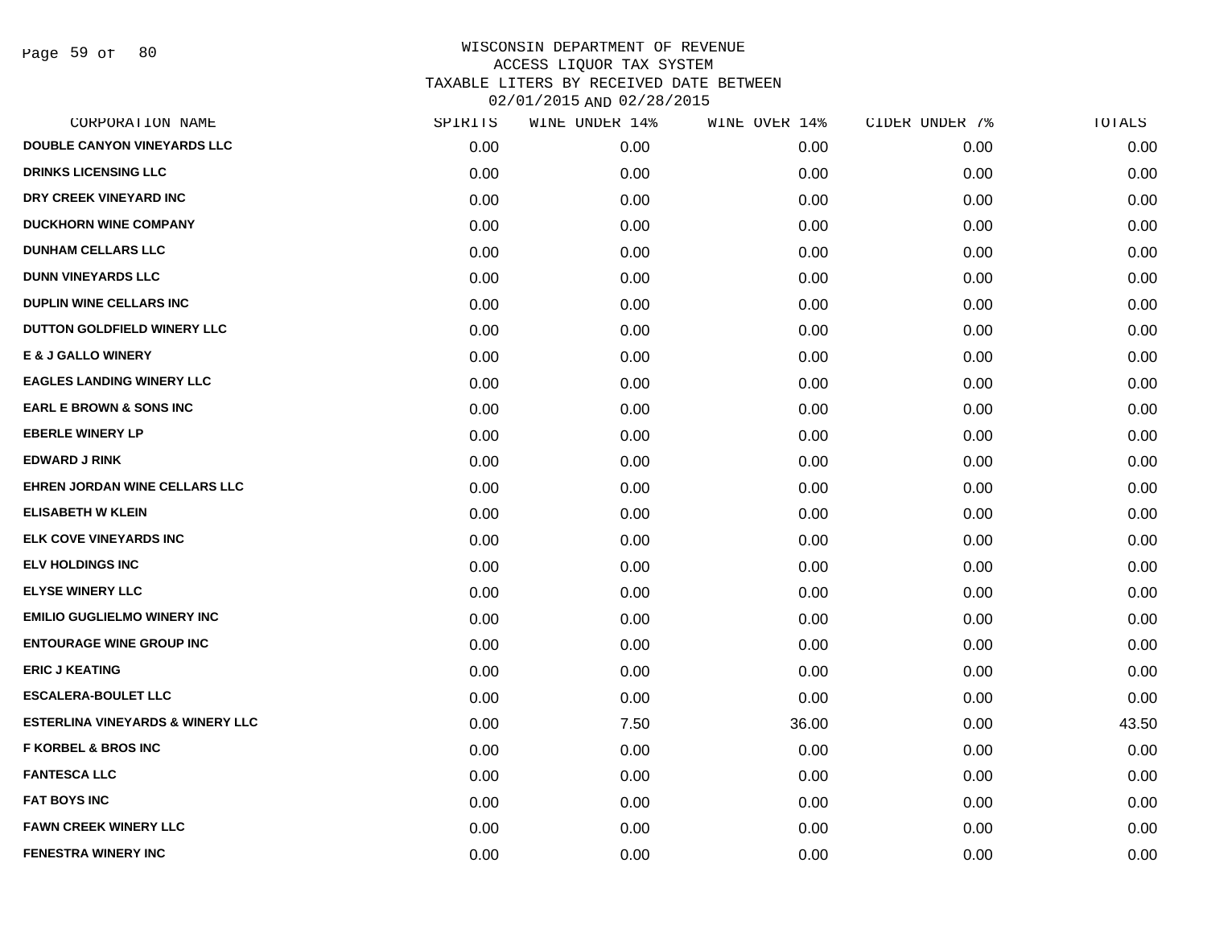WISCONSIN DEPARTMENT OF REVENUE
ACCESS LIQUOR TAX SYSTEM
TAXABLE LITERS BY RECEIVED DATE BETWEEN
02/01/2015 AND 02/28/2015

| CORPORATION NAME | SPIRITS | WINE UNDER 14% | WINE OVER 14% | CIDER UNDER 7% | TOTALS |
|---|---|---|---|---|---|
| DOUBLE CANYON VINEYARDS LLC | 0.00 | 0.00 | 0.00 | 0.00 | 0.00 |
| DRINKS LICENSING LLC | 0.00 | 0.00 | 0.00 | 0.00 | 0.00 |
| DRY CREEK VINEYARD INC | 0.00 | 0.00 | 0.00 | 0.00 | 0.00 |
| DUCKHORN WINE COMPANY | 0.00 | 0.00 | 0.00 | 0.00 | 0.00 |
| DUNHAM CELLARS LLC | 0.00 | 0.00 | 0.00 | 0.00 | 0.00 |
| DUNN VINEYARDS LLC | 0.00 | 0.00 | 0.00 | 0.00 | 0.00 |
| DUPLIN WINE CELLARS INC | 0.00 | 0.00 | 0.00 | 0.00 | 0.00 |
| DUTTON GOLDFIELD WINERY LLC | 0.00 | 0.00 | 0.00 | 0.00 | 0.00 |
| E & J GALLO WINERY | 0.00 | 0.00 | 0.00 | 0.00 | 0.00 |
| EAGLES LANDING WINERY LLC | 0.00 | 0.00 | 0.00 | 0.00 | 0.00 |
| EARL E BROWN & SONS INC | 0.00 | 0.00 | 0.00 | 0.00 | 0.00 |
| EBERLE WINERY LP | 0.00 | 0.00 | 0.00 | 0.00 | 0.00 |
| EDWARD J RINK | 0.00 | 0.00 | 0.00 | 0.00 | 0.00 |
| EHREN JORDAN WINE CELLARS LLC | 0.00 | 0.00 | 0.00 | 0.00 | 0.00 |
| ELISABETH W KLEIN | 0.00 | 0.00 | 0.00 | 0.00 | 0.00 |
| ELK COVE VINEYARDS INC | 0.00 | 0.00 | 0.00 | 0.00 | 0.00 |
| ELV HOLDINGS INC | 0.00 | 0.00 | 0.00 | 0.00 | 0.00 |
| ELYSE WINERY LLC | 0.00 | 0.00 | 0.00 | 0.00 | 0.00 |
| EMILIO GUGLIELMO WINERY INC | 0.00 | 0.00 | 0.00 | 0.00 | 0.00 |
| ENTOURAGE WINE GROUP INC | 0.00 | 0.00 | 0.00 | 0.00 | 0.00 |
| ERIC J KEATING | 0.00 | 0.00 | 0.00 | 0.00 | 0.00 |
| ESCALERA-BOULET LLC | 0.00 | 0.00 | 0.00 | 0.00 | 0.00 |
| ESTERLINA VINEYARDS & WINERY LLC | 0.00 | 7.50 | 36.00 | 0.00 | 43.50 |
| F KORBEL & BROS INC | 0.00 | 0.00 | 0.00 | 0.00 | 0.00 |
| FANTESCA LLC | 0.00 | 0.00 | 0.00 | 0.00 | 0.00 |
| FAT BOYS INC | 0.00 | 0.00 | 0.00 | 0.00 | 0.00 |
| FAWN CREEK WINERY LLC | 0.00 | 0.00 | 0.00 | 0.00 | 0.00 |
| FENESTRA WINERY INC | 0.00 | 0.00 | 0.00 | 0.00 | 0.00 |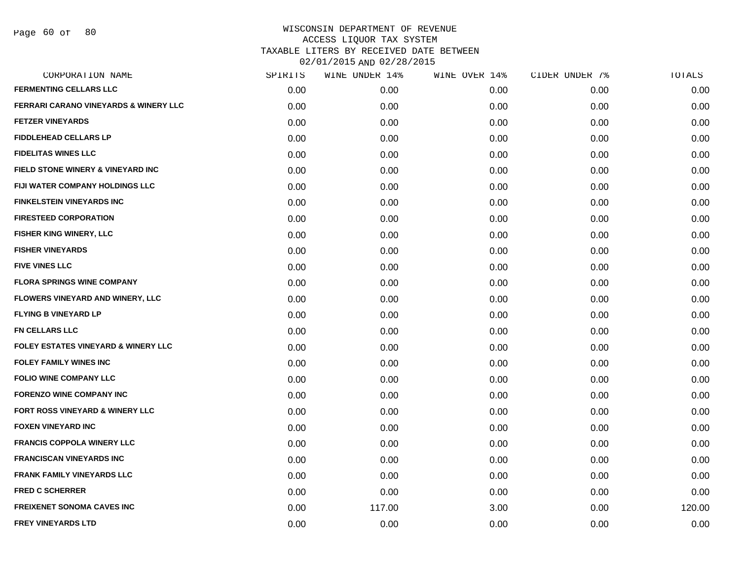# WISCONSIN DEPARTMENT OF REVENUE
## ACCESS LIQUOR TAX SYSTEM
## TAXABLE LITERS BY RECEIVED DATE BETWEEN 02/01/2015 AND 02/28/2015

| CORPORATION NAME | SPIRITS | WINE UNDER 14% | WINE OVER 14% | CIDER UNDER 7% | TOTALS |
|---|---|---|---|---|---|
| FERMENTING CELLARS LLC | 0.00 | 0.00 | 0.00 | 0.00 | 0.00 |
| FERRARI CARANO VINEYARDS & WINERY LLC | 0.00 | 0.00 | 0.00 | 0.00 | 0.00 |
| FETZER VINEYARDS | 0.00 | 0.00 | 0.00 | 0.00 | 0.00 |
| FIDDLEHEAD CELLARS LP | 0.00 | 0.00 | 0.00 | 0.00 | 0.00 |
| FIDELITAS WINES LLC | 0.00 | 0.00 | 0.00 | 0.00 | 0.00 |
| FIELD STONE WINERY & VINEYARD INC | 0.00 | 0.00 | 0.00 | 0.00 | 0.00 |
| FIJI WATER COMPANY HOLDINGS LLC | 0.00 | 0.00 | 0.00 | 0.00 | 0.00 |
| FINKELSTEIN VINEYARDS INC | 0.00 | 0.00 | 0.00 | 0.00 | 0.00 |
| FIRESTEED CORPORATION | 0.00 | 0.00 | 0.00 | 0.00 | 0.00 |
| FISHER KING WINERY, LLC | 0.00 | 0.00 | 0.00 | 0.00 | 0.00 |
| FISHER VINEYARDS | 0.00 | 0.00 | 0.00 | 0.00 | 0.00 |
| FIVE VINES LLC | 0.00 | 0.00 | 0.00 | 0.00 | 0.00 |
| FLORA SPRINGS WINE COMPANY | 0.00 | 0.00 | 0.00 | 0.00 | 0.00 |
| FLOWERS VINEYARD AND WINERY, LLC | 0.00 | 0.00 | 0.00 | 0.00 | 0.00 |
| FLYING B VINEYARD LP | 0.00 | 0.00 | 0.00 | 0.00 | 0.00 |
| FN CELLARS LLC | 0.00 | 0.00 | 0.00 | 0.00 | 0.00 |
| FOLEY ESTATES VINEYARD & WINERY LLC | 0.00 | 0.00 | 0.00 | 0.00 | 0.00 |
| FOLEY FAMILY WINES INC | 0.00 | 0.00 | 0.00 | 0.00 | 0.00 |
| FOLIO WINE COMPANY LLC | 0.00 | 0.00 | 0.00 | 0.00 | 0.00 |
| FORENZO WINE COMPANY INC | 0.00 | 0.00 | 0.00 | 0.00 | 0.00 |
| FORT ROSS VINEYARD & WINERY LLC | 0.00 | 0.00 | 0.00 | 0.00 | 0.00 |
| FOXEN VINEYARD INC | 0.00 | 0.00 | 0.00 | 0.00 | 0.00 |
| FRANCIS COPPOLA WINERY LLC | 0.00 | 0.00 | 0.00 | 0.00 | 0.00 |
| FRANCISCAN VINEYARDS INC | 0.00 | 0.00 | 0.00 | 0.00 | 0.00 |
| FRANK FAMILY VINEYARDS LLC | 0.00 | 0.00 | 0.00 | 0.00 | 0.00 |
| FRED C SCHERRER | 0.00 | 0.00 | 0.00 | 0.00 | 0.00 |
| FREIXENET SONOMA CAVES INC | 0.00 | 117.00 | 3.00 | 0.00 | 120.00 |
| FREY VINEYARDS LTD | 0.00 | 0.00 | 0.00 | 0.00 | 0.00 |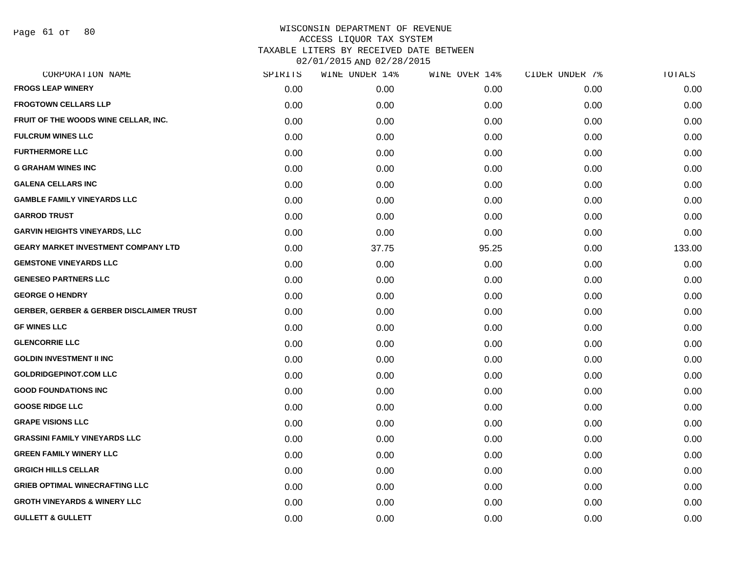WISCONSIN DEPARTMENT OF REVENUE
ACCESS LIQUOR TAX SYSTEM
TAXABLE LITERS BY RECEIVED DATE BETWEEN
02/01/2015 AND 02/28/2015

| CORPORATION NAME | SPIRITS | WINE UNDER 14% | WINE OVER 14% | CIDER UNDER 7% | TOTALS |
|---|---|---|---|---|---|
| FROGS LEAP WINERY | 0.00 | 0.00 | 0.00 | 0.00 | 0.00 |
| FROGTOWN CELLARS LLP | 0.00 | 0.00 | 0.00 | 0.00 | 0.00 |
| FRUIT OF THE WOODS WINE CELLAR, INC. | 0.00 | 0.00 | 0.00 | 0.00 | 0.00 |
| FULCRUM WINES LLC | 0.00 | 0.00 | 0.00 | 0.00 | 0.00 |
| FURTHERMORE LLC | 0.00 | 0.00 | 0.00 | 0.00 | 0.00 |
| G GRAHAM WINES INC | 0.00 | 0.00 | 0.00 | 0.00 | 0.00 |
| GALENA CELLARS INC | 0.00 | 0.00 | 0.00 | 0.00 | 0.00 |
| GAMBLE FAMILY VINEYARDS LLC | 0.00 | 0.00 | 0.00 | 0.00 | 0.00 |
| GARROD TRUST | 0.00 | 0.00 | 0.00 | 0.00 | 0.00 |
| GARVIN HEIGHTS VINEYARDS, LLC | 0.00 | 0.00 | 0.00 | 0.00 | 0.00 |
| GEARY MARKET INVESTMENT COMPANY LTD | 0.00 | 37.75 | 95.25 | 0.00 | 133.00 |
| GEMSTONE VINEYARDS LLC | 0.00 | 0.00 | 0.00 | 0.00 | 0.00 |
| GENESEO PARTNERS LLC | 0.00 | 0.00 | 0.00 | 0.00 | 0.00 |
| GEORGE O HENDRY | 0.00 | 0.00 | 0.00 | 0.00 | 0.00 |
| GERBER, GERBER & GERBER DISCLAIMER TRUST | 0.00 | 0.00 | 0.00 | 0.00 | 0.00 |
| GF WINES LLC | 0.00 | 0.00 | 0.00 | 0.00 | 0.00 |
| GLENCORRIE LLC | 0.00 | 0.00 | 0.00 | 0.00 | 0.00 |
| GOLDIN INVESTMENT II INC | 0.00 | 0.00 | 0.00 | 0.00 | 0.00 |
| GOLDRIDGEPINOT.COM LLC | 0.00 | 0.00 | 0.00 | 0.00 | 0.00 |
| GOOD FOUNDATIONS INC | 0.00 | 0.00 | 0.00 | 0.00 | 0.00 |
| GOOSE RIDGE LLC | 0.00 | 0.00 | 0.00 | 0.00 | 0.00 |
| GRAPE VISIONS LLC | 0.00 | 0.00 | 0.00 | 0.00 | 0.00 |
| GRASSINI FAMILY VINEYARDS LLC | 0.00 | 0.00 | 0.00 | 0.00 | 0.00 |
| GREEN FAMILY WINERY LLC | 0.00 | 0.00 | 0.00 | 0.00 | 0.00 |
| GRGICH HILLS CELLAR | 0.00 | 0.00 | 0.00 | 0.00 | 0.00 |
| GRIEB OPTIMAL WINECRAFTING LLC | 0.00 | 0.00 | 0.00 | 0.00 | 0.00 |
| GROTH VINEYARDS & WINERY LLC | 0.00 | 0.00 | 0.00 | 0.00 | 0.00 |
| GULLETT & GULLETT | 0.00 | 0.00 | 0.00 | 0.00 | 0.00 |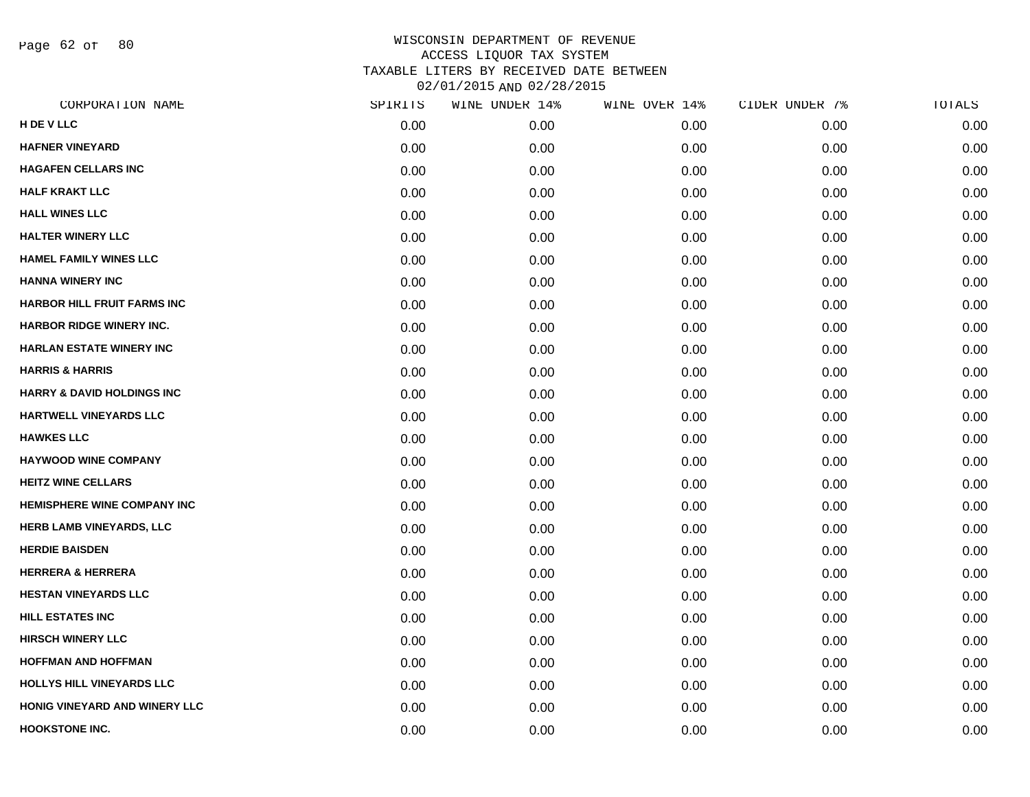WISCONSIN DEPARTMENT OF REVENUE
ACCESS LIQUOR TAX SYSTEM
TAXABLE LITERS BY RECEIVED DATE BETWEEN
02/01/2015 AND 02/28/2015

| CORPORATION NAME | SPIRITS | WINE UNDER 14% | WINE OVER 14% | CIDER UNDER 7% | TOTALS |
|---|---|---|---|---|---|
| H DE V LLC | 0.00 | 0.00 | 0.00 | 0.00 | 0.00 |
| HAFNER VINEYARD | 0.00 | 0.00 | 0.00 | 0.00 | 0.00 |
| HAGAFEN CELLARS INC | 0.00 | 0.00 | 0.00 | 0.00 | 0.00 |
| HALF KRAKT LLC | 0.00 | 0.00 | 0.00 | 0.00 | 0.00 |
| HALL WINES LLC | 0.00 | 0.00 | 0.00 | 0.00 | 0.00 |
| HALTER WINERY LLC | 0.00 | 0.00 | 0.00 | 0.00 | 0.00 |
| HAMEL FAMILY WINES LLC | 0.00 | 0.00 | 0.00 | 0.00 | 0.00 |
| HANNA WINERY INC | 0.00 | 0.00 | 0.00 | 0.00 | 0.00 |
| HARBOR HILL FRUIT FARMS INC | 0.00 | 0.00 | 0.00 | 0.00 | 0.00 |
| HARBOR RIDGE WINERY INC. | 0.00 | 0.00 | 0.00 | 0.00 | 0.00 |
| HARLAN ESTATE WINERY INC | 0.00 | 0.00 | 0.00 | 0.00 | 0.00 |
| HARRIS & HARRIS | 0.00 | 0.00 | 0.00 | 0.00 | 0.00 |
| HARRY & DAVID HOLDINGS INC | 0.00 | 0.00 | 0.00 | 0.00 | 0.00 |
| HARTWELL VINEYARDS LLC | 0.00 | 0.00 | 0.00 | 0.00 | 0.00 |
| HAWKES LLC | 0.00 | 0.00 | 0.00 | 0.00 | 0.00 |
| HAYWOOD WINE COMPANY | 0.00 | 0.00 | 0.00 | 0.00 | 0.00 |
| HEITZ WINE CELLARS | 0.00 | 0.00 | 0.00 | 0.00 | 0.00 |
| HEMISPHERE WINE COMPANY INC | 0.00 | 0.00 | 0.00 | 0.00 | 0.00 |
| HERB LAMB VINEYARDS, LLC | 0.00 | 0.00 | 0.00 | 0.00 | 0.00 |
| HERDIE BAISDEN | 0.00 | 0.00 | 0.00 | 0.00 | 0.00 |
| HERRERA & HERRERA | 0.00 | 0.00 | 0.00 | 0.00 | 0.00 |
| HESTAN VINEYARDS LLC | 0.00 | 0.00 | 0.00 | 0.00 | 0.00 |
| HILL ESTATES INC | 0.00 | 0.00 | 0.00 | 0.00 | 0.00 |
| HIRSCH WINERY LLC | 0.00 | 0.00 | 0.00 | 0.00 | 0.00 |
| HOFFMAN AND HOFFMAN | 0.00 | 0.00 | 0.00 | 0.00 | 0.00 |
| HOLLYS HILL VINEYARDS LLC | 0.00 | 0.00 | 0.00 | 0.00 | 0.00 |
| HONIG VINEYARD AND WINERY LLC | 0.00 | 0.00 | 0.00 | 0.00 | 0.00 |
| HOOKSTONE INC. | 0.00 | 0.00 | 0.00 | 0.00 | 0.00 |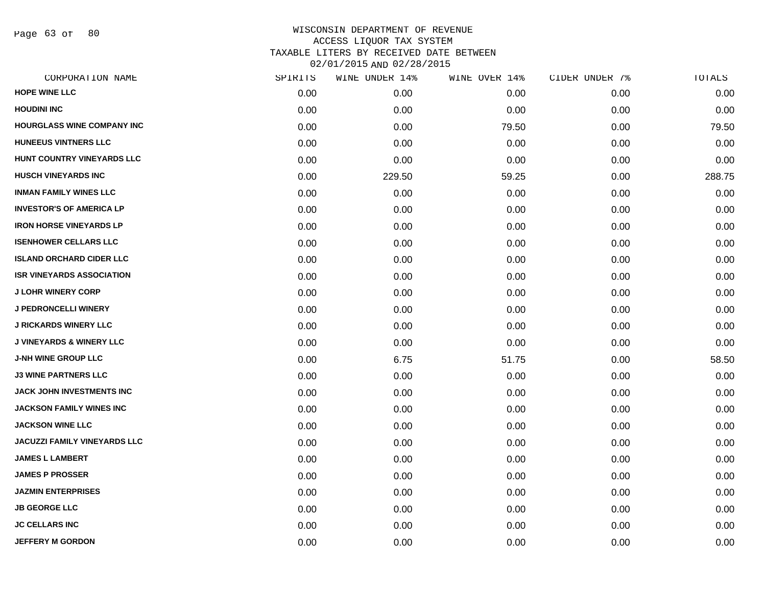# WISCONSIN DEPARTMENT OF REVENUE
## ACCESS LIQUOR TAX SYSTEM
## TAXABLE LITERS BY RECEIVED DATE BETWEEN 02/01/2015 AND 02/28/2015

| CORPORATION NAME | SPIRITS | WINE UNDER 14% | WINE OVER 14% | CIDER UNDER 7% | TOTALS |
|---|---|---|---|---|---|
| HOPE WINE LLC | 0.00 | 0.00 | 0.00 | 0.00 | 0.00 |
| HOUDINI INC | 0.00 | 0.00 | 0.00 | 0.00 | 0.00 |
| HOURGLASS WINE COMPANY INC | 0.00 | 0.00 | 79.50 | 0.00 | 79.50 |
| HUNEEUS VINTNERS LLC | 0.00 | 0.00 | 0.00 | 0.00 | 0.00 |
| HUNT COUNTRY VINEYARDS LLC | 0.00 | 0.00 | 0.00 | 0.00 | 0.00 |
| HUSCH VINEYARDS INC | 0.00 | 229.50 | 59.25 | 0.00 | 288.75 |
| INMAN FAMILY WINES LLC | 0.00 | 0.00 | 0.00 | 0.00 | 0.00 |
| INVESTOR'S OF AMERICA LP | 0.00 | 0.00 | 0.00 | 0.00 | 0.00 |
| IRON HORSE VINEYARDS LP | 0.00 | 0.00 | 0.00 | 0.00 | 0.00 |
| ISENHOWER CELLARS LLC | 0.00 | 0.00 | 0.00 | 0.00 | 0.00 |
| ISLAND ORCHARD CIDER LLC | 0.00 | 0.00 | 0.00 | 0.00 | 0.00 |
| ISR VINEYARDS ASSOCIATION | 0.00 | 0.00 | 0.00 | 0.00 | 0.00 |
| J LOHR WINERY CORP | 0.00 | 0.00 | 0.00 | 0.00 | 0.00 |
| J PEDRONCELLI WINERY | 0.00 | 0.00 | 0.00 | 0.00 | 0.00 |
| J RICKARDS WINERY LLC | 0.00 | 0.00 | 0.00 | 0.00 | 0.00 |
| J VINEYARDS & WINERY LLC | 0.00 | 0.00 | 0.00 | 0.00 | 0.00 |
| J-NH WINE GROUP LLC | 0.00 | 6.75 | 51.75 | 0.00 | 58.50 |
| J3 WINE PARTNERS LLC | 0.00 | 0.00 | 0.00 | 0.00 | 0.00 |
| JACK JOHN INVESTMENTS INC | 0.00 | 0.00 | 0.00 | 0.00 | 0.00 |
| JACKSON FAMILY WINES INC | 0.00 | 0.00 | 0.00 | 0.00 | 0.00 |
| JACKSON WINE LLC | 0.00 | 0.00 | 0.00 | 0.00 | 0.00 |
| JACUZZI FAMILY VINEYARDS LLC | 0.00 | 0.00 | 0.00 | 0.00 | 0.00 |
| JAMES L LAMBERT | 0.00 | 0.00 | 0.00 | 0.00 | 0.00 |
| JAMES P PROSSER | 0.00 | 0.00 | 0.00 | 0.00 | 0.00 |
| JAZMIN ENTERPRISES | 0.00 | 0.00 | 0.00 | 0.00 | 0.00 |
| JB GEORGE LLC | 0.00 | 0.00 | 0.00 | 0.00 | 0.00 |
| JC CELLARS INC | 0.00 | 0.00 | 0.00 | 0.00 | 0.00 |
| JEFFERY M GORDON | 0.00 | 0.00 | 0.00 | 0.00 | 0.00 |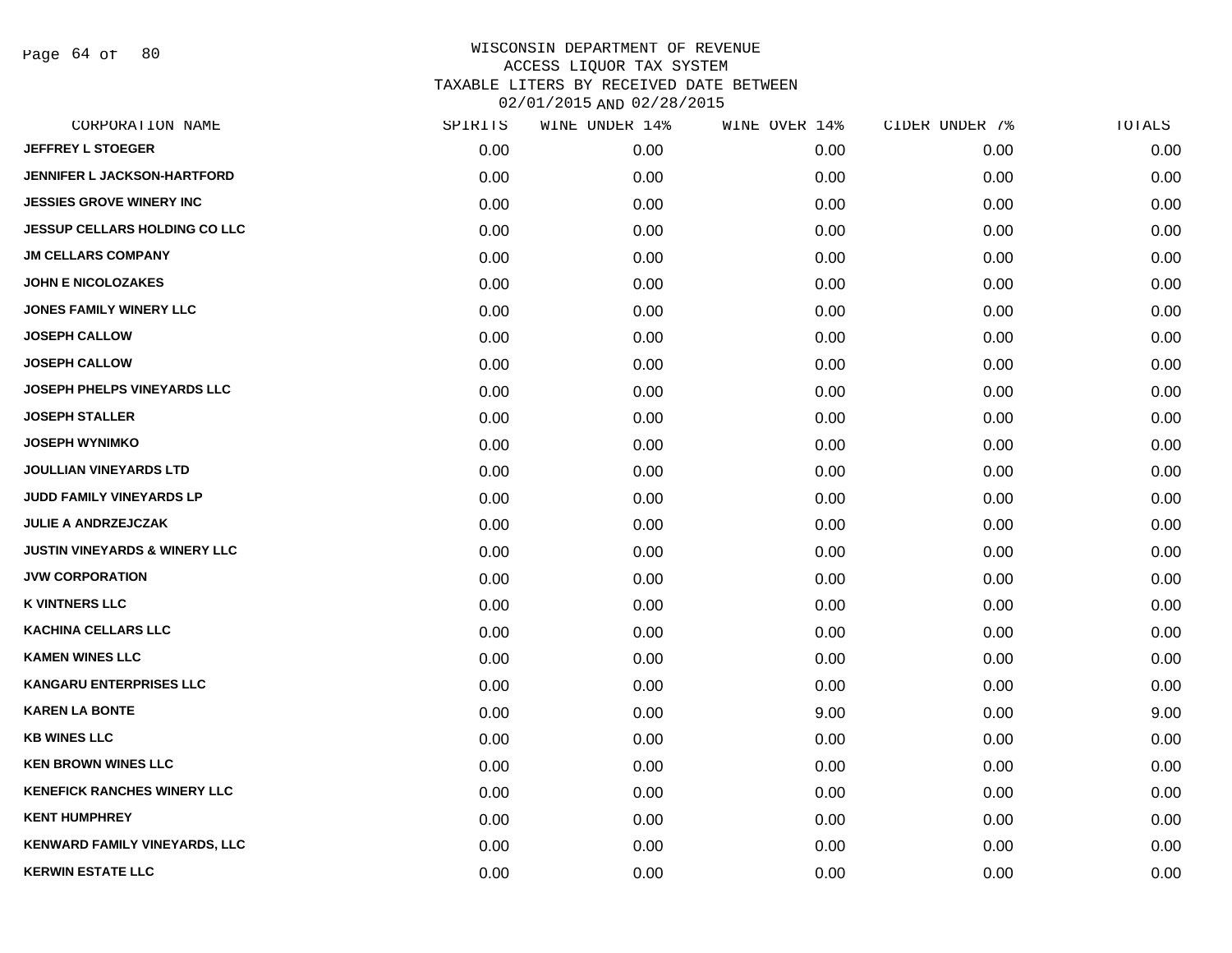WISCONSIN DEPARTMENT OF REVENUE
ACCESS LIQUOR TAX SYSTEM
TAXABLE LITERS BY RECEIVED DATE BETWEEN
02/01/2015 AND 02/28/2015

| CORPORATION NAME | SPIRITS | WINE UNDER 14% | WINE OVER 14% | CIDER UNDER 7% | TOTALS |
|---|---|---|---|---|---|
| JEFFREY L STOEGER | 0.00 | 0.00 | 0.00 | 0.00 | 0.00 |
| JENNIFER L JACKSON-HARTFORD | 0.00 | 0.00 | 0.00 | 0.00 | 0.00 |
| JESSIES GROVE WINERY INC | 0.00 | 0.00 | 0.00 | 0.00 | 0.00 |
| JESSUP CELLARS HOLDING CO LLC | 0.00 | 0.00 | 0.00 | 0.00 | 0.00 |
| JM CELLARS COMPANY | 0.00 | 0.00 | 0.00 | 0.00 | 0.00 |
| JOHN E NICOLOZAKES | 0.00 | 0.00 | 0.00 | 0.00 | 0.00 |
| JONES FAMILY WINERY LLC | 0.00 | 0.00 | 0.00 | 0.00 | 0.00 |
| JOSEPH CALLOW | 0.00 | 0.00 | 0.00 | 0.00 | 0.00 |
| JOSEPH CALLOW | 0.00 | 0.00 | 0.00 | 0.00 | 0.00 |
| JOSEPH PHELPS VINEYARDS LLC | 0.00 | 0.00 | 0.00 | 0.00 | 0.00 |
| JOSEPH STALLER | 0.00 | 0.00 | 0.00 | 0.00 | 0.00 |
| JOSEPH WYNIMKO | 0.00 | 0.00 | 0.00 | 0.00 | 0.00 |
| JOULLIAN VINEYARDS LTD | 0.00 | 0.00 | 0.00 | 0.00 | 0.00 |
| JUDD FAMILY VINEYARDS LP | 0.00 | 0.00 | 0.00 | 0.00 | 0.00 |
| JULIE A ANDRZEJCZAK | 0.00 | 0.00 | 0.00 | 0.00 | 0.00 |
| JUSTIN VINEYARDS & WINERY LLC | 0.00 | 0.00 | 0.00 | 0.00 | 0.00 |
| JVW CORPORATION | 0.00 | 0.00 | 0.00 | 0.00 | 0.00 |
| K VINTNERS LLC | 0.00 | 0.00 | 0.00 | 0.00 | 0.00 |
| KACHINA CELLARS LLC | 0.00 | 0.00 | 0.00 | 0.00 | 0.00 |
| KAMEN WINES LLC | 0.00 | 0.00 | 0.00 | 0.00 | 0.00 |
| KANGARU ENTERPRISES LLC | 0.00 | 0.00 | 0.00 | 0.00 | 0.00 |
| KAREN LA BONTE | 0.00 | 0.00 | 9.00 | 0.00 | 9.00 |
| KB WINES LLC | 0.00 | 0.00 | 0.00 | 0.00 | 0.00 |
| KEN BROWN WINES LLC | 0.00 | 0.00 | 0.00 | 0.00 | 0.00 |
| KENEFICK RANCHES WINERY LLC | 0.00 | 0.00 | 0.00 | 0.00 | 0.00 |
| KENT HUMPHREY | 0.00 | 0.00 | 0.00 | 0.00 | 0.00 |
| KENWARD FAMILY VINEYARDS, LLC | 0.00 | 0.00 | 0.00 | 0.00 | 0.00 |
| KERWIN ESTATE LLC | 0.00 | 0.00 | 0.00 | 0.00 | 0.00 |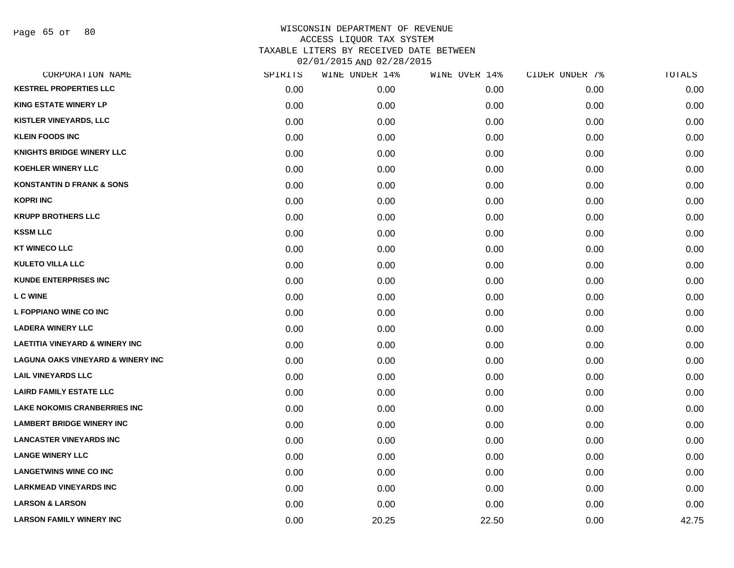WISCONSIN DEPARTMENT OF REVENUE
ACCESS LIQUOR TAX SYSTEM
TAXABLE LITERS BY RECEIVED DATE BETWEEN
02/01/2015 AND 02/28/2015

| CORPORATION NAME | SPIRITS | WINE UNDER 14% | WINE OVER 14% | CIDER UNDER 7% | TOTALS |
|---|---|---|---|---|---|
| KESTREL PROPERTIES LLC | 0.00 | 0.00 | 0.00 | 0.00 | 0.00 |
| KING ESTATE WINERY LP | 0.00 | 0.00 | 0.00 | 0.00 | 0.00 |
| KISTLER VINEYARDS, LLC | 0.00 | 0.00 | 0.00 | 0.00 | 0.00 |
| KLEIN FOODS INC | 0.00 | 0.00 | 0.00 | 0.00 | 0.00 |
| KNIGHTS BRIDGE WINERY LLC | 0.00 | 0.00 | 0.00 | 0.00 | 0.00 |
| KOEHLER WINERY LLC | 0.00 | 0.00 | 0.00 | 0.00 | 0.00 |
| KONSTANTIN D FRANK & SONS | 0.00 | 0.00 | 0.00 | 0.00 | 0.00 |
| KOPRI INC | 0.00 | 0.00 | 0.00 | 0.00 | 0.00 |
| KRUPP BROTHERS LLC | 0.00 | 0.00 | 0.00 | 0.00 | 0.00 |
| KSSM LLC | 0.00 | 0.00 | 0.00 | 0.00 | 0.00 |
| KT WINECO LLC | 0.00 | 0.00 | 0.00 | 0.00 | 0.00 |
| KULETO VILLA LLC | 0.00 | 0.00 | 0.00 | 0.00 | 0.00 |
| KUNDE ENTERPRISES INC | 0.00 | 0.00 | 0.00 | 0.00 | 0.00 |
| L C WINE | 0.00 | 0.00 | 0.00 | 0.00 | 0.00 |
| L FOPPIANO WINE CO INC | 0.00 | 0.00 | 0.00 | 0.00 | 0.00 |
| LADERA WINERY LLC | 0.00 | 0.00 | 0.00 | 0.00 | 0.00 |
| LAETITIA VINEYARD & WINERY INC | 0.00 | 0.00 | 0.00 | 0.00 | 0.00 |
| LAGUNA OAKS VINEYARD & WINERY INC | 0.00 | 0.00 | 0.00 | 0.00 | 0.00 |
| LAIL VINEYARDS LLC | 0.00 | 0.00 | 0.00 | 0.00 | 0.00 |
| LAIRD FAMILY ESTATE LLC | 0.00 | 0.00 | 0.00 | 0.00 | 0.00 |
| LAKE NOKOMIS CRANBERRIES INC | 0.00 | 0.00 | 0.00 | 0.00 | 0.00 |
| LAMBERT BRIDGE WINERY INC | 0.00 | 0.00 | 0.00 | 0.00 | 0.00 |
| LANCASTER VINEYARDS INC | 0.00 | 0.00 | 0.00 | 0.00 | 0.00 |
| LANGE WINERY LLC | 0.00 | 0.00 | 0.00 | 0.00 | 0.00 |
| LANGETWINS WINE CO INC | 0.00 | 0.00 | 0.00 | 0.00 | 0.00 |
| LARKMEAD VINEYARDS INC | 0.00 | 0.00 | 0.00 | 0.00 | 0.00 |
| LARSON & LARSON | 0.00 | 0.00 | 0.00 | 0.00 | 0.00 |
| LARSON FAMILY WINERY INC | 0.00 | 20.25 | 22.50 | 0.00 | 42.75 |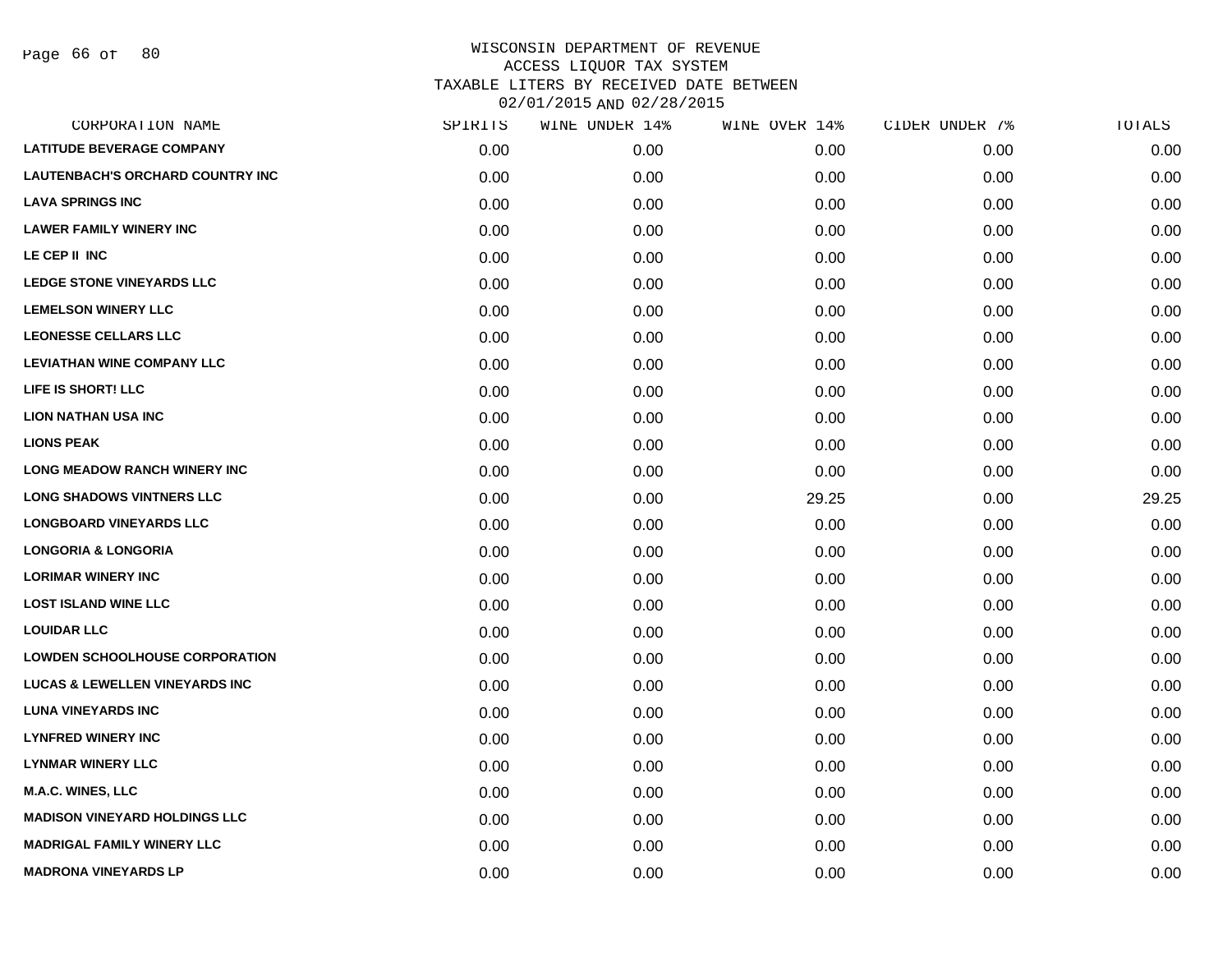WISCONSIN DEPARTMENT OF REVENUE
ACCESS LIQUOR TAX SYSTEM
TAXABLE LITERS BY RECEIVED DATE BETWEEN
02/01/2015 AND 02/28/2015

| CORPORATION NAME | SPIRITS | WINE UNDER 14% | WINE OVER 14% | CIDER UNDER 7% | TOTALS |
|---|---|---|---|---|---|
| LATITUDE BEVERAGE COMPANY | 0.00 | 0.00 | 0.00 | 0.00 | 0.00 |
| LAUTENBACH'S ORCHARD COUNTRY INC | 0.00 | 0.00 | 0.00 | 0.00 | 0.00 |
| LAVA SPRINGS INC | 0.00 | 0.00 | 0.00 | 0.00 | 0.00 |
| LAWER FAMILY WINERY INC | 0.00 | 0.00 | 0.00 | 0.00 | 0.00 |
| LE CEP II INC | 0.00 | 0.00 | 0.00 | 0.00 | 0.00 |
| LEDGE STONE VINEYARDS LLC | 0.00 | 0.00 | 0.00 | 0.00 | 0.00 |
| LEMELSON WINERY LLC | 0.00 | 0.00 | 0.00 | 0.00 | 0.00 |
| LEONESSE CELLARS LLC | 0.00 | 0.00 | 0.00 | 0.00 | 0.00 |
| LEVIATHAN WINE COMPANY LLC | 0.00 | 0.00 | 0.00 | 0.00 | 0.00 |
| LIFE IS SHORT! LLC | 0.00 | 0.00 | 0.00 | 0.00 | 0.00 |
| LION NATHAN USA INC | 0.00 | 0.00 | 0.00 | 0.00 | 0.00 |
| LIONS PEAK | 0.00 | 0.00 | 0.00 | 0.00 | 0.00 |
| LONG MEADOW RANCH WINERY INC | 0.00 | 0.00 | 0.00 | 0.00 | 0.00 |
| LONG SHADOWS VINTNERS LLC | 0.00 | 0.00 | 29.25 | 0.00 | 29.25 |
| LONGBOARD VINEYARDS LLC | 0.00 | 0.00 | 0.00 | 0.00 | 0.00 |
| LONGORIA & LONGORIA | 0.00 | 0.00 | 0.00 | 0.00 | 0.00 |
| LORIMAR WINERY INC | 0.00 | 0.00 | 0.00 | 0.00 | 0.00 |
| LOST ISLAND WINE LLC | 0.00 | 0.00 | 0.00 | 0.00 | 0.00 |
| LOUIDAR LLC | 0.00 | 0.00 | 0.00 | 0.00 | 0.00 |
| LOWDEN SCHOOLHOUSE CORPORATION | 0.00 | 0.00 | 0.00 | 0.00 | 0.00 |
| LUCAS & LEWELLEN VINEYARDS INC | 0.00 | 0.00 | 0.00 | 0.00 | 0.00 |
| LUNA VINEYARDS INC | 0.00 | 0.00 | 0.00 | 0.00 | 0.00 |
| LYNFRED WINERY INC | 0.00 | 0.00 | 0.00 | 0.00 | 0.00 |
| LYNMAR WINERY LLC | 0.00 | 0.00 | 0.00 | 0.00 | 0.00 |
| M.A.C. WINES, LLC | 0.00 | 0.00 | 0.00 | 0.00 | 0.00 |
| MADISON VINEYARD HOLDINGS LLC | 0.00 | 0.00 | 0.00 | 0.00 | 0.00 |
| MADRIGAL FAMILY WINERY LLC | 0.00 | 0.00 | 0.00 | 0.00 | 0.00 |
| MADRONA VINEYARDS LP | 0.00 | 0.00 | 0.00 | 0.00 | 0.00 |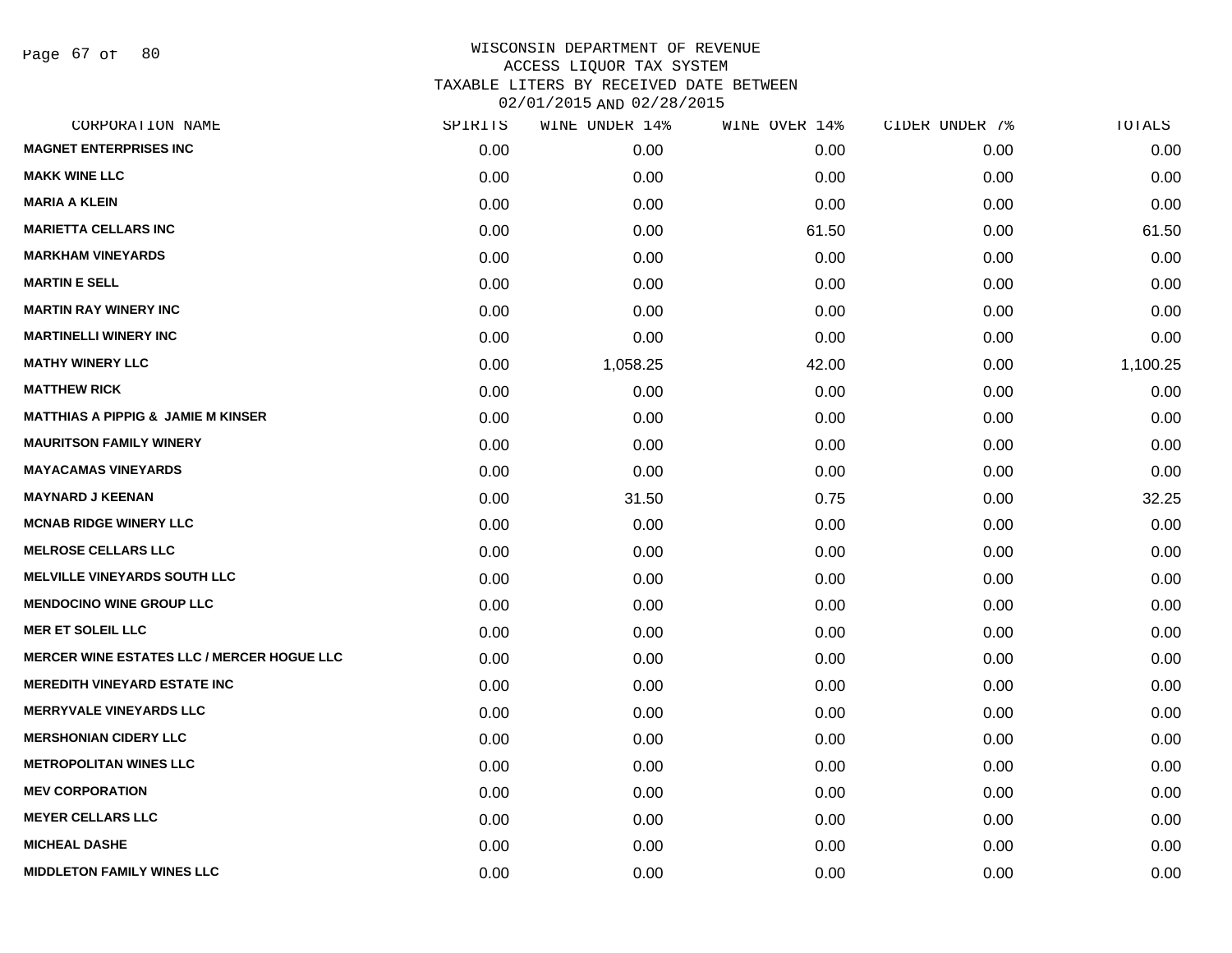WISCONSIN DEPARTMENT OF REVENUE
ACCESS LIQUOR TAX SYSTEM
TAXABLE LITERS BY RECEIVED DATE BETWEEN
02/01/2015 AND 02/28/2015

| CORPORATION NAME | SPIRITS | WINE UNDER 14% | WINE OVER 14% | CIDER UNDER 7% | TOTALS |
|---|---|---|---|---|---|
| MAGNET ENTERPRISES INC | 0.00 | 0.00 | 0.00 | 0.00 | 0.00 |
| MAKK WINE LLC | 0.00 | 0.00 | 0.00 | 0.00 | 0.00 |
| MARIA A KLEIN | 0.00 | 0.00 | 0.00 | 0.00 | 0.00 |
| MARIETTA CELLARS INC | 0.00 | 0.00 | 61.50 | 0.00 | 61.50 |
| MARKHAM VINEYARDS | 0.00 | 0.00 | 0.00 | 0.00 | 0.00 |
| MARTIN E SELL | 0.00 | 0.00 | 0.00 | 0.00 | 0.00 |
| MARTIN RAY WINERY INC | 0.00 | 0.00 | 0.00 | 0.00 | 0.00 |
| MARTINELLI WINERY INC | 0.00 | 0.00 | 0.00 | 0.00 | 0.00 |
| MATHY WINERY LLC | 0.00 | 1,058.25 | 42.00 | 0.00 | 1,100.25 |
| MATTHEW RICK | 0.00 | 0.00 | 0.00 | 0.00 | 0.00 |
| MATTHIAS A PIPPIG & JAMIE M KINSER | 0.00 | 0.00 | 0.00 | 0.00 | 0.00 |
| MAURITSON FAMILY WINERY | 0.00 | 0.00 | 0.00 | 0.00 | 0.00 |
| MAYACAMAS VINEYARDS | 0.00 | 0.00 | 0.00 | 0.00 | 0.00 |
| MAYNARD J KEENAN | 0.00 | 31.50 | 0.75 | 0.00 | 32.25 |
| MCNAB RIDGE WINERY LLC | 0.00 | 0.00 | 0.00 | 0.00 | 0.00 |
| MELROSE CELLARS LLC | 0.00 | 0.00 | 0.00 | 0.00 | 0.00 |
| MELVILLE VINEYARDS SOUTH LLC | 0.00 | 0.00 | 0.00 | 0.00 | 0.00 |
| MENDOCINO WINE GROUP LLC | 0.00 | 0.00 | 0.00 | 0.00 | 0.00 |
| MER ET SOLEIL LLC | 0.00 | 0.00 | 0.00 | 0.00 | 0.00 |
| MERCER WINE ESTATES LLC / MERCER HOGUE LLC | 0.00 | 0.00 | 0.00 | 0.00 | 0.00 |
| MEREDITH VINEYARD ESTATE INC | 0.00 | 0.00 | 0.00 | 0.00 | 0.00 |
| MERRYVALE VINEYARDS LLC | 0.00 | 0.00 | 0.00 | 0.00 | 0.00 |
| MERSHONIAN CIDERY LLC | 0.00 | 0.00 | 0.00 | 0.00 | 0.00 |
| METROPOLITAN WINES LLC | 0.00 | 0.00 | 0.00 | 0.00 | 0.00 |
| MEV CORPORATION | 0.00 | 0.00 | 0.00 | 0.00 | 0.00 |
| MEYER CELLARS LLC | 0.00 | 0.00 | 0.00 | 0.00 | 0.00 |
| MICHEAL DASHE | 0.00 | 0.00 | 0.00 | 0.00 | 0.00 |
| MIDDLETON FAMILY WINES LLC | 0.00 | 0.00 | 0.00 | 0.00 | 0.00 |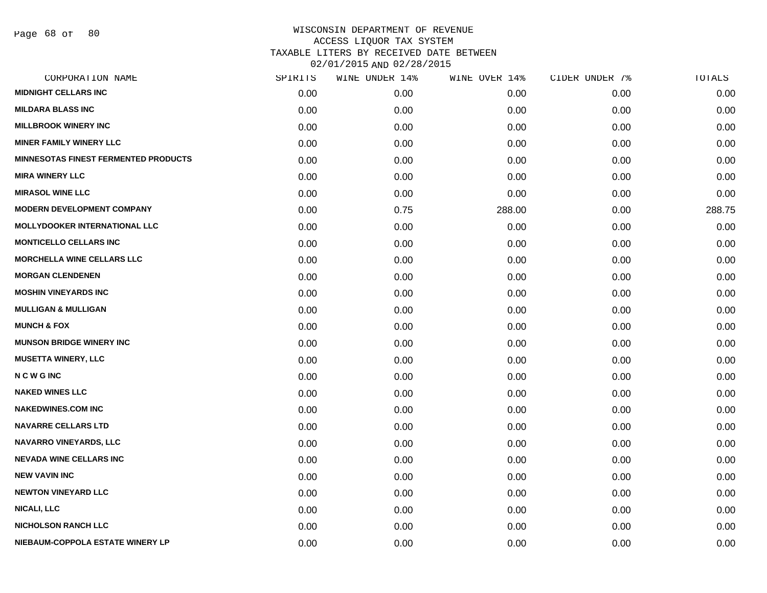# WISCONSIN DEPARTMENT OF REVENUE
## ACCESS LIQUOR TAX SYSTEM
## TAXABLE LITERS BY RECEIVED DATE BETWEEN 02/01/2015 AND 02/28/2015

| CORPORATION NAME | SPIRITS | WINE UNDER 14% | WINE OVER 14% | CIDER UNDER 7% | TOTALS |
|---|---|---|---|---|---|
| MIDNIGHT CELLARS INC | 0.00 | 0.00 | 0.00 | 0.00 | 0.00 |
| MILDARA BLASS INC | 0.00 | 0.00 | 0.00 | 0.00 | 0.00 |
| MILLBROOK WINERY INC | 0.00 | 0.00 | 0.00 | 0.00 | 0.00 |
| MINER FAMILY WINERY LLC | 0.00 | 0.00 | 0.00 | 0.00 | 0.00 |
| MINNESOTAS FINEST FERMENTED PRODUCTS | 0.00 | 0.00 | 0.00 | 0.00 | 0.00 |
| MIRA WINERY LLC | 0.00 | 0.00 | 0.00 | 0.00 | 0.00 |
| MIRASOL WINE LLC | 0.00 | 0.00 | 0.00 | 0.00 | 0.00 |
| MODERN DEVELOPMENT COMPANY | 0.00 | 0.75 | 288.00 | 0.00 | 288.75 |
| MOLLYDOOKER INTERNATIONAL LLC | 0.00 | 0.00 | 0.00 | 0.00 | 0.00 |
| MONTICELLO CELLARS INC | 0.00 | 0.00 | 0.00 | 0.00 | 0.00 |
| MORCHELLA WINE CELLARS LLC | 0.00 | 0.00 | 0.00 | 0.00 | 0.00 |
| MORGAN CLENDENEN | 0.00 | 0.00 | 0.00 | 0.00 | 0.00 |
| MOSHIN VINEYARDS INC | 0.00 | 0.00 | 0.00 | 0.00 | 0.00 |
| MULLIGAN & MULLIGAN | 0.00 | 0.00 | 0.00 | 0.00 | 0.00 |
| MUNCH & FOX | 0.00 | 0.00 | 0.00 | 0.00 | 0.00 |
| MUNSON BRIDGE WINERY INC | 0.00 | 0.00 | 0.00 | 0.00 | 0.00 |
| MUSETTA WINERY, LLC | 0.00 | 0.00 | 0.00 | 0.00 | 0.00 |
| N C W G INC | 0.00 | 0.00 | 0.00 | 0.00 | 0.00 |
| NAKED WINES LLC | 0.00 | 0.00 | 0.00 | 0.00 | 0.00 |
| NAKEDWINES.COM INC | 0.00 | 0.00 | 0.00 | 0.00 | 0.00 |
| NAVARRE CELLARS LTD | 0.00 | 0.00 | 0.00 | 0.00 | 0.00 |
| NAVARRO VINEYARDS, LLC | 0.00 | 0.00 | 0.00 | 0.00 | 0.00 |
| NEVADA WINE CELLARS INC | 0.00 | 0.00 | 0.00 | 0.00 | 0.00 |
| NEW VAVIN INC | 0.00 | 0.00 | 0.00 | 0.00 | 0.00 |
| NEWTON VINEYARD LLC | 0.00 | 0.00 | 0.00 | 0.00 | 0.00 |
| NICALI, LLC | 0.00 | 0.00 | 0.00 | 0.00 | 0.00 |
| NICHOLSON RANCH LLC | 0.00 | 0.00 | 0.00 | 0.00 | 0.00 |
| NIEBAUM-COPPOLA ESTATE WINERY LP | 0.00 | 0.00 | 0.00 | 0.00 | 0.00 |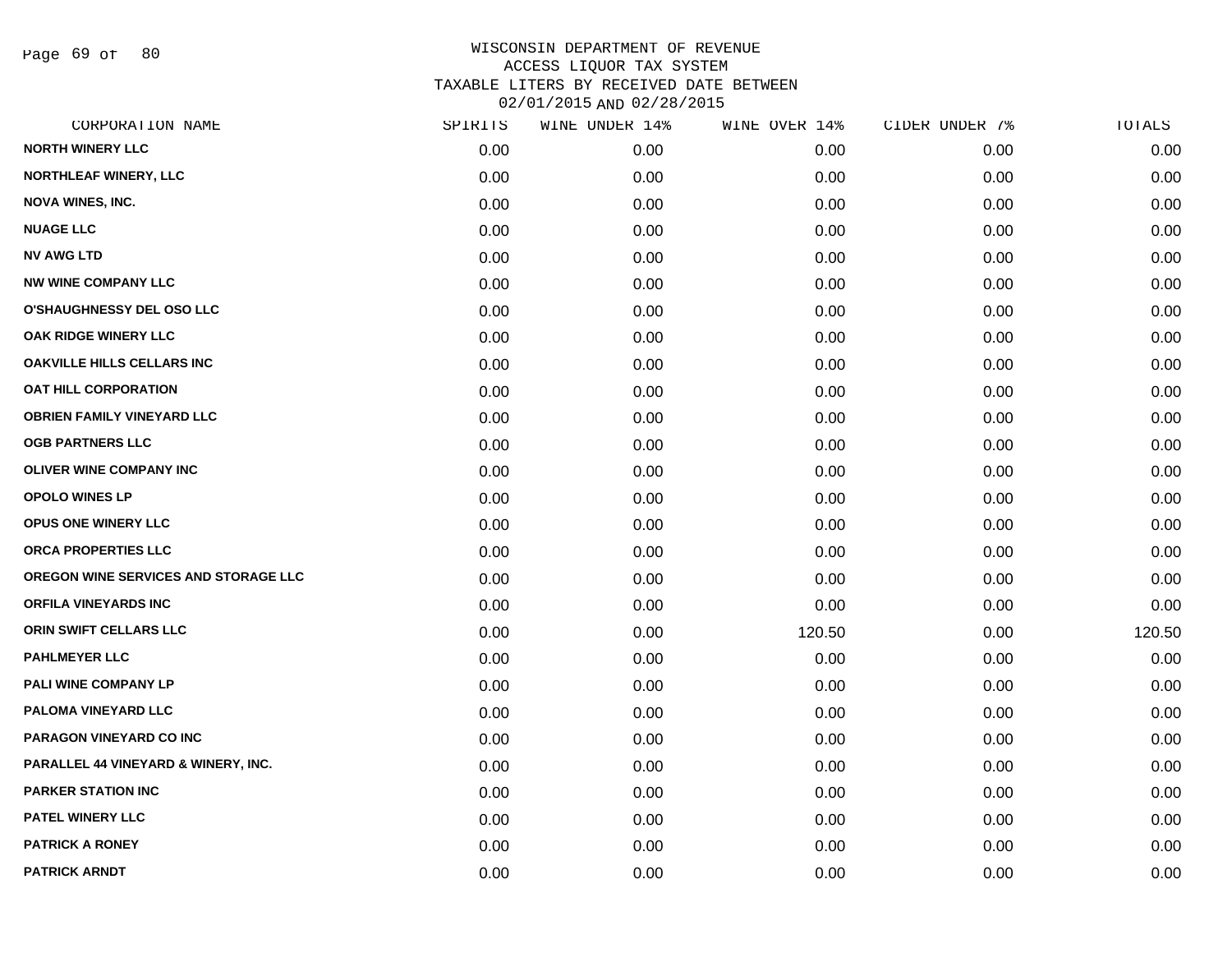# WISCONSIN DEPARTMENT OF REVENUE
## ACCESS LIQUOR TAX SYSTEM
## TAXABLE LITERS BY RECEIVED DATE BETWEEN 02/01/2015 AND 02/28/2015

| CORPORATION NAME | SPIRITS | WINE UNDER 14% | WINE OVER 14% | CIDER UNDER 7% | TOTALS |
|---|---|---|---|---|---|
| NORTH WINERY LLC | 0.00 | 0.00 | 0.00 | 0.00 | 0.00 |
| NORTHLEAF WINERY, LLC | 0.00 | 0.00 | 0.00 | 0.00 | 0.00 |
| NOVA WINES, INC. | 0.00 | 0.00 | 0.00 | 0.00 | 0.00 |
| NUAGE LLC | 0.00 | 0.00 | 0.00 | 0.00 | 0.00 |
| NV AWG LTD | 0.00 | 0.00 | 0.00 | 0.00 | 0.00 |
| NW WINE COMPANY LLC | 0.00 | 0.00 | 0.00 | 0.00 | 0.00 |
| O'SHAUGHNESSY DEL OSO LLC | 0.00 | 0.00 | 0.00 | 0.00 | 0.00 |
| OAK RIDGE WINERY LLC | 0.00 | 0.00 | 0.00 | 0.00 | 0.00 |
| OAKVILLE HILLS CELLARS INC | 0.00 | 0.00 | 0.00 | 0.00 | 0.00 |
| OAT HILL CORPORATION | 0.00 | 0.00 | 0.00 | 0.00 | 0.00 |
| OBRIEN FAMILY VINEYARD LLC | 0.00 | 0.00 | 0.00 | 0.00 | 0.00 |
| OGB PARTNERS LLC | 0.00 | 0.00 | 0.00 | 0.00 | 0.00 |
| OLIVER WINE COMPANY INC | 0.00 | 0.00 | 0.00 | 0.00 | 0.00 |
| OPOLO WINES LP | 0.00 | 0.00 | 0.00 | 0.00 | 0.00 |
| OPUS ONE WINERY LLC | 0.00 | 0.00 | 0.00 | 0.00 | 0.00 |
| ORCA PROPERTIES LLC | 0.00 | 0.00 | 0.00 | 0.00 | 0.00 |
| OREGON WINE SERVICES AND STORAGE LLC | 0.00 | 0.00 | 0.00 | 0.00 | 0.00 |
| ORFILA VINEYARDS INC | 0.00 | 0.00 | 0.00 | 0.00 | 0.00 |
| ORIN SWIFT CELLARS LLC | 0.00 | 0.00 | 120.50 | 0.00 | 120.50 |
| PAHLMEYER LLC | 0.00 | 0.00 | 0.00 | 0.00 | 0.00 |
| PALI WINE COMPANY LP | 0.00 | 0.00 | 0.00 | 0.00 | 0.00 |
| PALOMA VINEYARD LLC | 0.00 | 0.00 | 0.00 | 0.00 | 0.00 |
| PARAGON VINEYARD CO INC | 0.00 | 0.00 | 0.00 | 0.00 | 0.00 |
| PARALLEL 44 VINEYARD & WINERY, INC. | 0.00 | 0.00 | 0.00 | 0.00 | 0.00 |
| PARKER STATION INC | 0.00 | 0.00 | 0.00 | 0.00 | 0.00 |
| PATEL WINERY LLC | 0.00 | 0.00 | 0.00 | 0.00 | 0.00 |
| PATRICK A RONEY | 0.00 | 0.00 | 0.00 | 0.00 | 0.00 |
| PATRICK ARNDT | 0.00 | 0.00 | 0.00 | 0.00 | 0.00 |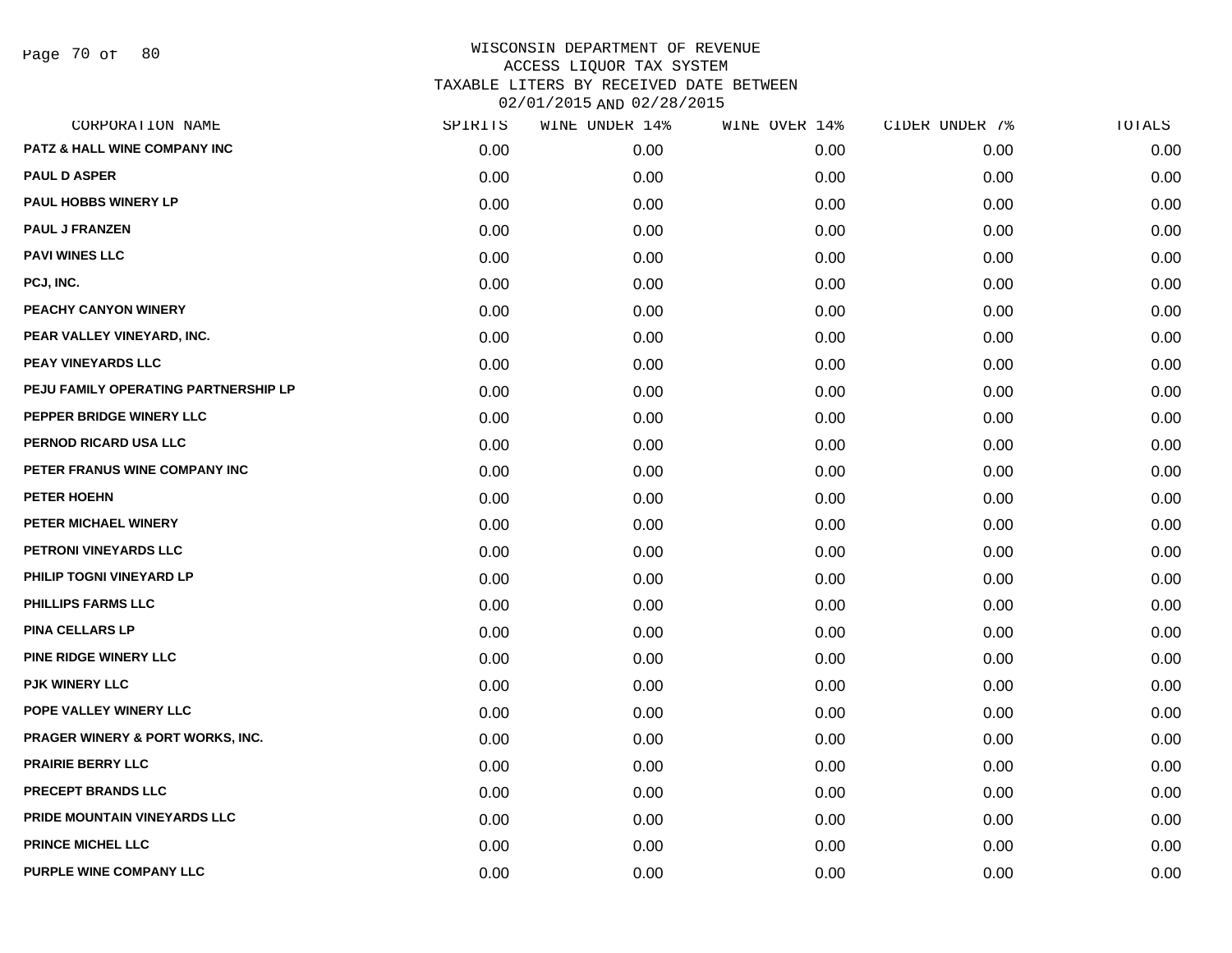# WISCONSIN DEPARTMENT OF REVENUE
## ACCESS LIQUOR TAX SYSTEM
## TAXABLE LITERS BY RECEIVED DATE BETWEEN 02/01/2015 AND 02/28/2015

| CORPORATION NAME | SPIRITS | WINE UNDER 14% | WINE OVER 14% | CIDER UNDER 7% | TOTALS |
|---|---|---|---|---|---|
| PATZ & HALL WINE COMPANY INC | 0.00 | 0.00 | 0.00 | 0.00 | 0.00 |
| PAUL D ASPER | 0.00 | 0.00 | 0.00 | 0.00 | 0.00 |
| PAUL HOBBS WINERY LP | 0.00 | 0.00 | 0.00 | 0.00 | 0.00 |
| PAUL J FRANZEN | 0.00 | 0.00 | 0.00 | 0.00 | 0.00 |
| PAVI WINES LLC | 0.00 | 0.00 | 0.00 | 0.00 | 0.00 |
| PCJ, INC. | 0.00 | 0.00 | 0.00 | 0.00 | 0.00 |
| PEACHY CANYON WINERY | 0.00 | 0.00 | 0.00 | 0.00 | 0.00 |
| PEAR VALLEY VINEYARD, INC. | 0.00 | 0.00 | 0.00 | 0.00 | 0.00 |
| PEAY VINEYARDS LLC | 0.00 | 0.00 | 0.00 | 0.00 | 0.00 |
| PEJU FAMILY OPERATING PARTNERSHIP LP | 0.00 | 0.00 | 0.00 | 0.00 | 0.00 |
| PEPPER BRIDGE WINERY LLC | 0.00 | 0.00 | 0.00 | 0.00 | 0.00 |
| PERNOD RICARD USA LLC | 0.00 | 0.00 | 0.00 | 0.00 | 0.00 |
| PETER FRANUS WINE COMPANY INC | 0.00 | 0.00 | 0.00 | 0.00 | 0.00 |
| PETER HOEHN | 0.00 | 0.00 | 0.00 | 0.00 | 0.00 |
| PETER MICHAEL WINERY | 0.00 | 0.00 | 0.00 | 0.00 | 0.00 |
| PETRONI VINEYARDS LLC | 0.00 | 0.00 | 0.00 | 0.00 | 0.00 |
| PHILIP TOGNI VINEYARD LP | 0.00 | 0.00 | 0.00 | 0.00 | 0.00 |
| PHILLIPS FARMS LLC | 0.00 | 0.00 | 0.00 | 0.00 | 0.00 |
| PINA CELLARS LP | 0.00 | 0.00 | 0.00 | 0.00 | 0.00 |
| PINE RIDGE WINERY LLC | 0.00 | 0.00 | 0.00 | 0.00 | 0.00 |
| PJK WINERY LLC | 0.00 | 0.00 | 0.00 | 0.00 | 0.00 |
| POPE VALLEY WINERY LLC | 0.00 | 0.00 | 0.00 | 0.00 | 0.00 |
| PRAGER WINERY & PORT WORKS, INC. | 0.00 | 0.00 | 0.00 | 0.00 | 0.00 |
| PRAIRIE BERRY LLC | 0.00 | 0.00 | 0.00 | 0.00 | 0.00 |
| PRECEPT BRANDS LLC | 0.00 | 0.00 | 0.00 | 0.00 | 0.00 |
| PRIDE MOUNTAIN VINEYARDS LLC | 0.00 | 0.00 | 0.00 | 0.00 | 0.00 |
| PRINCE MICHEL LLC | 0.00 | 0.00 | 0.00 | 0.00 | 0.00 |
| PURPLE WINE COMPANY LLC | 0.00 | 0.00 | 0.00 | 0.00 | 0.00 |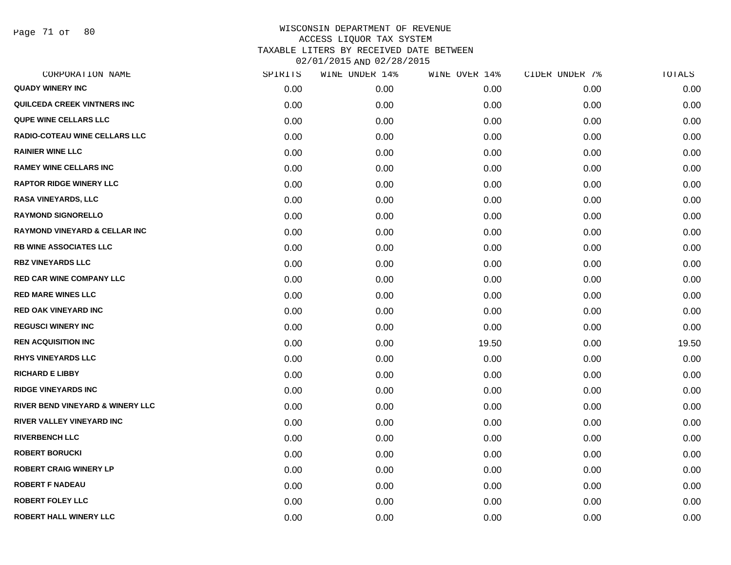# WISCONSIN DEPARTMENT OF REVENUE
## ACCESS LIQUOR TAX SYSTEM
## TAXABLE LITERS BY RECEIVED DATE BETWEEN 02/01/2015 AND 02/28/2015

| CORPORATION NAME | SPIRITS | WINE UNDER 14% | WINE OVER 14% | CIDER UNDER 7% | TOTALS |
|---|---|---|---|---|---|
| QUADY WINERY INC | 0.00 | 0.00 | 0.00 | 0.00 | 0.00 |
| QUILCEDA CREEK VINTNERS INC | 0.00 | 0.00 | 0.00 | 0.00 | 0.00 |
| QUPE WINE CELLARS LLC | 0.00 | 0.00 | 0.00 | 0.00 | 0.00 |
| RADIO-COTEAU WINE CELLARS LLC | 0.00 | 0.00 | 0.00 | 0.00 | 0.00 |
| RAINIER WINE LLC | 0.00 | 0.00 | 0.00 | 0.00 | 0.00 |
| RAMEY WINE CELLARS INC | 0.00 | 0.00 | 0.00 | 0.00 | 0.00 |
| RAPTOR RIDGE WINERY LLC | 0.00 | 0.00 | 0.00 | 0.00 | 0.00 |
| RASA VINEYARDS, LLC | 0.00 | 0.00 | 0.00 | 0.00 | 0.00 |
| RAYMOND SIGNORELLO | 0.00 | 0.00 | 0.00 | 0.00 | 0.00 |
| RAYMOND VINEYARD & CELLAR INC | 0.00 | 0.00 | 0.00 | 0.00 | 0.00 |
| RB WINE ASSOCIATES LLC | 0.00 | 0.00 | 0.00 | 0.00 | 0.00 |
| RBZ VINEYARDS LLC | 0.00 | 0.00 | 0.00 | 0.00 | 0.00 |
| RED CAR WINE COMPANY LLC | 0.00 | 0.00 | 0.00 | 0.00 | 0.00 |
| RED MARE WINES LLC | 0.00 | 0.00 | 0.00 | 0.00 | 0.00 |
| RED OAK VINEYARD INC | 0.00 | 0.00 | 0.00 | 0.00 | 0.00 |
| REGUSCI WINERY INC | 0.00 | 0.00 | 0.00 | 0.00 | 0.00 |
| REN ACQUISITION INC | 0.00 | 0.00 | 19.50 | 0.00 | 19.50 |
| RHYS VINEYARDS LLC | 0.00 | 0.00 | 0.00 | 0.00 | 0.00 |
| RICHARD E LIBBY | 0.00 | 0.00 | 0.00 | 0.00 | 0.00 |
| RIDGE VINEYARDS INC | 0.00 | 0.00 | 0.00 | 0.00 | 0.00 |
| RIVER BEND VINEYARD & WINERY LLC | 0.00 | 0.00 | 0.00 | 0.00 | 0.00 |
| RIVER VALLEY VINEYARD INC | 0.00 | 0.00 | 0.00 | 0.00 | 0.00 |
| RIVERBENCH LLC | 0.00 | 0.00 | 0.00 | 0.00 | 0.00 |
| ROBERT BORUCKI | 0.00 | 0.00 | 0.00 | 0.00 | 0.00 |
| ROBERT CRAIG WINERY LP | 0.00 | 0.00 | 0.00 | 0.00 | 0.00 |
| ROBERT F NADEAU | 0.00 | 0.00 | 0.00 | 0.00 | 0.00 |
| ROBERT FOLEY LLC | 0.00 | 0.00 | 0.00 | 0.00 | 0.00 |
| ROBERT HALL WINERY LLC | 0.00 | 0.00 | 0.00 | 0.00 | 0.00 |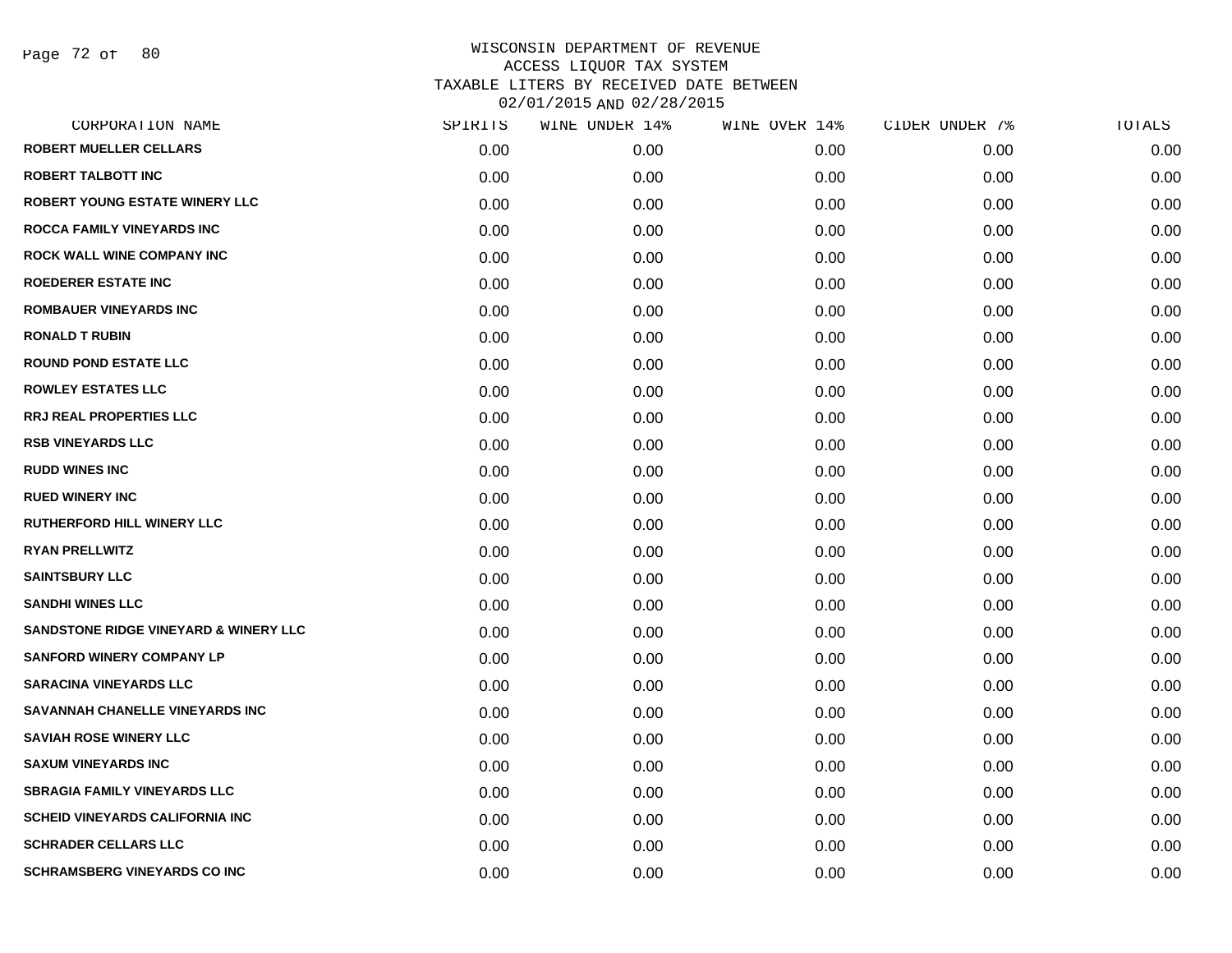WISCONSIN DEPARTMENT OF REVENUE
ACCESS LIQUOR TAX SYSTEM
TAXABLE LITERS BY RECEIVED DATE BETWEEN
02/01/2015 AND 02/28/2015

| CORPORATION NAME | SPIRITS | WINE UNDER 14% | WINE OVER 14% | CIDER UNDER 7% | TOTALS |
|---|---|---|---|---|---|
| ROBERT MUELLER CELLARS | 0.00 | 0.00 | 0.00 | 0.00 | 0.00 |
| ROBERT TALBOTT INC | 0.00 | 0.00 | 0.00 | 0.00 | 0.00 |
| ROBERT YOUNG ESTATE WINERY LLC | 0.00 | 0.00 | 0.00 | 0.00 | 0.00 |
| ROCCA FAMILY VINEYARDS INC | 0.00 | 0.00 | 0.00 | 0.00 | 0.00 |
| ROCK WALL WINE COMPANY INC | 0.00 | 0.00 | 0.00 | 0.00 | 0.00 |
| ROEDERER ESTATE INC | 0.00 | 0.00 | 0.00 | 0.00 | 0.00 |
| ROMBAUER VINEYARDS INC | 0.00 | 0.00 | 0.00 | 0.00 | 0.00 |
| RONALD T RUBIN | 0.00 | 0.00 | 0.00 | 0.00 | 0.00 |
| ROUND POND ESTATE LLC | 0.00 | 0.00 | 0.00 | 0.00 | 0.00 |
| ROWLEY ESTATES LLC | 0.00 | 0.00 | 0.00 | 0.00 | 0.00 |
| RRJ REAL PROPERTIES LLC | 0.00 | 0.00 | 0.00 | 0.00 | 0.00 |
| RSB VINEYARDS LLC | 0.00 | 0.00 | 0.00 | 0.00 | 0.00 |
| RUDD WINES INC | 0.00 | 0.00 | 0.00 | 0.00 | 0.00 |
| RUED WINERY INC | 0.00 | 0.00 | 0.00 | 0.00 | 0.00 |
| RUTHERFORD HILL WINERY LLC | 0.00 | 0.00 | 0.00 | 0.00 | 0.00 |
| RYAN PRELLWITZ | 0.00 | 0.00 | 0.00 | 0.00 | 0.00 |
| SAINTSBURY LLC | 0.00 | 0.00 | 0.00 | 0.00 | 0.00 |
| SANDHI WINES LLC | 0.00 | 0.00 | 0.00 | 0.00 | 0.00 |
| SANDSTONE RIDGE VINEYARD & WINERY LLC | 0.00 | 0.00 | 0.00 | 0.00 | 0.00 |
| SANFORD WINERY COMPANY LP | 0.00 | 0.00 | 0.00 | 0.00 | 0.00 |
| SARACINA VINEYARDS LLC | 0.00 | 0.00 | 0.00 | 0.00 | 0.00 |
| SAVANNAH CHANELLE VINEYARDS INC | 0.00 | 0.00 | 0.00 | 0.00 | 0.00 |
| SAVIAH ROSE WINERY LLC | 0.00 | 0.00 | 0.00 | 0.00 | 0.00 |
| SAXUM VINEYARDS INC | 0.00 | 0.00 | 0.00 | 0.00 | 0.00 |
| SBRAGIA FAMILY VINEYARDS LLC | 0.00 | 0.00 | 0.00 | 0.00 | 0.00 |
| SCHEID VINEYARDS CALIFORNIA INC | 0.00 | 0.00 | 0.00 | 0.00 | 0.00 |
| SCHRADER CELLARS LLC | 0.00 | 0.00 | 0.00 | 0.00 | 0.00 |
| SCHRAMSBERG VINEYARDS CO INC | 0.00 | 0.00 | 0.00 | 0.00 | 0.00 |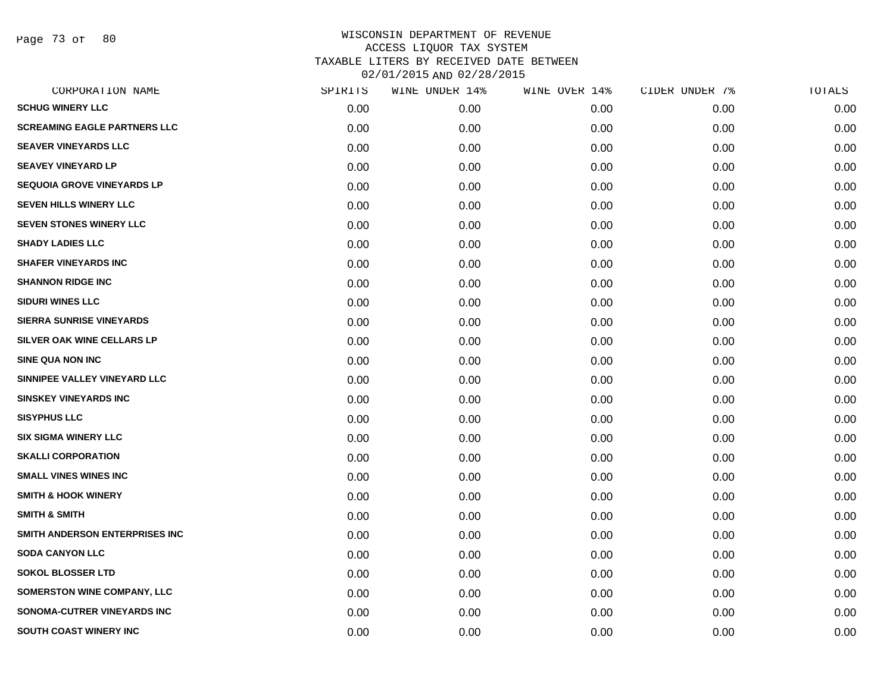# WISCONSIN DEPARTMENT OF REVENUE
## ACCESS LIQUOR TAX SYSTEM
## TAXABLE LITERS BY RECEIVED DATE BETWEEN 02/01/2015 AND 02/28/2015

| CORPORATION NAME | SPIRITS | WINE UNDER 14% | WINE OVER 14% | CIDER UNDER 7% | TOTALS |
|---|---|---|---|---|---|
| SCHUG WINERY LLC | 0.00 | 0.00 | 0.00 | 0.00 | 0.00 |
| SCREAMING EAGLE PARTNERS LLC | 0.00 | 0.00 | 0.00 | 0.00 | 0.00 |
| SEAVER VINEYARDS LLC | 0.00 | 0.00 | 0.00 | 0.00 | 0.00 |
| SEAVEY VINEYARD LP | 0.00 | 0.00 | 0.00 | 0.00 | 0.00 |
| SEQUOIA GROVE VINEYARDS LP | 0.00 | 0.00 | 0.00 | 0.00 | 0.00 |
| SEVEN HILLS WINERY LLC | 0.00 | 0.00 | 0.00 | 0.00 | 0.00 |
| SEVEN STONES WINERY LLC | 0.00 | 0.00 | 0.00 | 0.00 | 0.00 |
| SHADY LADIES LLC | 0.00 | 0.00 | 0.00 | 0.00 | 0.00 |
| SHAFER VINEYARDS INC | 0.00 | 0.00 | 0.00 | 0.00 | 0.00 |
| SHANNON RIDGE INC | 0.00 | 0.00 | 0.00 | 0.00 | 0.00 |
| SIDURI WINES LLC | 0.00 | 0.00 | 0.00 | 0.00 | 0.00 |
| SIERRA SUNRISE VINEYARDS | 0.00 | 0.00 | 0.00 | 0.00 | 0.00 |
| SILVER OAK WINE CELLARS LP | 0.00 | 0.00 | 0.00 | 0.00 | 0.00 |
| SINE QUA NON INC | 0.00 | 0.00 | 0.00 | 0.00 | 0.00 |
| SINNIPEE VALLEY VINEYARD LLC | 0.00 | 0.00 | 0.00 | 0.00 | 0.00 |
| SINSKEY VINEYARDS INC | 0.00 | 0.00 | 0.00 | 0.00 | 0.00 |
| SISYPHUS LLC | 0.00 | 0.00 | 0.00 | 0.00 | 0.00 |
| SIX SIGMA WINERY LLC | 0.00 | 0.00 | 0.00 | 0.00 | 0.00 |
| SKALLI CORPORATION | 0.00 | 0.00 | 0.00 | 0.00 | 0.00 |
| SMALL VINES WINES INC | 0.00 | 0.00 | 0.00 | 0.00 | 0.00 |
| SMITH & HOOK WINERY | 0.00 | 0.00 | 0.00 | 0.00 | 0.00 |
| SMITH & SMITH | 0.00 | 0.00 | 0.00 | 0.00 | 0.00 |
| SMITH ANDERSON ENTERPRISES INC | 0.00 | 0.00 | 0.00 | 0.00 | 0.00 |
| SODA CANYON LLC | 0.00 | 0.00 | 0.00 | 0.00 | 0.00 |
| SOKOL BLOSSER LTD | 0.00 | 0.00 | 0.00 | 0.00 | 0.00 |
| SOMERSTON WINE COMPANY, LLC | 0.00 | 0.00 | 0.00 | 0.00 | 0.00 |
| SONOMA-CUTRER VINEYARDS INC | 0.00 | 0.00 | 0.00 | 0.00 | 0.00 |
| SOUTH COAST WINERY INC | 0.00 | 0.00 | 0.00 | 0.00 | 0.00 |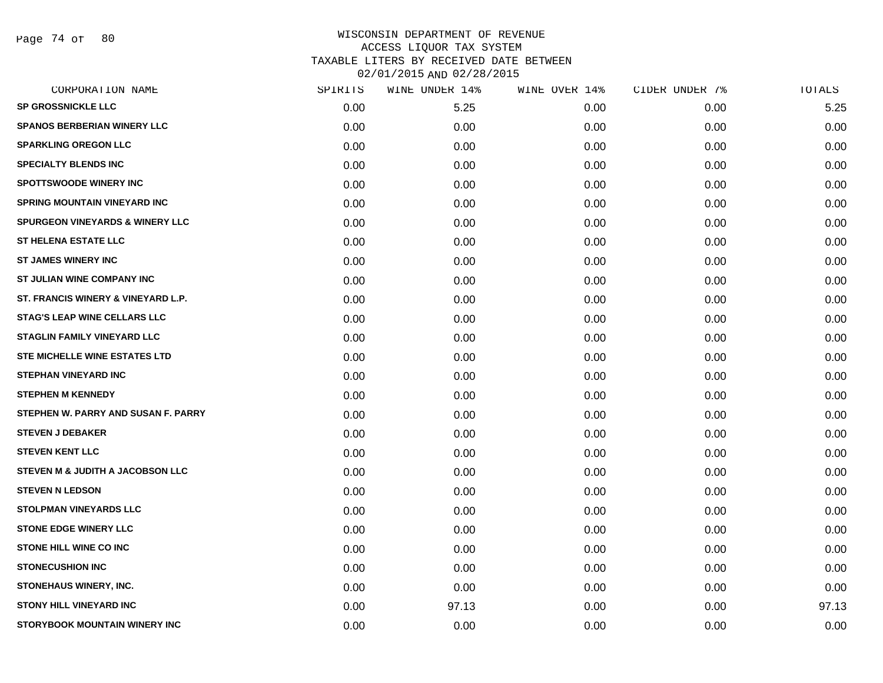WISCONSIN DEPARTMENT OF REVENUE
ACCESS LIQUOR TAX SYSTEM
TAXABLE LITERS BY RECEIVED DATE BETWEEN
02/01/2015 AND 02/28/2015

| CORPORATION NAME | SPIRITS | WINE UNDER 14% | WINE OVER 14% | CIDER UNDER 7% | TOTALS |
|---|---|---|---|---|---|
| SP GROSSNICKLE LLC | 0.00 | 5.25 | 0.00 | 0.00 | 5.25 |
| SPANOS BERBERIAN WINERY LLC | 0.00 | 0.00 | 0.00 | 0.00 | 0.00 |
| SPARKLING OREGON LLC | 0.00 | 0.00 | 0.00 | 0.00 | 0.00 |
| SPECIALTY BLENDS INC | 0.00 | 0.00 | 0.00 | 0.00 | 0.00 |
| SPOTTSWOODE WINERY INC | 0.00 | 0.00 | 0.00 | 0.00 | 0.00 |
| SPRING MOUNTAIN VINEYARD INC | 0.00 | 0.00 | 0.00 | 0.00 | 0.00 |
| SPURGEON VINEYARDS & WINERY LLC | 0.00 | 0.00 | 0.00 | 0.00 | 0.00 |
| ST HELENA ESTATE LLC | 0.00 | 0.00 | 0.00 | 0.00 | 0.00 |
| ST JAMES WINERY INC | 0.00 | 0.00 | 0.00 | 0.00 | 0.00 |
| ST JULIAN WINE COMPANY INC | 0.00 | 0.00 | 0.00 | 0.00 | 0.00 |
| ST. FRANCIS WINERY & VINEYARD L.P. | 0.00 | 0.00 | 0.00 | 0.00 | 0.00 |
| STAG'S LEAP WINE CELLARS LLC | 0.00 | 0.00 | 0.00 | 0.00 | 0.00 |
| STAGLIN FAMILY VINEYARD LLC | 0.00 | 0.00 | 0.00 | 0.00 | 0.00 |
| STE MICHELLE WINE ESTATES LTD | 0.00 | 0.00 | 0.00 | 0.00 | 0.00 |
| STEPHAN VINEYARD INC | 0.00 | 0.00 | 0.00 | 0.00 | 0.00 |
| STEPHEN M KENNEDY | 0.00 | 0.00 | 0.00 | 0.00 | 0.00 |
| STEPHEN W. PARRY AND SUSAN F. PARRY | 0.00 | 0.00 | 0.00 | 0.00 | 0.00 |
| STEVEN J DEBAKER | 0.00 | 0.00 | 0.00 | 0.00 | 0.00 |
| STEVEN KENT LLC | 0.00 | 0.00 | 0.00 | 0.00 | 0.00 |
| STEVEN M & JUDITH A JACOBSON LLC | 0.00 | 0.00 | 0.00 | 0.00 | 0.00 |
| STEVEN N LEDSON | 0.00 | 0.00 | 0.00 | 0.00 | 0.00 |
| STOLPMAN VINEYARDS LLC | 0.00 | 0.00 | 0.00 | 0.00 | 0.00 |
| STONE EDGE WINERY LLC | 0.00 | 0.00 | 0.00 | 0.00 | 0.00 |
| STONE HILL WINE CO INC | 0.00 | 0.00 | 0.00 | 0.00 | 0.00 |
| STONECUSHION INC | 0.00 | 0.00 | 0.00 | 0.00 | 0.00 |
| STONEHAUS WINERY, INC. | 0.00 | 0.00 | 0.00 | 0.00 | 0.00 |
| STONY HILL VINEYARD INC | 0.00 | 97.13 | 0.00 | 0.00 | 97.13 |
| STORYBOOK MOUNTAIN WINERY INC | 0.00 | 0.00 | 0.00 | 0.00 | 0.00 |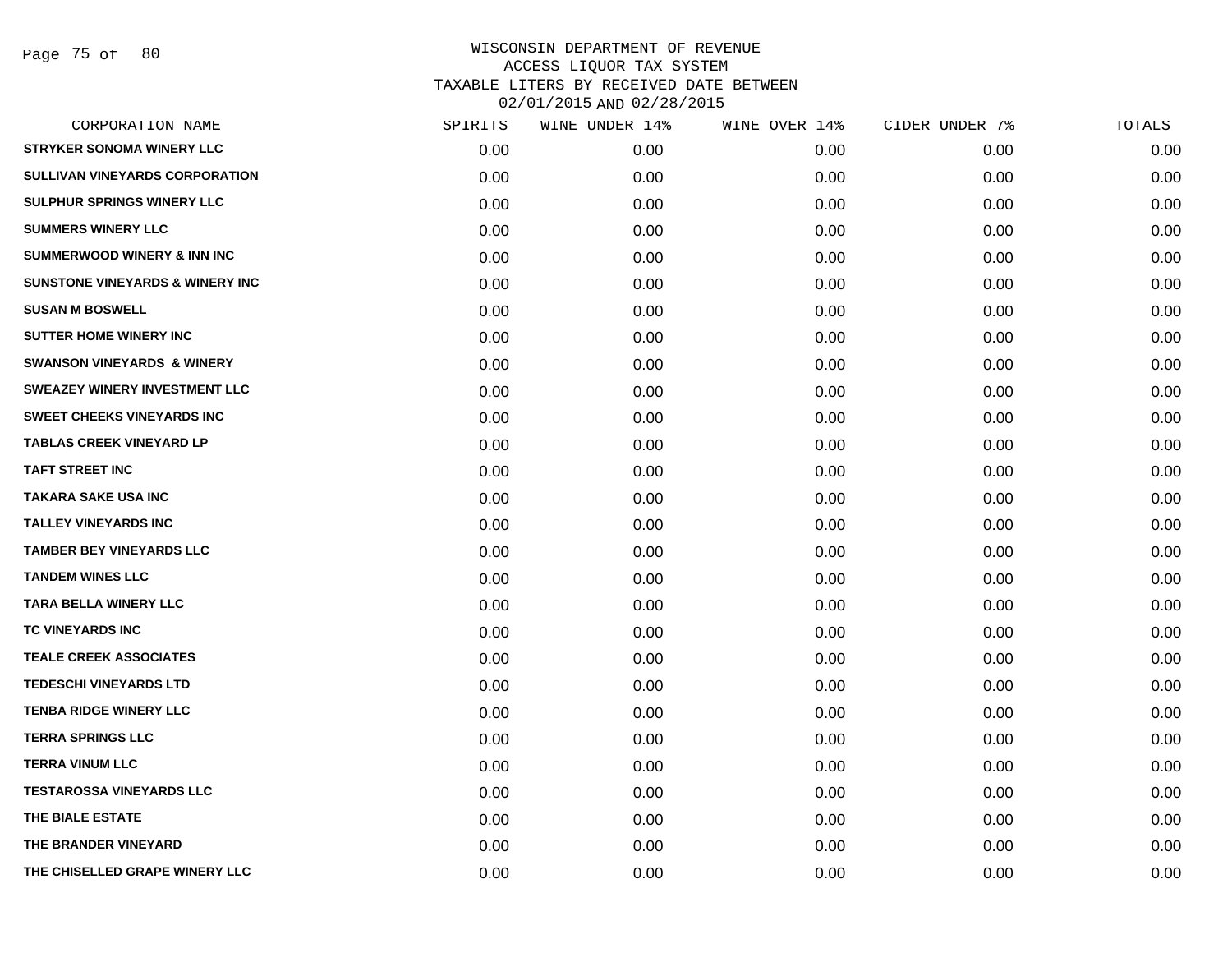# WISCONSIN DEPARTMENT OF REVENUE
## ACCESS LIQUOR TAX SYSTEM
## TAXABLE LITERS BY RECEIVED DATE BETWEEN
## 02/01/2015 AND 02/28/2015

| CORPORATION NAME | SPIRITS | WINE UNDER 14% | WINE OVER 14% | CIDER UNDER 7% | TOTALS |
|---|---|---|---|---|---|
| STRYKER SONOMA WINERY LLC | 0.00 | 0.00 | 0.00 | 0.00 | 0.00 |
| SULLIVAN VINEYARDS CORPORATION | 0.00 | 0.00 | 0.00 | 0.00 | 0.00 |
| SULPHUR SPRINGS WINERY LLC | 0.00 | 0.00 | 0.00 | 0.00 | 0.00 |
| SUMMERS WINERY LLC | 0.00 | 0.00 | 0.00 | 0.00 | 0.00 |
| SUMMERWOOD WINERY & INN INC | 0.00 | 0.00 | 0.00 | 0.00 | 0.00 |
| SUNSTONE VINEYARDS & WINERY INC | 0.00 | 0.00 | 0.00 | 0.00 | 0.00 |
| SUSAN M BOSWELL | 0.00 | 0.00 | 0.00 | 0.00 | 0.00 |
| SUTTER HOME WINERY INC | 0.00 | 0.00 | 0.00 | 0.00 | 0.00 |
| SWANSON VINEYARDS & WINERY | 0.00 | 0.00 | 0.00 | 0.00 | 0.00 |
| SWEAZEY WINERY INVESTMENT LLC | 0.00 | 0.00 | 0.00 | 0.00 | 0.00 |
| SWEET CHEEKS VINEYARDS INC | 0.00 | 0.00 | 0.00 | 0.00 | 0.00 |
| TABLAS CREEK VINEYARD LP | 0.00 | 0.00 | 0.00 | 0.00 | 0.00 |
| TAFT STREET INC | 0.00 | 0.00 | 0.00 | 0.00 | 0.00 |
| TAKARA SAKE USA INC | 0.00 | 0.00 | 0.00 | 0.00 | 0.00 |
| TALLEY VINEYARDS INC | 0.00 | 0.00 | 0.00 | 0.00 | 0.00 |
| TAMBER BEY VINEYARDS LLC | 0.00 | 0.00 | 0.00 | 0.00 | 0.00 |
| TANDEM WINES LLC | 0.00 | 0.00 | 0.00 | 0.00 | 0.00 |
| TARA BELLA WINERY LLC | 0.00 | 0.00 | 0.00 | 0.00 | 0.00 |
| TC VINEYARDS INC | 0.00 | 0.00 | 0.00 | 0.00 | 0.00 |
| TEALE CREEK ASSOCIATES | 0.00 | 0.00 | 0.00 | 0.00 | 0.00 |
| TEDESCHI VINEYARDS LTD | 0.00 | 0.00 | 0.00 | 0.00 | 0.00 |
| TENBA RIDGE WINERY LLC | 0.00 | 0.00 | 0.00 | 0.00 | 0.00 |
| TERRA SPRINGS LLC | 0.00 | 0.00 | 0.00 | 0.00 | 0.00 |
| TERRA VINUM LLC | 0.00 | 0.00 | 0.00 | 0.00 | 0.00 |
| TESTAROSSA VINEYARDS LLC | 0.00 | 0.00 | 0.00 | 0.00 | 0.00 |
| THE BIALE ESTATE | 0.00 | 0.00 | 0.00 | 0.00 | 0.00 |
| THE BRANDER VINEYARD | 0.00 | 0.00 | 0.00 | 0.00 | 0.00 |
| THE CHISELLED GRAPE WINERY LLC | 0.00 | 0.00 | 0.00 | 0.00 | 0.00 |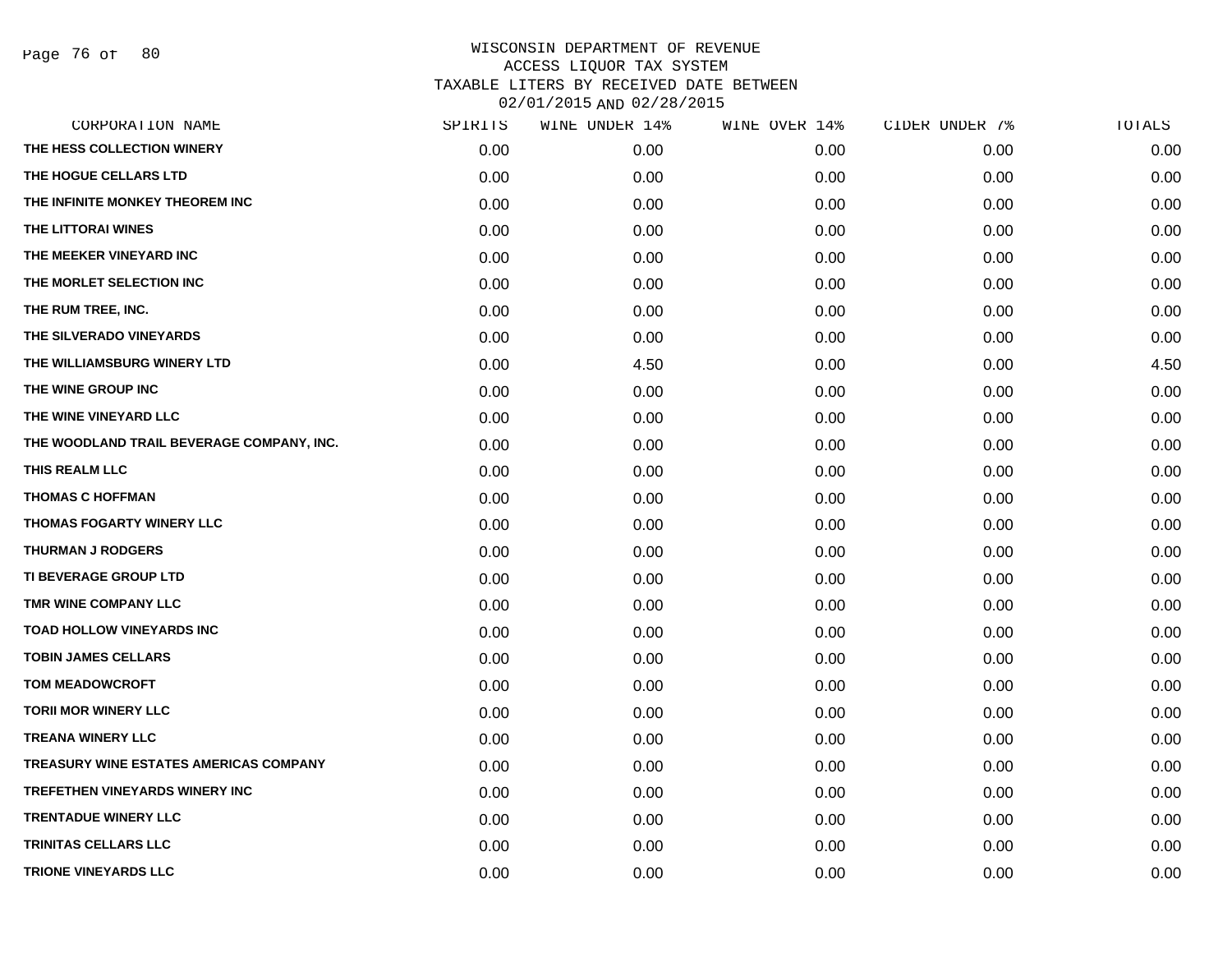# WISCONSIN DEPARTMENT OF REVENUE
## ACCESS LIQUOR TAX SYSTEM
## TAXABLE LITERS BY RECEIVED DATE BETWEEN 02/01/2015 AND 02/28/2015

| CORPORATION NAME | SPIRITS | WINE UNDER 14% | WINE OVER 14% | CIDER UNDER 7% | TOTALS |
|---|---|---|---|---|---|
| THE HESS COLLECTION WINERY | 0.00 | 0.00 | 0.00 | 0.00 | 0.00 |
| THE HOGUE CELLARS LTD | 0.00 | 0.00 | 0.00 | 0.00 | 0.00 |
| THE INFINITE MONKEY THEOREM INC | 0.00 | 0.00 | 0.00 | 0.00 | 0.00 |
| THE LITTORAI WINES | 0.00 | 0.00 | 0.00 | 0.00 | 0.00 |
| THE MEEKER VINEYARD INC | 0.00 | 0.00 | 0.00 | 0.00 | 0.00 |
| THE MORLET SELECTION INC | 0.00 | 0.00 | 0.00 | 0.00 | 0.00 |
| THE RUM TREE, INC. | 0.00 | 0.00 | 0.00 | 0.00 | 0.00 |
| THE SILVERADO VINEYARDS | 0.00 | 0.00 | 0.00 | 0.00 | 0.00 |
| THE WILLIAMSBURG WINERY LTD | 0.00 | 4.50 | 0.00 | 0.00 | 4.50 |
| THE WINE GROUP INC | 0.00 | 0.00 | 0.00 | 0.00 | 0.00 |
| THE WINE VINEYARD LLC | 0.00 | 0.00 | 0.00 | 0.00 | 0.00 |
| THE WOODLAND TRAIL BEVERAGE COMPANY, INC. | 0.00 | 0.00 | 0.00 | 0.00 | 0.00 |
| THIS REALM LLC | 0.00 | 0.00 | 0.00 | 0.00 | 0.00 |
| THOMAS C HOFFMAN | 0.00 | 0.00 | 0.00 | 0.00 | 0.00 |
| THOMAS FOGARTY WINERY LLC | 0.00 | 0.00 | 0.00 | 0.00 | 0.00 |
| THURMAN J RODGERS | 0.00 | 0.00 | 0.00 | 0.00 | 0.00 |
| TI BEVERAGE GROUP LTD | 0.00 | 0.00 | 0.00 | 0.00 | 0.00 |
| TMR WINE COMPANY LLC | 0.00 | 0.00 | 0.00 | 0.00 | 0.00 |
| TOAD HOLLOW VINEYARDS INC | 0.00 | 0.00 | 0.00 | 0.00 | 0.00 |
| TOBIN JAMES CELLARS | 0.00 | 0.00 | 0.00 | 0.00 | 0.00 |
| TOM MEADOWCROFT | 0.00 | 0.00 | 0.00 | 0.00 | 0.00 |
| TORII MOR WINERY LLC | 0.00 | 0.00 | 0.00 | 0.00 | 0.00 |
| TREANA WINERY LLC | 0.00 | 0.00 | 0.00 | 0.00 | 0.00 |
| TREASURY WINE ESTATES AMERICAS COMPANY | 0.00 | 0.00 | 0.00 | 0.00 | 0.00 |
| TREFETHEN VINEYARDS WINERY INC | 0.00 | 0.00 | 0.00 | 0.00 | 0.00 |
| TRENTADUE WINERY LLC | 0.00 | 0.00 | 0.00 | 0.00 | 0.00 |
| TRINITAS CELLARS LLC | 0.00 | 0.00 | 0.00 | 0.00 | 0.00 |
| TRIONE VINEYARDS LLC | 0.00 | 0.00 | 0.00 | 0.00 | 0.00 |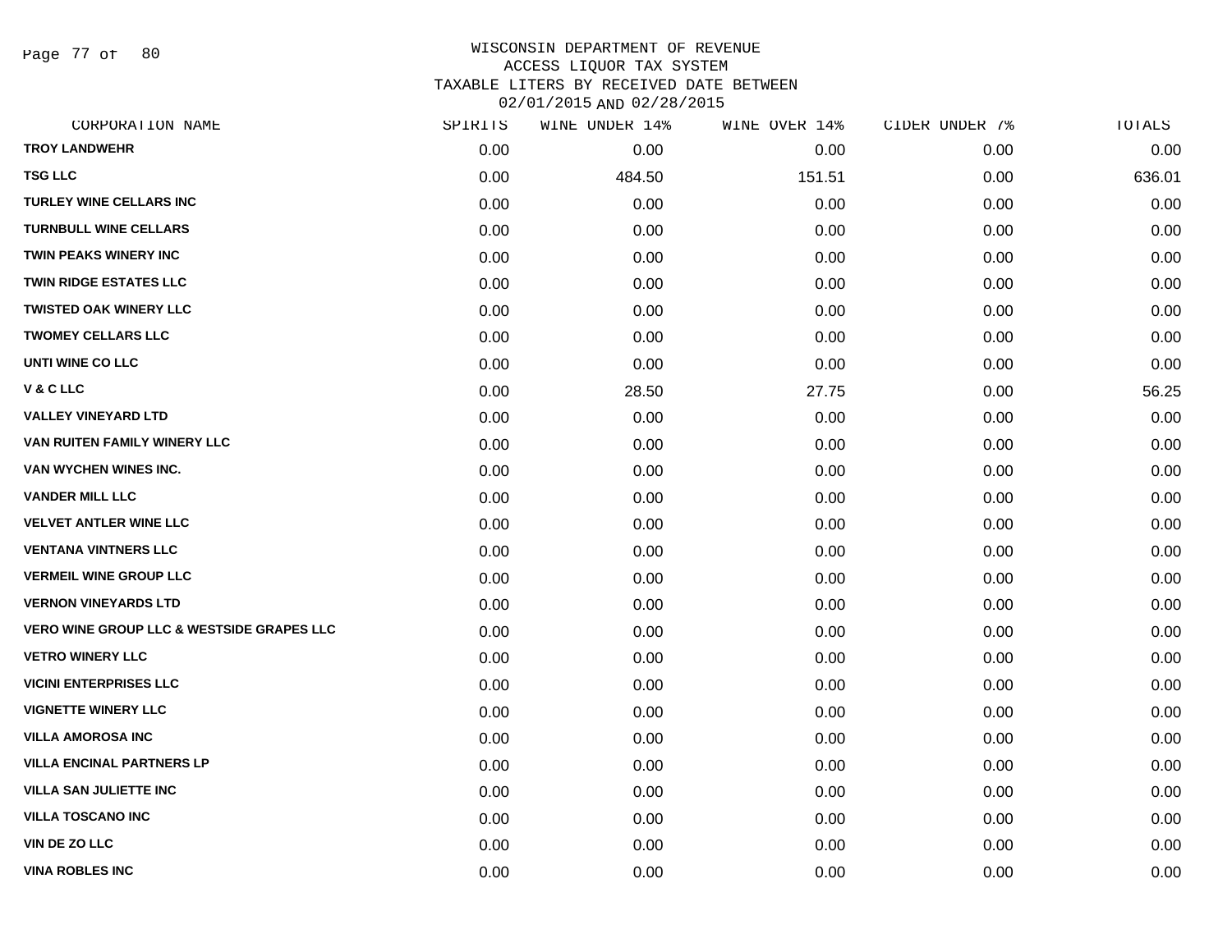# WISCONSIN DEPARTMENT OF REVENUE
## ACCESS LIQUOR TAX SYSTEM
## TAXABLE LITERS BY RECEIVED DATE BETWEEN 02/01/2015 AND 02/28/2015

| CORPORATION NAME | SPIRITS | WINE UNDER 14% | WINE OVER 14% | CIDER UNDER 7% | TOTALS |
|---|---|---|---|---|---|
| TROY LANDWEHR | 0.00 | 0.00 | 0.00 | 0.00 | 0.00 |
| TSG LLC | 0.00 | 484.50 | 151.51 | 0.00 | 636.01 |
| TURLEY WINE CELLARS INC | 0.00 | 0.00 | 0.00 | 0.00 | 0.00 |
| TURNBULL WINE CELLARS | 0.00 | 0.00 | 0.00 | 0.00 | 0.00 |
| TWIN PEAKS WINERY INC | 0.00 | 0.00 | 0.00 | 0.00 | 0.00 |
| TWIN RIDGE ESTATES LLC | 0.00 | 0.00 | 0.00 | 0.00 | 0.00 |
| TWISTED OAK WINERY LLC | 0.00 | 0.00 | 0.00 | 0.00 | 0.00 |
| TWOMEY CELLARS LLC | 0.00 | 0.00 | 0.00 | 0.00 | 0.00 |
| UNTI WINE CO LLC | 0.00 | 0.00 | 0.00 | 0.00 | 0.00 |
| V & C LLC | 0.00 | 28.50 | 27.75 | 0.00 | 56.25 |
| VALLEY VINEYARD LTD | 0.00 | 0.00 | 0.00 | 0.00 | 0.00 |
| VAN RUITEN FAMILY WINERY LLC | 0.00 | 0.00 | 0.00 | 0.00 | 0.00 |
| VAN WYCHEN WINES INC. | 0.00 | 0.00 | 0.00 | 0.00 | 0.00 |
| VANDER MILL LLC | 0.00 | 0.00 | 0.00 | 0.00 | 0.00 |
| VELVET ANTLER WINE LLC | 0.00 | 0.00 | 0.00 | 0.00 | 0.00 |
| VENTANA VINTNERS LLC | 0.00 | 0.00 | 0.00 | 0.00 | 0.00 |
| VERMEIL WINE GROUP LLC | 0.00 | 0.00 | 0.00 | 0.00 | 0.00 |
| VERNON VINEYARDS LTD | 0.00 | 0.00 | 0.00 | 0.00 | 0.00 |
| VERO WINE GROUP LLC & WESTSIDE GRAPES LLC | 0.00 | 0.00 | 0.00 | 0.00 | 0.00 |
| VETRO WINERY LLC | 0.00 | 0.00 | 0.00 | 0.00 | 0.00 |
| VICINI ENTERPRISES LLC | 0.00 | 0.00 | 0.00 | 0.00 | 0.00 |
| VIGNETTE WINERY LLC | 0.00 | 0.00 | 0.00 | 0.00 | 0.00 |
| VILLA AMOROSA INC | 0.00 | 0.00 | 0.00 | 0.00 | 0.00 |
| VILLA ENCINAL PARTNERS LP | 0.00 | 0.00 | 0.00 | 0.00 | 0.00 |
| VILLA SAN JULIETTE INC | 0.00 | 0.00 | 0.00 | 0.00 | 0.00 |
| VILLA TOSCANO INC | 0.00 | 0.00 | 0.00 | 0.00 | 0.00 |
| VIN DE ZO LLC | 0.00 | 0.00 | 0.00 | 0.00 | 0.00 |
| VINA ROBLES INC | 0.00 | 0.00 | 0.00 | 0.00 | 0.00 |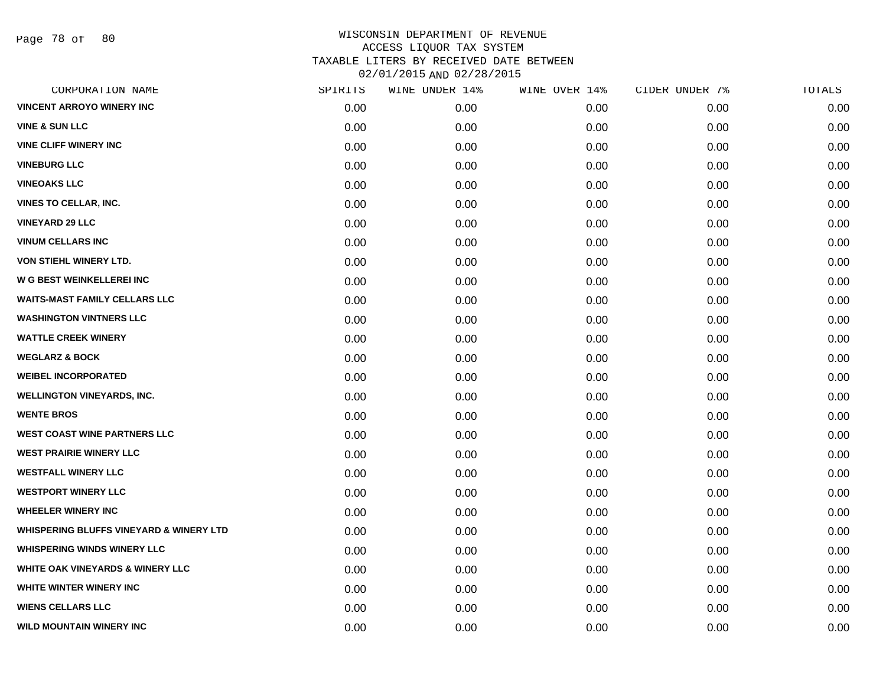WISCONSIN DEPARTMENT OF REVENUE
ACCESS LIQUOR TAX SYSTEM
TAXABLE LITERS BY RECEIVED DATE BETWEEN
02/01/2015 AND 02/28/2015

| CORPORATION NAME | SPIRITS | WINE UNDER 14% | WINE OVER 14% | CIDER UNDER 7% | TOTALS |
|---|---|---|---|---|---|
| VINCENT ARROYO WINERY INC | 0.00 | 0.00 | 0.00 | 0.00 | 0.00 |
| VINE & SUN LLC | 0.00 | 0.00 | 0.00 | 0.00 | 0.00 |
| VINE CLIFF WINERY INC | 0.00 | 0.00 | 0.00 | 0.00 | 0.00 |
| VINEBURG LLC | 0.00 | 0.00 | 0.00 | 0.00 | 0.00 |
| VINEOAKS LLC | 0.00 | 0.00 | 0.00 | 0.00 | 0.00 |
| VINES TO CELLAR, INC. | 0.00 | 0.00 | 0.00 | 0.00 | 0.00 |
| VINEYARD 29 LLC | 0.00 | 0.00 | 0.00 | 0.00 | 0.00 |
| VINUM CELLARS INC | 0.00 | 0.00 | 0.00 | 0.00 | 0.00 |
| VON STIEHL WINERY LTD. | 0.00 | 0.00 | 0.00 | 0.00 | 0.00 |
| W G BEST WEINKELLEREI INC | 0.00 | 0.00 | 0.00 | 0.00 | 0.00 |
| WAITS-MAST FAMILY CELLARS LLC | 0.00 | 0.00 | 0.00 | 0.00 | 0.00 |
| WASHINGTON VINTNERS LLC | 0.00 | 0.00 | 0.00 | 0.00 | 0.00 |
| WATTLE CREEK WINERY | 0.00 | 0.00 | 0.00 | 0.00 | 0.00 |
| WEGLARZ & BOCK | 0.00 | 0.00 | 0.00 | 0.00 | 0.00 |
| WEIBEL INCORPORATED | 0.00 | 0.00 | 0.00 | 0.00 | 0.00 |
| WELLINGTON VINEYARDS, INC. | 0.00 | 0.00 | 0.00 | 0.00 | 0.00 |
| WENTE BROS | 0.00 | 0.00 | 0.00 | 0.00 | 0.00 |
| WEST COAST WINE PARTNERS LLC | 0.00 | 0.00 | 0.00 | 0.00 | 0.00 |
| WEST PRAIRIE WINERY LLC | 0.00 | 0.00 | 0.00 | 0.00 | 0.00 |
| WESTFALL WINERY LLC | 0.00 | 0.00 | 0.00 | 0.00 | 0.00 |
| WESTPORT WINERY LLC | 0.00 | 0.00 | 0.00 | 0.00 | 0.00 |
| WHEELER WINERY INC | 0.00 | 0.00 | 0.00 | 0.00 | 0.00 |
| WHISPERING BLUFFS VINEYARD & WINERY LTD | 0.00 | 0.00 | 0.00 | 0.00 | 0.00 |
| WHISPERING WINDS WINERY LLC | 0.00 | 0.00 | 0.00 | 0.00 | 0.00 |
| WHITE OAK VINEYARDS & WINERY LLC | 0.00 | 0.00 | 0.00 | 0.00 | 0.00 |
| WHITE WINTER WINERY INC | 0.00 | 0.00 | 0.00 | 0.00 | 0.00 |
| WIENS CELLARS LLC | 0.00 | 0.00 | 0.00 | 0.00 | 0.00 |
| WILD MOUNTAIN WINERY INC | 0.00 | 0.00 | 0.00 | 0.00 | 0.00 |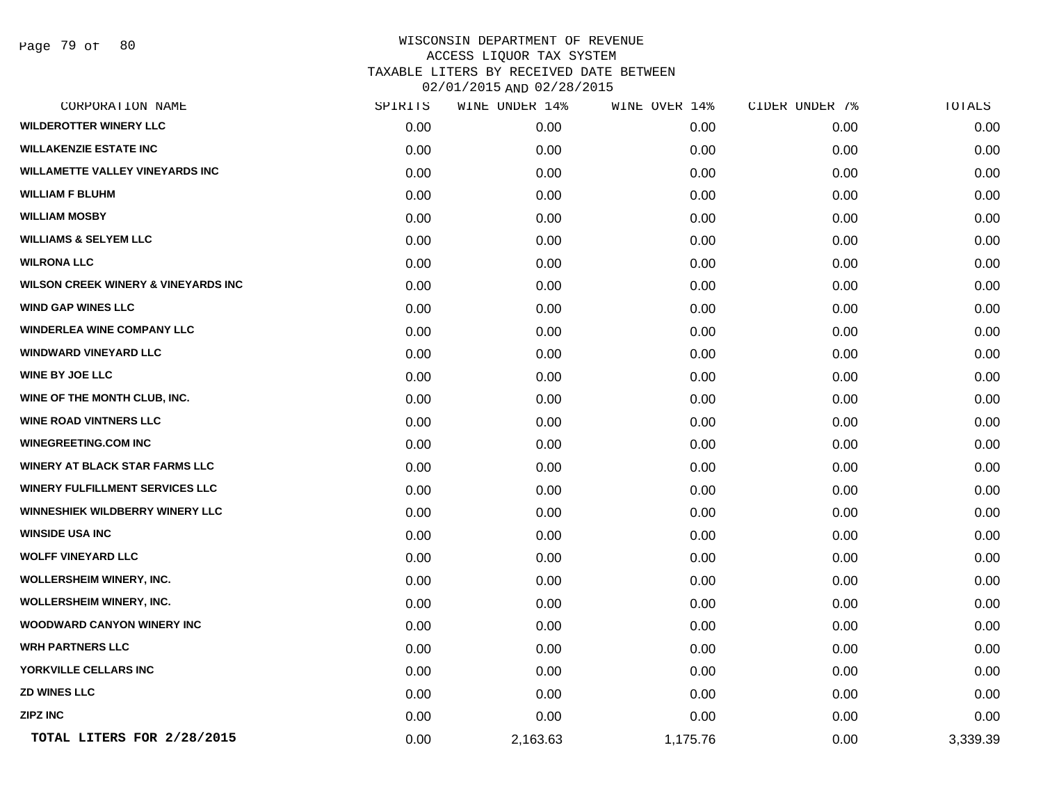WISCONSIN DEPARTMENT OF REVENUE
ACCESS LIQUOR TAX SYSTEM
TAXABLE LITERS BY RECEIVED DATE BETWEEN
02/01/2015 AND 02/28/2015

| CORPORATION NAME | SPIRITS | WINE UNDER 14% | WINE OVER 14% | CIDER UNDER 7% | TOTALS |
|---|---|---|---|---|---|
| WILDEROTTER WINERY LLC | 0.00 | 0.00 | 0.00 | 0.00 | 0.00 |
| WILLAKENZIE ESTATE INC | 0.00 | 0.00 | 0.00 | 0.00 | 0.00 |
| WILLAMETTE VALLEY VINEYARDS INC | 0.00 | 0.00 | 0.00 | 0.00 | 0.00 |
| WILLIAM F BLUHM | 0.00 | 0.00 | 0.00 | 0.00 | 0.00 |
| WILLIAM MOSBY | 0.00 | 0.00 | 0.00 | 0.00 | 0.00 |
| WILLIAMS & SELYEM LLC | 0.00 | 0.00 | 0.00 | 0.00 | 0.00 |
| WILRONA LLC | 0.00 | 0.00 | 0.00 | 0.00 | 0.00 |
| WILSON CREEK WINERY & VINEYARDS INC | 0.00 | 0.00 | 0.00 | 0.00 | 0.00 |
| WIND GAP WINES LLC | 0.00 | 0.00 | 0.00 | 0.00 | 0.00 |
| WINDERLEA WINE COMPANY LLC | 0.00 | 0.00 | 0.00 | 0.00 | 0.00 |
| WINDWARD VINEYARD LLC | 0.00 | 0.00 | 0.00 | 0.00 | 0.00 |
| WINE BY JOE LLC | 0.00 | 0.00 | 0.00 | 0.00 | 0.00 |
| WINE OF THE MONTH CLUB, INC. | 0.00 | 0.00 | 0.00 | 0.00 | 0.00 |
| WINE ROAD VINTNERS LLC | 0.00 | 0.00 | 0.00 | 0.00 | 0.00 |
| WINEGREETING.COM INC | 0.00 | 0.00 | 0.00 | 0.00 | 0.00 |
| WINERY AT BLACK STAR FARMS LLC | 0.00 | 0.00 | 0.00 | 0.00 | 0.00 |
| WINERY FULFILLMENT SERVICES LLC | 0.00 | 0.00 | 0.00 | 0.00 | 0.00 |
| WINNESHIEK WILDBERRY WINERY LLC | 0.00 | 0.00 | 0.00 | 0.00 | 0.00 |
| WINSIDE USA INC | 0.00 | 0.00 | 0.00 | 0.00 | 0.00 |
| WOLFF VINEYARD LLC | 0.00 | 0.00 | 0.00 | 0.00 | 0.00 |
| WOLLERSHEIM WINERY, INC. | 0.00 | 0.00 | 0.00 | 0.00 | 0.00 |
| WOLLERSHEIM WINERY, INC. | 0.00 | 0.00 | 0.00 | 0.00 | 0.00 |
| WOODWARD CANYON WINERY INC | 0.00 | 0.00 | 0.00 | 0.00 | 0.00 |
| WRH PARTNERS LLC | 0.00 | 0.00 | 0.00 | 0.00 | 0.00 |
| YORKVILLE CELLARS INC | 0.00 | 0.00 | 0.00 | 0.00 | 0.00 |
| ZD WINES LLC | 0.00 | 0.00 | 0.00 | 0.00 | 0.00 |
| ZIPZ INC | 0.00 | 0.00 | 0.00 | 0.00 | 0.00 |
| **TOTAL LITERS FOR 2/28/2015** | 0.00 | 2,163.63 | 1,175.76 | 0.00 | 3,339.39 |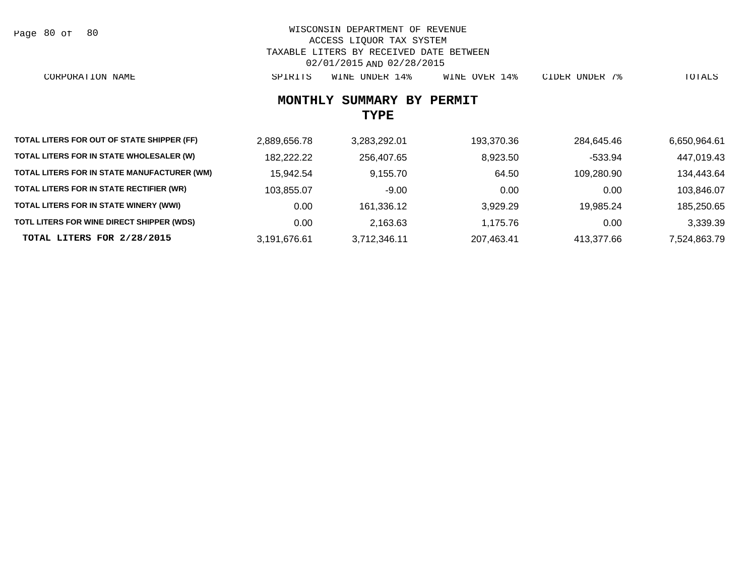WISCONSIN DEPARTMENT OF REVENUE
ACCESS LIQUOR TAX SYSTEM
TAXABLE LITERS BY RECEIVED DATE BETWEEN
02/01/2015 AND 02/28/2015

## MONTHLY SUMMARY BY PERMIT TYPE

| CORPORATION NAME | SPIRITS | WINE UNDER 14% | WINE OVER 14% | CIDER UNDER 7% | TOTALS |
|---|---|---|---|---|---|
| TOTAL LITERS FOR OUT OF STATE SHIPPER (FF) | 2,889,656.78 | 3,283,292.01 | 193,370.36 | 284,645.46 | 6,650,964.61 |
| TOTAL LITERS FOR IN STATE WHOLESALER (W) | 182,222.22 | 256,407.65 | 8,923.50 | -533.94 | 447,019.43 |
| TOTAL LITERS FOR IN STATE MANUFACTURER (WM) | 15,942.54 | 9,155.70 | 64.50 | 109,280.90 | 134,443.64 |
| TOTAL LITERS FOR IN STATE RECTIFIER (WR) | 103,855.07 | -9.00 | 0.00 | 0.00 | 103,846.07 |
| TOTAL LITERS FOR IN STATE WINERY (WWI) | 0.00 | 161,336.12 | 3,929.29 | 19,985.24 | 185,250.65 |
| TOTL LITERS FOR WINE DIRECT SHIPPER (WDS) | 0.00 | 2,163.63 | 1,175.76 | 0.00 | 3,339.39 |
| **TOTAL LITERS FOR 2/28/2015** | 3,191,676.61 | 3,712,346.11 | 207,463.41 | 413,377.66 | 7,524,863.79 |